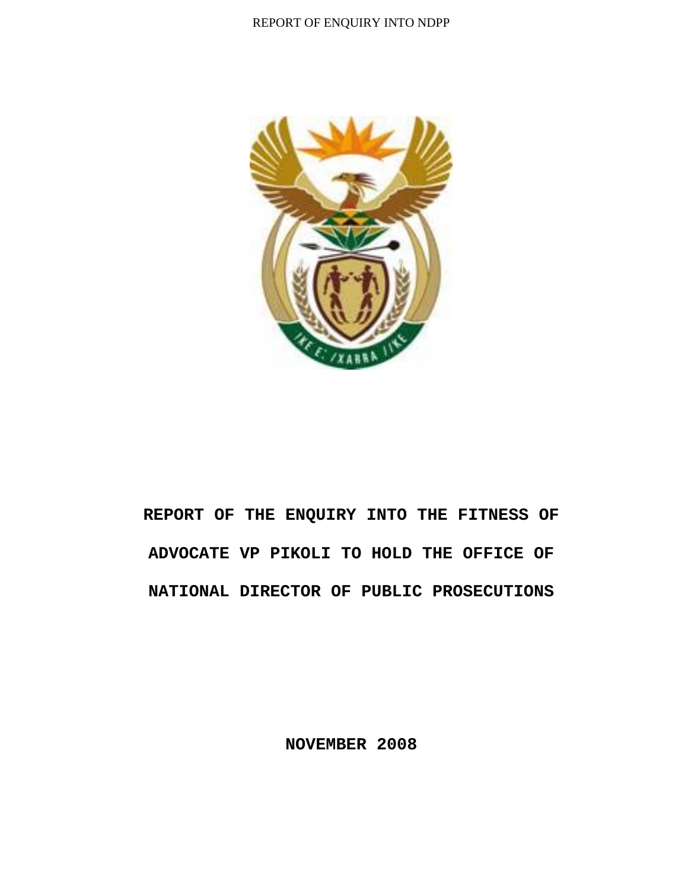# REPORT OF THE ENQUIRY INTO THE FITNESS OF ADVOCATE VP PIKOLI TO HOLD THE OFFICE OF NATIONAL DIRECTOR OF PUBLIC PROSECUTIONS

**NOVEMBER 2008**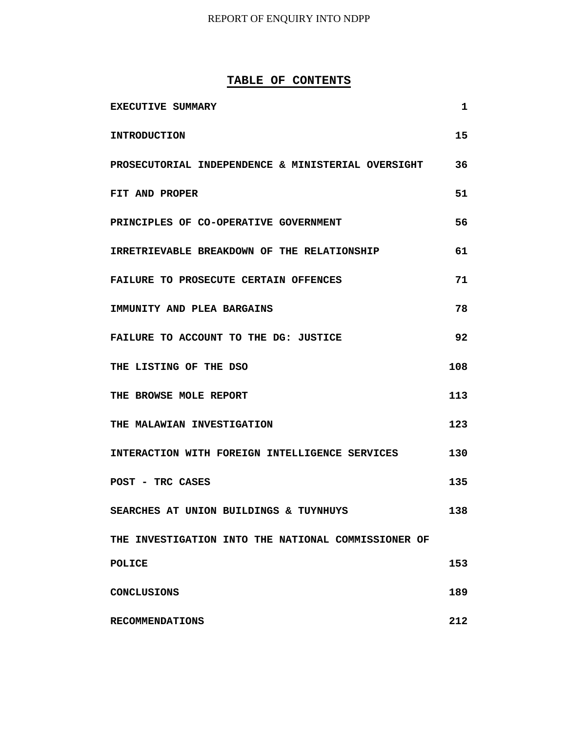## TABLE OF CONTENTS

| | |
|---|---|
| EXECUTIVE SUMMARY | 1 |
| INTRODUCTION | 15 |
| PROSECUTORIAL INDEPENDENCE & MINISTERIAL OVERSIGHT | 36 |
| FIT AND PROPER | 51 |
| PRINCIPLES OF CO-OPERATIVE GOVERNMENT | 56 |
| IRRETRIEVABLE BREAKDOWN OF THE RELATIONSHIP | 61 |
| FAILURE TO PROSECUTE CERTAIN OFFENCES | 71 |
| IMMUNITY AND PLEA BARGAINS | 78 |
| FAILURE TO ACCOUNT TO THE DG: JUSTICE | 92 |
| THE LISTING OF THE DSO | 108 |
| THE BROWSE MOLE REPORT | 113 |
| THE MALAWIAN INVESTIGATION | 123 |
| INTERACTION WITH FOREIGN INTELLIGENCE SERVICES | 130 |
| POST - TRC CASES | 135 |
| SEARCHES AT UNION BUILDINGS & TUYNHUYS | 138 |
| THE INVESTIGATION INTO THE NATIONAL COMMISSIONER OF POLICE | 153 |
| CONCLUSIONS | 189 |
| RECOMMENDATIONS | 212 |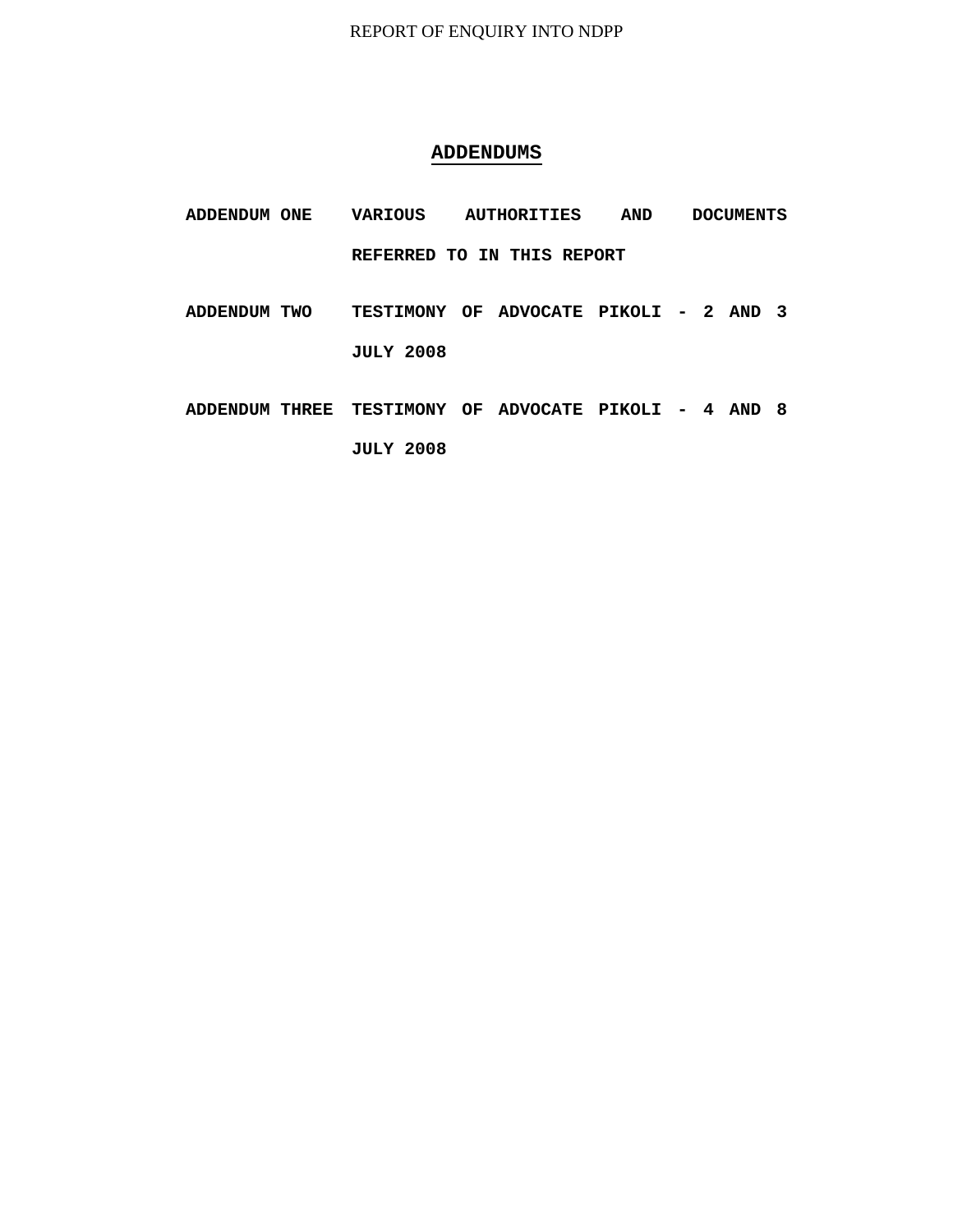# ADDENDUMS

| | |
|---|---|
| **ADDENDUM ONE** | **VARIOUS AUTHORITIES AND DOCUMENTS REFERRED TO IN THIS REPORT** |
| **ADDENDUM TWO** | **TESTIMONY OF ADVOCATE PIKOLI - 2 AND 3 JULY 2008** |
| **ADDENDUM THREE** | **TESTIMONY OF ADVOCATE PIKOLI - 4 AND 8 JULY 2008** |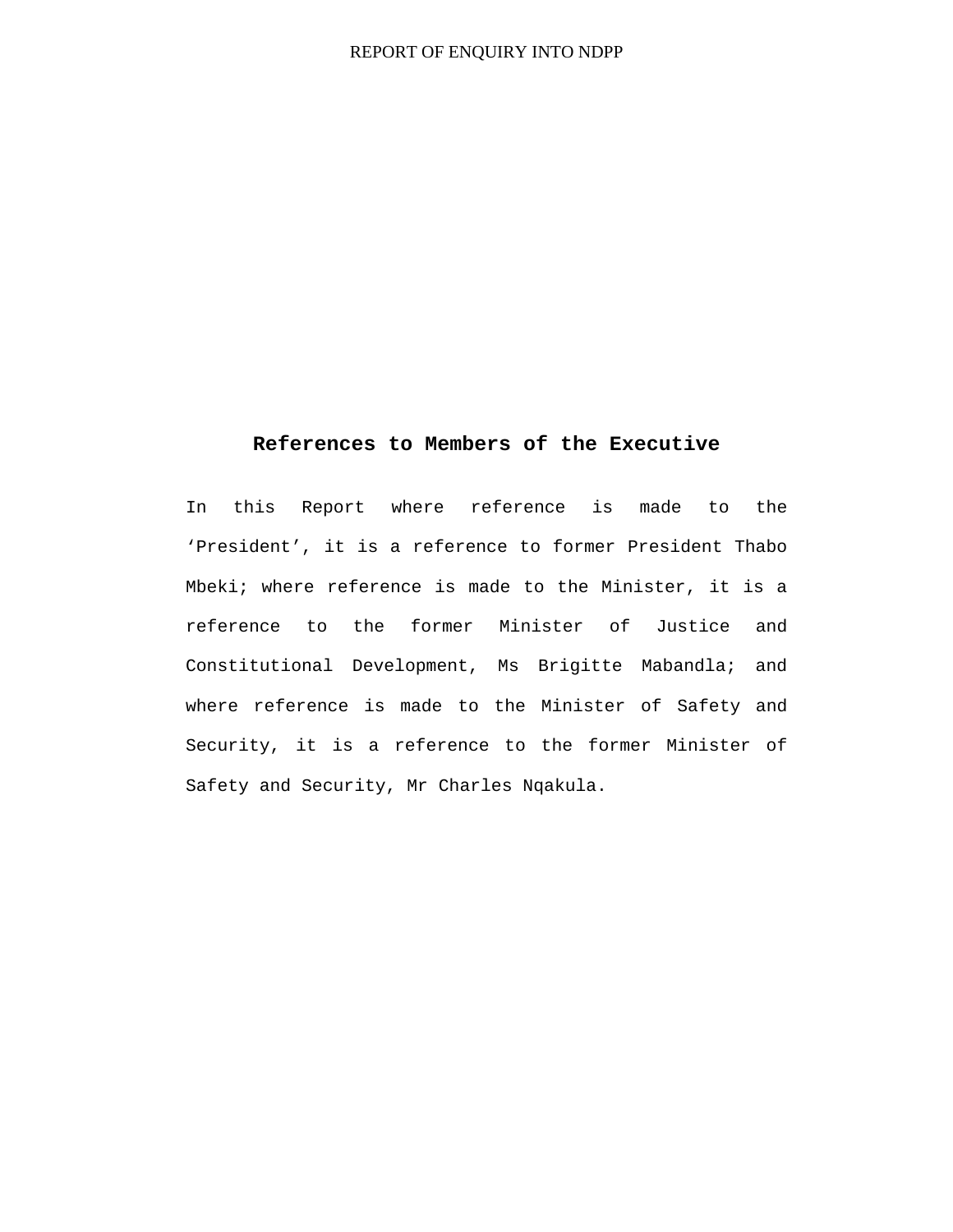## References to Members of the Executive

In this Report where reference is made to the 'President', it is a reference to former President Thabo Mbeki; where reference is made to the Minister, it is a reference to the former Minister of Justice and Constitutional Development, Ms Brigitte Mabandla; and where reference is made to the Minister of Safety and Security, it is a reference to the former Minister of Safety and Security, Mr Charles Nqakula.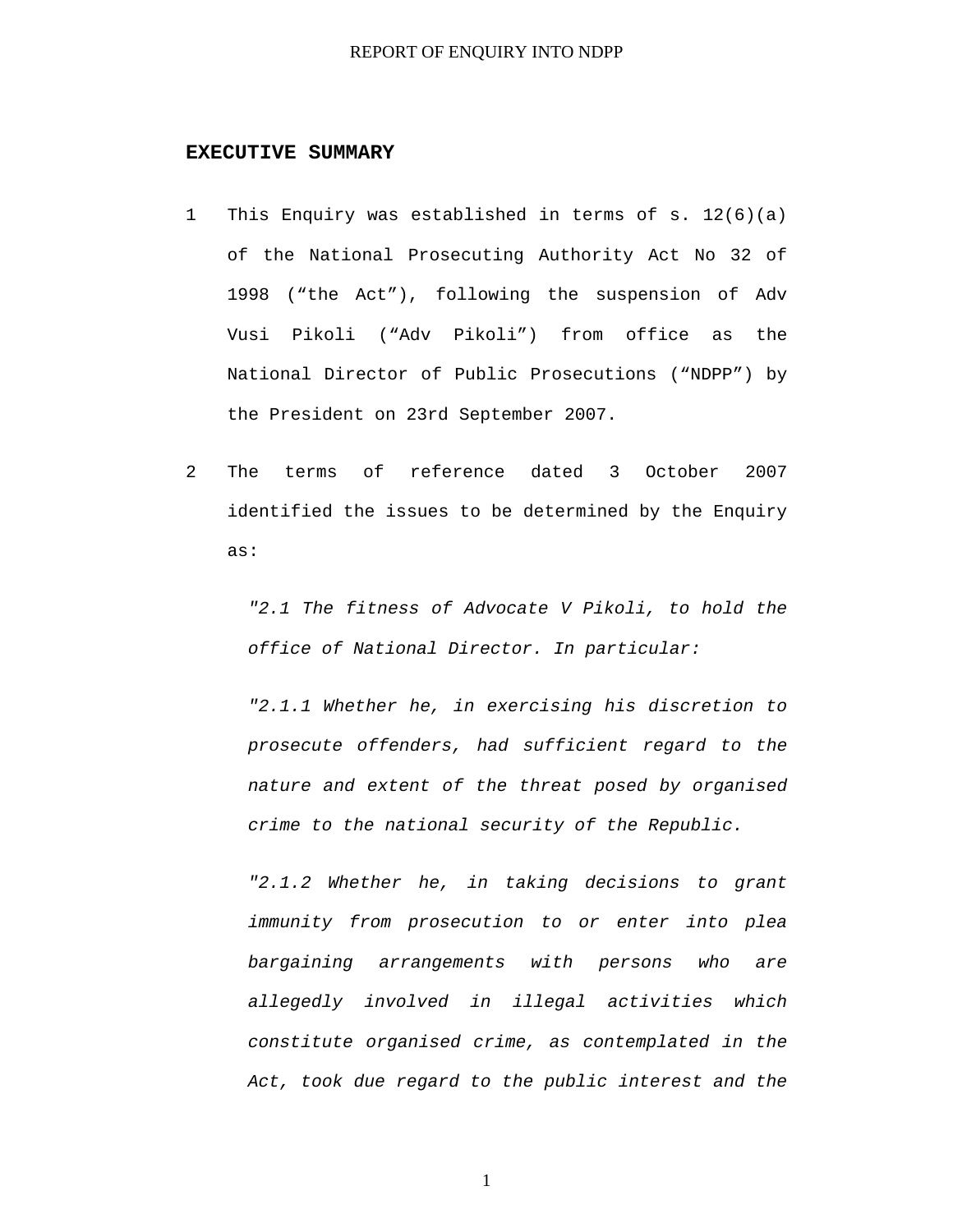## EXECUTIVE SUMMARY

1 This Enquiry was established in terms of s. 12(6)(a) of the National Prosecuting Authority Act No 32 of 1998 (“the Act”), following the suspension of Adv Vusi Pikoli (“Adv Pikoli”) from office as the National Director of Public Prosecutions (“NDPP”) by the President on 23rd September 2007.

2 The terms of reference dated 3 October 2007 identified the issues to be determined by the Enquiry as:

> *"2.1 The fitness of Advocate V Pikoli, to hold the office of National Director. In particular:*
>
> *"2.1.1 Whether he, in exercising his discretion to prosecute offenders, had sufficient regard to the nature and extent of the threat posed by organised crime to the national security of the Republic.*
>
> *"2.1.2 Whether he, in taking decisions to grant immunity from prosecution to or enter into plea bargaining arrangements with persons who are allegedly involved in illegal activities which constitute organised crime, as contemplated in the Act, took due regard to the public interest and the*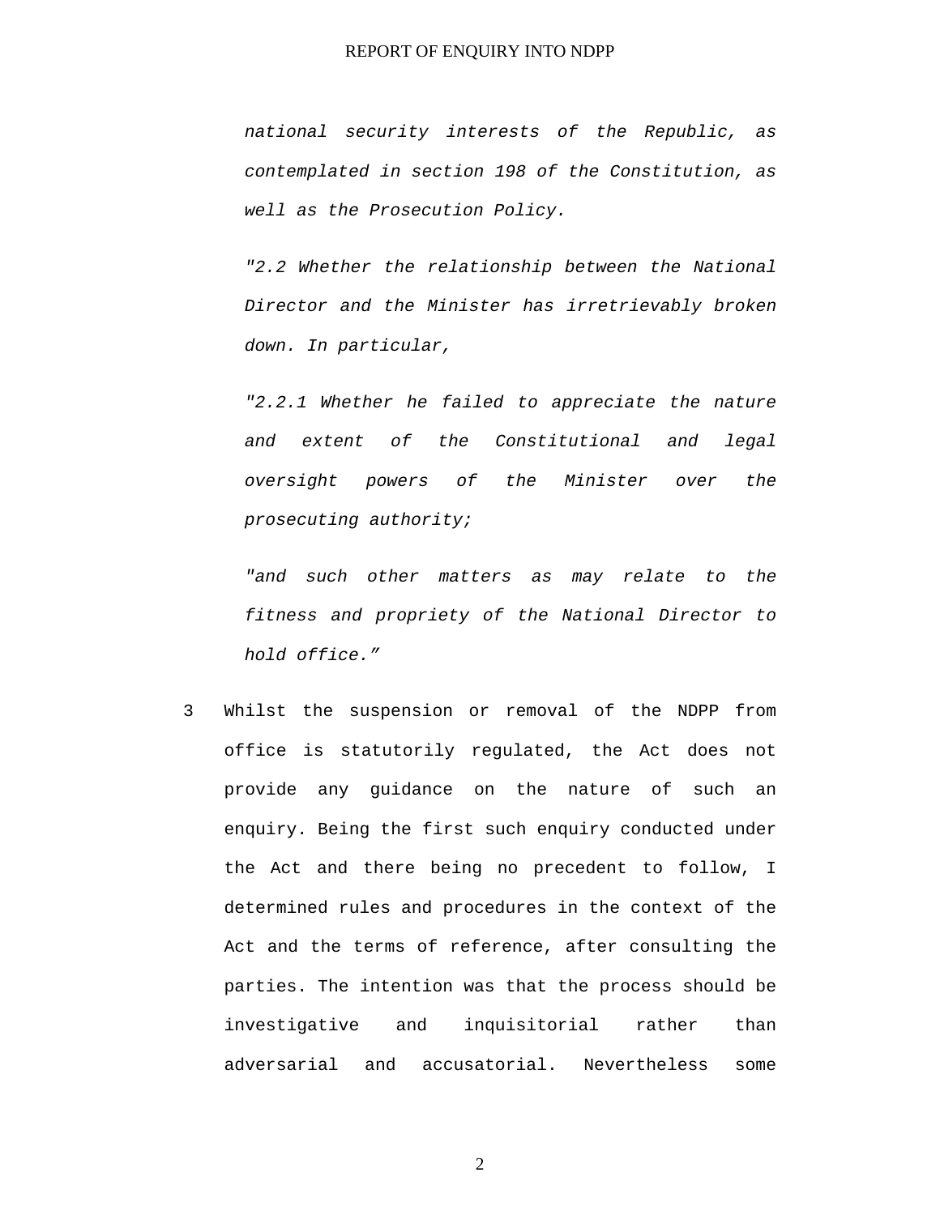*national security interests of the Republic, as contemplated in section 198 of the Constitution, as well as the Prosecution Policy.*

*"2.2 Whether the relationship between the National Director and the Minister has irretrievably broken down. In particular,*

*"2.2.1 Whether he failed to appreciate the nature and extent of the Constitutional and legal oversight powers of the Minister over the prosecuting authority;*

*"and such other matters as may relate to the fitness and propriety of the National Director to hold office."*

3 Whilst the suspension or removal of the NDPP from office is statutorily regulated, the Act does not provide any guidance on the nature of such an enquiry. Being the first such enquiry conducted under the Act and there being no precedent to follow, I determined rules and procedures in the context of the Act and the terms of reference, after consulting the parties. The intention was that the process should be investigative and inquisitorial rather than adversarial and accusatorial. Nevertheless some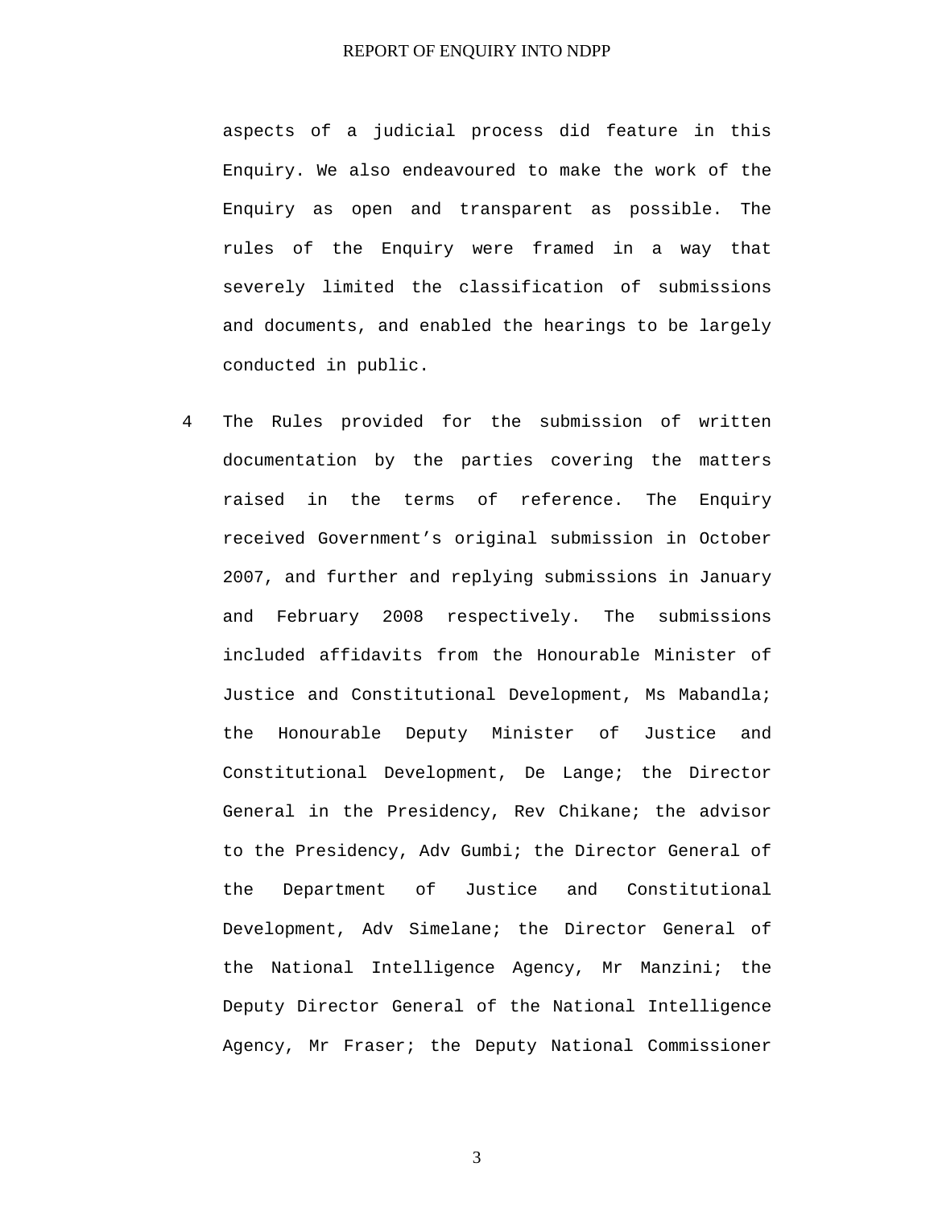aspects of a judicial process did feature in this Enquiry. We also endeavoured to make the work of the Enquiry as open and transparent as possible. The rules of the Enquiry were framed in a way that severely limited the classification of submissions and documents, and enabled the hearings to be largely conducted in public.

4 The Rules provided for the submission of written documentation by the parties covering the matters raised in the terms of reference. The Enquiry received Government's original submission in October 2007, and further and replying submissions in January and February 2008 respectively. The submissions included affidavits from the Honourable Minister of Justice and Constitutional Development, Ms Mabandla; the Honourable Deputy Minister of Justice and Constitutional Development, De Lange; the Director General in the Presidency, Rev Chikane; the advisor to the Presidency, Adv Gumbi; the Director General of the Department of Justice and Constitutional Development, Adv Simelane; the Director General of the National Intelligence Agency, Mr Manzini; the Deputy Director General of the National Intelligence Agency, Mr Fraser; the Deputy National Commissioner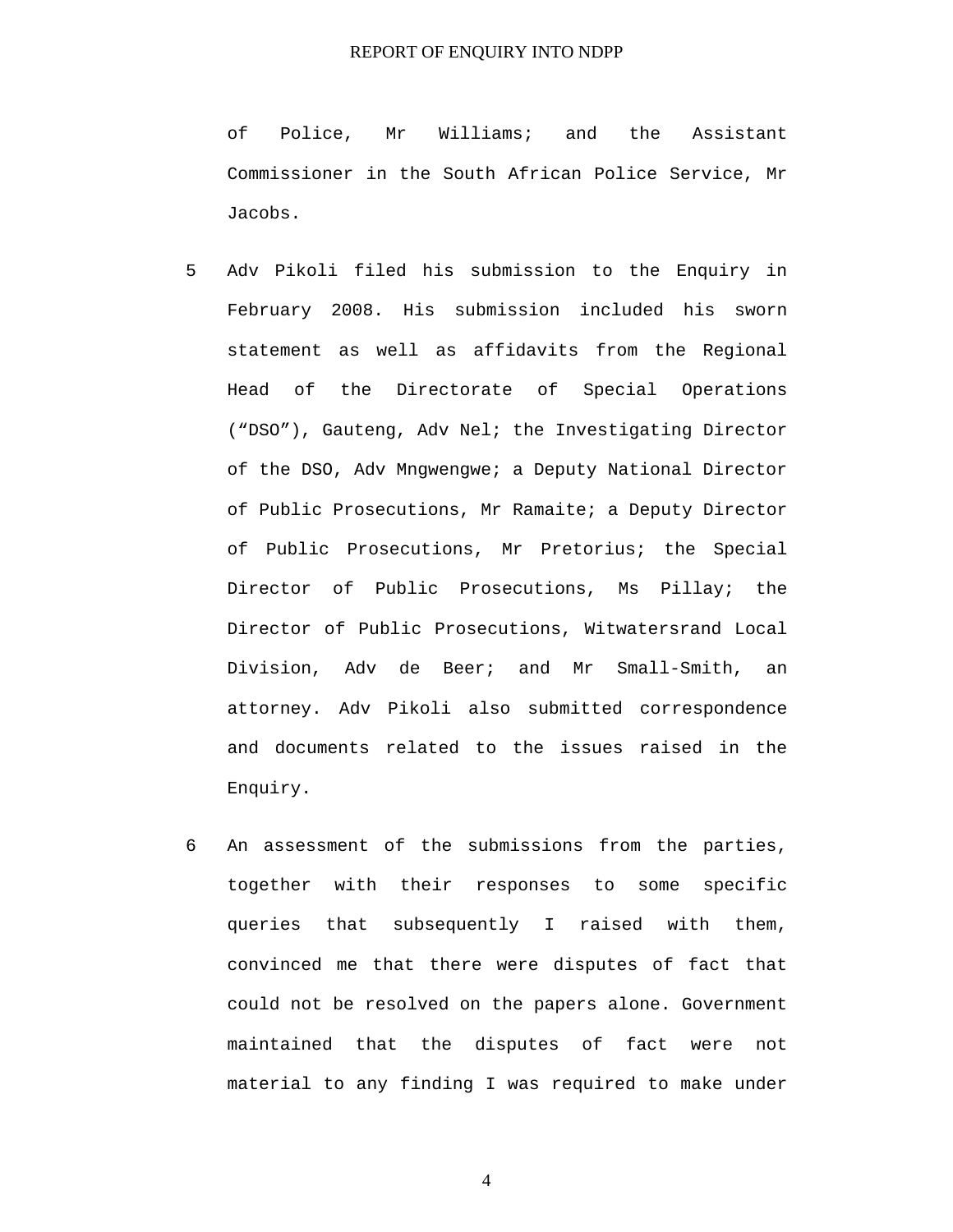of Police, Mr Williams; and the Assistant Commissioner in the South African Police Service, Mr Jacobs.

5 Adv Pikoli filed his submission to the Enquiry in February 2008. His submission included his sworn statement as well as affidavits from the Regional Head of the Directorate of Special Operations ("DSO"), Gauteng, Adv Nel; the Investigating Director of the DSO, Adv Mngwengwe; a Deputy National Director of Public Prosecutions, Mr Ramaite; a Deputy Director of Public Prosecutions, Mr Pretorius; the Special Director of Public Prosecutions, Ms Pillay; the Director of Public Prosecutions, Witwatersrand Local Division, Adv de Beer; and Mr Small-Smith, an attorney. Adv Pikoli also submitted correspondence and documents related to the issues raised in the Enquiry.

6 An assessment of the submissions from the parties, together with their responses to some specific queries that subsequently I raised with them, convinced me that there were disputes of fact that could not be resolved on the papers alone. Government maintained that the disputes of fact were not material to any finding I was required to make under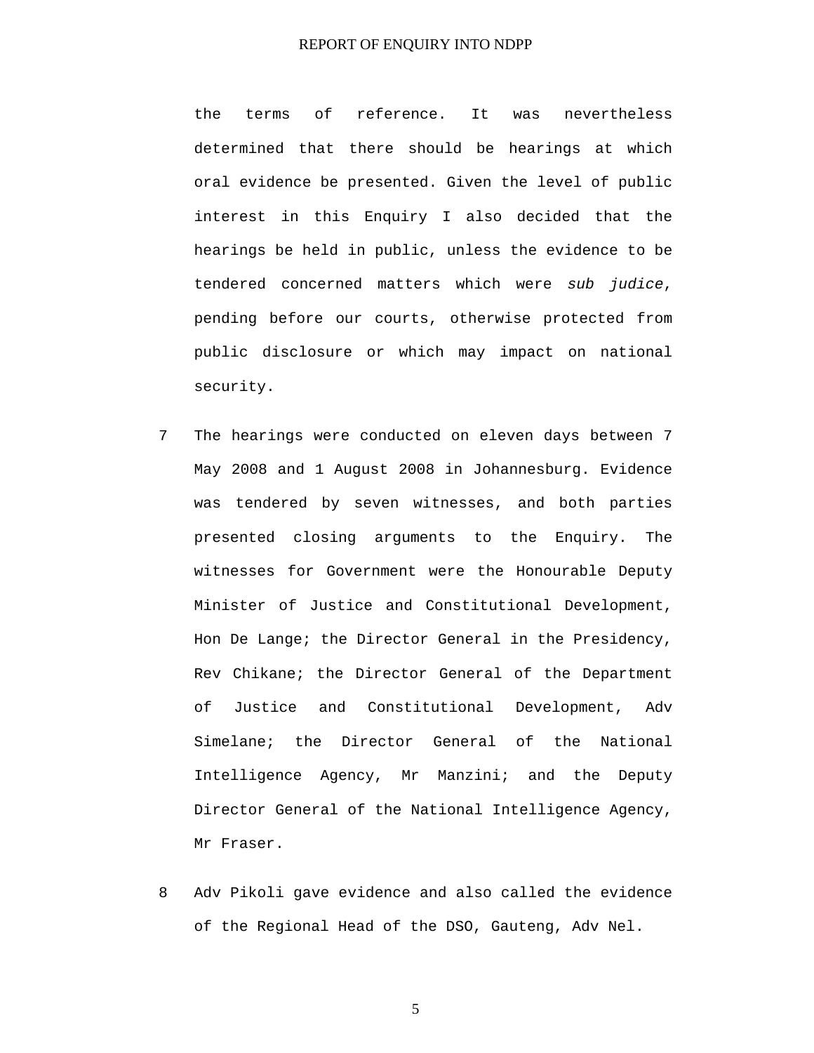the terms of reference. It was nevertheless determined that there should be hearings at which oral evidence be presented. Given the level of public interest in this Enquiry I also decided that the hearings be held in public, unless the evidence to be tendered concerned matters which were *sub judice*, pending before our courts, otherwise protected from public disclosure or which may impact on national security.

7 The hearings were conducted on eleven days between 7 May 2008 and 1 August 2008 in Johannesburg. Evidence was tendered by seven witnesses, and both parties presented closing arguments to the Enquiry. The witnesses for Government were the Honourable Deputy Minister of Justice and Constitutional Development, Hon De Lange; the Director General in the Presidency, Rev Chikane; the Director General of the Department of Justice and Constitutional Development, Adv Simelane; the Director General of the National Intelligence Agency, Mr Manzini; and the Deputy Director General of the National Intelligence Agency, Mr Fraser.

8 Adv Pikoli gave evidence and also called the evidence of the Regional Head of the DSO, Gauteng, Adv Nel.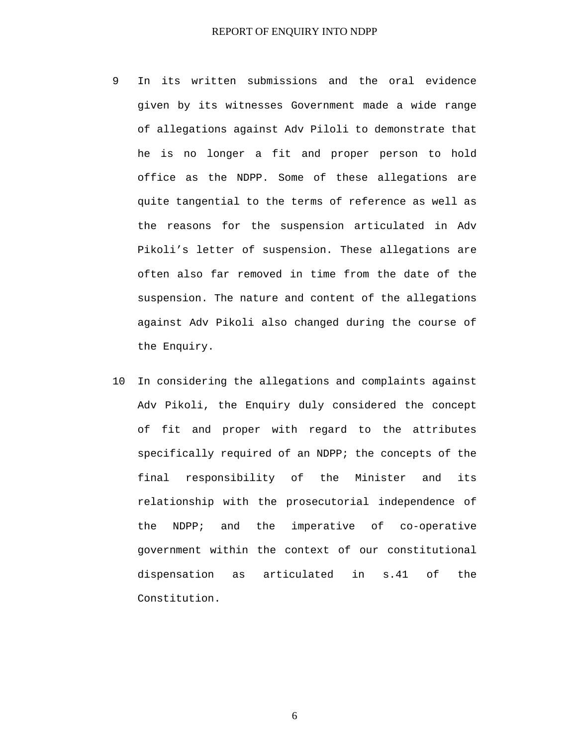9 In its written submissions and the oral evidence given by its witnesses Government made a wide range of allegations against Adv Piloli to demonstrate that he is no longer a fit and proper person to hold office as the NDPP. Some of these allegations are quite tangential to the terms of reference as well as the reasons for the suspension articulated in Adv Pikoli's letter of suspension. These allegations are often also far removed in time from the date of the suspension. The nature and content of the allegations against Adv Pikoli also changed during the course of the Enquiry.

10 In considering the allegations and complaints against Adv Pikoli, the Enquiry duly considered the concept of fit and proper with regard to the attributes specifically required of an NDPP; the concepts of the final responsibility of the Minister and its relationship with the prosecutorial independence of the NDPP; and the imperative of co-operative government within the context of our constitutional dispensation as articulated in s.41 of the Constitution.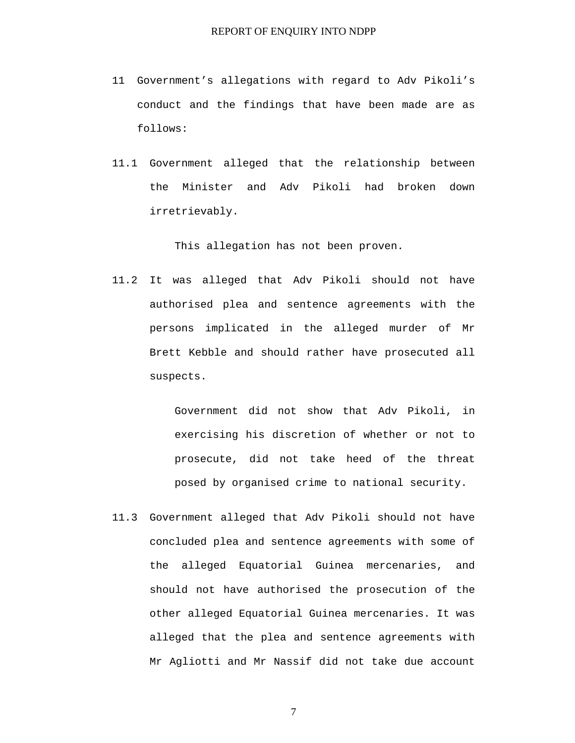11 Government's allegations with regard to Adv Pikoli's conduct and the findings that have been made are as follows:

11.1 Government alleged that the relationship between the Minister and Adv Pikoli had broken down irretrievably.

This allegation has not been proven.

11.2 It was alleged that Adv Pikoli should not have authorised plea and sentence agreements with the persons implicated in the alleged murder of Mr Brett Kebble and should rather have prosecuted all suspects.

Government did not show that Adv Pikoli, in exercising his discretion of whether or not to prosecute, did not take heed of the threat posed by organised crime to national security.

11.3 Government alleged that Adv Pikoli should not have concluded plea and sentence agreements with some of the alleged Equatorial Guinea mercenaries, and should not have authorised the prosecution of the other alleged Equatorial Guinea mercenaries. It was alleged that the plea and sentence agreements with Mr Agliotti and Mr Nassif did not take due account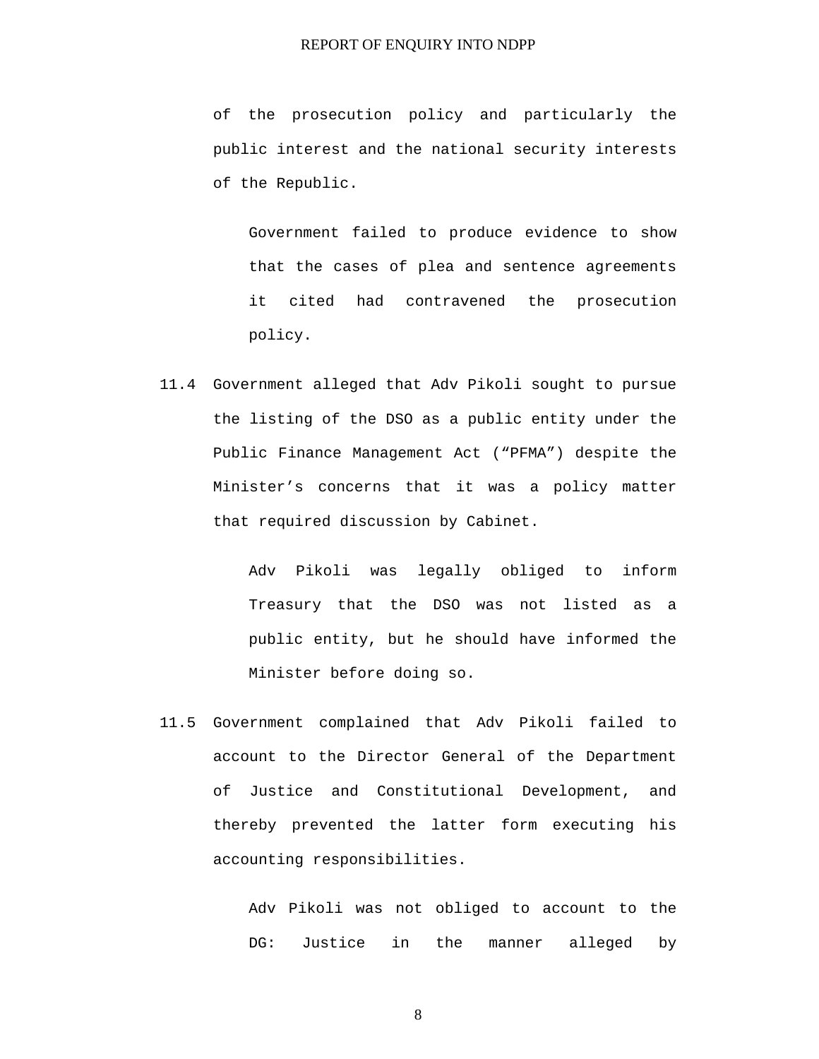of the prosecution policy and particularly the public interest and the national security interests of the Republic.

> Government failed to produce evidence to show that the cases of plea and sentence agreements it cited had contravened the prosecution policy.

11.4 Government alleged that Adv Pikoli sought to pursue the listing of the DSO as a public entity under the Public Finance Management Act (“PFMA”) despite the Minister’s concerns that it was a policy matter that required discussion by Cabinet.

> Adv Pikoli was legally obliged to inform Treasury that the DSO was not listed as a public entity, but he should have informed the Minister before doing so.

11.5 Government complained that Adv Pikoli failed to account to the Director General of the Department of Justice and Constitutional Development, and thereby prevented the latter form executing his accounting responsibilities.

> Adv Pikoli was not obliged to account to the DG: Justice in the manner alleged by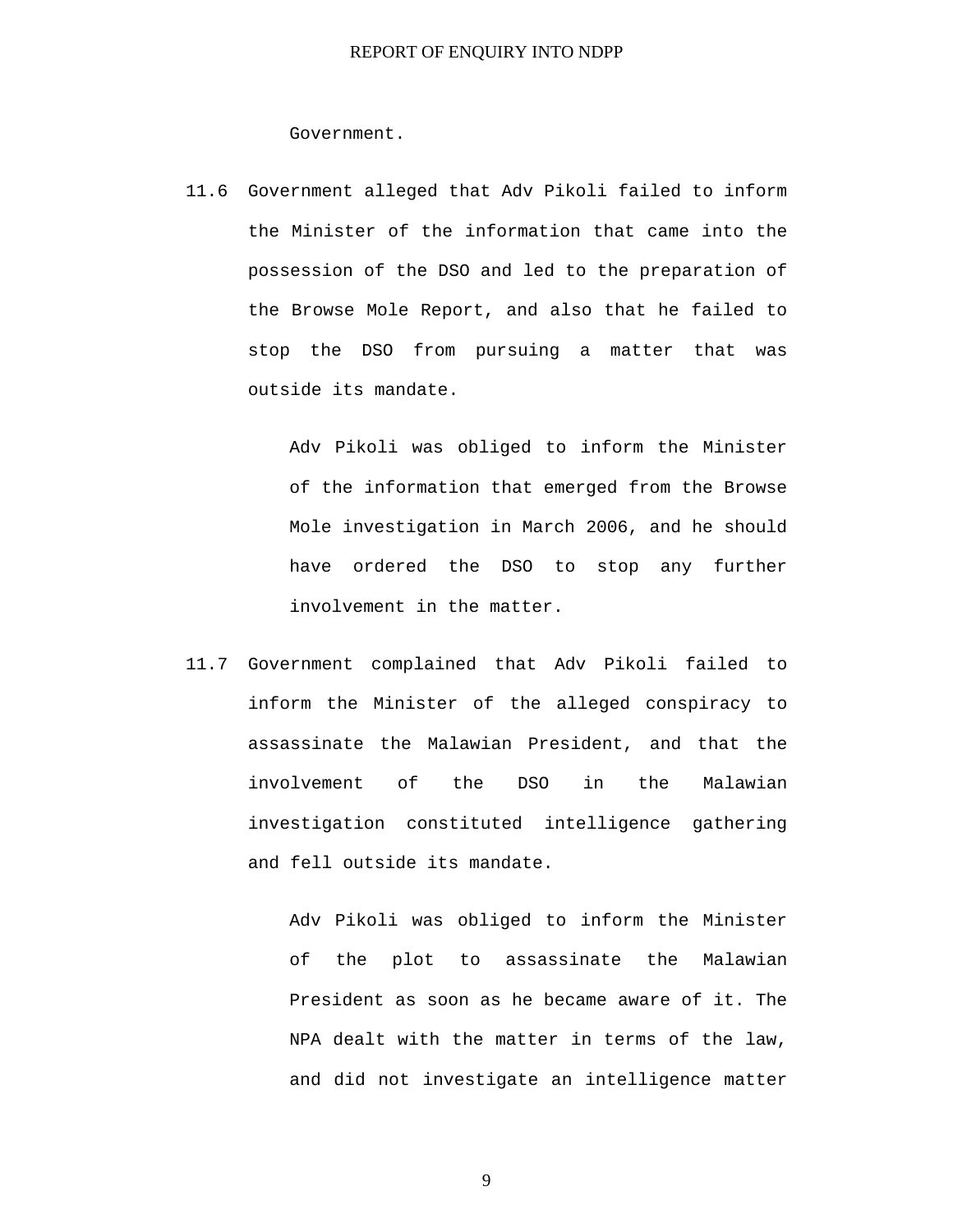Government.

11.6 Government alleged that Adv Pikoli failed to inform the Minister of the information that came into the possession of the DSO and led to the preparation of the Browse Mole Report, and also that he failed to stop the DSO from pursuing a matter that was outside its mandate.

   Adv Pikoli was obliged to inform the Minister of the information that emerged from the Browse Mole investigation in March 2006, and he should have ordered the DSO to stop any further involvement in the matter.

11.7 Government complained that Adv Pikoli failed to inform the Minister of the alleged conspiracy to assassinate the Malawian President, and that the involvement of the DSO in the Malawian investigation constituted intelligence gathering and fell outside its mandate.

   Adv Pikoli was obliged to inform the Minister of the plot to assassinate the Malawian President as soon as he became aware of it. The NPA dealt with the matter in terms of the law, and did not investigate an intelligence matter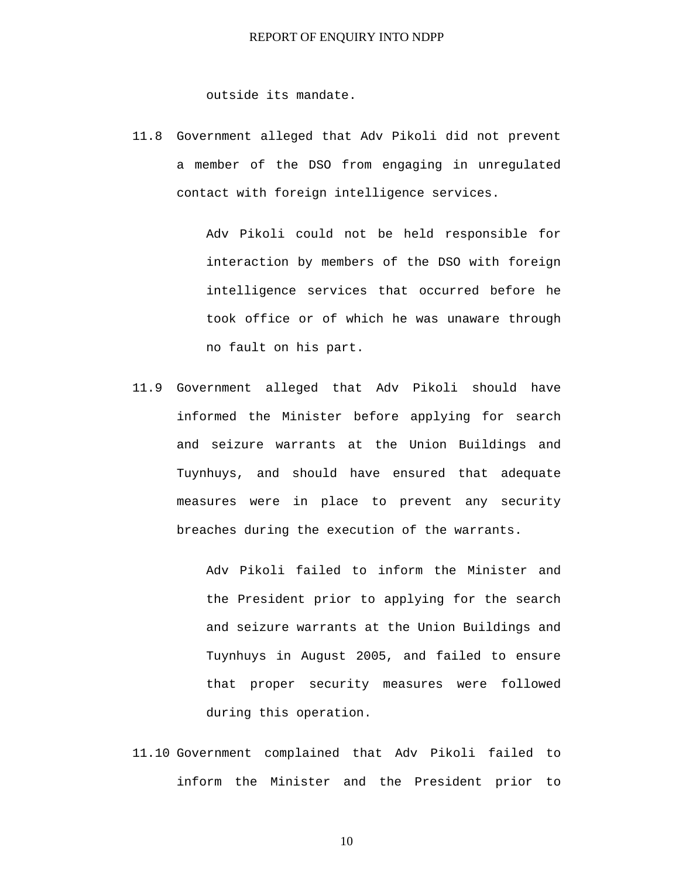outside its mandate.

11.8 Government alleged that Adv Pikoli did not prevent a member of the DSO from engaging in unregulated contact with foreign intelligence services.

Adv Pikoli could not be held responsible for interaction by members of the DSO with foreign intelligence services that occurred before he took office or of which he was unaware through no fault on his part.

11.9 Government alleged that Adv Pikoli should have informed the Minister before applying for search and seizure warrants at the Union Buildings and Tuynhuys, and should have ensured that adequate measures were in place to prevent any security breaches during the execution of the warrants.

Adv Pikoli failed to inform the Minister and the President prior to applying for the search and seizure warrants at the Union Buildings and Tuynhuys in August 2005, and failed to ensure that proper security measures were followed during this operation.

11.10 Government complained that Adv Pikoli failed to inform the Minister and the President prior to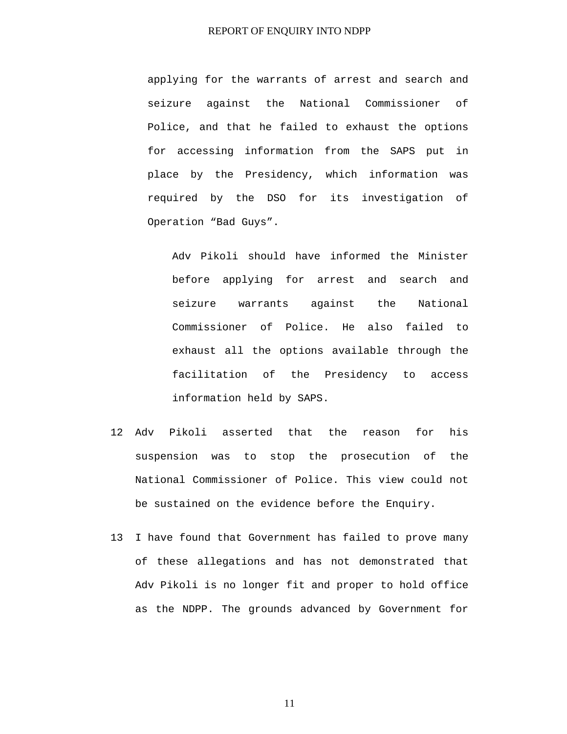applying for the warrants of arrest and search and seizure against the National Commissioner of Police, and that he failed to exhaust the options for accessing information from the SAPS put in place by the Presidency, which information was required by the DSO for its investigation of Operation “Bad Guys”.

> Adv Pikoli should have informed the Minister before applying for arrest and search and seizure warrants against the National Commissioner of Police. He also failed to exhaust all the options available through the facilitation of the Presidency to access information held by SAPS.

12 Adv Pikoli asserted that the reason for his suspension was to stop the prosecution of the National Commissioner of Police. This view could not be sustained on the evidence before the Enquiry.

13 I have found that Government has failed to prove many of these allegations and has not demonstrated that Adv Pikoli is no longer fit and proper to hold office as the NDPP. The grounds advanced by Government for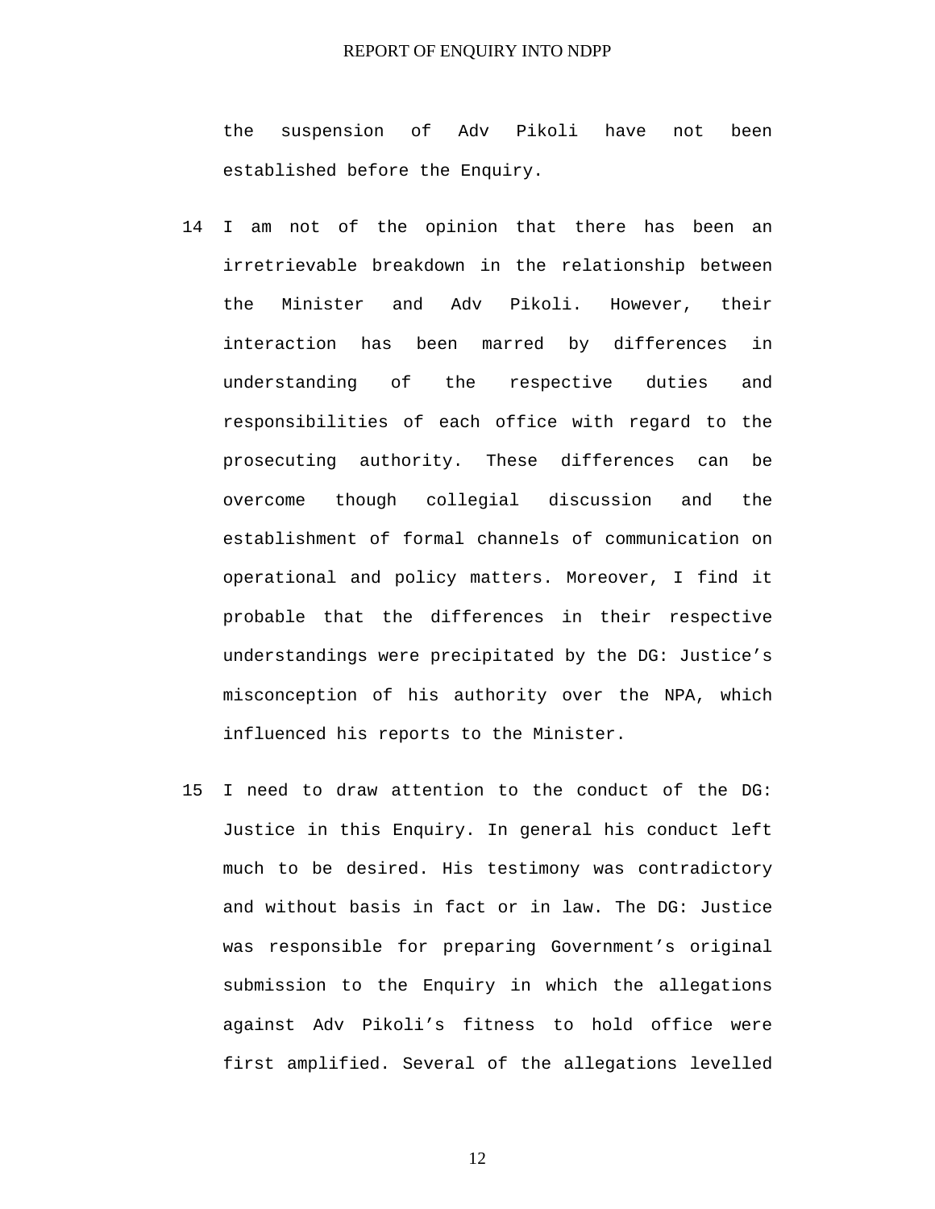the suspension of Adv Pikoli have not been established before the Enquiry.

14 I am not of the opinion that there has been an irretrievable breakdown in the relationship between the Minister and Adv Pikoli. However, their interaction has been marred by differences in understanding of the respective duties and responsibilities of each office with regard to the prosecuting authority. These differences can be overcome though collegial discussion and the establishment of formal channels of communication on operational and policy matters. Moreover, I find it probable that the differences in their respective understandings were precipitated by the DG: Justice's misconception of his authority over the NPA, which influenced his reports to the Minister.

15 I need to draw attention to the conduct of the DG: Justice in this Enquiry. In general his conduct left much to be desired. His testimony was contradictory and without basis in fact or in law. The DG: Justice was responsible for preparing Government's original submission to the Enquiry in which the allegations against Adv Pikoli's fitness to hold office were first amplified. Several of the allegations levelled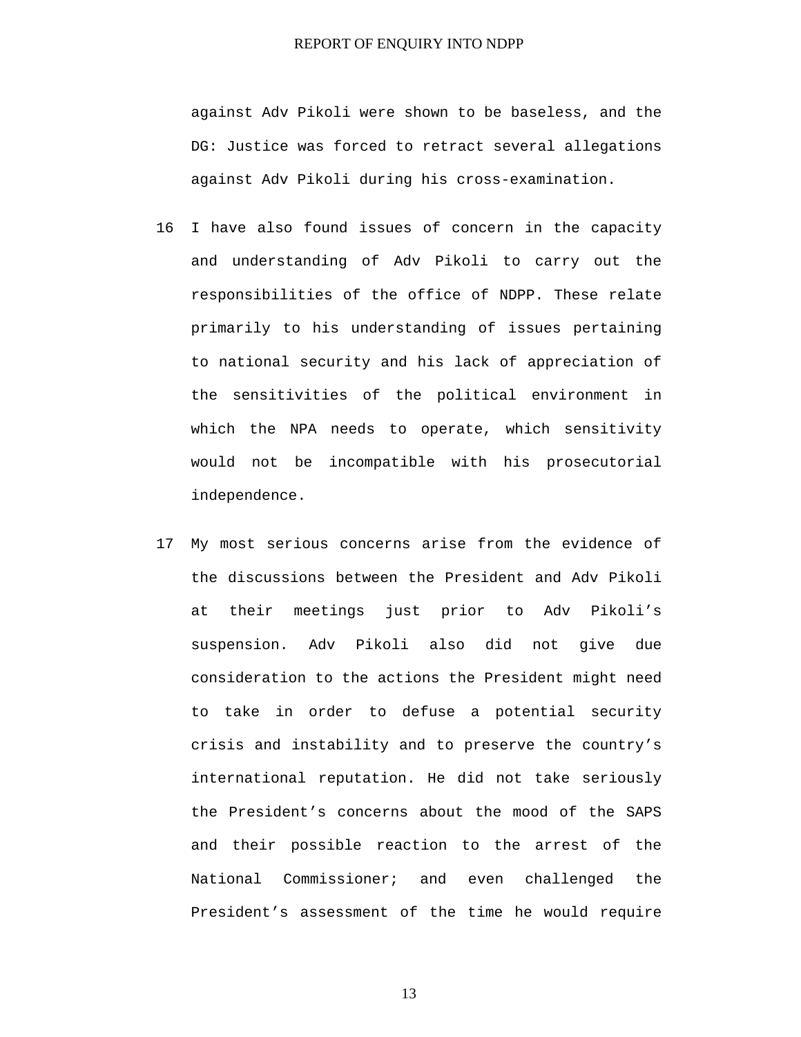against Adv Pikoli were shown to be baseless, and the DG: Justice was forced to retract several allegations against Adv Pikoli during his cross-examination.

16 I have also found issues of concern in the capacity and understanding of Adv Pikoli to carry out the responsibilities of the office of NDPP. These relate primarily to his understanding of issues pertaining to national security and his lack of appreciation of the sensitivities of the political environment in which the NPA needs to operate, which sensitivity would not be incompatible with his prosecutorial independence.

17 My most serious concerns arise from the evidence of the discussions between the President and Adv Pikoli at their meetings just prior to Adv Pikoli's suspension. Adv Pikoli also did not give due consideration to the actions the President might need to take in order to defuse a potential security crisis and instability and to preserve the country's international reputation. He did not take seriously the President's concerns about the mood of the SAPS and their possible reaction to the arrest of the National Commissioner; and even challenged the President's assessment of the time he would require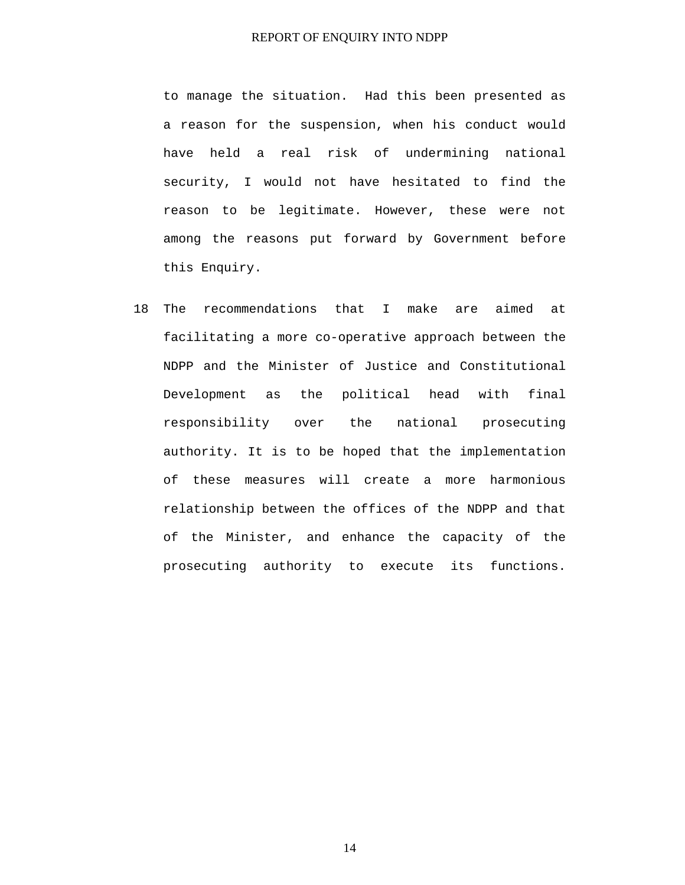to manage the situation. Had this been presented as a reason for the suspension, when his conduct would have held a real risk of undermining national security, I would not have hesitated to find the reason to be legitimate. However, these were not among the reasons put forward by Government before this Enquiry.

18 The recommendations that I make are aimed at facilitating a more co-operative approach between the NDPP and the Minister of Justice and Constitutional Development as the political head with final responsibility over the national prosecuting authority. It is to be hoped that the implementation of these measures will create a more harmonious relationship between the offices of the NDPP and that of the Minister, and enhance the capacity of the prosecuting authority to execute its functions.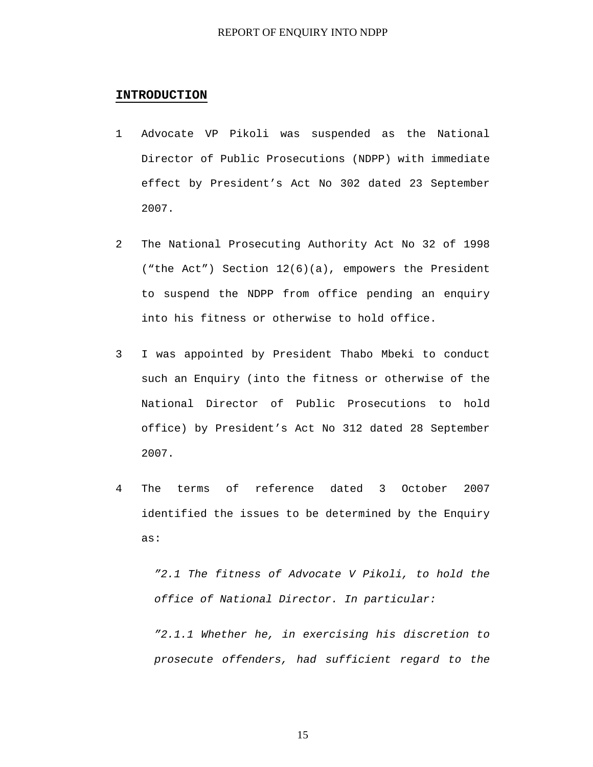## INTRODUCTION

1 Advocate VP Pikoli was suspended as the National Director of Public Prosecutions (NDPP) with immediate effect by President's Act No 302 dated 23 September 2007.

2 The National Prosecuting Authority Act No 32 of 1998 ("the Act") Section 12(6)(a), empowers the President to suspend the NDPP from office pending an enquiry into his fitness or otherwise to hold office.

3 I was appointed by President Thabo Mbeki to conduct such an Enquiry (into the fitness or otherwise of the National Director of Public Prosecutions to hold office) by President's Act No 312 dated 28 September 2007.

4 The terms of reference dated 3 October 2007 identified the issues to be determined by the Enquiry as:

> *"2.1 The fitness of Advocate V Pikoli, to hold the office of National Director. In particular:*
>
> *"2.1.1 Whether he, in exercising his discretion to prosecute offenders, had sufficient regard to the*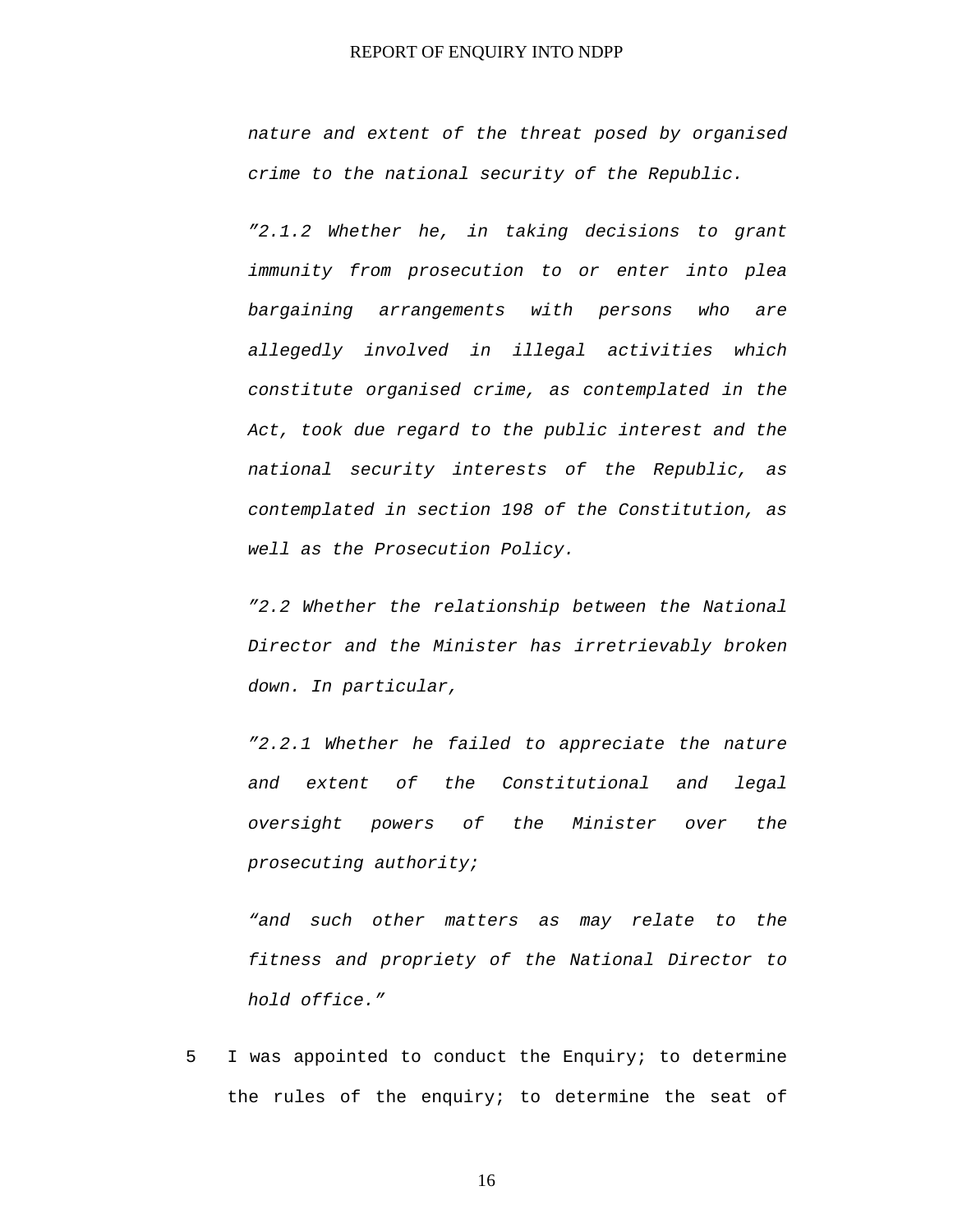*nature and extent of the threat posed by organised crime to the national security of the Republic.*

*"2.1.2 Whether he, in taking decisions to grant immunity from prosecution to or enter into plea bargaining arrangements with persons who are allegedly involved in illegal activities which constitute organised crime, as contemplated in the Act, took due regard to the public interest and the national security interests of the Republic, as contemplated in section 198 of the Constitution, as well as the Prosecution Policy.*

*"2.2 Whether the relationship between the National Director and the Minister has irretrievably broken down. In particular,*

*"2.2.1 Whether he failed to appreciate the nature and extent of the Constitutional and legal oversight powers of the Minister over the prosecuting authority;*

*"and such other matters as may relate to the fitness and propriety of the National Director to hold office."*

5 I was appointed to conduct the Enquiry; to determine the rules of the enquiry; to determine the seat of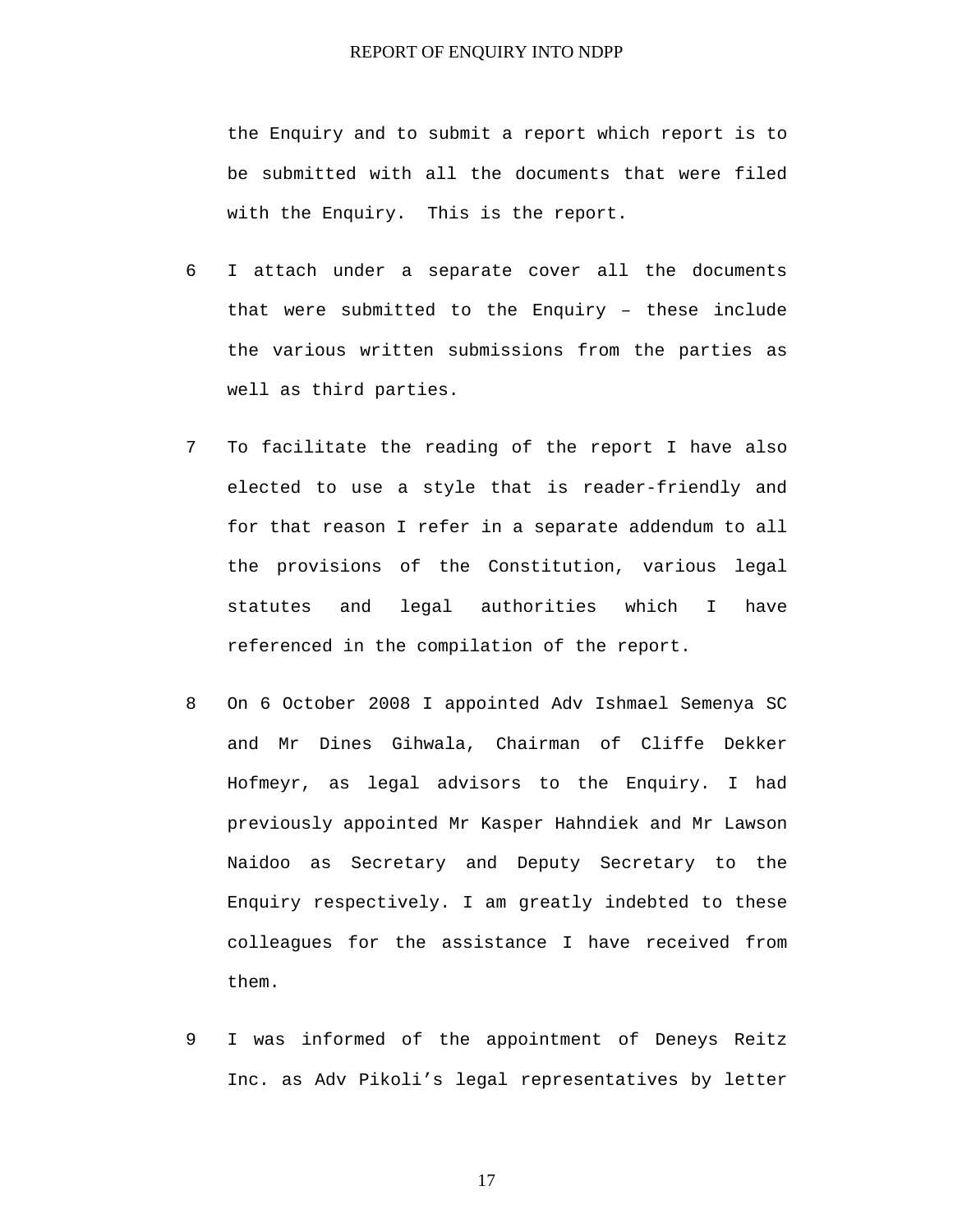the Enquiry and to submit a report which report is to be submitted with all the documents that were filed with the Enquiry. This is the report.

6 I attach under a separate cover all the documents that were submitted to the Enquiry – these include the various written submissions from the parties as well as third parties.

7 To facilitate the reading of the report I have also elected to use a style that is reader-friendly and for that reason I refer in a separate addendum to all the provisions of the Constitution, various legal statutes and legal authorities which I have referenced in the compilation of the report.

8 On 6 October 2008 I appointed Adv Ishmael Semenya SC and Mr Dines Gihwala, Chairman of Cliffe Dekker Hofmeyr, as legal advisors to the Enquiry. I had previously appointed Mr Kasper Hahndiek and Mr Lawson Naidoo as Secretary and Deputy Secretary to the Enquiry respectively. I am greatly indebted to these colleagues for the assistance I have received from them.

9 I was informed of the appointment of Deneys Reitz Inc. as Adv Pikoli's legal representatives by letter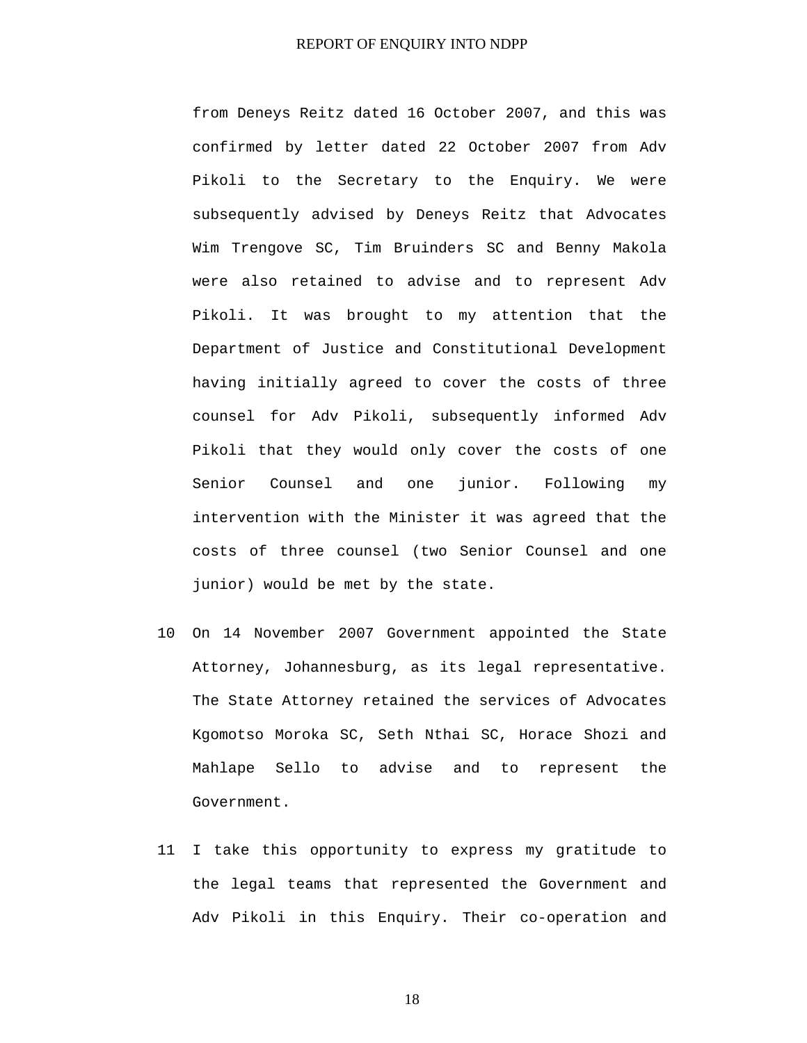from Deneys Reitz dated 16 October 2007, and this was confirmed by letter dated 22 October 2007 from Adv Pikoli to the Secretary to the Enquiry. We were subsequently advised by Deneys Reitz that Advocates Wim Trengove SC, Tim Bruinders SC and Benny Makola were also retained to advise and to represent Adv Pikoli. It was brought to my attention that the Department of Justice and Constitutional Development having initially agreed to cover the costs of three counsel for Adv Pikoli, subsequently informed Adv Pikoli that they would only cover the costs of one Senior Counsel and one junior. Following my intervention with the Minister it was agreed that the costs of three counsel (two Senior Counsel and one junior) would be met by the state.

10 On 14 November 2007 Government appointed the State Attorney, Johannesburg, as its legal representative. The State Attorney retained the services of Advocates Kgomotso Moroka SC, Seth Nthai SC, Horace Shozi and Mahlape Sello to advise and to represent the Government.

11 I take this opportunity to express my gratitude to the legal teams that represented the Government and Adv Pikoli in this Enquiry. Their co-operation and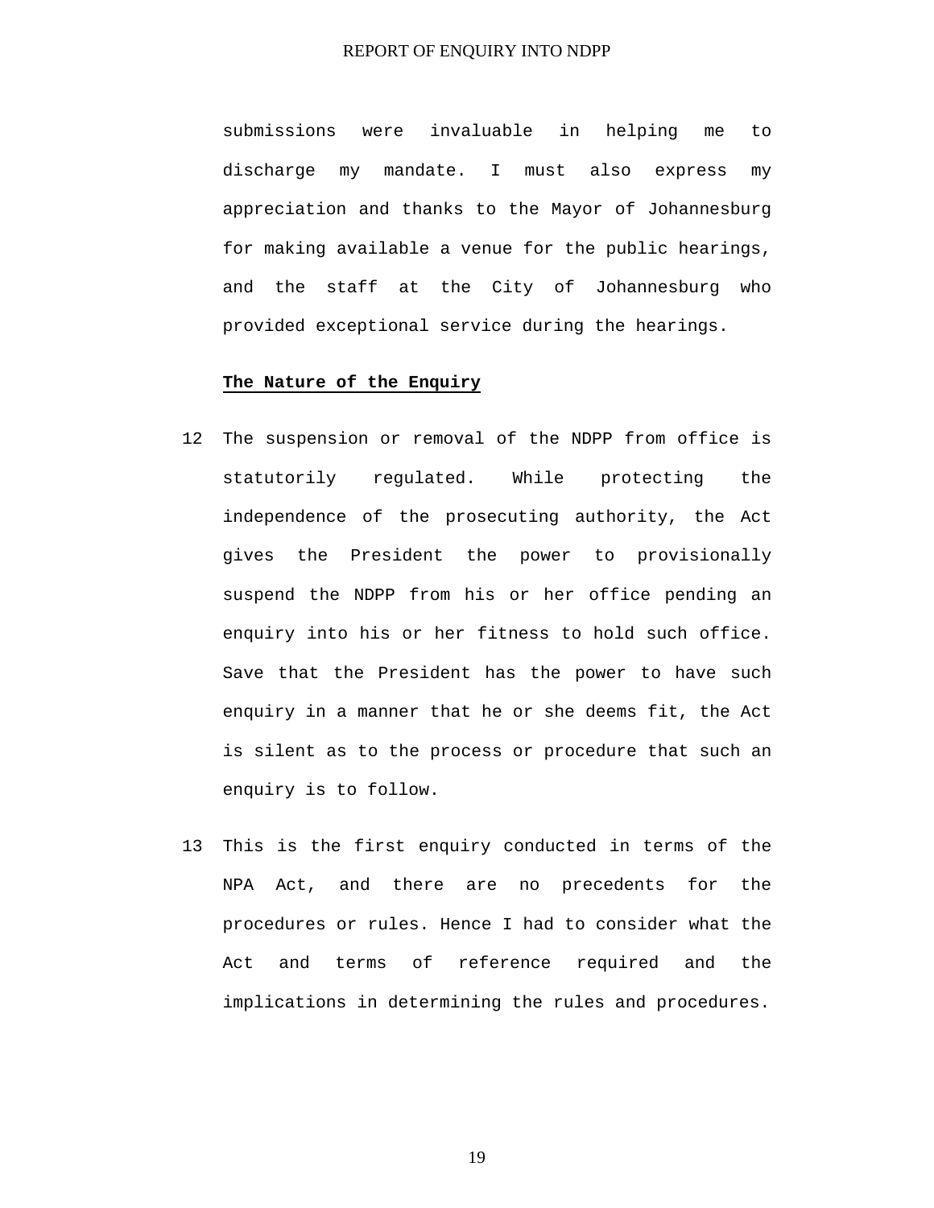submissions were invaluable in helping me to discharge my mandate. I must also express my appreciation and thanks to the Mayor of Johannesburg for making available a venue for the public hearings, and the staff at the City of Johannesburg who provided exceptional service during the hearings.

**The Nature of the Enquiry**

12 The suspension or removal of the NDPP from office is statutorily regulated. While protecting the independence of the prosecuting authority, the Act gives the President the power to provisionally suspend the NDPP from his or her office pending an enquiry into his or her fitness to hold such office. Save that the President has the power to have such enquiry in a manner that he or she deems fit, the Act is silent as to the process or procedure that such an enquiry is to follow.

13 This is the first enquiry conducted in terms of the NPA Act, and there are no precedents for the procedures or rules. Hence I had to consider what the Act and terms of reference required and the implications in determining the rules and procedures.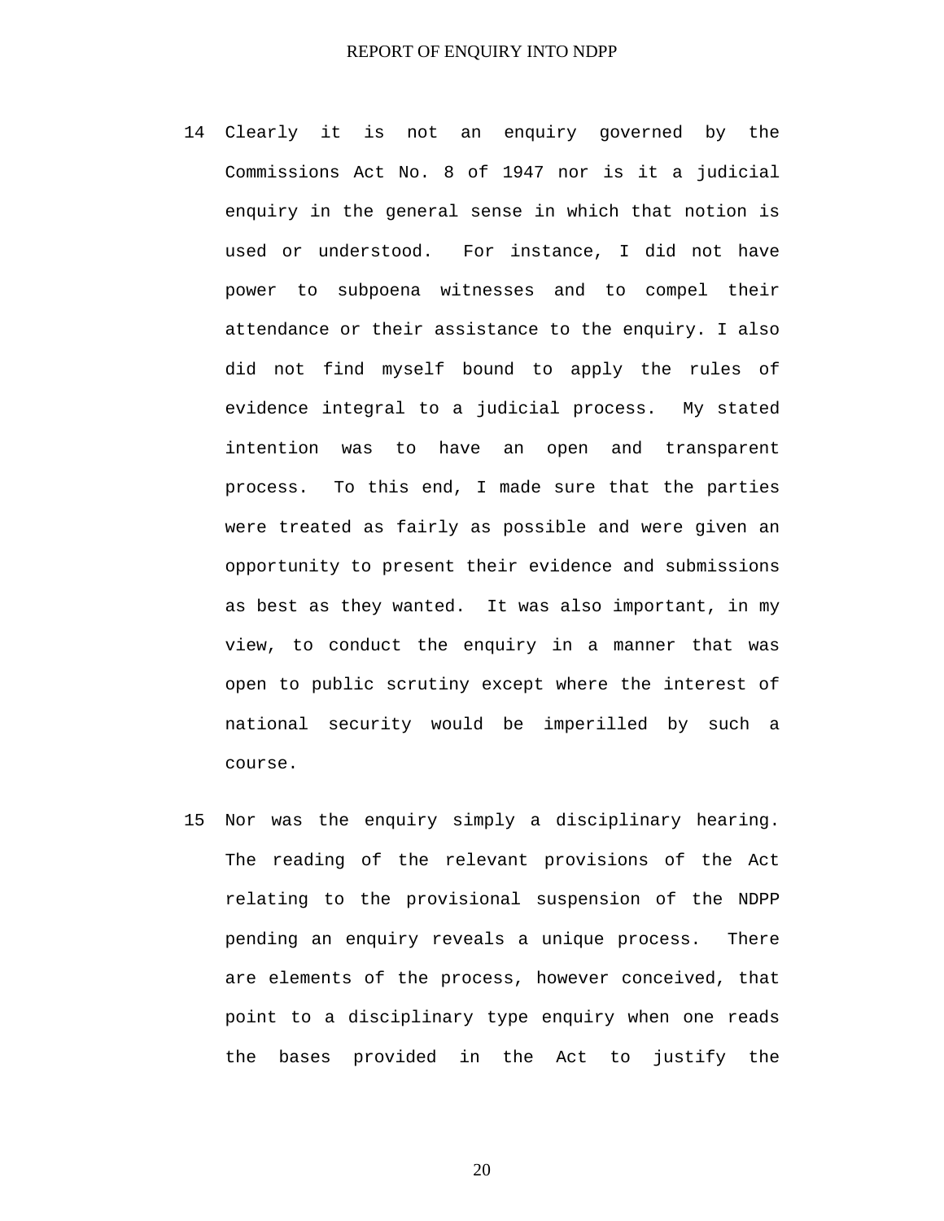14 Clearly it is not an enquiry governed by the Commissions Act No. 8 of 1947 nor is it a judicial enquiry in the general sense in which that notion is used or understood. For instance, I did not have power to subpoena witnesses and to compel their attendance or their assistance to the enquiry. I also did not find myself bound to apply the rules of evidence integral to a judicial process. My stated intention was to have an open and transparent process. To this end, I made sure that the parties were treated as fairly as possible and were given an opportunity to present their evidence and submissions as best as they wanted. It was also important, in my view, to conduct the enquiry in a manner that was open to public scrutiny except where the interest of national security would be imperilled by such a course.

15 Nor was the enquiry simply a disciplinary hearing. The reading of the relevant provisions of the Act relating to the provisional suspension of the NDPP pending an enquiry reveals a unique process. There are elements of the process, however conceived, that point to a disciplinary type enquiry when one reads the bases provided in the Act to justify the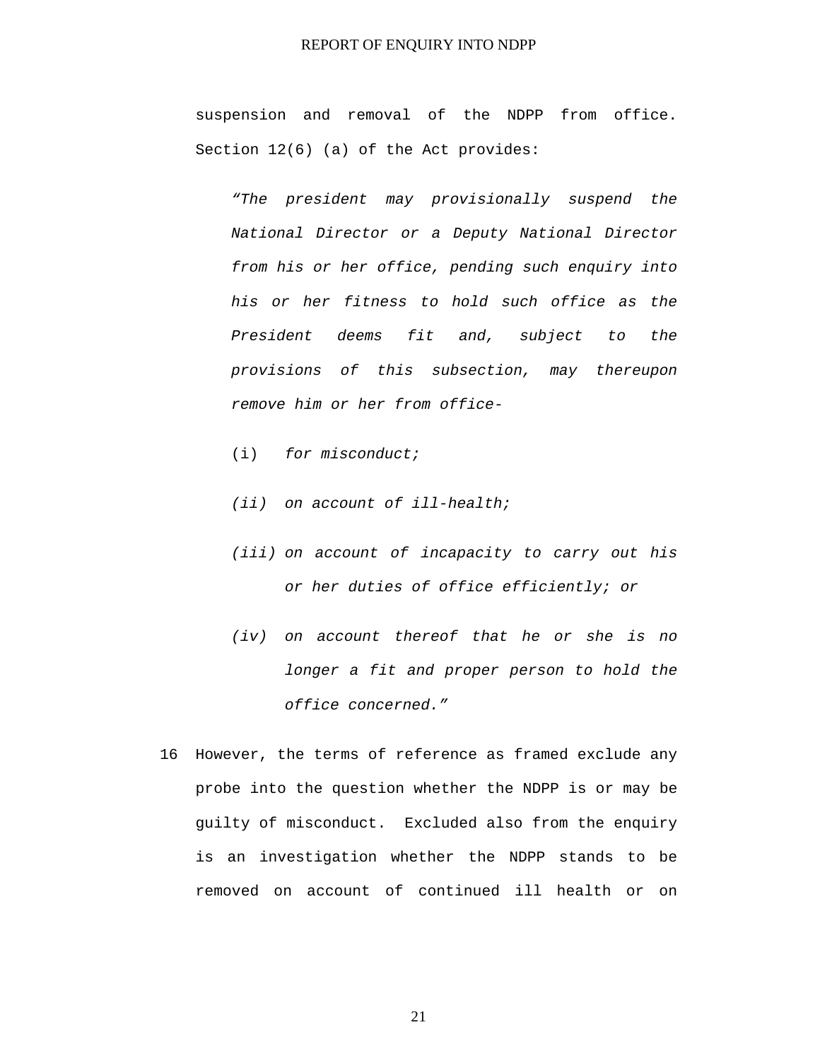suspension and removal of the NDPP from office. Section 12(6) (a) of the Act provides:

> *"The president may provisionally suspend the National Director or a Deputy National Director from his or her office, pending such enquiry into his or her fitness to hold such office as the President deems fit and, subject to the provisions of this subsection, may thereupon remove him or her from office-*
>
> (i) *for misconduct;*
>
> *(ii) on account of ill-health;*
>
> *(iii) on account of incapacity to carry out his or her duties of office efficiently; or*
>
> *(iv) on account thereof that he or she is no longer a fit and proper person to hold the office concerned."*

16 However, the terms of reference as framed exclude any probe into the question whether the NDPP is or may be guilty of misconduct. Excluded also from the enquiry is an investigation whether the NDPP stands to be removed on account of continued ill health or on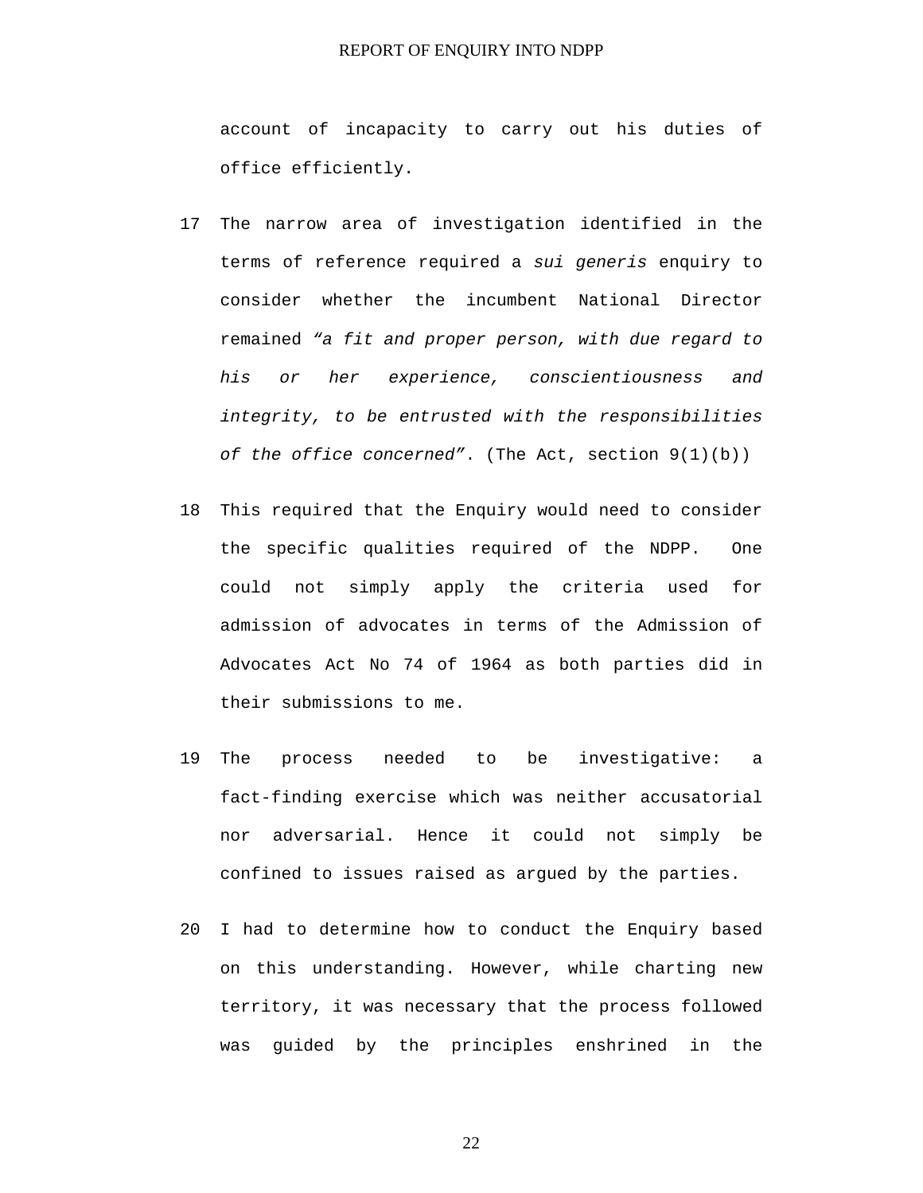account of incapacity to carry out his duties of office efficiently.

17 The narrow area of investigation identified in the terms of reference required a *sui generis* enquiry to consider whether the incumbent National Director remained *"a fit and proper person, with due regard to his or her experience, conscientiousness and integrity, to be entrusted with the responsibilities of the office concerned"*. (The Act, section 9(1)(b))

18 This required that the Enquiry would need to consider the specific qualities required of the NDPP. One could not simply apply the criteria used for admission of advocates in terms of the Admission of Advocates Act No 74 of 1964 as both parties did in their submissions to me.

19 The process needed to be investigative: a fact-finding exercise which was neither accusatorial nor adversarial. Hence it could not simply be confined to issues raised as argued by the parties.

20 I had to determine how to conduct the Enquiry based on this understanding. However, while charting new territory, it was necessary that the process followed was guided by the principles enshrined in the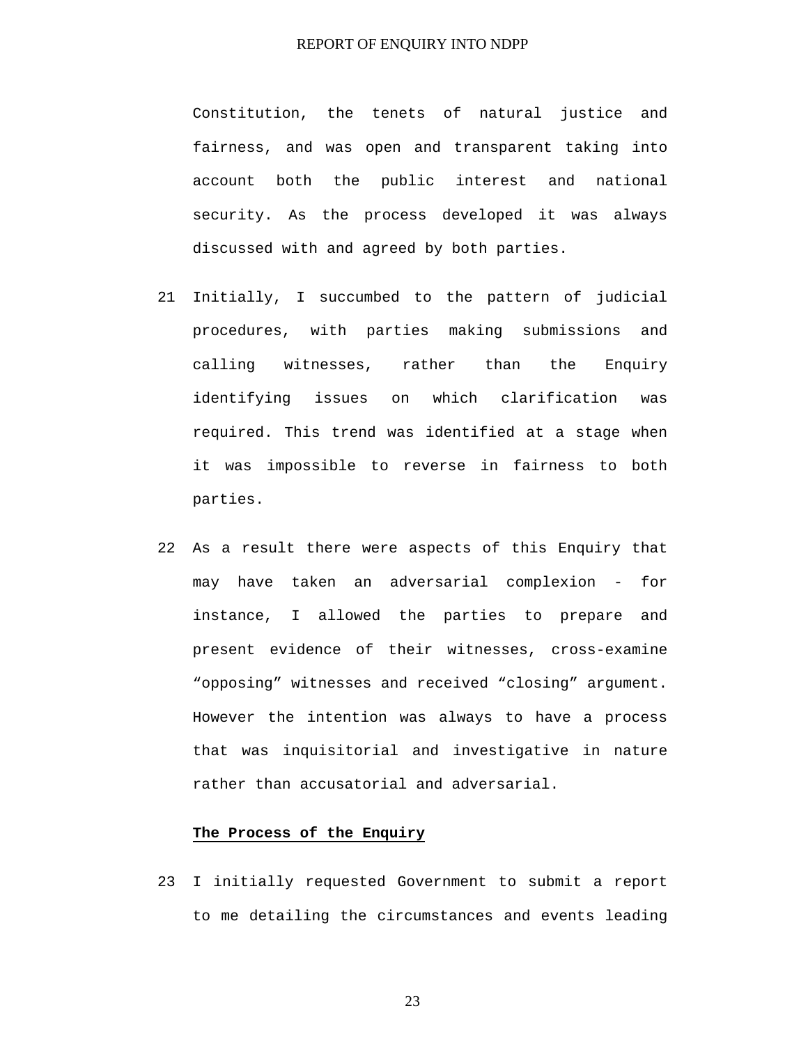Constitution, the tenets of natural justice and fairness, and was open and transparent taking into account both the public interest and national security. As the process developed it was always discussed with and agreed by both parties.

21 Initially, I succumbed to the pattern of judicial procedures, with parties making submissions and calling witnesses, rather than the Enquiry identifying issues on which clarification was required. This trend was identified at a stage when it was impossible to reverse in fairness to both parties.

22 As a result there were aspects of this Enquiry that may have taken an adversarial complexion - for instance, I allowed the parties to prepare and present evidence of their witnesses, cross-examine “opposing” witnesses and received “closing” argument. However the intention was always to have a process that was inquisitorial and investigative in nature rather than accusatorial and adversarial.

**The Process of the Enquiry**

23 I initially requested Government to submit a report to me detailing the circumstances and events leading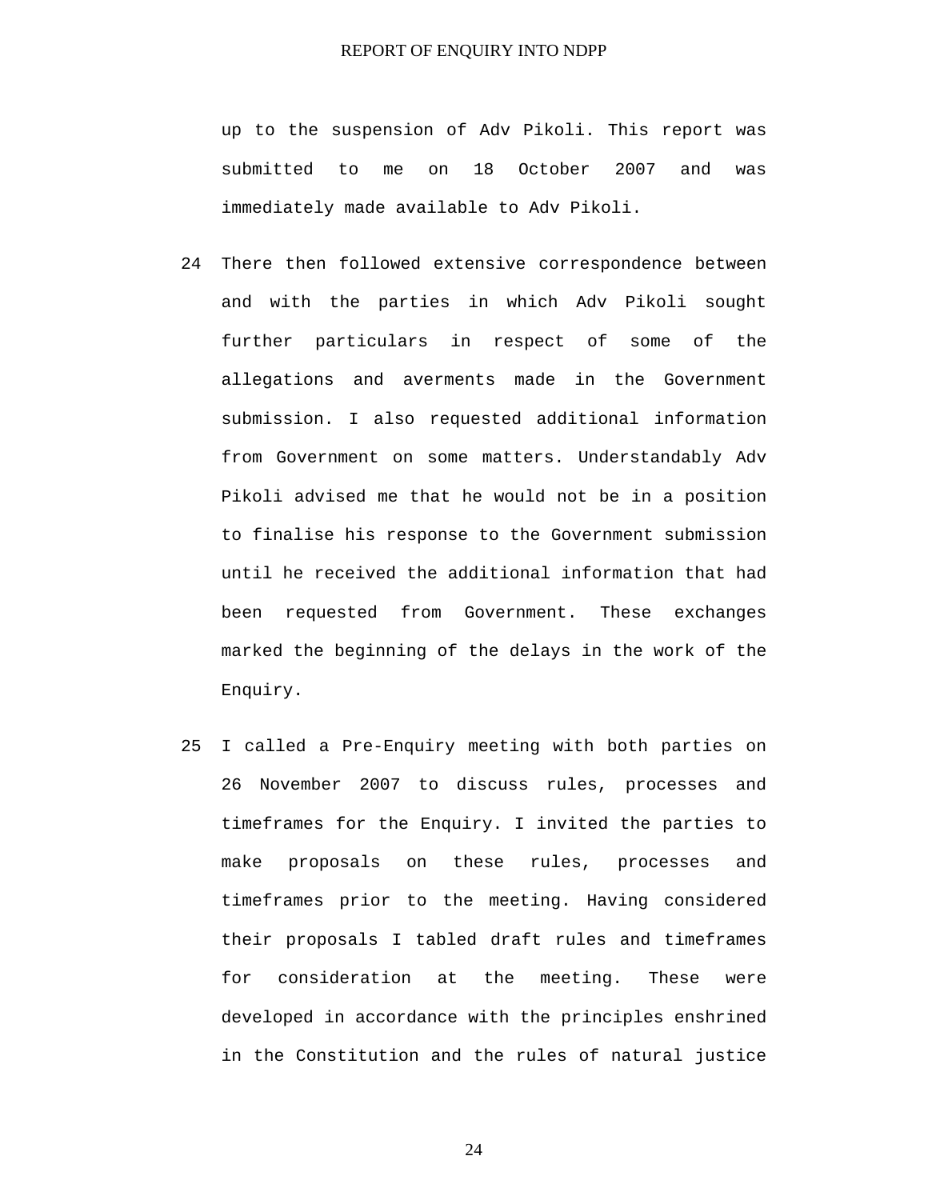up to the suspension of Adv Pikoli. This report was submitted to me on 18 October 2007 and was immediately made available to Adv Pikoli.

24 There then followed extensive correspondence between and with the parties in which Adv Pikoli sought further particulars in respect of some of the allegations and averments made in the Government submission. I also requested additional information from Government on some matters. Understandably Adv Pikoli advised me that he would not be in a position to finalise his response to the Government submission until he received the additional information that had been requested from Government. These exchanges marked the beginning of the delays in the work of the Enquiry.

25 I called a Pre-Enquiry meeting with both parties on 26 November 2007 to discuss rules, processes and timeframes for the Enquiry. I invited the parties to make proposals on these rules, processes and timeframes prior to the meeting. Having considered their proposals I tabled draft rules and timeframes for consideration at the meeting. These were developed in accordance with the principles enshrined in the Constitution and the rules of natural justice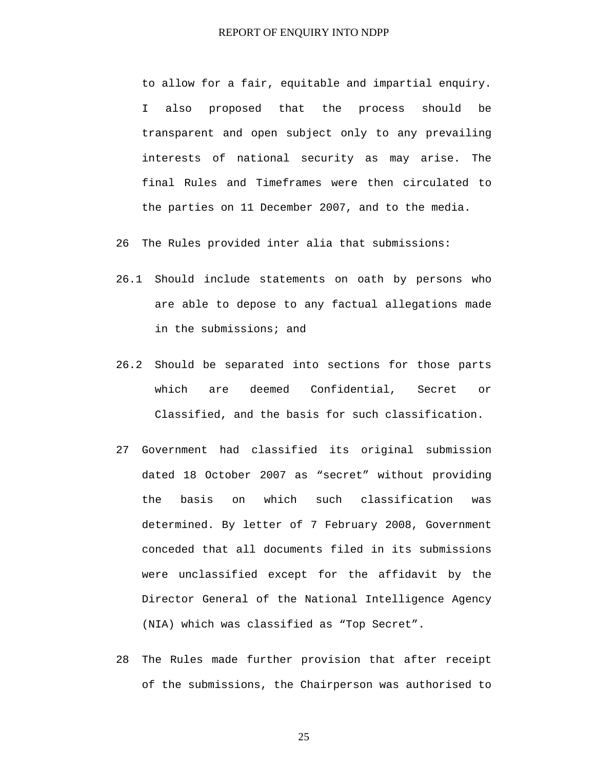to allow for a fair, equitable and impartial enquiry. I also proposed that the process should be transparent and open subject only to any prevailing interests of national security as may arise. The final Rules and Timeframes were then circulated to the parties on 11 December 2007, and to the media.

26 The Rules provided inter alia that submissions:

26.1 Should include statements on oath by persons who are able to depose to any factual allegations made in the submissions; and

26.2 Should be separated into sections for those parts which are deemed Confidential, Secret or Classified, and the basis for such classification.

27 Government had classified its original submission dated 18 October 2007 as "secret" without providing the basis on which such classification was determined. By letter of 7 February 2008, Government conceded that all documents filed in its submissions were unclassified except for the affidavit by the Director General of the National Intelligence Agency (NIA) which was classified as "Top Secret".

28 The Rules made further provision that after receipt of the submissions, the Chairperson was authorised to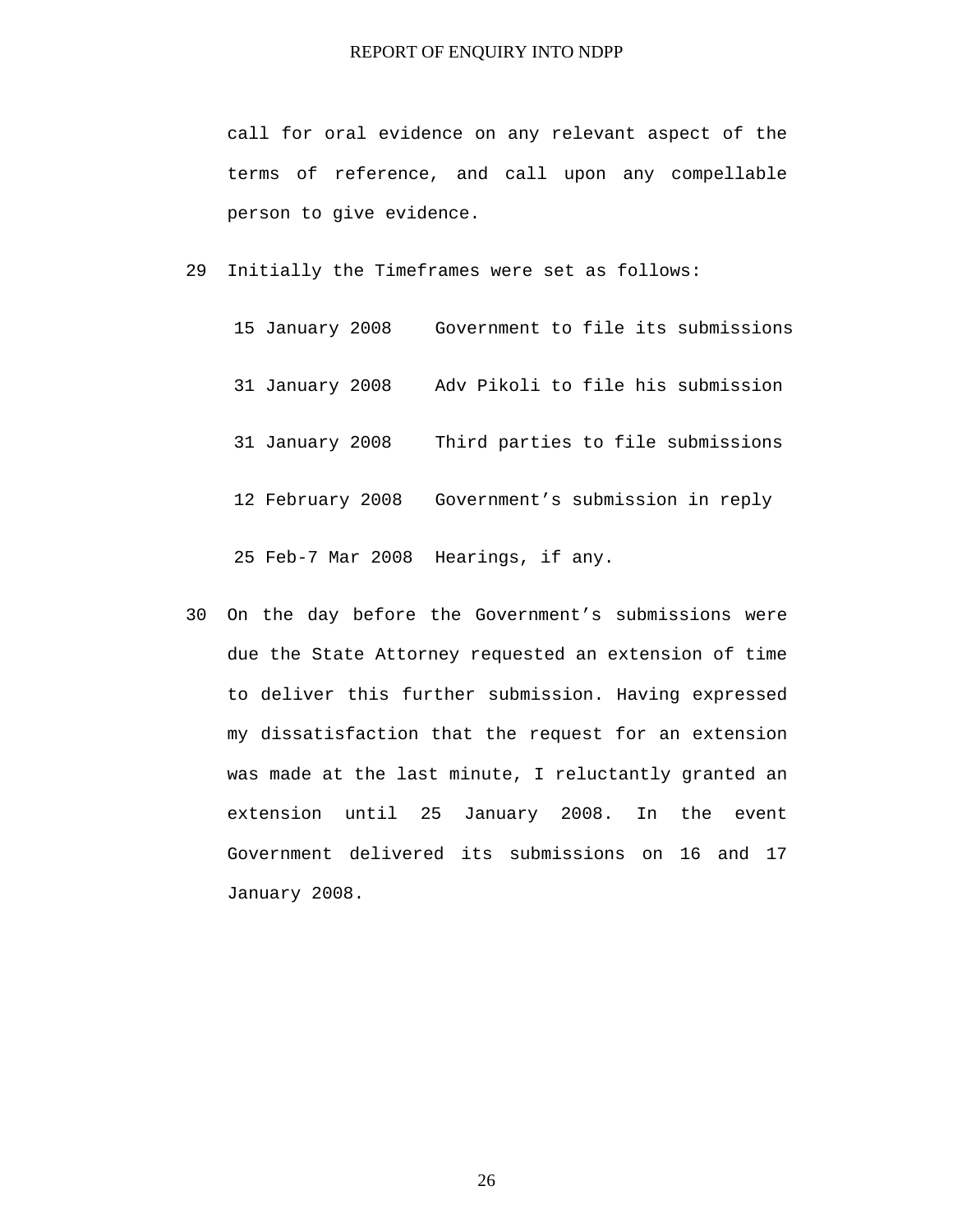call for oral evidence on any relevant aspect of the terms of reference, and call upon any compellable person to give evidence.

29 Initially the Timeframes were set as follows:

| | |
|---|---|
| 15 January 2008 | Government to file its submissions |
| 31 January 2008 | Adv Pikoli to file his submission |
| 31 January 2008 | Third parties to file submissions |
| 12 February 2008 | Government's submission in reply |
| 25 Feb-7 Mar 2008 | Hearings, if any. |

30 On the day before the Government's submissions were due the State Attorney requested an extension of time to deliver this further submission. Having expressed my dissatisfaction that the request for an extension was made at the last minute, I reluctantly granted an extension until 25 January 2008. In the event Government delivered its submissions on 16 and 17 January 2008.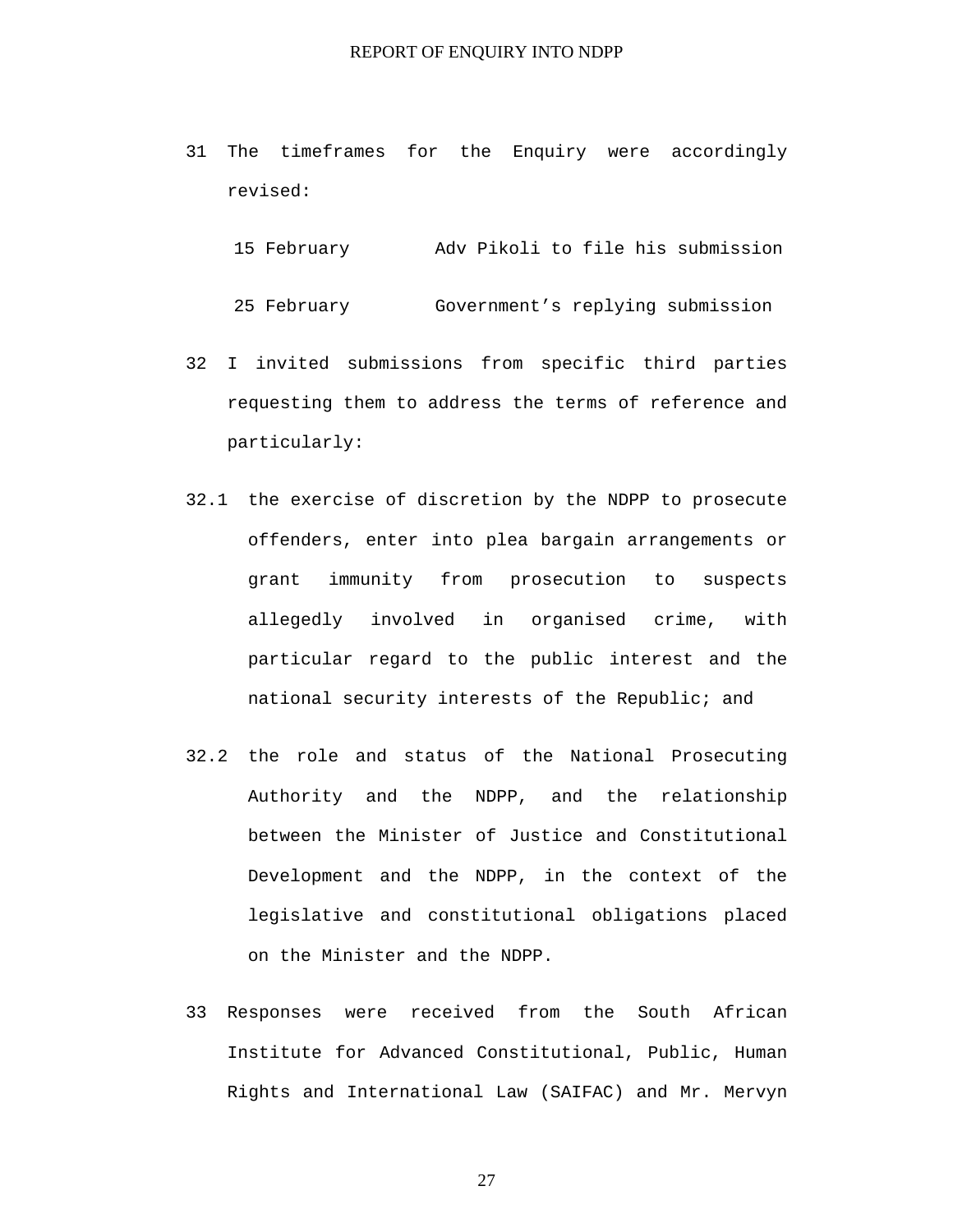31 The timeframes for the Enquiry were accordingly revised:

| | |
|---|---|
| 15 February | Adv Pikoli to file his submission |
| 25 February | Government's replying submission |

32 I invited submissions from specific third parties requesting them to address the terms of reference and particularly:

32.1 the exercise of discretion by the NDPP to prosecute offenders, enter into plea bargain arrangements or grant immunity from prosecution to suspects allegedly involved in organised crime, with particular regard to the public interest and the national security interests of the Republic; and

32.2 the role and status of the National Prosecuting Authority and the NDPP, and the relationship between the Minister of Justice and Constitutional Development and the NDPP, in the context of the legislative and constitutional obligations placed on the Minister and the NDPP.

33 Responses were received from the South African Institute for Advanced Constitutional, Public, Human Rights and International Law (SAIFAC) and Mr. Mervyn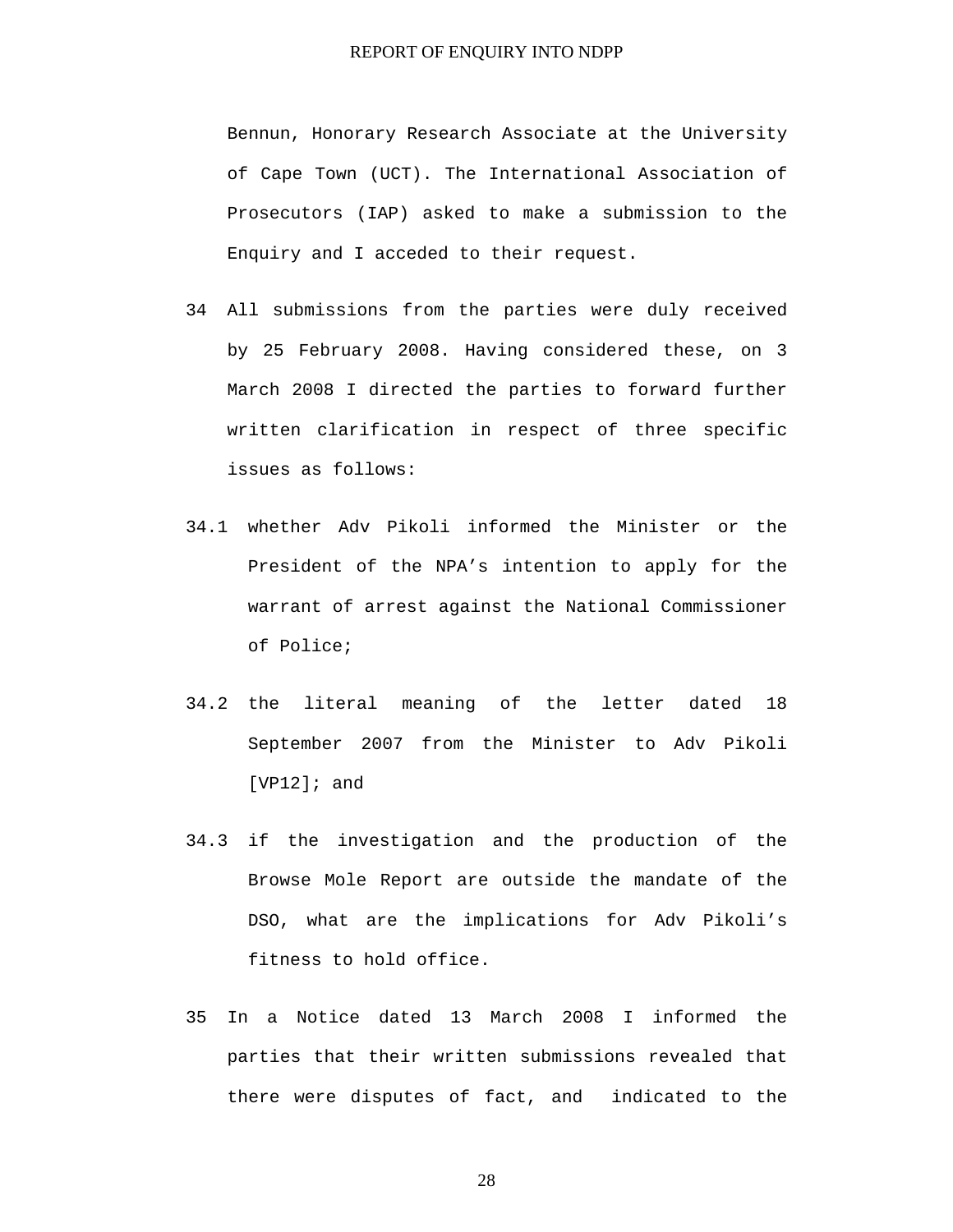Bennun, Honorary Research Associate at the University of Cape Town (UCT). The International Association of Prosecutors (IAP) asked to make a submission to the Enquiry and I acceded to their request.

34 All submissions from the parties were duly received by 25 February 2008. Having considered these, on 3 March 2008 I directed the parties to forward further written clarification in respect of three specific issues as follows:

34.1 whether Adv Pikoli informed the Minister or the President of the NPA’s intention to apply for the warrant of arrest against the National Commissioner of Police;

34.2 the literal meaning of the letter dated 18 September 2007 from the Minister to Adv Pikoli [VP12]; and

34.3 if the investigation and the production of the Browse Mole Report are outside the mandate of the DSO, what are the implications for Adv Pikoli’s fitness to hold office.

35 In a Notice dated 13 March 2008 I informed the parties that their written submissions revealed that there were disputes of fact, and indicated to the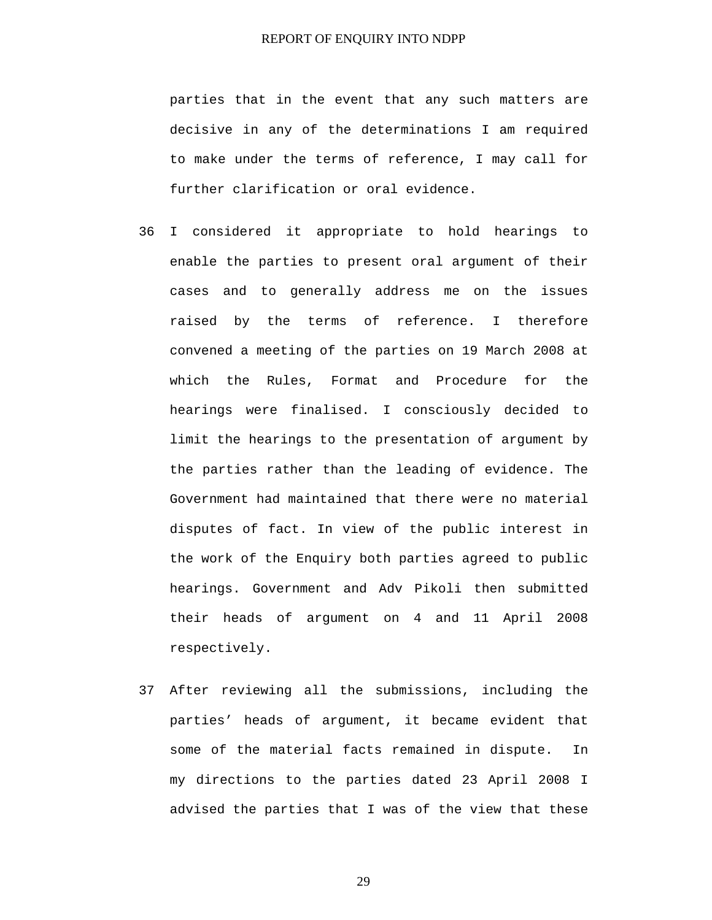parties that in the event that any such matters are decisive in any of the determinations I am required to make under the terms of reference, I may call for further clarification or oral evidence.

36 I considered it appropriate to hold hearings to enable the parties to present oral argument of their cases and to generally address me on the issues raised by the terms of reference. I therefore convened a meeting of the parties on 19 March 2008 at which the Rules, Format and Procedure for the hearings were finalised. I consciously decided to limit the hearings to the presentation of argument by the parties rather than the leading of evidence. The Government had maintained that there were no material disputes of fact. In view of the public interest in the work of the Enquiry both parties agreed to public hearings. Government and Adv Pikoli then submitted their heads of argument on 4 and 11 April 2008 respectively.

37 After reviewing all the submissions, including the parties' heads of argument, it became evident that some of the material facts remained in dispute. In my directions to the parties dated 23 April 2008 I advised the parties that I was of the view that these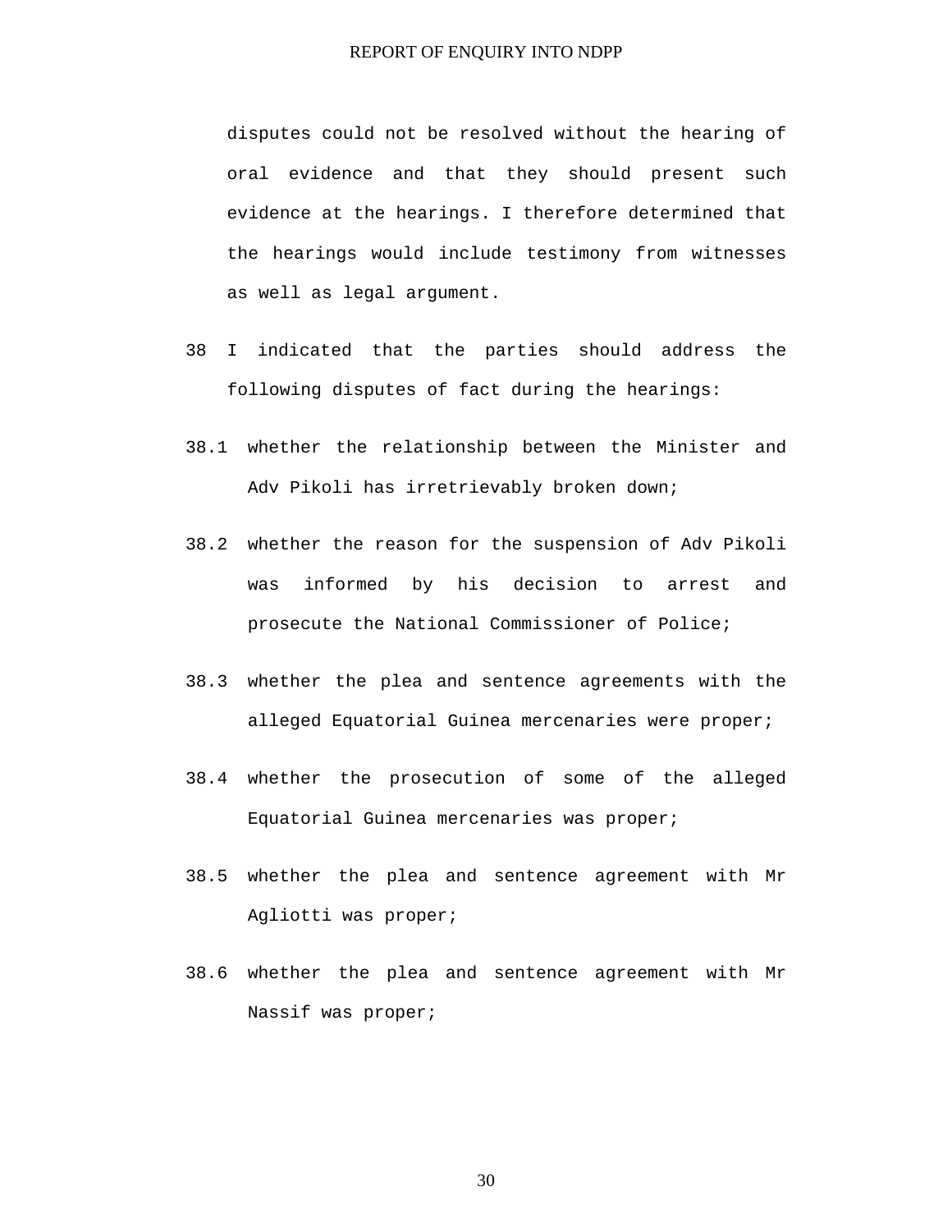disputes could not be resolved without the hearing of oral evidence and that they should present such evidence at the hearings. I therefore determined that the hearings would include testimony from witnesses as well as legal argument.

38 I indicated that the parties should address the following disputes of fact during the hearings:

38.1 whether the relationship between the Minister and Adv Pikoli has irretrievably broken down;

38.2 whether the reason for the suspension of Adv Pikoli was informed by his decision to arrest and prosecute the National Commissioner of Police;

38.3 whether the plea and sentence agreements with the alleged Equatorial Guinea mercenaries were proper;

38.4 whether the prosecution of some of the alleged Equatorial Guinea mercenaries was proper;

38.5 whether the plea and sentence agreement with Mr Agliotti was proper;

38.6 whether the plea and sentence agreement with Mr Nassif was proper;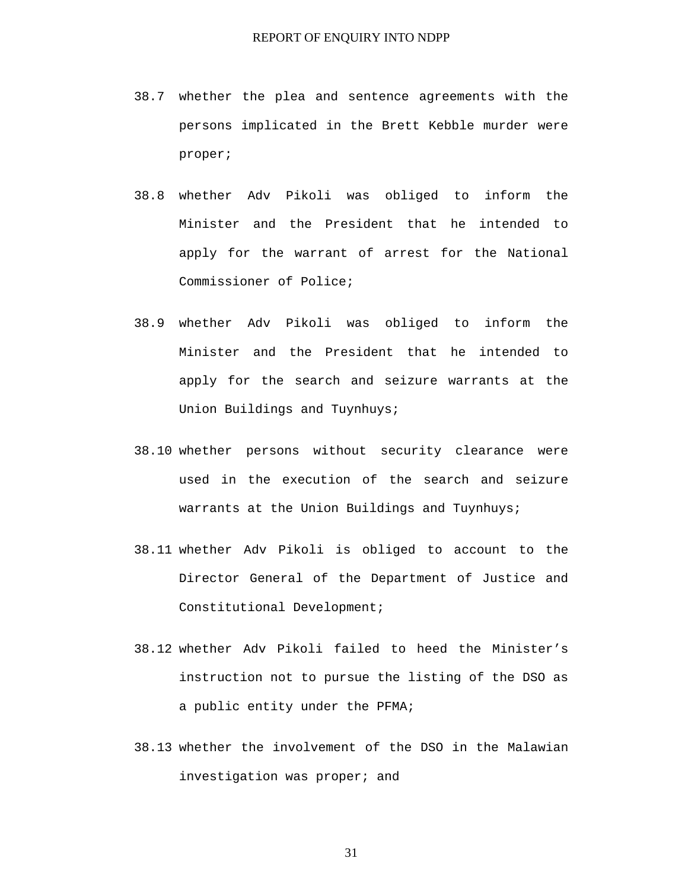38.7 whether the plea and sentence agreements with the persons implicated in the Brett Kebble murder were proper;

38.8 whether Adv Pikoli was obliged to inform the Minister and the President that he intended to apply for the warrant of arrest for the National Commissioner of Police;

38.9 whether Adv Pikoli was obliged to inform the Minister and the President that he intended to apply for the search and seizure warrants at the Union Buildings and Tuynhuys;

38.10 whether persons without security clearance were used in the execution of the search and seizure warrants at the Union Buildings and Tuynhuys;

38.11 whether Adv Pikoli is obliged to account to the Director General of the Department of Justice and Constitutional Development;

38.12 whether Adv Pikoli failed to heed the Minister’s instruction not to pursue the listing of the DSO as a public entity under the PFMA;

38.13 whether the involvement of the DSO in the Malawian investigation was proper; and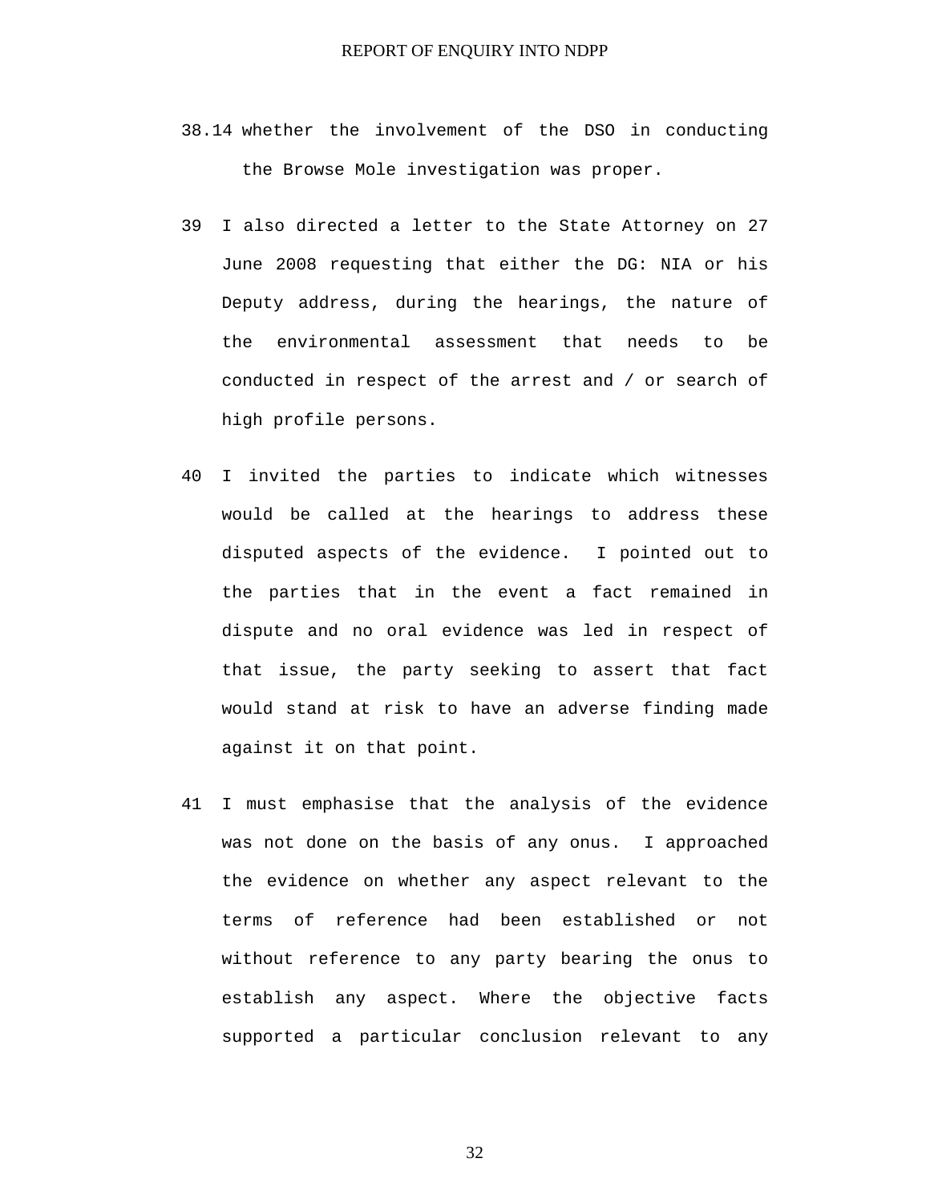38.14 whether the involvement of the DSO in conducting the Browse Mole investigation was proper.

39 I also directed a letter to the State Attorney on 27 June 2008 requesting that either the DG: NIA or his Deputy address, during the hearings, the nature of the environmental assessment that needs to be conducted in respect of the arrest and / or search of high profile persons.

40 I invited the parties to indicate which witnesses would be called at the hearings to address these disputed aspects of the evidence. I pointed out to the parties that in the event a fact remained in dispute and no oral evidence was led in respect of that issue, the party seeking to assert that fact would stand at risk to have an adverse finding made against it on that point.

41 I must emphasise that the analysis of the evidence was not done on the basis of any onus. I approached the evidence on whether any aspect relevant to the terms of reference had been established or not without reference to any party bearing the onus to establish any aspect. Where the objective facts supported a particular conclusion relevant to any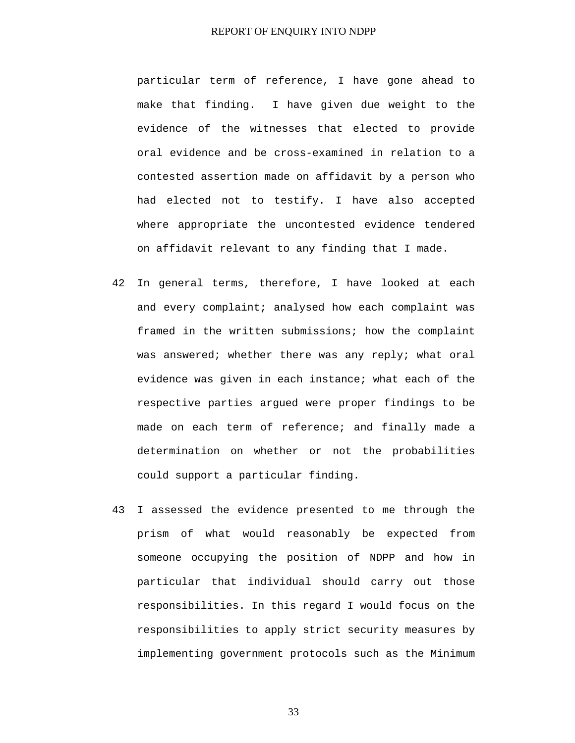particular term of reference, I have gone ahead to make that finding. I have given due weight to the evidence of the witnesses that elected to provide oral evidence and be cross-examined in relation to a contested assertion made on affidavit by a person who had elected not to testify. I have also accepted where appropriate the uncontested evidence tendered on affidavit relevant to any finding that I made.

42 In general terms, therefore, I have looked at each and every complaint; analysed how each complaint was framed in the written submissions; how the complaint was answered; whether there was any reply; what oral evidence was given in each instance; what each of the respective parties argued were proper findings to be made on each term of reference; and finally made a determination on whether or not the probabilities could support a particular finding.

43 I assessed the evidence presented to me through the prism of what would reasonably be expected from someone occupying the position of NDPP and how in particular that individual should carry out those responsibilities. In this regard I would focus on the responsibilities to apply strict security measures by implementing government protocols such as the Minimum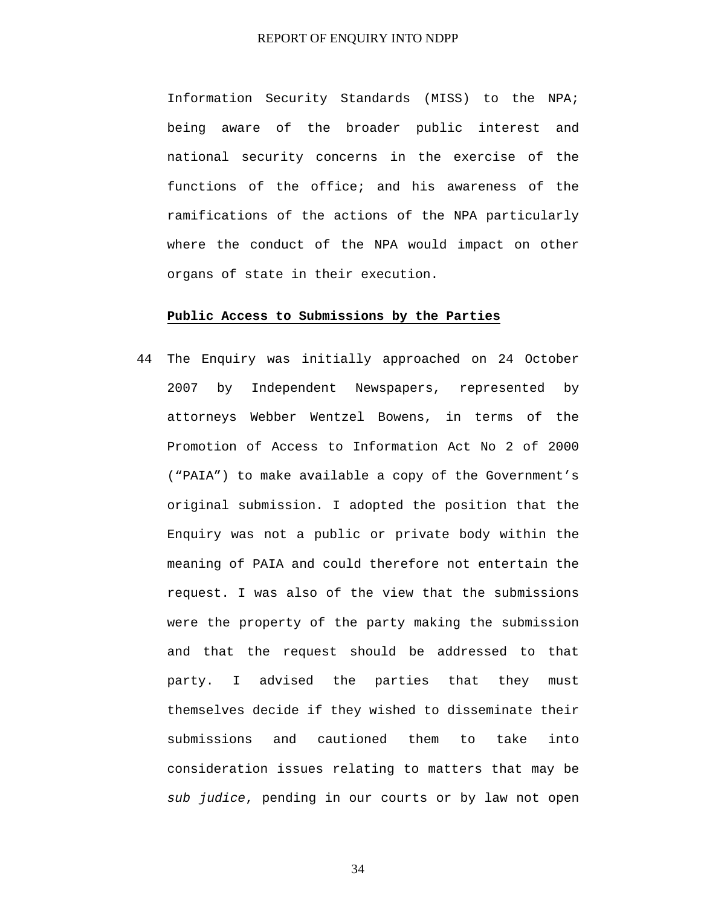Information Security Standards (MISS) to the NPA; being aware of the broader public interest and national security concerns in the exercise of the functions of the office; and his awareness of the ramifications of the actions of the NPA particularly where the conduct of the NPA would impact on other organs of state in their execution.

**Public Access to Submissions by the Parties**

44 The Enquiry was initially approached on 24 October 2007 by Independent Newspapers, represented by attorneys Webber Wentzel Bowens, in terms of the Promotion of Access to Information Act No 2 of 2000 ("PAIA") to make available a copy of the Government's original submission. I adopted the position that the Enquiry was not a public or private body within the meaning of PAIA and could therefore not entertain the request. I was also of the view that the submissions were the property of the party making the submission and that the request should be addressed to that party. I advised the parties that they must themselves decide if they wished to disseminate their submissions and cautioned them to take into consideration issues relating to matters that may be *sub judice*, pending in our courts or by law not open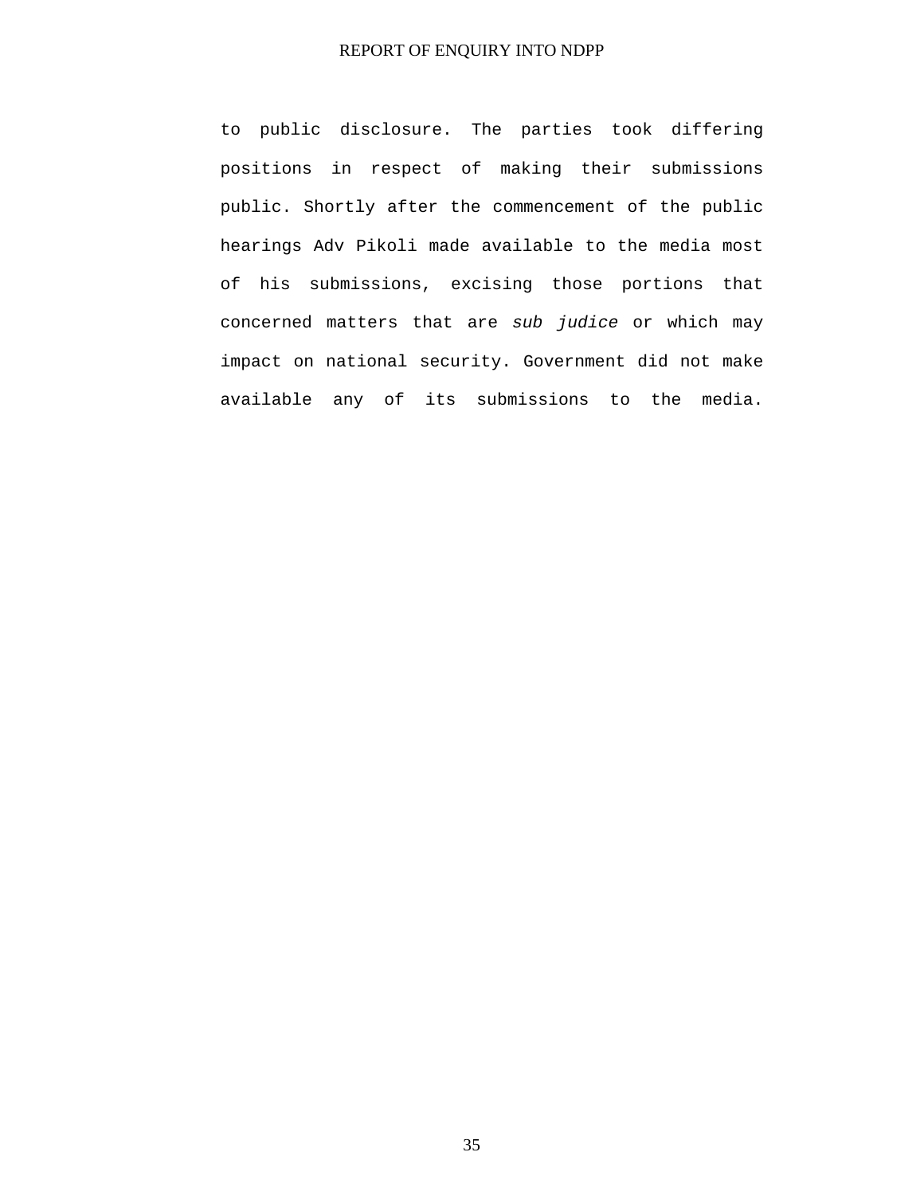to public disclosure. The parties took differing positions in respect of making their submissions public. Shortly after the commencement of the public hearings Adv Pikoli made available to the media most of his submissions, excising those portions that concerned matters that are *sub judice* or which may impact on national security. Government did not make available any of its submissions to the media.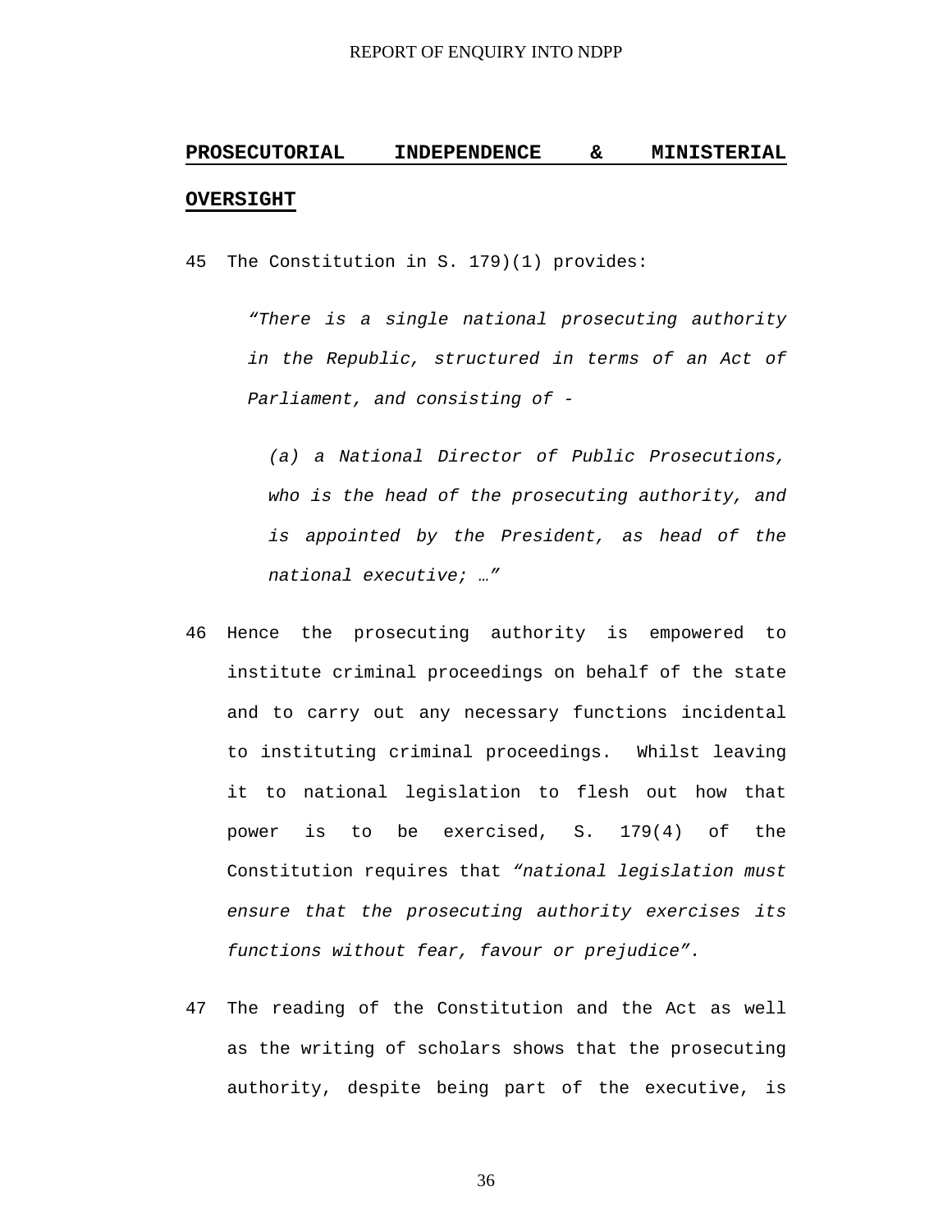## PROSECUTORIAL INDEPENDENCE & MINISTERIAL OVERSIGHT

45 The Constitution in S. 179)(1) provides:

> *"There is a single national prosecuting authority in the Republic, structured in terms of an Act of Parliament, and consisting of -*
>
> > *(a) a National Director of Public Prosecutions, who is the head of the prosecuting authority, and is appointed by the President, as head of the national executive; …"*

46 Hence the prosecuting authority is empowered to institute criminal proceedings on behalf of the state and to carry out any necessary functions incidental to instituting criminal proceedings. Whilst leaving it to national legislation to flesh out how that power is to be exercised, S. 179(4) of the Constitution requires that *"national legislation must ensure that the prosecuting authority exercises its functions without fear, favour or prejudice".*

47 The reading of the Constitution and the Act as well as the writing of scholars shows that the prosecuting authority, despite being part of the executive, is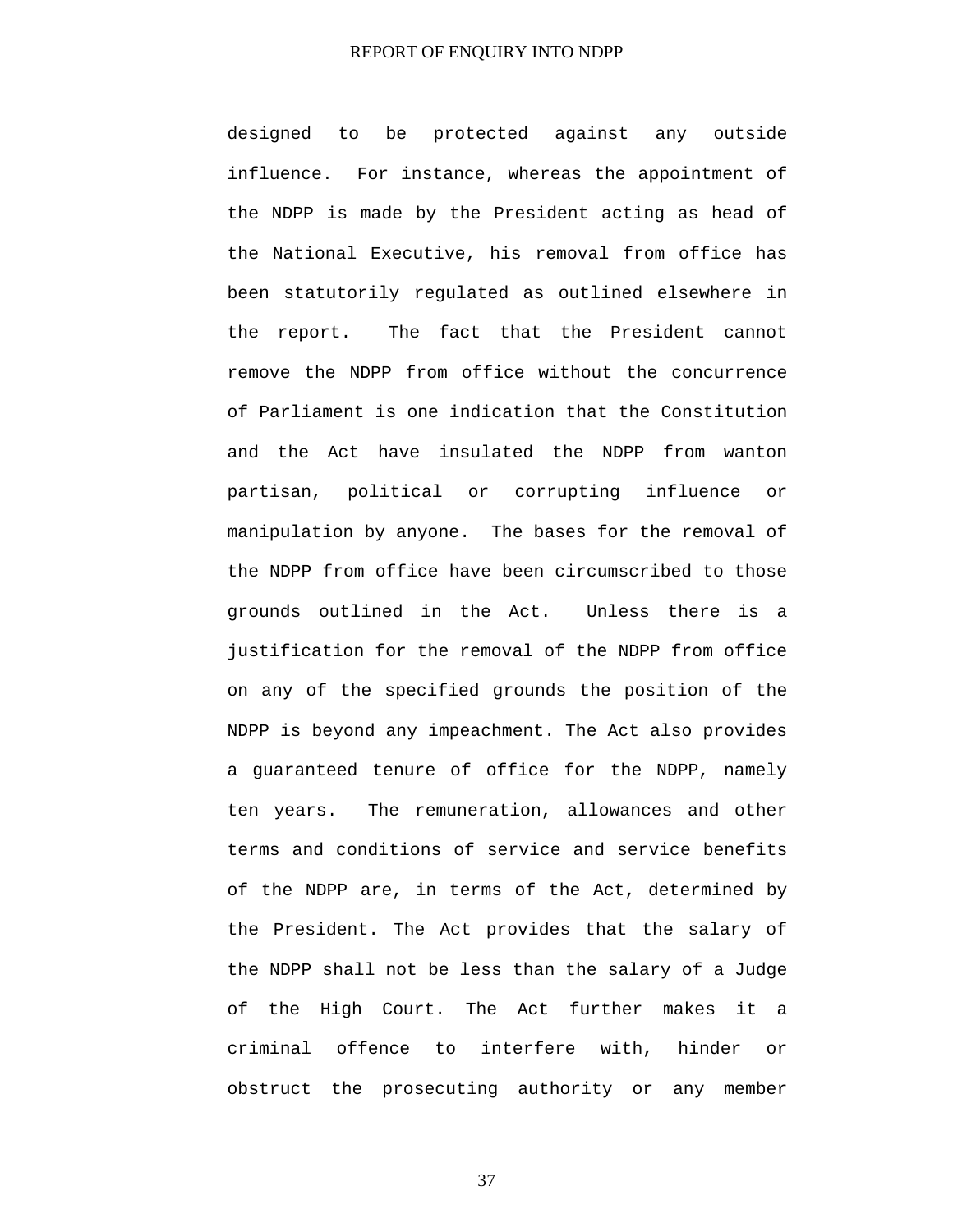designed to be protected against any outside influence. For instance, whereas the appointment of the NDPP is made by the President acting as head of the National Executive, his removal from office has been statutorily regulated as outlined elsewhere in the report. The fact that the President cannot remove the NDPP from office without the concurrence of Parliament is one indication that the Constitution and the Act have insulated the NDPP from wanton partisan, political or corrupting influence or manipulation by anyone. The bases for the removal of the NDPP from office have been circumscribed to those grounds outlined in the Act. Unless there is a justification for the removal of the NDPP from office on any of the specified grounds the position of the NDPP is beyond any impeachment. The Act also provides a guaranteed tenure of office for the NDPP, namely ten years. The remuneration, allowances and other terms and conditions of service and service benefits of the NDPP are, in terms of the Act, determined by the President. The Act provides that the salary of the NDPP shall not be less than the salary of a Judge of the High Court. The Act further makes it a criminal offence to interfere with, hinder or obstruct the prosecuting authority or any member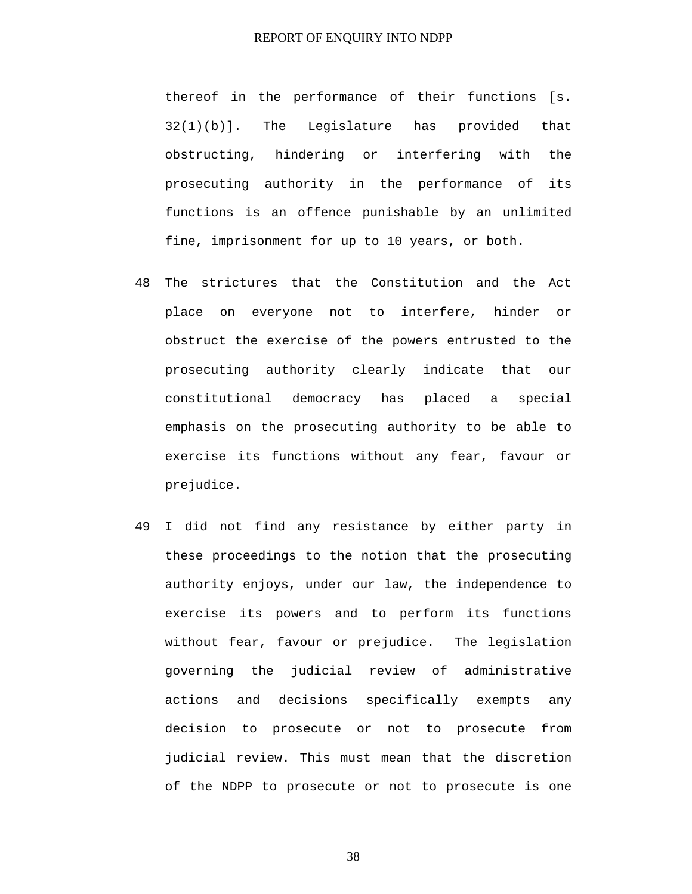thereof in the performance of their functions [s. 32(1)(b)]. The Legislature has provided that obstructing, hindering or interfering with the prosecuting authority in the performance of its functions is an offence punishable by an unlimited fine, imprisonment for up to 10 years, or both.

48 The strictures that the Constitution and the Act place on everyone not to interfere, hinder or obstruct the exercise of the powers entrusted to the prosecuting authority clearly indicate that our constitutional democracy has placed a special emphasis on the prosecuting authority to be able to exercise its functions without any fear, favour or prejudice.

49 I did not find any resistance by either party in these proceedings to the notion that the prosecuting authority enjoys, under our law, the independence to exercise its powers and to perform its functions without fear, favour or prejudice. The legislation governing the judicial review of administrative actions and decisions specifically exempts any decision to prosecute or not to prosecute from judicial review. This must mean that the discretion of the NDPP to prosecute or not to prosecute is one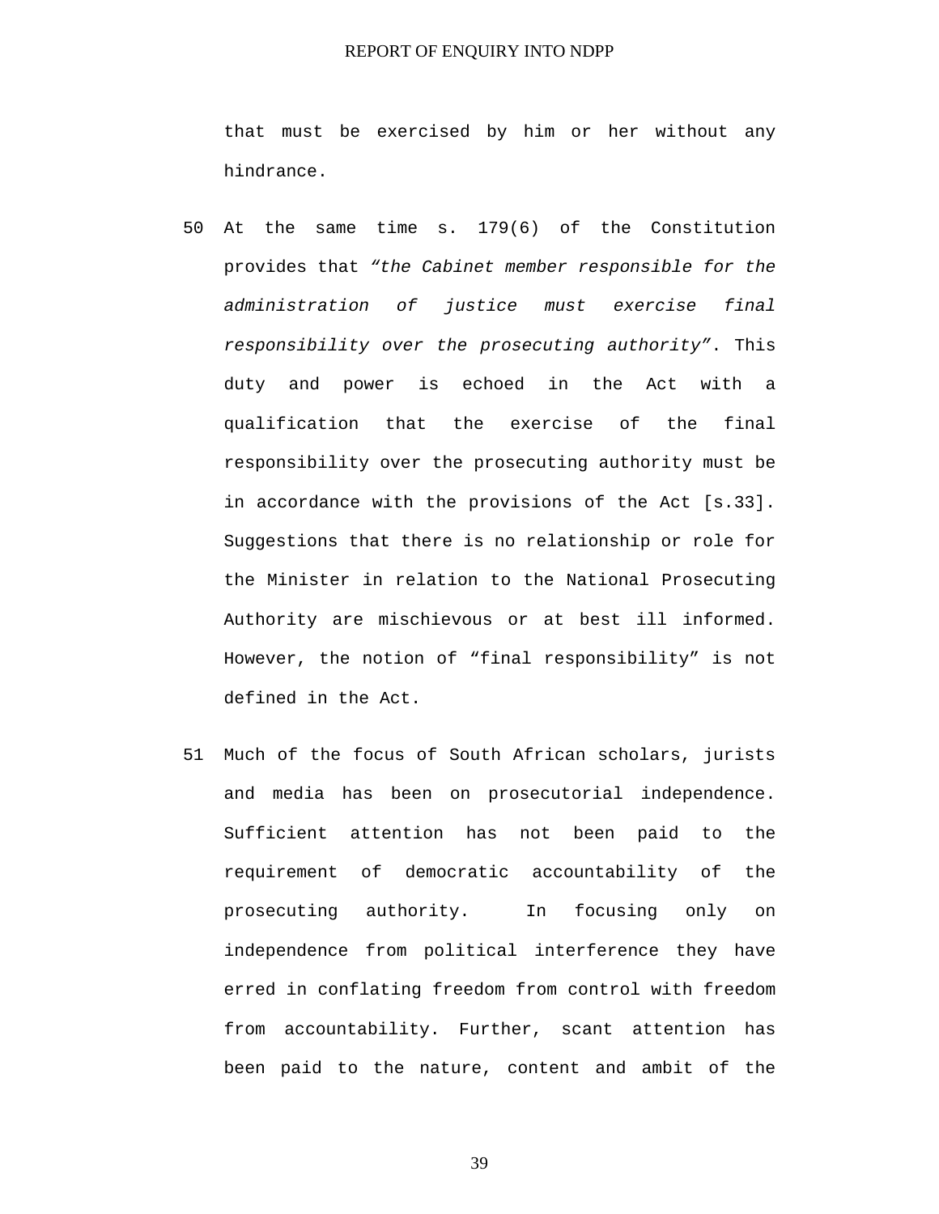that must be exercised by him or her without any hindrance.

50 At the same time s. 179(6) of the Constitution provides that *“the Cabinet member responsible for the administration of justice must exercise final responsibility over the prosecuting authority”*. This duty and power is echoed in the Act with a qualification that the exercise of the final responsibility over the prosecuting authority must be in accordance with the provisions of the Act [s.33]. Suggestions that there is no relationship or role for the Minister in relation to the National Prosecuting Authority are mischievous or at best ill informed. However, the notion of “final responsibility” is not defined in the Act.

51 Much of the focus of South African scholars, jurists and media has been on prosecutorial independence. Sufficient attention has not been paid to the requirement of democratic accountability of the prosecuting authority. In focusing only on independence from political interference they have erred in conflating freedom from control with freedom from accountability. Further, scant attention has been paid to the nature, content and ambit of the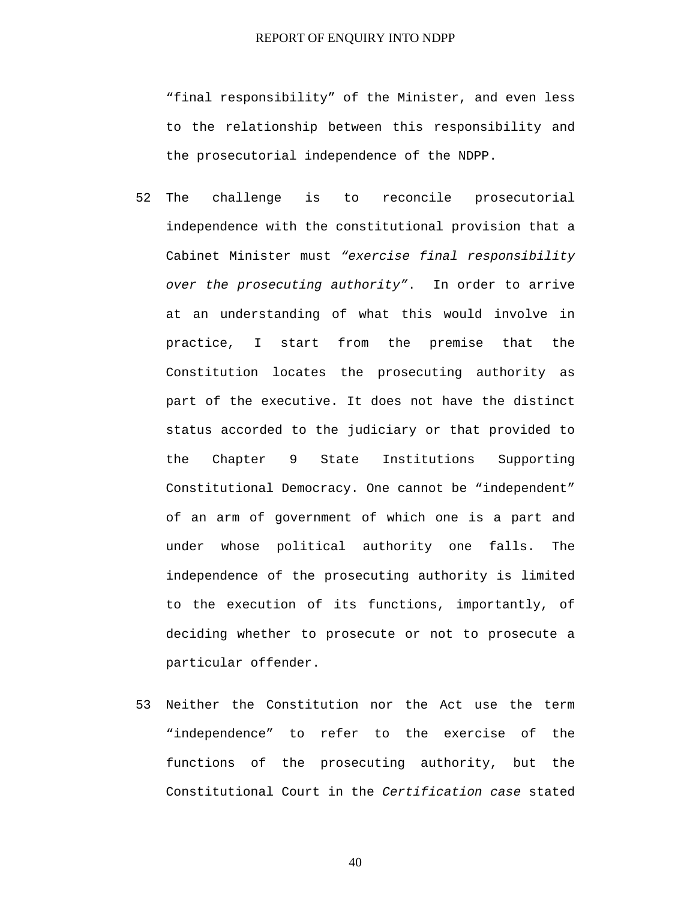"final responsibility" of the Minister, and even less to the relationship between this responsibility and the prosecutorial independence of the NDPP.

52 The challenge is to reconcile prosecutorial independence with the constitutional provision that a Cabinet Minister must *"exercise final responsibility over the prosecuting authority"*. In order to arrive at an understanding of what this would involve in practice, I start from the premise that the Constitution locates the prosecuting authority as part of the executive. It does not have the distinct status accorded to the judiciary or that provided to the Chapter 9 State Institutions Supporting Constitutional Democracy. One cannot be "independent" of an arm of government of which one is a part and under whose political authority one falls. The independence of the prosecuting authority is limited to the execution of its functions, importantly, of deciding whether to prosecute or not to prosecute a particular offender.

53 Neither the Constitution nor the Act use the term "independence" to refer to the exercise of the functions of the prosecuting authority, but the Constitutional Court in the *Certification case* stated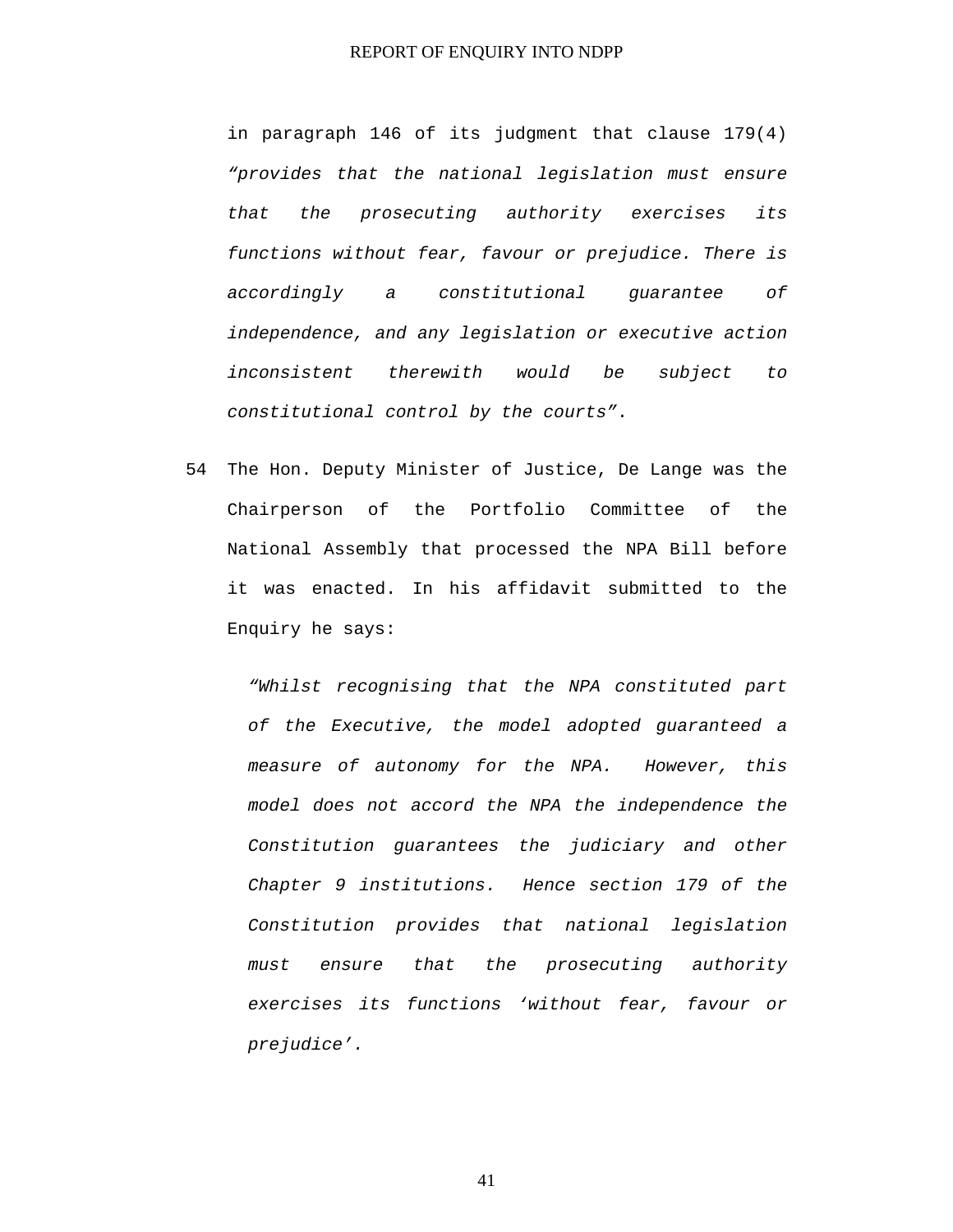in paragraph 146 of its judgment that clause 179(4) *"provides that the national legislation must ensure that the prosecuting authority exercises its functions without fear, favour or prejudice. There is accordingly a constitutional guarantee of independence, and any legislation or executive action inconsistent therewith would be subject to constitutional control by the courts"*.

54 The Hon. Deputy Minister of Justice, De Lange was the Chairperson of the Portfolio Committee of the National Assembly that processed the NPA Bill before it was enacted. In his affidavit submitted to the Enquiry he says:

> *"Whilst recognising that the NPA constituted part of the Executive, the model adopted guaranteed a measure of autonomy for the NPA. However, this model does not accord the NPA the independence the Constitution guarantees the judiciary and other Chapter 9 institutions. Hence section 179 of the Constitution provides that national legislation must ensure that the prosecuting authority exercises its functions 'without fear, favour or prejudice'.*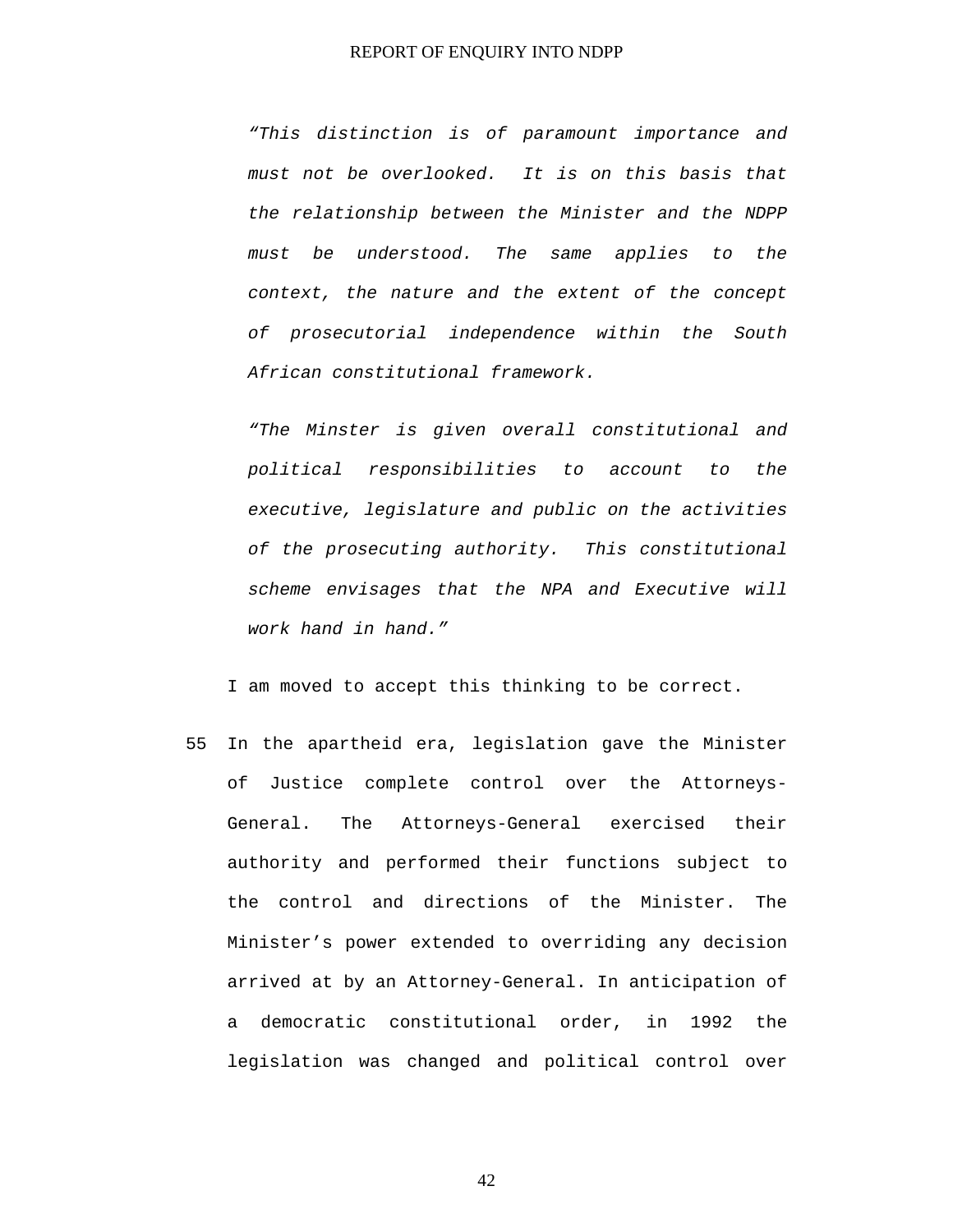*"This distinction is of paramount importance and must not be overlooked. It is on this basis that the relationship between the Minister and the NDPP must be understood. The same applies to the context, the nature and the extent of the concept of prosecutorial independence within the South African constitutional framework.*

*"The Minster is given overall constitutional and political responsibilities to account to the executive, legislature and public on the activities of the prosecuting authority. This constitutional scheme envisages that the NPA and Executive will work hand in hand."*

I am moved to accept this thinking to be correct.

55 In the apartheid era, legislation gave the Minister of Justice complete control over the Attorneys-General. The Attorneys-General exercised their authority and performed their functions subject to the control and directions of the Minister. The Minister's power extended to overriding any decision arrived at by an Attorney-General. In anticipation of a democratic constitutional order, in 1992 the legislation was changed and political control over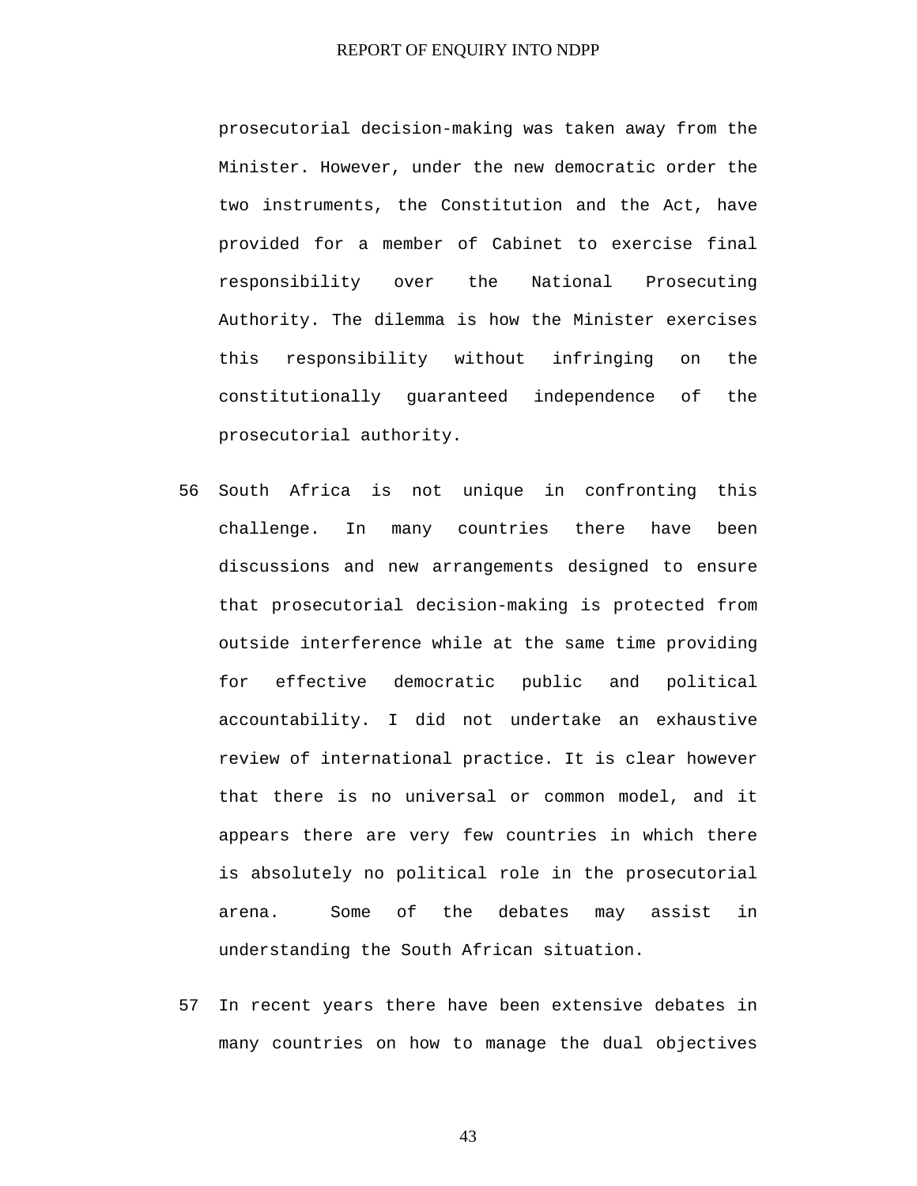prosecutorial decision-making was taken away from the Minister. However, under the new democratic order the two instruments, the Constitution and the Act, have provided for a member of Cabinet to exercise final responsibility over the National Prosecuting Authority. The dilemma is how the Minister exercises this responsibility without infringing on the constitutionally guaranteed independence of the prosecutorial authority.

56 South Africa is not unique in confronting this challenge. In many countries there have been discussions and new arrangements designed to ensure that prosecutorial decision-making is protected from outside interference while at the same time providing for effective democratic public and political accountability. I did not undertake an exhaustive review of international practice. It is clear however that there is no universal or common model, and it appears there are very few countries in which there is absolutely no political role in the prosecutorial arena. Some of the debates may assist in understanding the South African situation.

57 In recent years there have been extensive debates in many countries on how to manage the dual objectives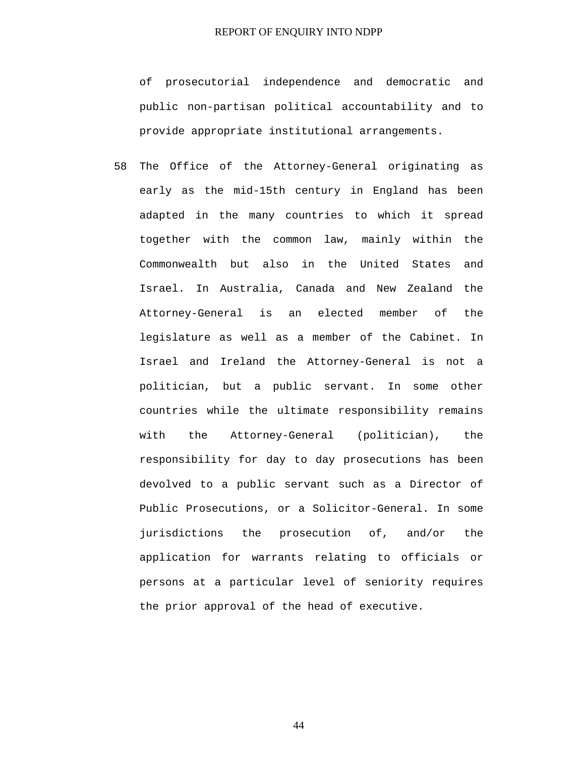of prosecutorial independence and democratic and public non-partisan political accountability and to provide appropriate institutional arrangements.

58 The Office of the Attorney-General originating as early as the mid-15th century in England has been adapted in the many countries to which it spread together with the common law, mainly within the Commonwealth but also in the United States and Israel. In Australia, Canada and New Zealand the Attorney-General is an elected member of the legislature as well as a member of the Cabinet. In Israel and Ireland the Attorney-General is not a politician, but a public servant. In some other countries while the ultimate responsibility remains with the Attorney-General (politician), the responsibility for day to day prosecutions has been devolved to a public servant such as a Director of Public Prosecutions, or a Solicitor-General. In some jurisdictions the prosecution of, and/or the application for warrants relating to officials or persons at a particular level of seniority requires the prior approval of the head of executive.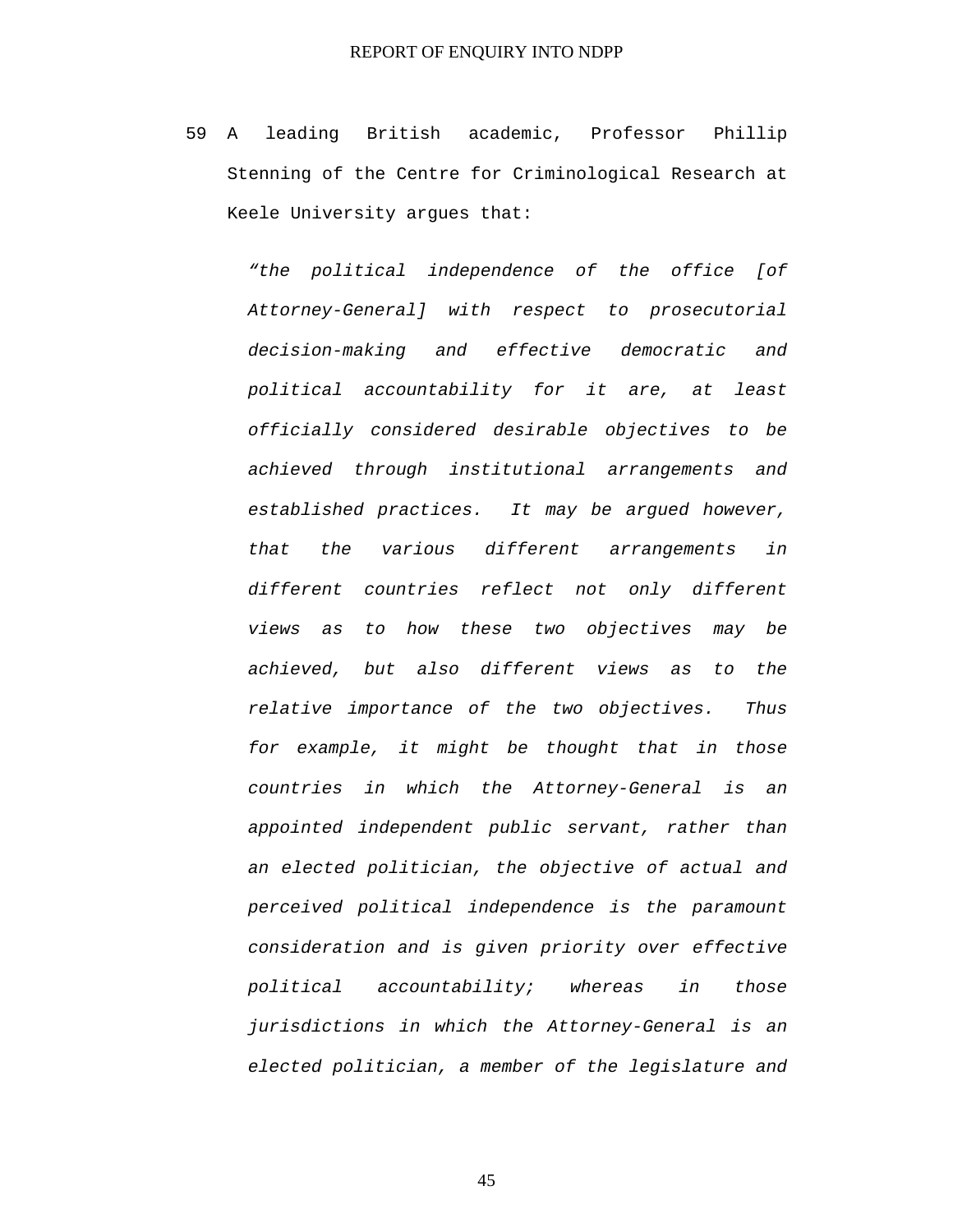59 A leading British academic, Professor Phillip Stenning of the Centre for Criminological Research at Keele University argues that:

> *"the political independence of the office [of Attorney-General] with respect to prosecutorial decision-making and effective democratic and political accountability for it are, at least officially considered desirable objectives to be achieved through institutional arrangements and established practices. It may be argued however, that the various different arrangements in different countries reflect not only different views as to how these two objectives may be achieved, but also different views as to the relative importance of the two objectives. Thus for example, it might be thought that in those countries in which the Attorney-General is an appointed independent public servant, rather than an elected politician, the objective of actual and perceived political independence is the paramount consideration and is given priority over effective political accountability; whereas in those jurisdictions in which the Attorney-General is an elected politician, a member of the legislature and*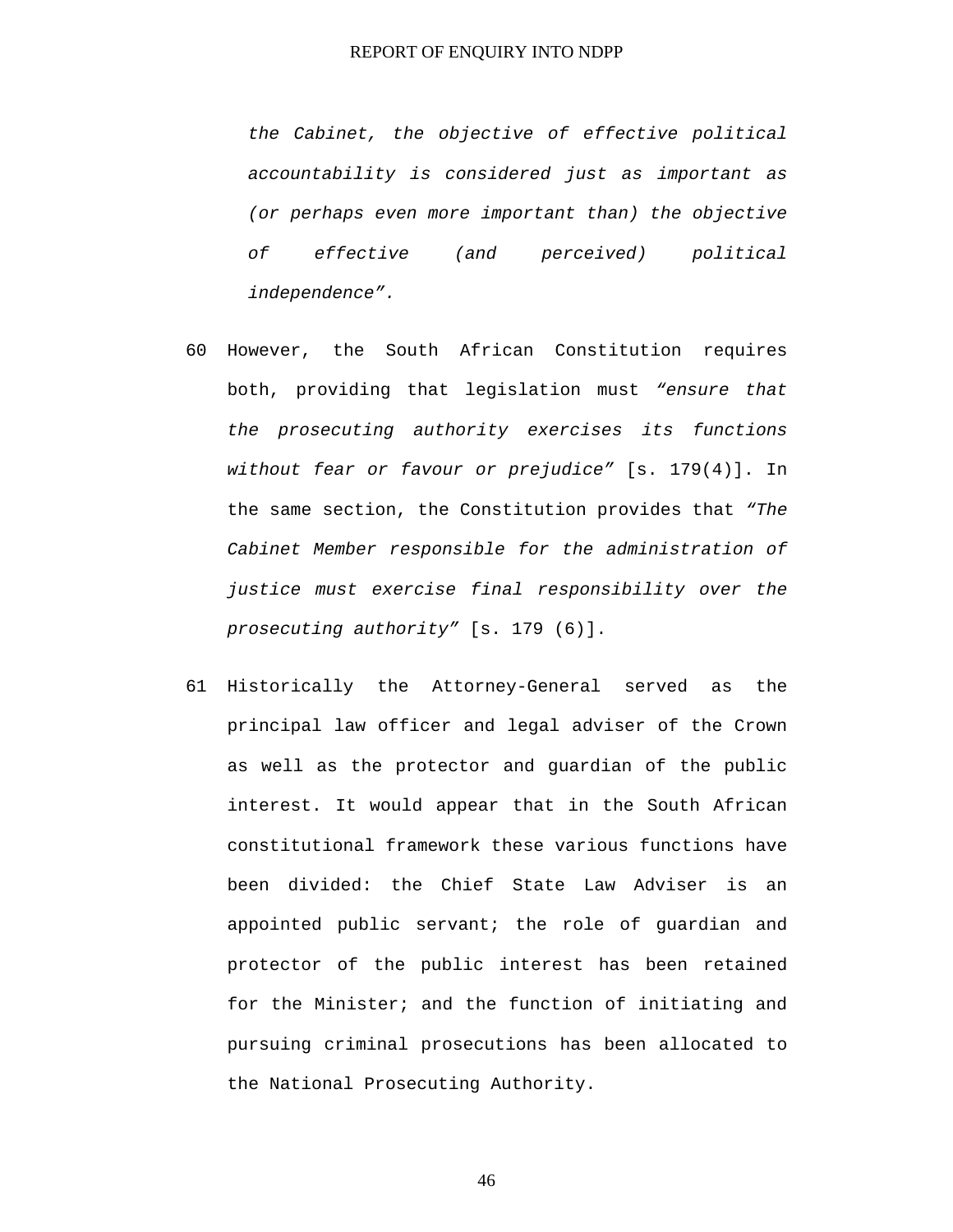*the Cabinet, the objective of effective political accountability is considered just as important as (or perhaps even more important than) the objective of effective (and perceived) political independence".*

60 However, the South African Constitution requires both, providing that legislation must *"ensure that the prosecuting authority exercises its functions without fear or favour or prejudice"* [s. 179(4)]. In the same section, the Constitution provides that *"The Cabinet Member responsible for the administration of justice must exercise final responsibility over the prosecuting authority"* [s. 179 (6)].

61 Historically the Attorney-General served as the principal law officer and legal adviser of the Crown as well as the protector and guardian of the public interest. It would appear that in the South African constitutional framework these various functions have been divided: the Chief State Law Adviser is an appointed public servant; the role of guardian and protector of the public interest has been retained for the Minister; and the function of initiating and pursuing criminal prosecutions has been allocated to the National Prosecuting Authority.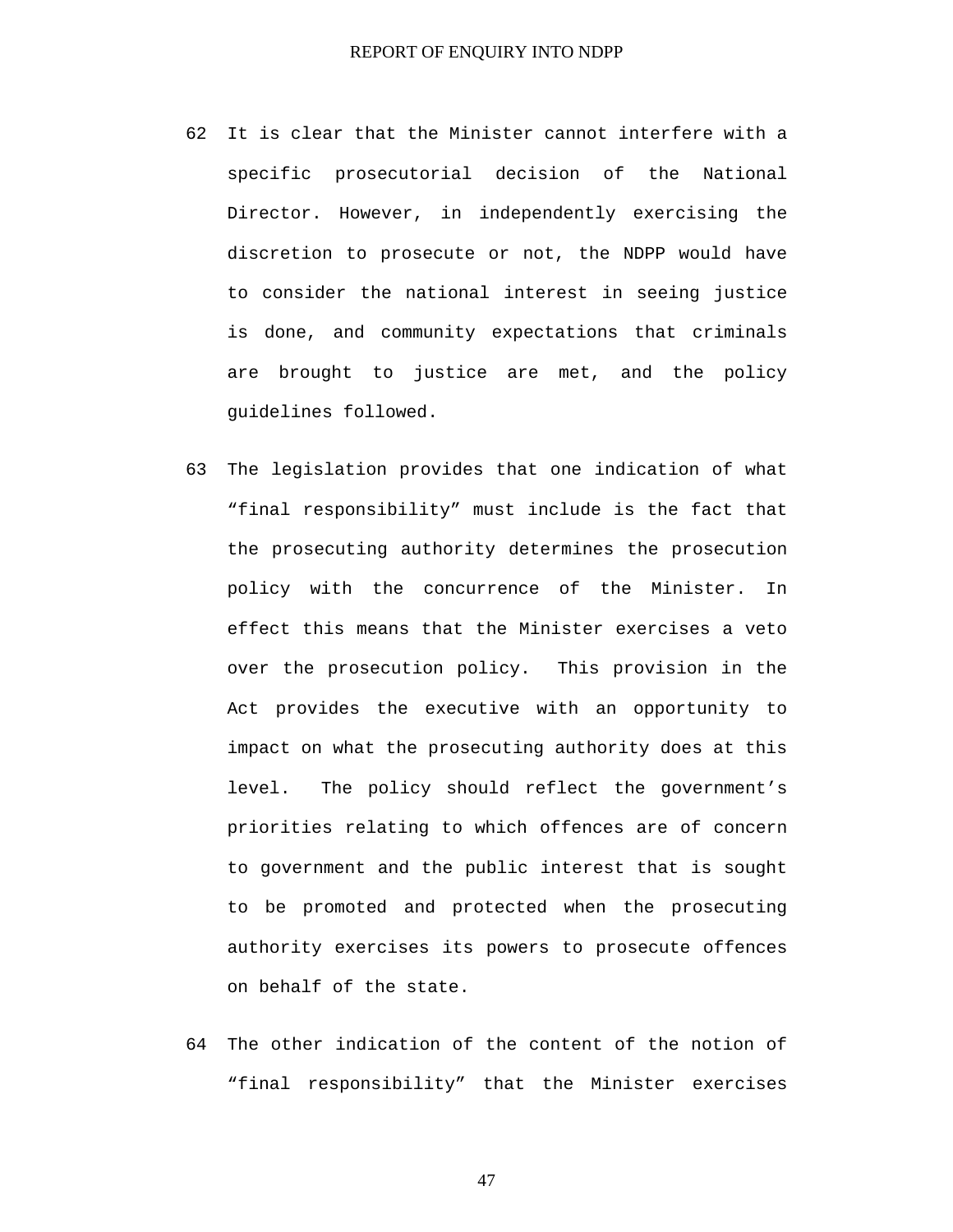62 It is clear that the Minister cannot interfere with a specific prosecutorial decision of the National Director. However, in independently exercising the discretion to prosecute or not, the NDPP would have to consider the national interest in seeing justice is done, and community expectations that criminals are brought to justice are met, and the policy guidelines followed.

63 The legislation provides that one indication of what “final responsibility” must include is the fact that the prosecuting authority determines the prosecution policy with the concurrence of the Minister. In effect this means that the Minister exercises a veto over the prosecution policy. This provision in the Act provides the executive with an opportunity to impact on what the prosecuting authority does at this level. The policy should reflect the government’s priorities relating to which offences are of concern to government and the public interest that is sought to be promoted and protected when the prosecuting authority exercises its powers to prosecute offences on behalf of the state.

64 The other indication of the content of the notion of “final responsibility” that the Minister exercises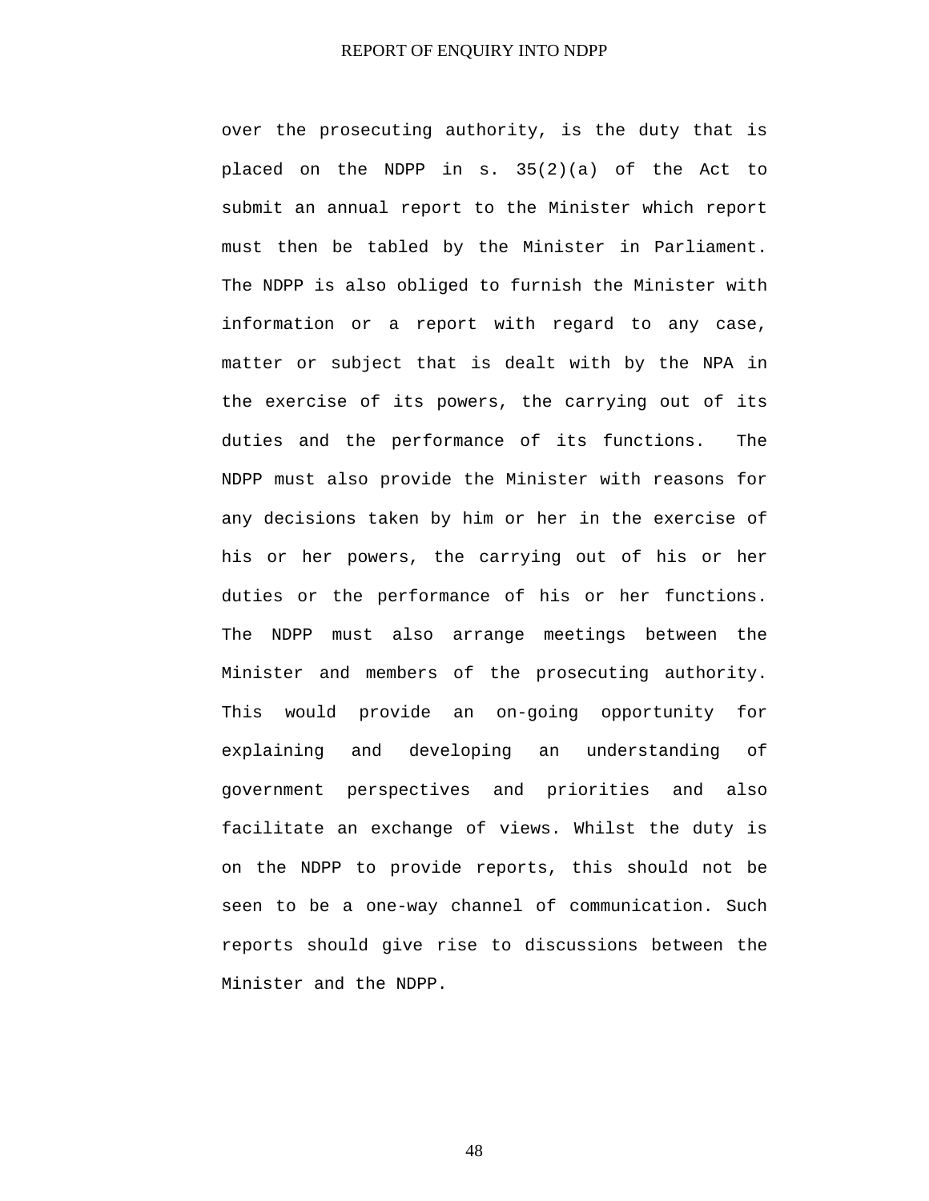over the prosecuting authority, is the duty that is placed on the NDPP in s. 35(2)(a) of the Act to submit an annual report to the Minister which report must then be tabled by the Minister in Parliament. The NDPP is also obliged to furnish the Minister with information or a report with regard to any case, matter or subject that is dealt with by the NPA in the exercise of its powers, the carrying out of its duties and the performance of its functions. The NDPP must also provide the Minister with reasons for any decisions taken by him or her in the exercise of his or her powers, the carrying out of his or her duties or the performance of his or her functions. The NDPP must also arrange meetings between the Minister and members of the prosecuting authority. This would provide an on-going opportunity for explaining and developing an understanding of government perspectives and priorities and also facilitate an exchange of views. Whilst the duty is on the NDPP to provide reports, this should not be seen to be a one-way channel of communication. Such reports should give rise to discussions between the Minister and the NDPP.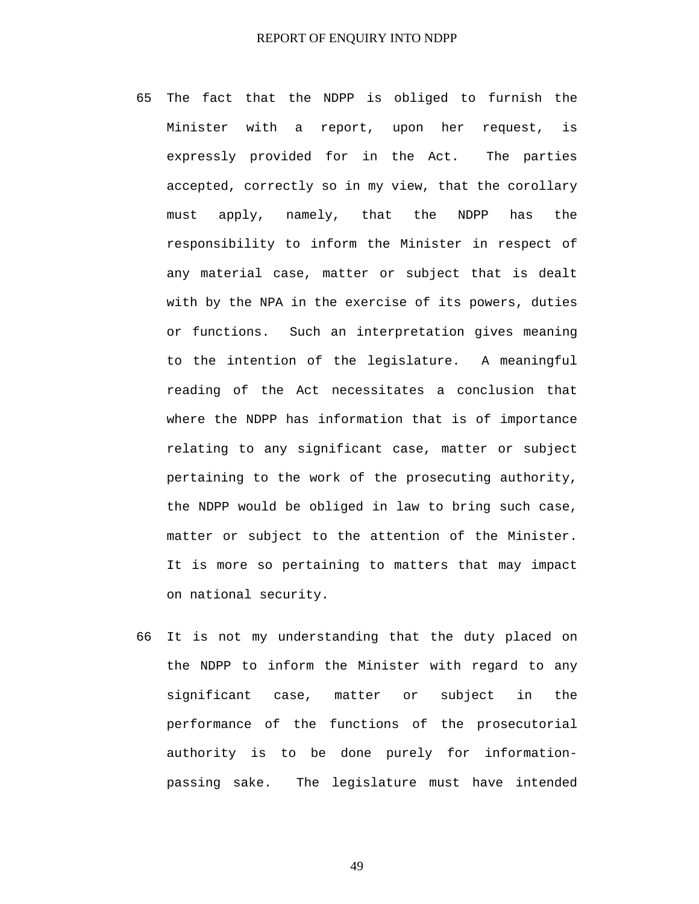65 The fact that the NDPP is obliged to furnish the Minister with a report, upon her request, is expressly provided for in the Act. The parties accepted, correctly so in my view, that the corollary must apply, namely, that the NDPP has the responsibility to inform the Minister in respect of any material case, matter or subject that is dealt with by the NPA in the exercise of its powers, duties or functions. Such an interpretation gives meaning to the intention of the legislature. A meaningful reading of the Act necessitates a conclusion that where the NDPP has information that is of importance relating to any significant case, matter or subject pertaining to the work of the prosecuting authority, the NDPP would be obliged in law to bring such case, matter or subject to the attention of the Minister. It is more so pertaining to matters that may impact on national security.

66 It is not my understanding that the duty placed on the NDPP to inform the Minister with regard to any significant case, matter or subject in the performance of the functions of the prosecutorial authority is to be done purely for information-passing sake. The legislature must have intended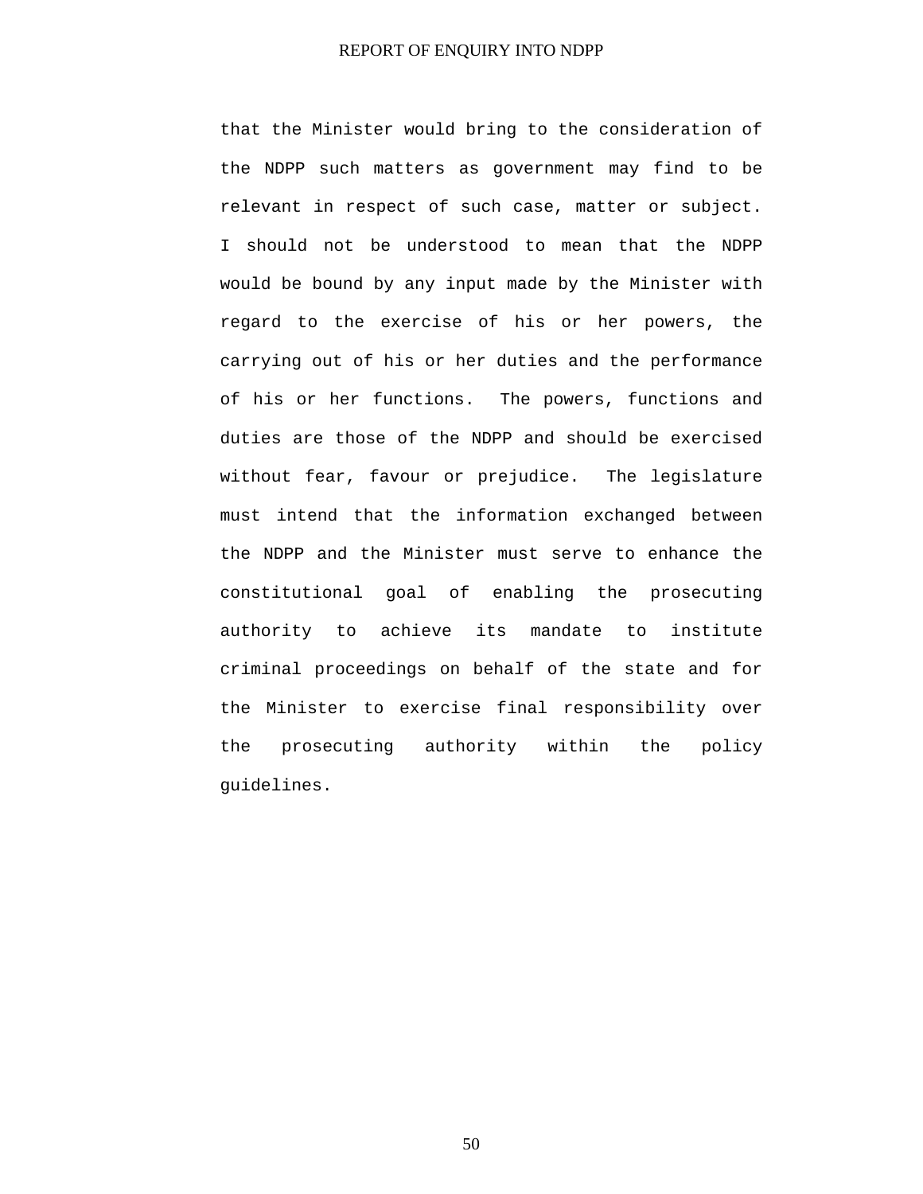that the Minister would bring to the consideration of the NDPP such matters as government may find to be relevant in respect of such case, matter or subject. I should not be understood to mean that the NDPP would be bound by any input made by the Minister with regard to the exercise of his or her powers, the carrying out of his or her duties and the performance of his or her functions. The powers, functions and duties are those of the NDPP and should be exercised without fear, favour or prejudice. The legislature must intend that the information exchanged between the NDPP and the Minister must serve to enhance the constitutional goal of enabling the prosecuting authority to achieve its mandate to institute criminal proceedings on behalf of the state and for the Minister to exercise final responsibility over the prosecuting authority within the policy guidelines.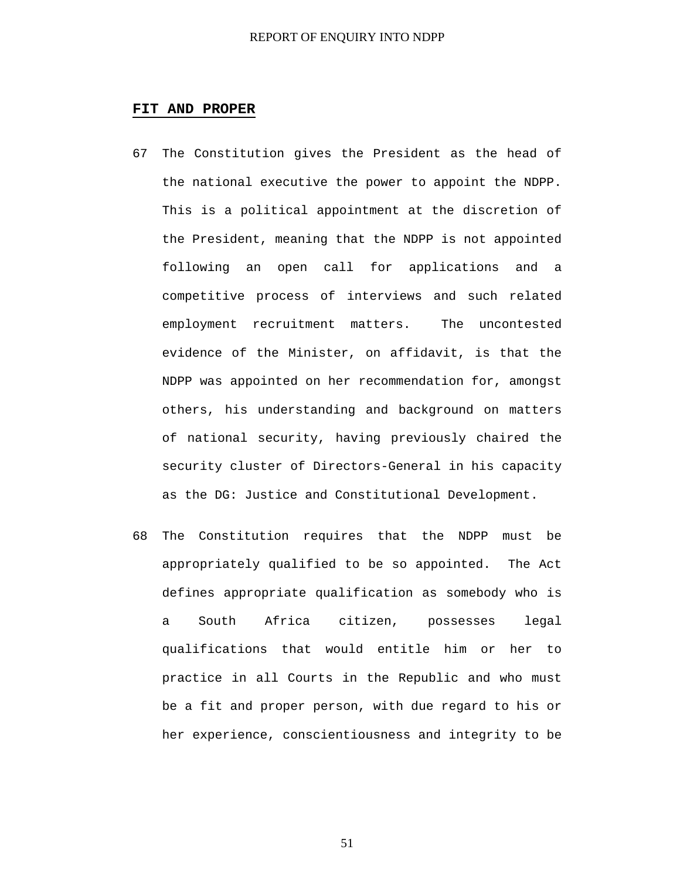## FIT AND PROPER

67 The Constitution gives the President as the head of the national executive the power to appoint the NDPP. This is a political appointment at the discretion of the President, meaning that the NDPP is not appointed following an open call for applications and a competitive process of interviews and such related employment recruitment matters. The uncontested evidence of the Minister, on affidavit, is that the NDPP was appointed on her recommendation for, amongst others, his understanding and background on matters of national security, having previously chaired the security cluster of Directors-General in his capacity as the DG: Justice and Constitutional Development.

68 The Constitution requires that the NDPP must be appropriately qualified to be so appointed. The Act defines appropriate qualification as somebody who is a South Africa citizen, possesses legal qualifications that would entitle him or her to practice in all Courts in the Republic and who must be a fit and proper person, with due regard to his or her experience, conscientiousness and integrity to be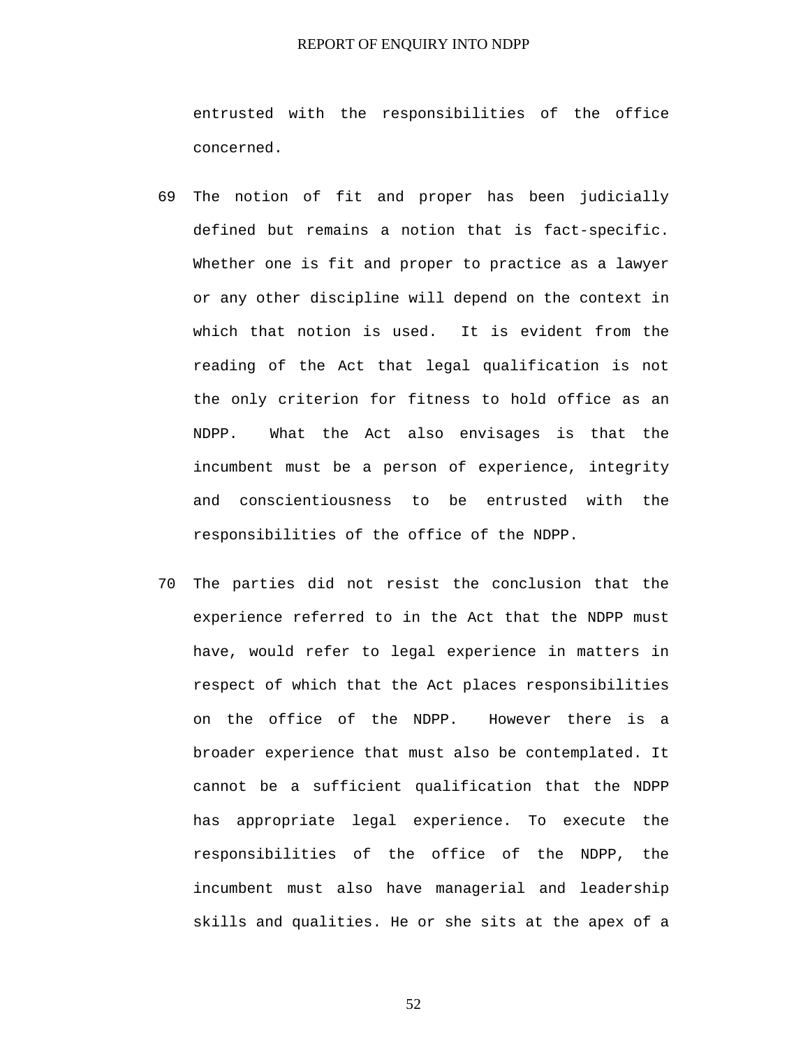entrusted with the responsibilities of the office concerned.

69 The notion of fit and proper has been judicially defined but remains a notion that is fact-specific. Whether one is fit and proper to practice as a lawyer or any other discipline will depend on the context in which that notion is used. It is evident from the reading of the Act that legal qualification is not the only criterion for fitness to hold office as an NDPP. What the Act also envisages is that the incumbent must be a person of experience, integrity and conscientiousness to be entrusted with the responsibilities of the office of the NDPP.

70 The parties did not resist the conclusion that the experience referred to in the Act that the NDPP must have, would refer to legal experience in matters in respect of which that the Act places responsibilities on the office of the NDPP. However there is a broader experience that must also be contemplated. It cannot be a sufficient qualification that the NDPP has appropriate legal experience. To execute the responsibilities of the office of the NDPP, the incumbent must also have managerial and leadership skills and qualities. He or she sits at the apex of a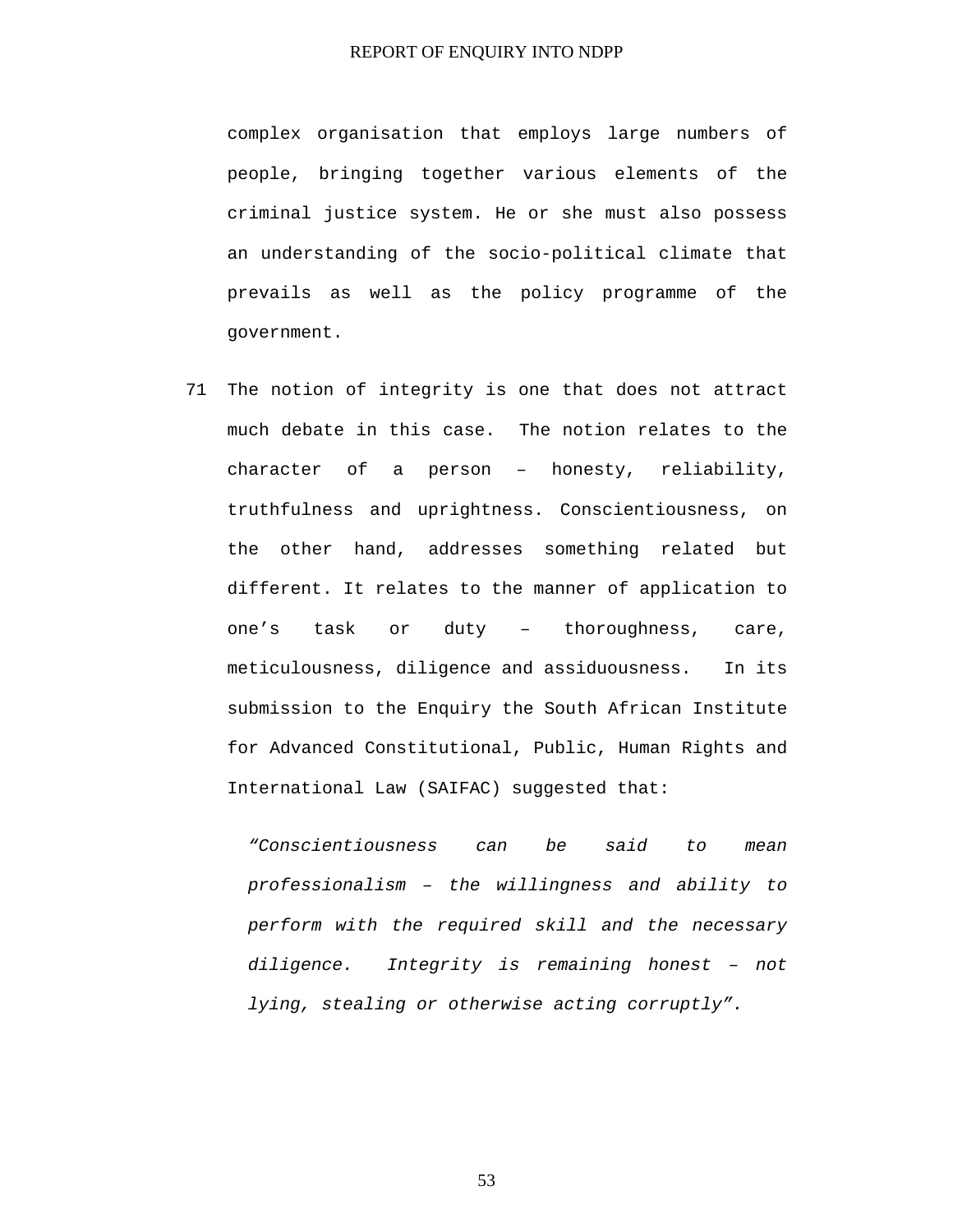complex organisation that employs large numbers of people, bringing together various elements of the criminal justice system. He or she must also possess an understanding of the socio-political climate that prevails as well as the policy programme of the government.

71 The notion of integrity is one that does not attract much debate in this case. The notion relates to the character of a person – honesty, reliability, truthfulness and uprightness. Conscientiousness, on the other hand, addresses something related but different. It relates to the manner of application to one's task or duty – thoroughness, care, meticulousness, diligence and assiduousness. In its submission to the Enquiry the South African Institute for Advanced Constitutional, Public, Human Rights and International Law (SAIFAC) suggested that:

> *"Conscientiousness can be said to mean professionalism – the willingness and ability to perform with the required skill and the necessary diligence. Integrity is remaining honest – not lying, stealing or otherwise acting corruptly".*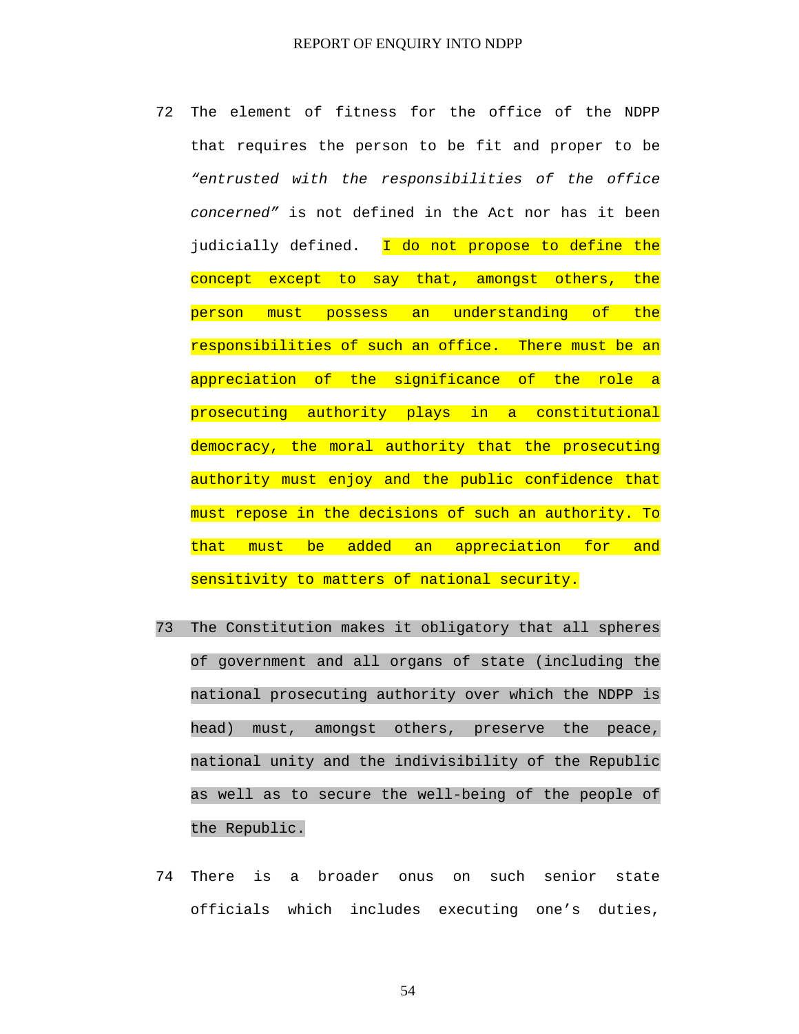72 The element of fitness for the office of the NDPP that requires the person to be fit and proper to be *"entrusted with the responsibilities of the office concerned"* is not defined in the Act nor has it been judicially defined. I do not propose to define the concept except to say that, amongst others, the person must possess an understanding of the responsibilities of such an office. There must be an appreciation of the significance of the role a prosecuting authority plays in a constitutional democracy, the moral authority that the prosecuting authority must enjoy and the public confidence that must repose in the decisions of such an authority. To that must be added an appreciation for and sensitivity to matters of national security.

73 The Constitution makes it obligatory that all spheres of government and all organs of state (including the national prosecuting authority over which the NDPP is head) must, amongst others, preserve the peace, national unity and the indivisibility of the Republic as well as to secure the well-being of the people of the Republic.

74 There is a broader onus on such senior state officials which includes executing one's duties,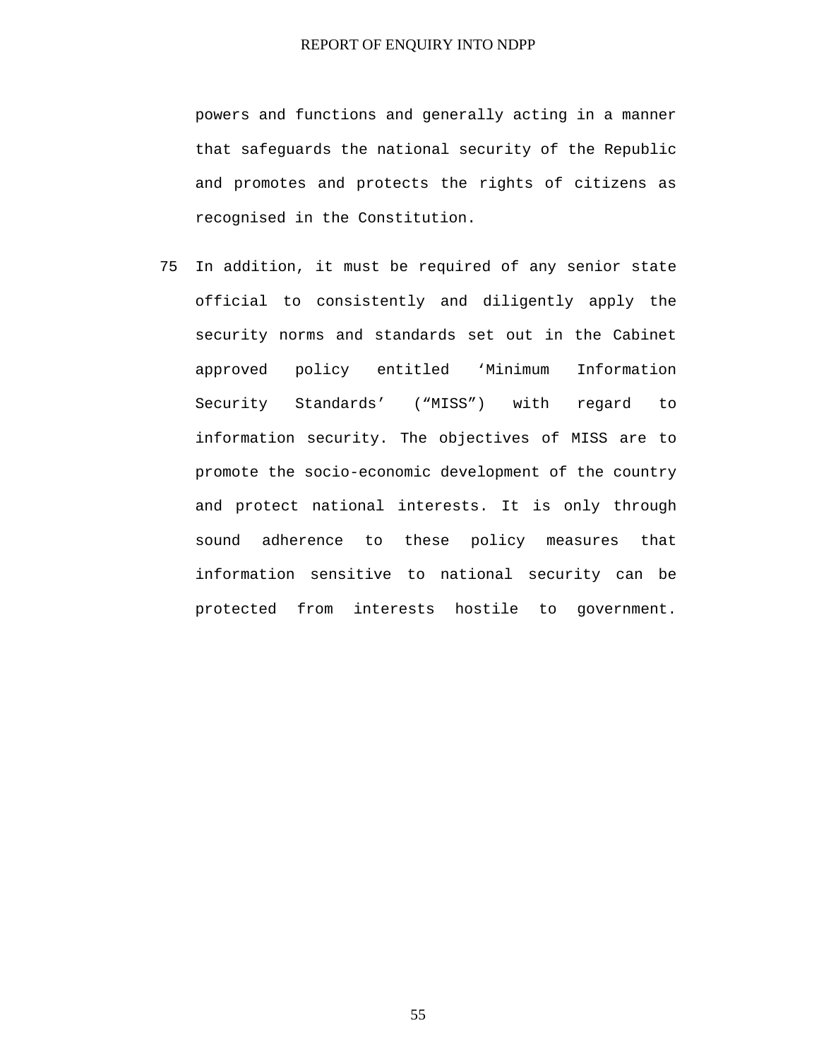powers and functions and generally acting in a manner that safeguards the national security of the Republic and promotes and protects the rights of citizens as recognised in the Constitution.

75 In addition, it must be required of any senior state official to consistently and diligently apply the security norms and standards set out in the Cabinet approved policy entitled 'Minimum Information Security Standards' ("MISS") with regard to information security. The objectives of MISS are to promote the socio-economic development of the country and protect national interests. It is only through sound adherence to these policy measures that information sensitive to national security can be protected from interests hostile to government.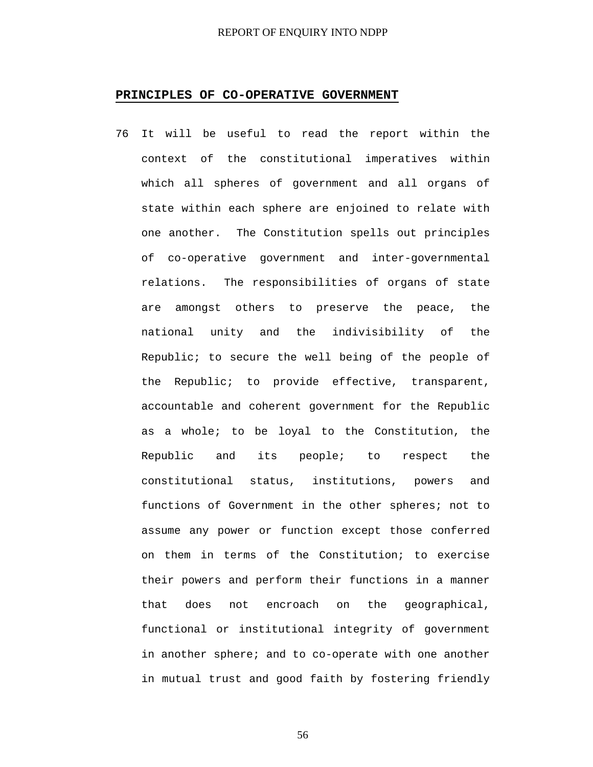## PRINCIPLES OF CO-OPERATIVE GOVERNMENT

76 It will be useful to read the report within the context of the constitutional imperatives within which all spheres of government and all organs of state within each sphere are enjoined to relate with one another. The Constitution spells out principles of co-operative government and inter-governmental relations. The responsibilities of organs of state are amongst others to preserve the peace, the national unity and the indivisibility of the Republic; to secure the well being of the people of the Republic; to provide effective, transparent, accountable and coherent government for the Republic as a whole; to be loyal to the Constitution, the Republic and its people; to respect the constitutional status, institutions, powers and functions of Government in the other spheres; not to assume any power or function except those conferred on them in terms of the Constitution; to exercise their powers and perform their functions in a manner that does not encroach on the geographical, functional or institutional integrity of government in another sphere; and to co-operate with one another in mutual trust and good faith by fostering friendly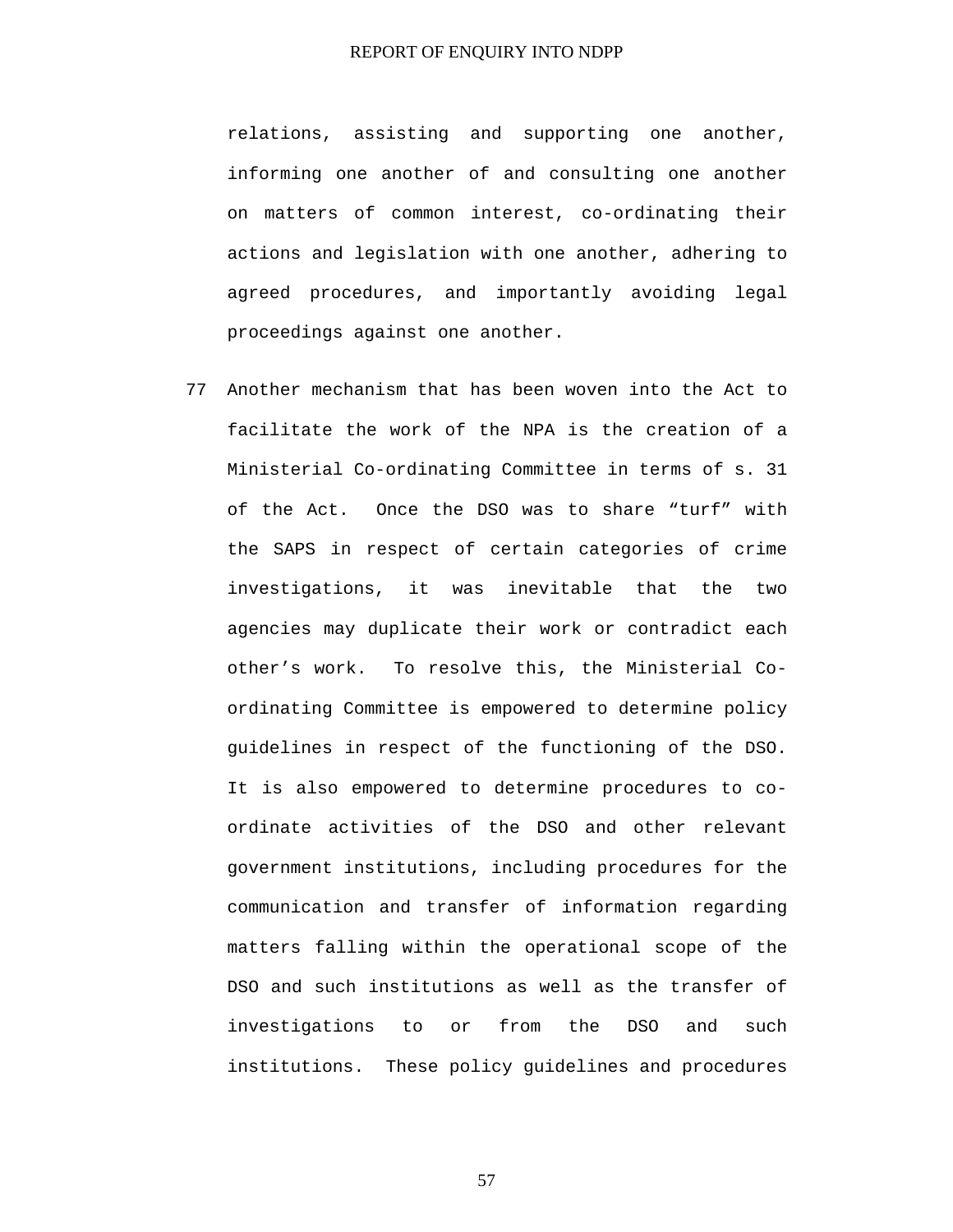relations, assisting and supporting one another, informing one another of and consulting one another on matters of common interest, co-ordinating their actions and legislation with one another, adhering to agreed procedures, and importantly avoiding legal proceedings against one another.

77 Another mechanism that has been woven into the Act to facilitate the work of the NPA is the creation of a Ministerial Co-ordinating Committee in terms of s. 31 of the Act. Once the DSO was to share "turf" with the SAPS in respect of certain categories of crime investigations, it was inevitable that the two agencies may duplicate their work or contradict each other's work. To resolve this, the Ministerial Co-ordinating Committee is empowered to determine policy guidelines in respect of the functioning of the DSO. It is also empowered to determine procedures to co-ordinate activities of the DSO and other relevant government institutions, including procedures for the communication and transfer of information regarding matters falling within the operational scope of the DSO and such institutions as well as the transfer of investigations to or from the DSO and such institutions. These policy guidelines and procedures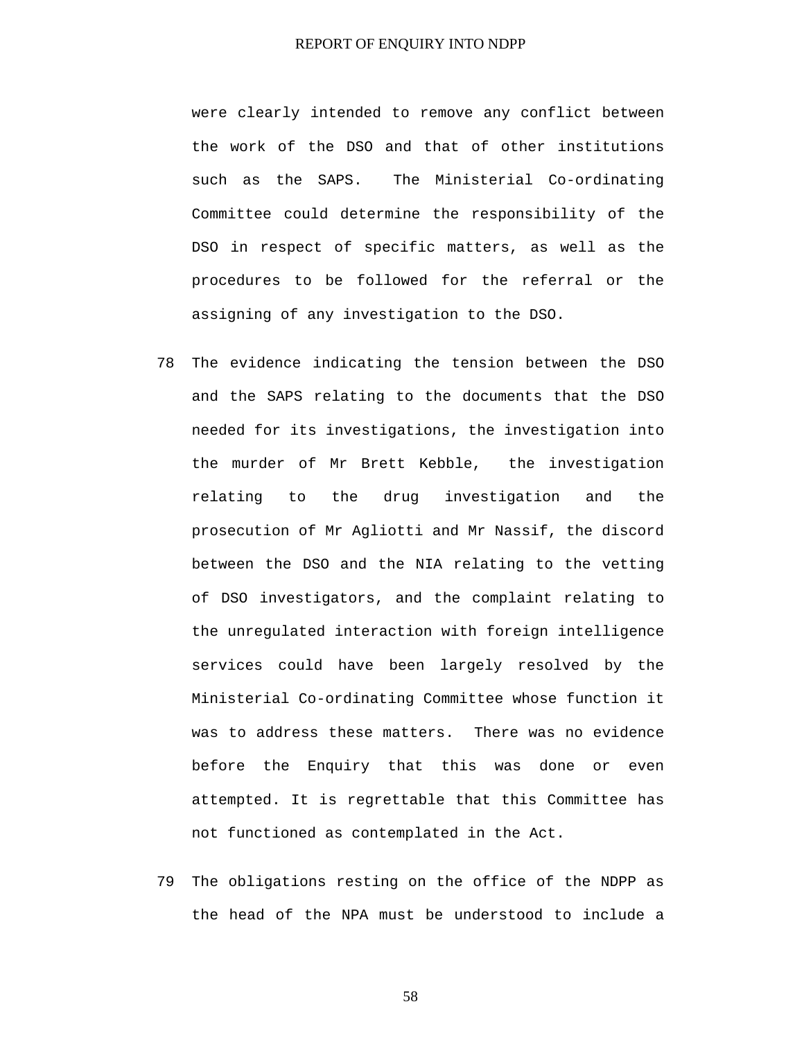were clearly intended to remove any conflict between the work of the DSO and that of other institutions such as the SAPS. The Ministerial Co-ordinating Committee could determine the responsibility of the DSO in respect of specific matters, as well as the procedures to be followed for the referral or the assigning of any investigation to the DSO.

78 The evidence indicating the tension between the DSO and the SAPS relating to the documents that the DSO needed for its investigations, the investigation into the murder of Mr Brett Kebble, the investigation relating to the drug investigation and the prosecution of Mr Agliotti and Mr Nassif, the discord between the DSO and the NIA relating to the vetting of DSO investigators, and the complaint relating to the unregulated interaction with foreign intelligence services could have been largely resolved by the Ministerial Co-ordinating Committee whose function it was to address these matters. There was no evidence before the Enquiry that this was done or even attempted. It is regrettable that this Committee has not functioned as contemplated in the Act.

79 The obligations resting on the office of the NDPP as the head of the NPA must be understood to include a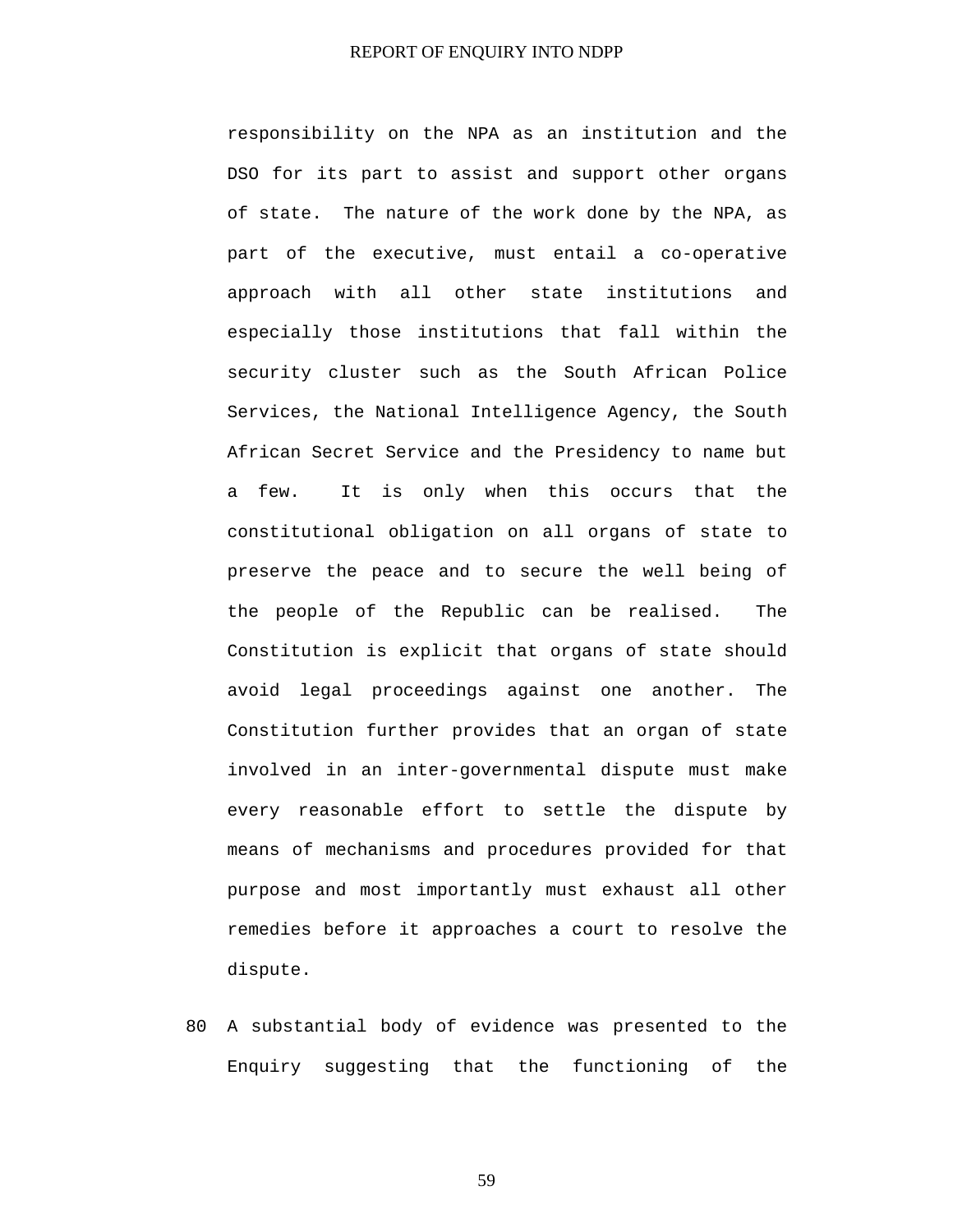responsibility on the NPA as an institution and the DSO for its part to assist and support other organs of state. The nature of the work done by the NPA, as part of the executive, must entail a co-operative approach with all other state institutions and especially those institutions that fall within the security cluster such as the South African Police Services, the National Intelligence Agency, the South African Secret Service and the Presidency to name but a few. It is only when this occurs that the constitutional obligation on all organs of state to preserve the peace and to secure the well being of the people of the Republic can be realised. The Constitution is explicit that organs of state should avoid legal proceedings against one another. The Constitution further provides that an organ of state involved in an inter-governmental dispute must make every reasonable effort to settle the dispute by means of mechanisms and procedures provided for that purpose and most importantly must exhaust all other remedies before it approaches a court to resolve the dispute.

80 A substantial body of evidence was presented to the Enquiry suggesting that the functioning of the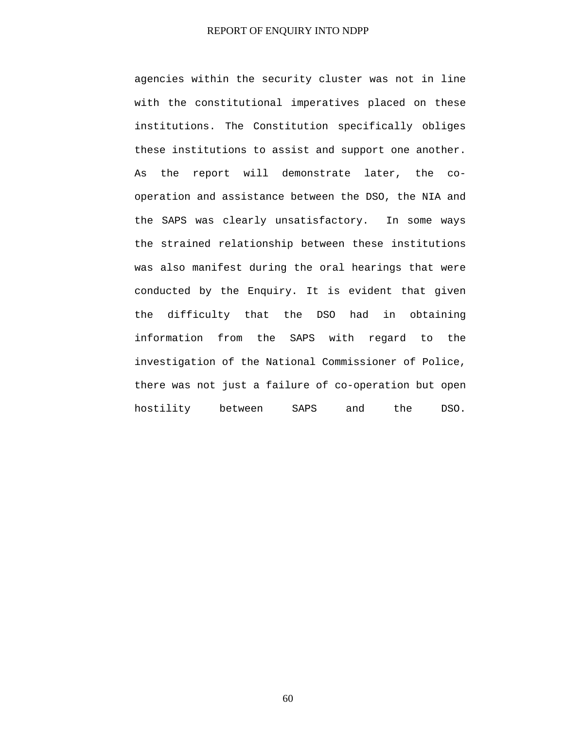agencies within the security cluster was not in line with the constitutional imperatives placed on these institutions. The Constitution specifically obliges these institutions to assist and support one another. As the report will demonstrate later, the co-operation and assistance between the DSO, the NIA and the SAPS was clearly unsatisfactory. In some ways the strained relationship between these institutions was also manifest during the oral hearings that were conducted by the Enquiry. It is evident that given the difficulty that the DSO had in obtaining information from the SAPS with regard to the investigation of the National Commissioner of Police, there was not just a failure of co-operation but open hostility between SAPS and the DSO.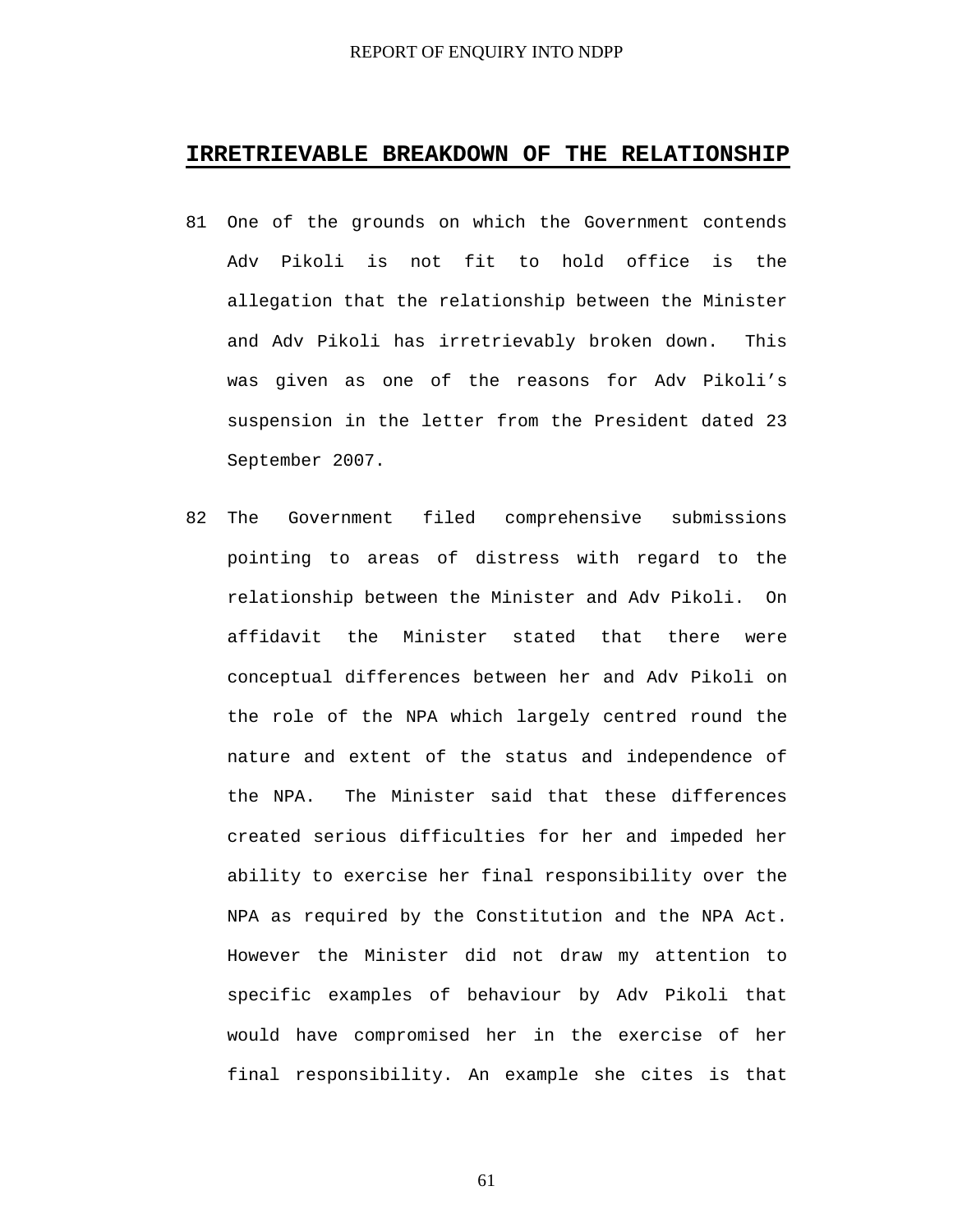## IRRETRIEVABLE BREAKDOWN OF THE RELATIONSHIP

81 One of the grounds on which the Government contends Adv Pikoli is not fit to hold office is the allegation that the relationship between the Minister and Adv Pikoli has irretrievably broken down. This was given as one of the reasons for Adv Pikoli's suspension in the letter from the President dated 23 September 2007.

82 The Government filed comprehensive submissions pointing to areas of distress with regard to the relationship between the Minister and Adv Pikoli. On affidavit the Minister stated that there were conceptual differences between her and Adv Pikoli on the role of the NPA which largely centred round the nature and extent of the status and independence of the NPA. The Minister said that these differences created serious difficulties for her and impeded her ability to exercise her final responsibility over the NPA as required by the Constitution and the NPA Act. However the Minister did not draw my attention to specific examples of behaviour by Adv Pikoli that would have compromised her in the exercise of her final responsibility. An example she cites is that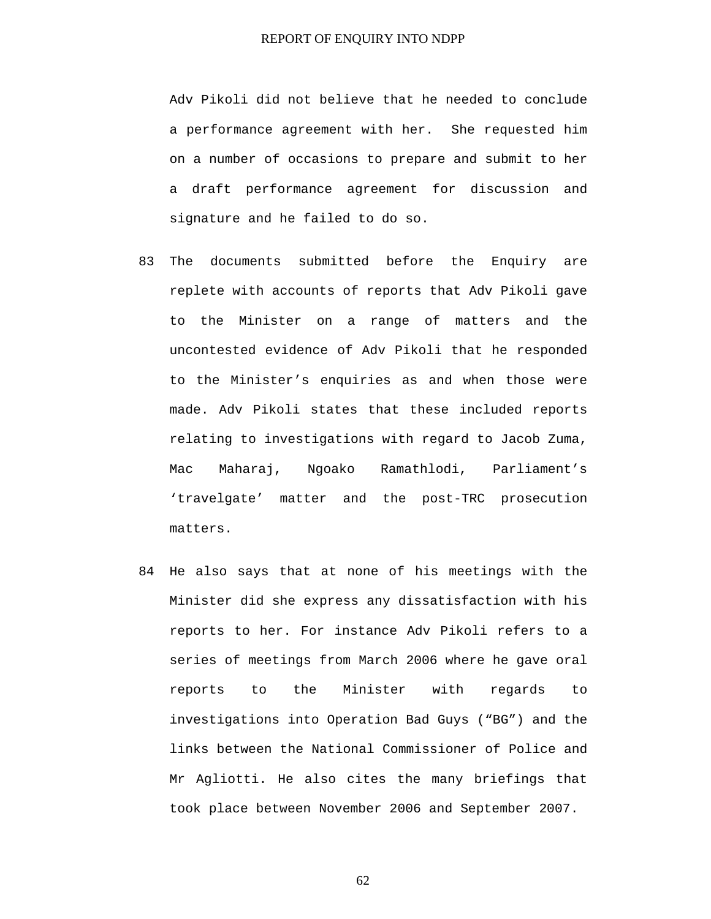Adv Pikoli did not believe that he needed to conclude a performance agreement with her. She requested him on a number of occasions to prepare and submit to her a draft performance agreement for discussion and signature and he failed to do so.

83 The documents submitted before the Enquiry are replete with accounts of reports that Adv Pikoli gave to the Minister on a range of matters and the uncontested evidence of Adv Pikoli that he responded to the Minister's enquiries as and when those were made. Adv Pikoli states that these included reports relating to investigations with regard to Jacob Zuma, Mac Maharaj, Ngoako Ramathlodi, Parliament's 'travelgate' matter and the post-TRC prosecution matters.

84 He also says that at none of his meetings with the Minister did she express any dissatisfaction with his reports to her. For instance Adv Pikoli refers to a series of meetings from March 2006 where he gave oral reports to the Minister with regards to investigations into Operation Bad Guys ("BG") and the links between the National Commissioner of Police and Mr Agliotti. He also cites the many briefings that took place between November 2006 and September 2007.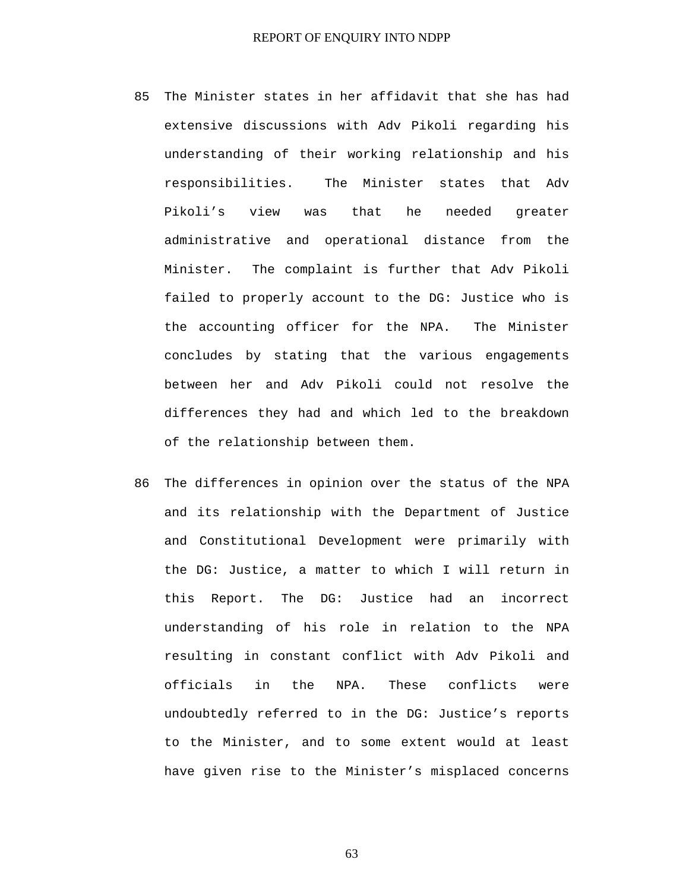85 The Minister states in her affidavit that she has had extensive discussions with Adv Pikoli regarding his understanding of their working relationship and his responsibilities. The Minister states that Adv Pikoli's view was that he needed greater administrative and operational distance from the Minister. The complaint is further that Adv Pikoli failed to properly account to the DG: Justice who is the accounting officer for the NPA. The Minister concludes by stating that the various engagements between her and Adv Pikoli could not resolve the differences they had and which led to the breakdown of the relationship between them.

86 The differences in opinion over the status of the NPA and its relationship with the Department of Justice and Constitutional Development were primarily with the DG: Justice, a matter to which I will return in this Report. The DG: Justice had an incorrect understanding of his role in relation to the NPA resulting in constant conflict with Adv Pikoli and officials in the NPA. These conflicts were undoubtedly referred to in the DG: Justice's reports to the Minister, and to some extent would at least have given rise to the Minister's misplaced concerns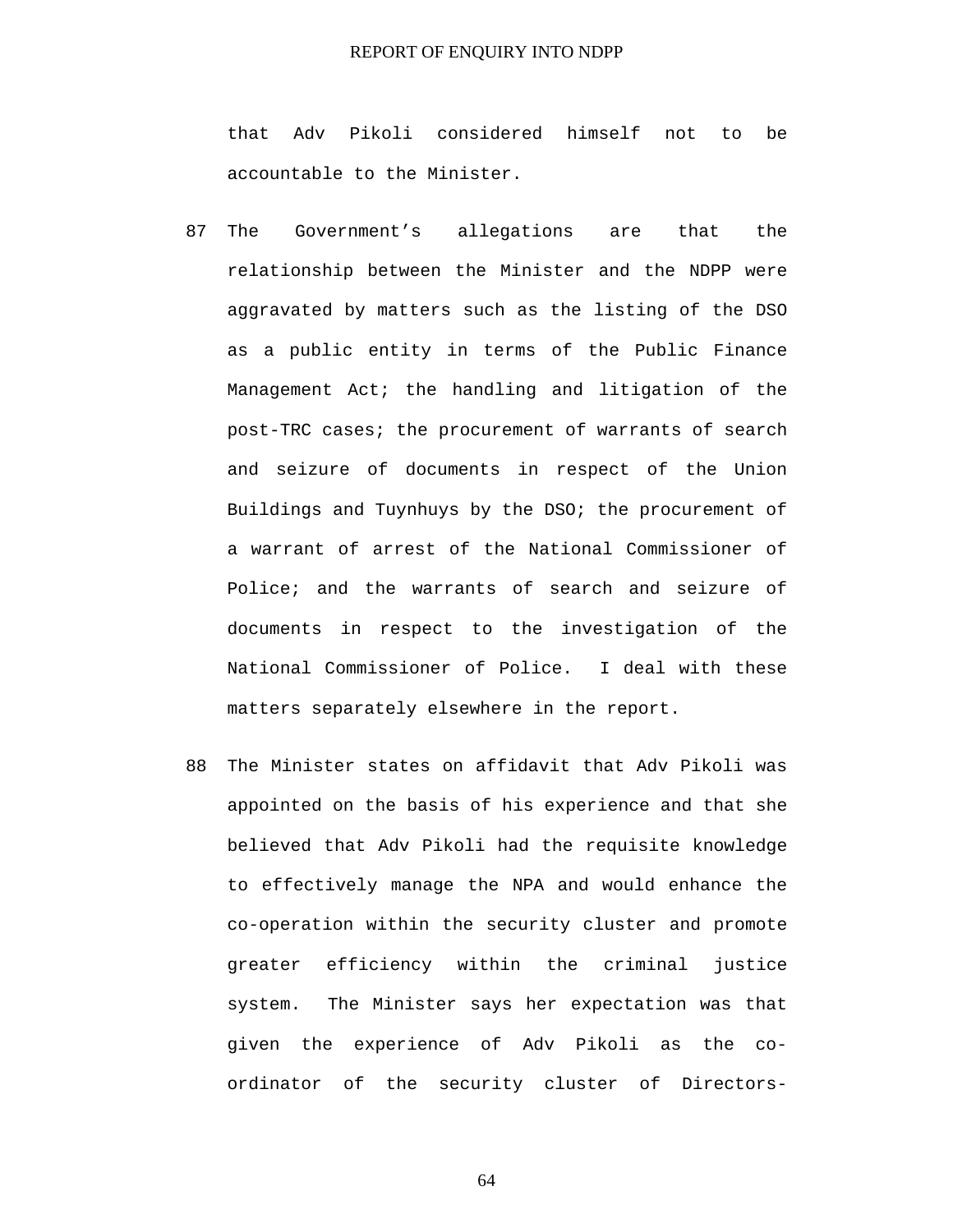that Adv Pikoli considered himself not to be accountable to the Minister.

87 The Government’s allegations are that the relationship between the Minister and the NDPP were aggravated by matters such as the listing of the DSO as a public entity in terms of the Public Finance Management Act; the handling and litigation of the post-TRC cases; the procurement of warrants of search and seizure of documents in respect of the Union Buildings and Tuynhuys by the DSO; the procurement of a warrant of arrest of the National Commissioner of Police; and the warrants of search and seizure of documents in respect to the investigation of the National Commissioner of Police. I deal with these matters separately elsewhere in the report.

88 The Minister states on affidavit that Adv Pikoli was appointed on the basis of his experience and that she believed that Adv Pikoli had the requisite knowledge to effectively manage the NPA and would enhance the co-operation within the security cluster and promote greater efficiency within the criminal justice system. The Minister says her expectation was that given the experience of Adv Pikoli as the co-ordinator of the security cluster of Directors-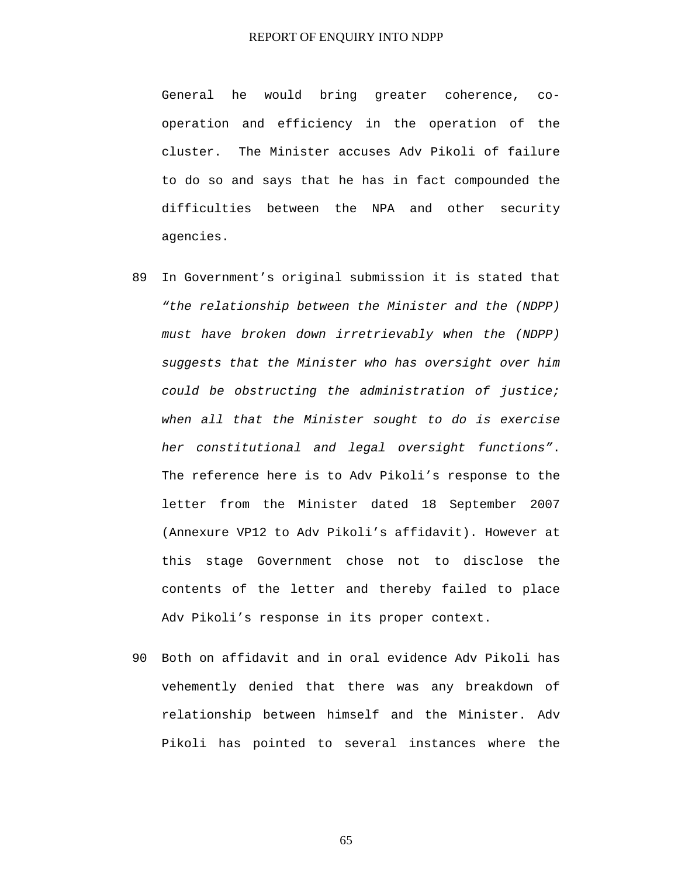General he would bring greater coherence, co-operation and efficiency in the operation of the cluster. The Minister accuses Adv Pikoli of failure to do so and says that he has in fact compounded the difficulties between the NPA and other security agencies.

89 In Government's original submission it is stated that *"the relationship between the Minister and the (NDPP) must have broken down irretrievably when the (NDPP) suggests that the Minister who has oversight over him could be obstructing the administration of justice; when all that the Minister sought to do is exercise her constitutional and legal oversight functions"*. The reference here is to Adv Pikoli's response to the letter from the Minister dated 18 September 2007 (Annexure VP12 to Adv Pikoli's affidavit). However at this stage Government chose not to disclose the contents of the letter and thereby failed to place Adv Pikoli's response in its proper context.

90 Both on affidavit and in oral evidence Adv Pikoli has vehemently denied that there was any breakdown of relationship between himself and the Minister. Adv Pikoli has pointed to several instances where the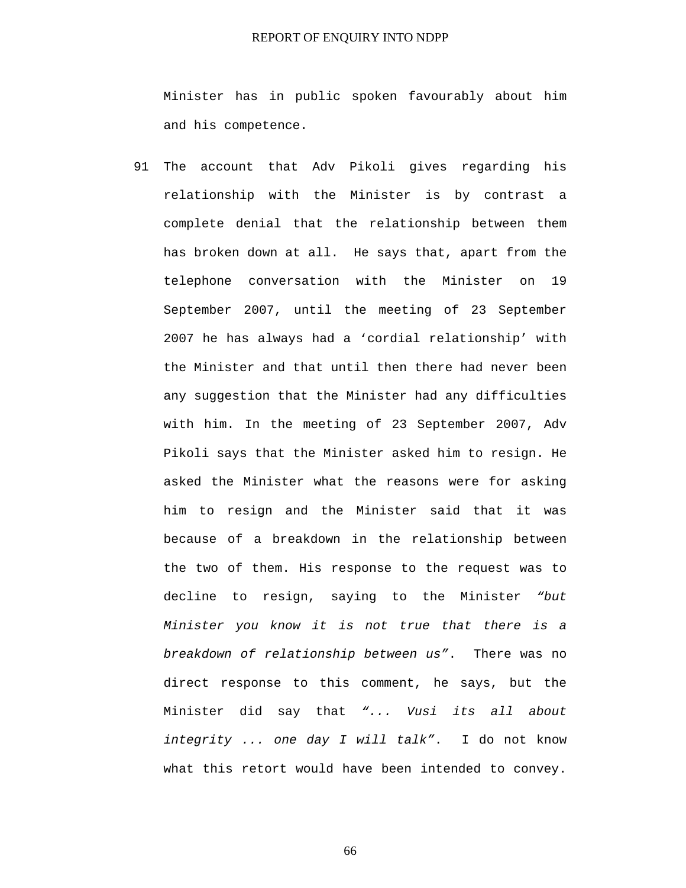Minister has in public spoken favourably about him and his competence.

91 The account that Adv Pikoli gives regarding his relationship with the Minister is by contrast a complete denial that the relationship between them has broken down at all. He says that, apart from the telephone conversation with the Minister on 19 September 2007, until the meeting of 23 September 2007 he has always had a ‘cordial relationship’ with the Minister and that until then there had never been any suggestion that the Minister had any difficulties with him. In the meeting of 23 September 2007, Adv Pikoli says that the Minister asked him to resign. He asked the Minister what the reasons were for asking him to resign and the Minister said that it was because of a breakdown in the relationship between the two of them. His response to the request was to decline to resign, saying to the Minister *“but Minister you know it is not true that there is a breakdown of relationship between us”*. There was no direct response to this comment, he says, but the Minister did say that *“... Vusi its all about integrity ... one day I will talk”*. I do not know what this retort would have been intended to convey.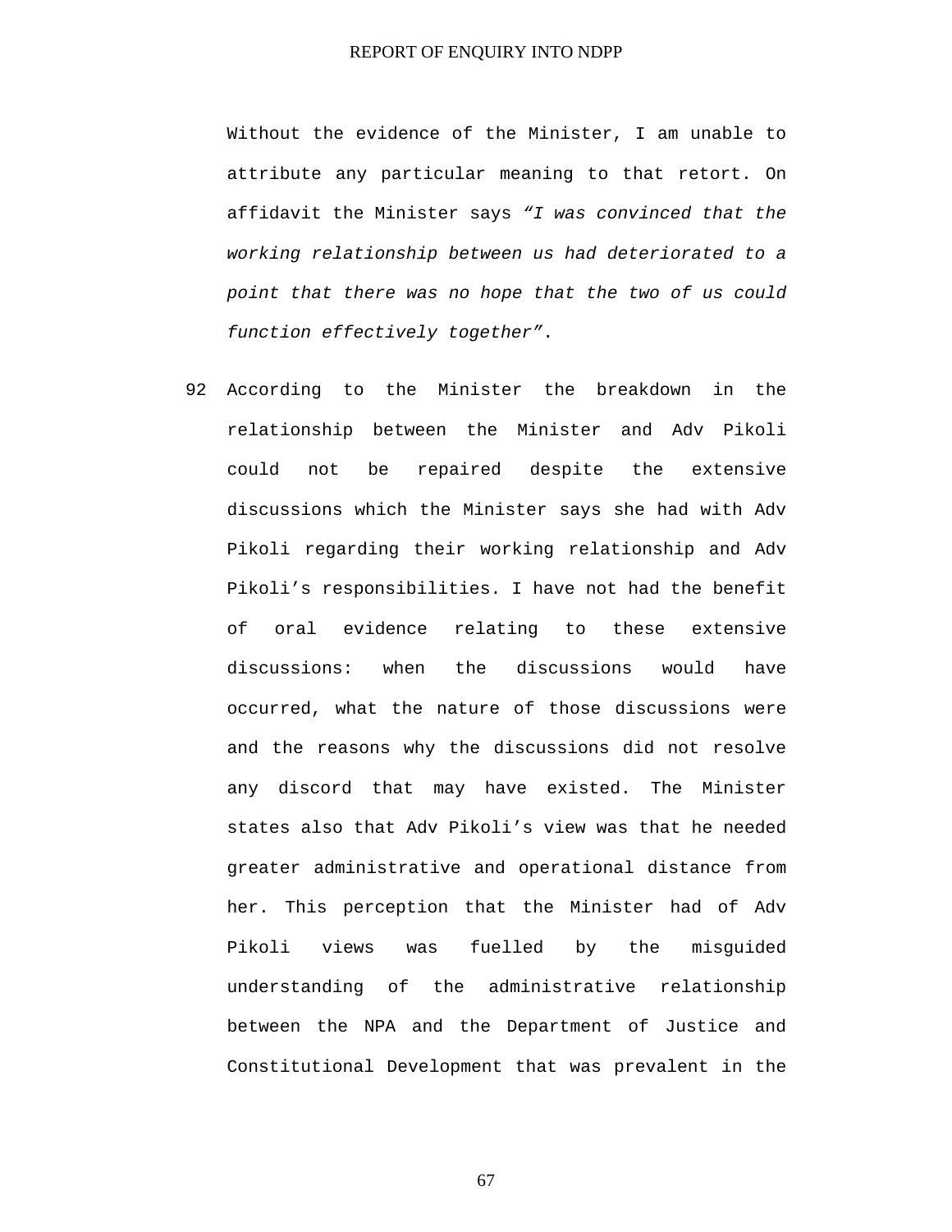Without the evidence of the Minister, I am unable to attribute any particular meaning to that retort. On affidavit the Minister says *"I was convinced that the working relationship between us had deteriorated to a point that there was no hope that the two of us could function effectively together"*.

92 According to the Minister the breakdown in the relationship between the Minister and Adv Pikoli could not be repaired despite the extensive discussions which the Minister says she had with Adv Pikoli regarding their working relationship and Adv Pikoli's responsibilities. I have not had the benefit of oral evidence relating to these extensive discussions: when the discussions would have occurred, what the nature of those discussions were and the reasons why the discussions did not resolve any discord that may have existed. The Minister states also that Adv Pikoli's view was that he needed greater administrative and operational distance from her. This perception that the Minister had of Adv Pikoli views was fuelled by the misguided understanding of the administrative relationship between the NPA and the Department of Justice and Constitutional Development that was prevalent in the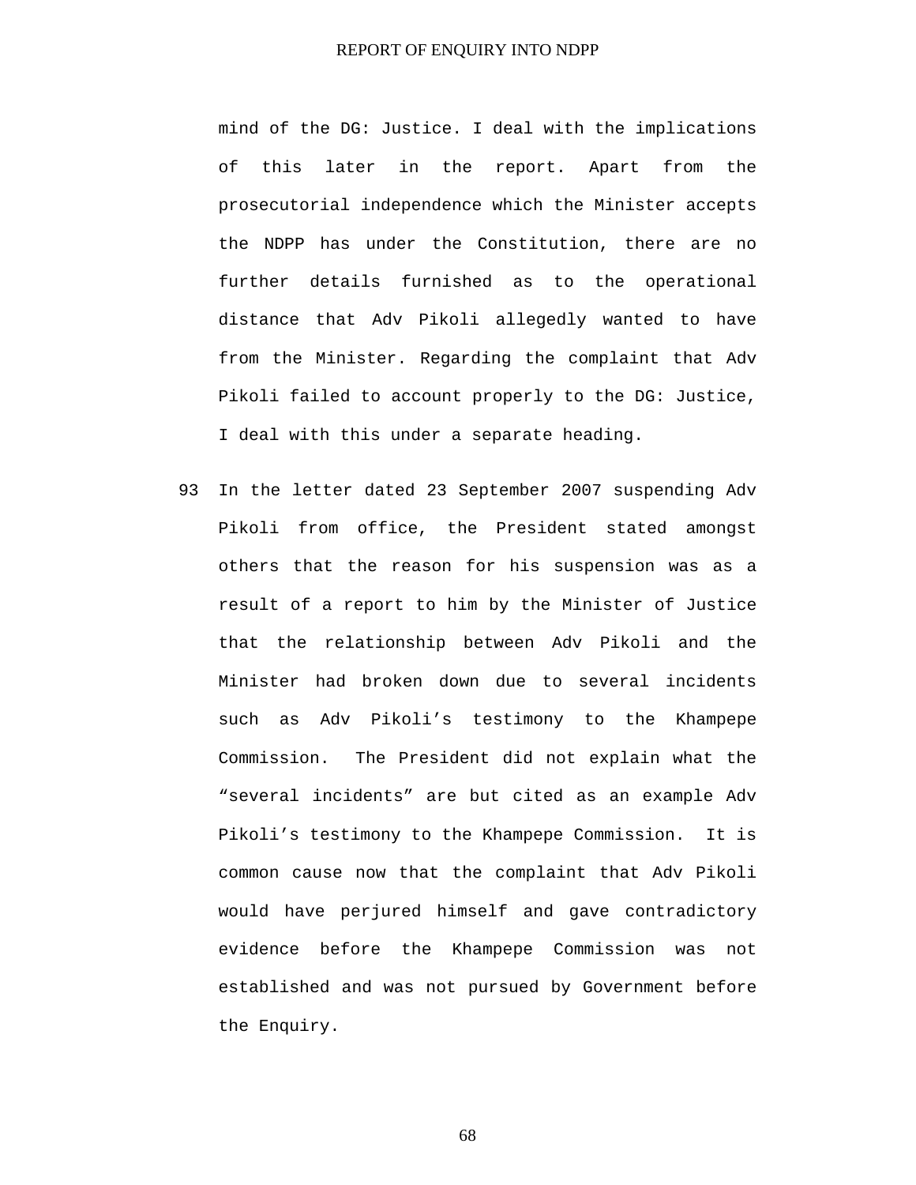mind of the DG: Justice. I deal with the implications of this later in the report. Apart from the prosecutorial independence which the Minister accepts the NDPP has under the Constitution, there are no further details furnished as to the operational distance that Adv Pikoli allegedly wanted to have from the Minister. Regarding the complaint that Adv Pikoli failed to account properly to the DG: Justice, I deal with this under a separate heading.

93 In the letter dated 23 September 2007 suspending Adv Pikoli from office, the President stated amongst others that the reason for his suspension was as a result of a report to him by the Minister of Justice that the relationship between Adv Pikoli and the Minister had broken down due to several incidents such as Adv Pikoli's testimony to the Khampepe Commission. The President did not explain what the "several incidents" are but cited as an example Adv Pikoli's testimony to the Khampepe Commission. It is common cause now that the complaint that Adv Pikoli would have perjured himself and gave contradictory evidence before the Khampepe Commission was not established and was not pursued by Government before the Enquiry.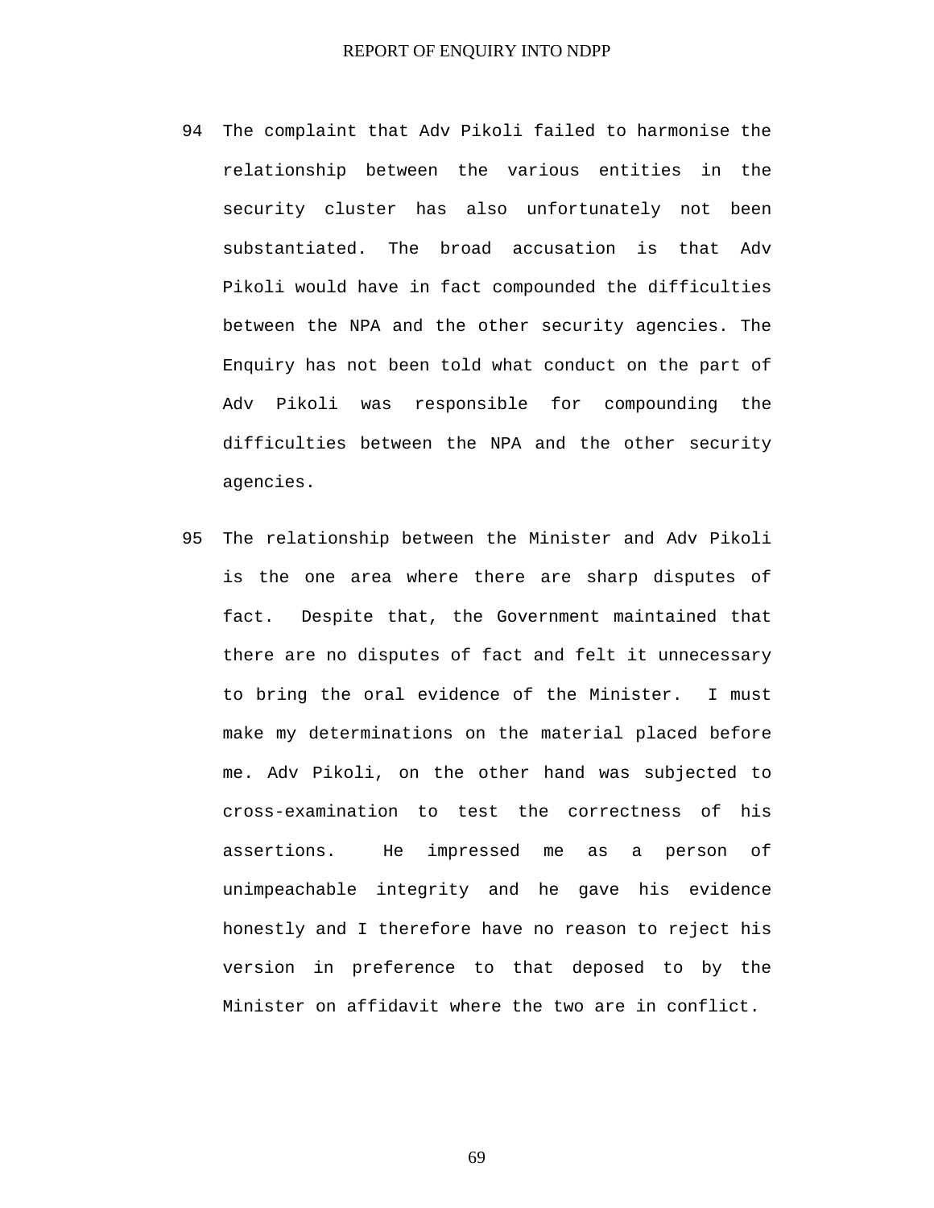94 The complaint that Adv Pikoli failed to harmonise the relationship between the various entities in the security cluster has also unfortunately not been substantiated. The broad accusation is that Adv Pikoli would have in fact compounded the difficulties between the NPA and the other security agencies. The Enquiry has not been told what conduct on the part of Adv Pikoli was responsible for compounding the difficulties between the NPA and the other security agencies.

95 The relationship between the Minister and Adv Pikoli is the one area where there are sharp disputes of fact. Despite that, the Government maintained that there are no disputes of fact and felt it unnecessary to bring the oral evidence of the Minister. I must make my determinations on the material placed before me. Adv Pikoli, on the other hand was subjected to cross-examination to test the correctness of his assertions. He impressed me as a person of unimpeachable integrity and he gave his evidence honestly and I therefore have no reason to reject his version in preference to that deposed to by the Minister on affidavit where the two are in conflict.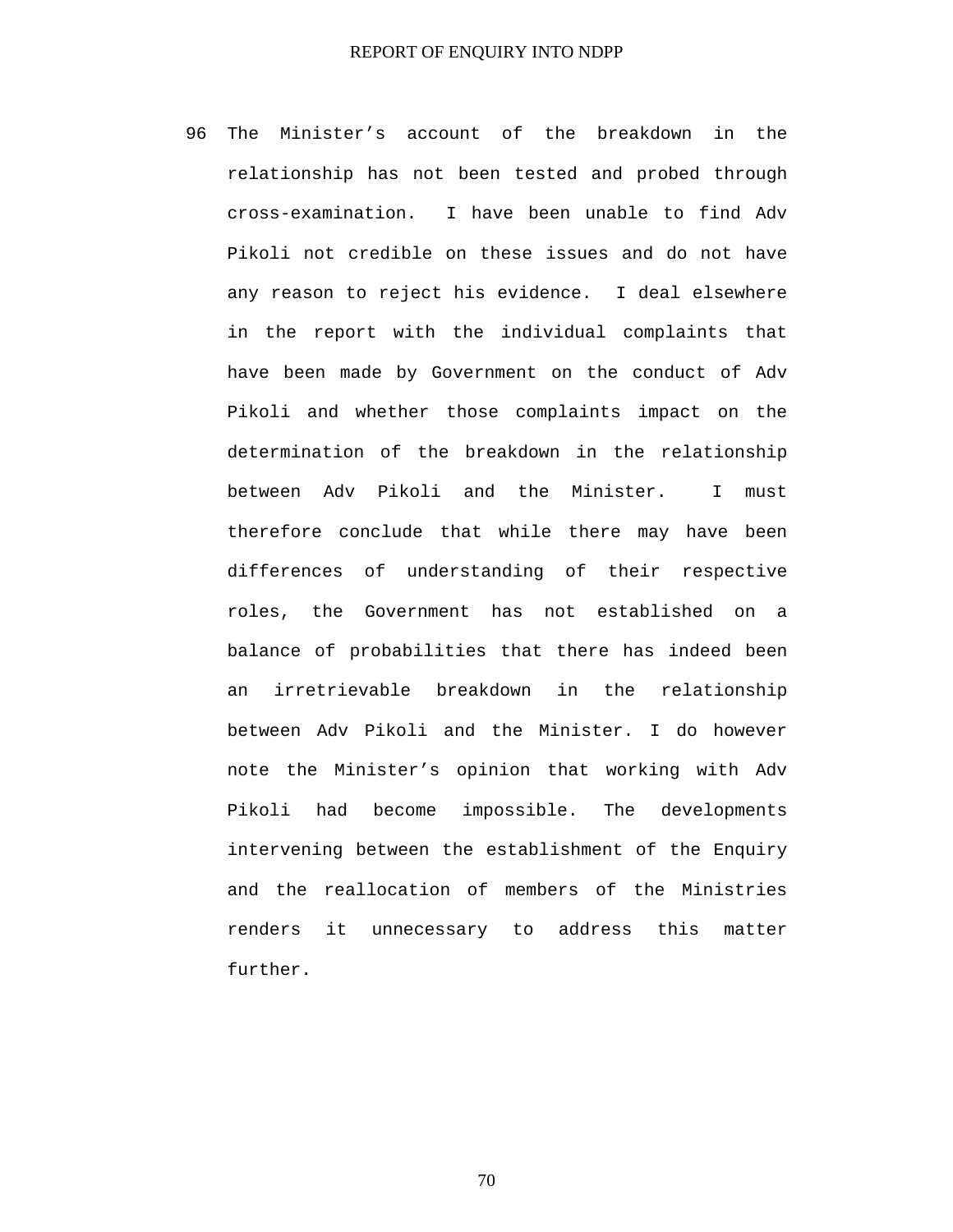96 The Minister’s account of the breakdown in the relationship has not been tested and probed through cross-examination. I have been unable to find Adv Pikoli not credible on these issues and do not have any reason to reject his evidence. I deal elsewhere in the report with the individual complaints that have been made by Government on the conduct of Adv Pikoli and whether those complaints impact on the determination of the breakdown in the relationship between Adv Pikoli and the Minister. I must therefore conclude that while there may have been differences of understanding of their respective roles, the Government has not established on a balance of probabilities that there has indeed been an irretrievable breakdown in the relationship between Adv Pikoli and the Minister. I do however note the Minister’s opinion that working with Adv Pikoli had become impossible. The developments intervening between the establishment of the Enquiry and the reallocation of members of the Ministries renders it unnecessary to address this matter further.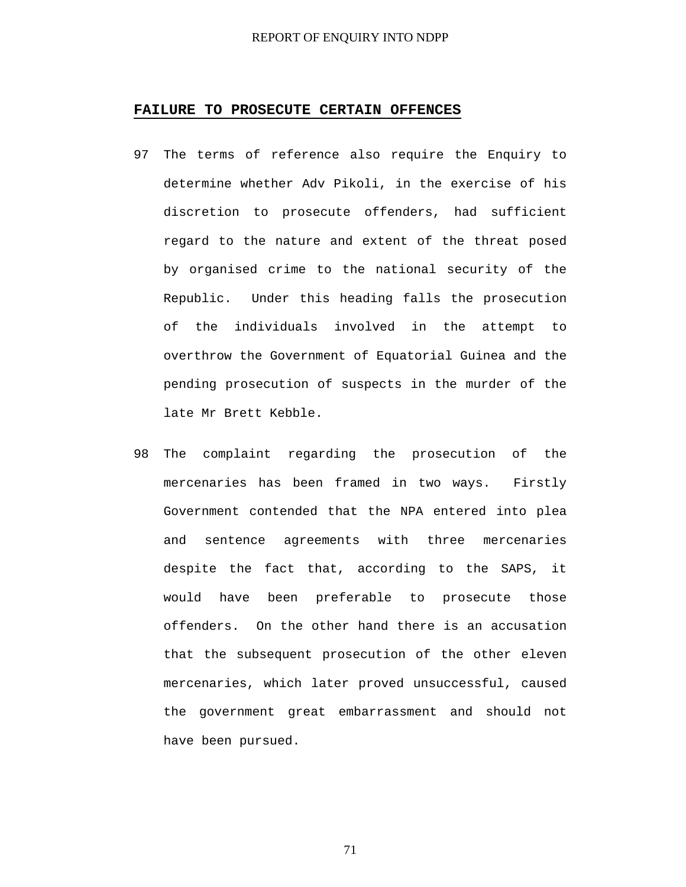## FAILURE TO PROSECUTE CERTAIN OFFENCES

97 The terms of reference also require the Enquiry to determine whether Adv Pikoli, in the exercise of his discretion to prosecute offenders, had sufficient regard to the nature and extent of the threat posed by organised crime to the national security of the Republic. Under this heading falls the prosecution of the individuals involved in the attempt to overthrow the Government of Equatorial Guinea and the pending prosecution of suspects in the murder of the late Mr Brett Kebble.

98 The complaint regarding the prosecution of the mercenaries has been framed in two ways. Firstly Government contended that the NPA entered into plea and sentence agreements with three mercenaries despite the fact that, according to the SAPS, it would have been preferable to prosecute those offenders. On the other hand there is an accusation that the subsequent prosecution of the other eleven mercenaries, which later proved unsuccessful, caused the government great embarrassment and should not have been pursued.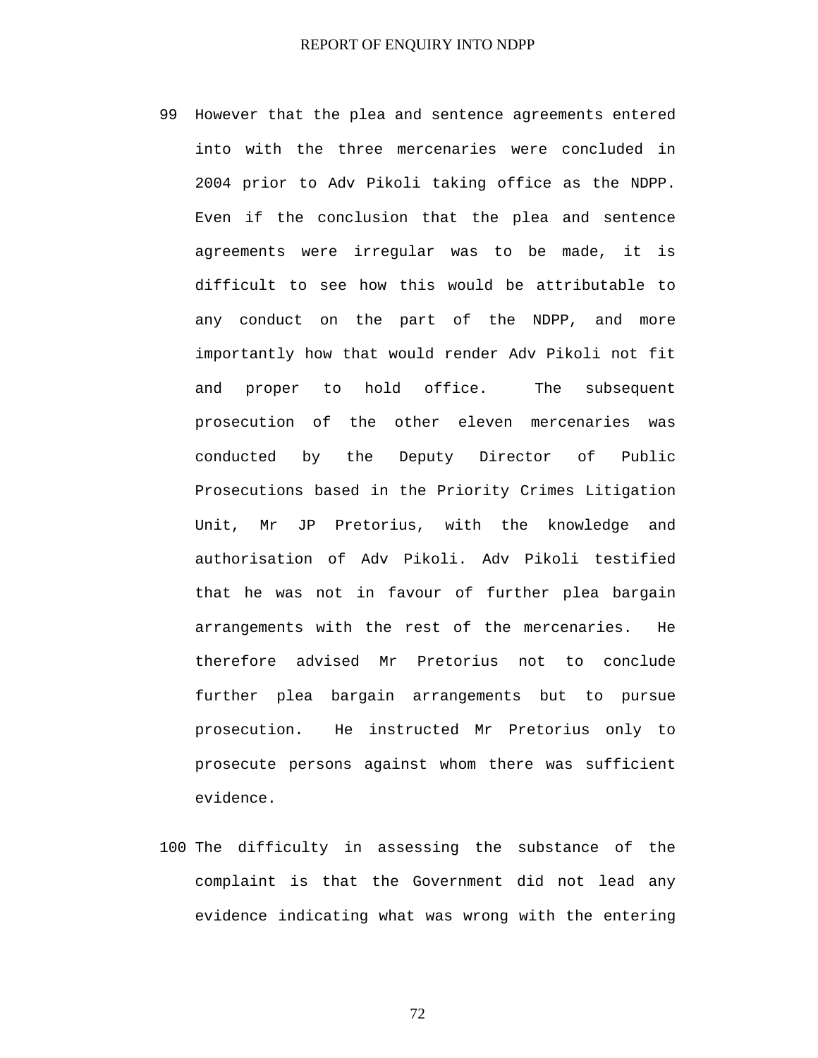99 However that the plea and sentence agreements entered into with the three mercenaries were concluded in 2004 prior to Adv Pikoli taking office as the NDPP. Even if the conclusion that the plea and sentence agreements were irregular was to be made, it is difficult to see how this would be attributable to any conduct on the part of the NDPP, and more importantly how that would render Adv Pikoli not fit and proper to hold office. The subsequent prosecution of the other eleven mercenaries was conducted by the Deputy Director of Public Prosecutions based in the Priority Crimes Litigation Unit, Mr JP Pretorius, with the knowledge and authorisation of Adv Pikoli. Adv Pikoli testified that he was not in favour of further plea bargain arrangements with the rest of the mercenaries. He therefore advised Mr Pretorius not to conclude further plea bargain arrangements but to pursue prosecution. He instructed Mr Pretorius only to prosecute persons against whom there was sufficient evidence.

100 The difficulty in assessing the substance of the complaint is that the Government did not lead any evidence indicating what was wrong with the entering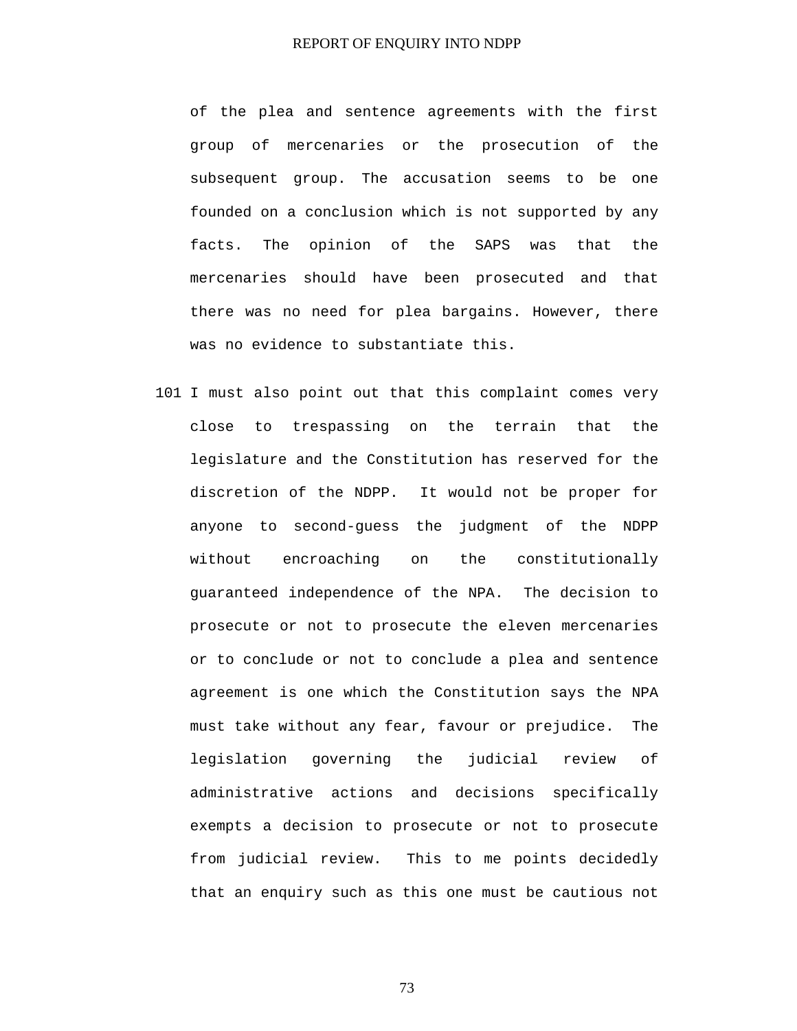of the plea and sentence agreements with the first group of mercenaries or the prosecution of the subsequent group. The accusation seems to be one founded on a conclusion which is not supported by any facts. The opinion of the SAPS was that the mercenaries should have been prosecuted and that there was no need for plea bargains. However, there was no evidence to substantiate this.

101 I must also point out that this complaint comes very close to trespassing on the terrain that the legislature and the Constitution has reserved for the discretion of the NDPP. It would not be proper for anyone to second-guess the judgment of the NDPP without encroaching on the constitutionally guaranteed independence of the NPA. The decision to prosecute or not to prosecute the eleven mercenaries or to conclude or not to conclude a plea and sentence agreement is one which the Constitution says the NPA must take without any fear, favour or prejudice. The legislation governing the judicial review of administrative actions and decisions specifically exempts a decision to prosecute or not to prosecute from judicial review. This to me points decidedly that an enquiry such as this one must be cautious not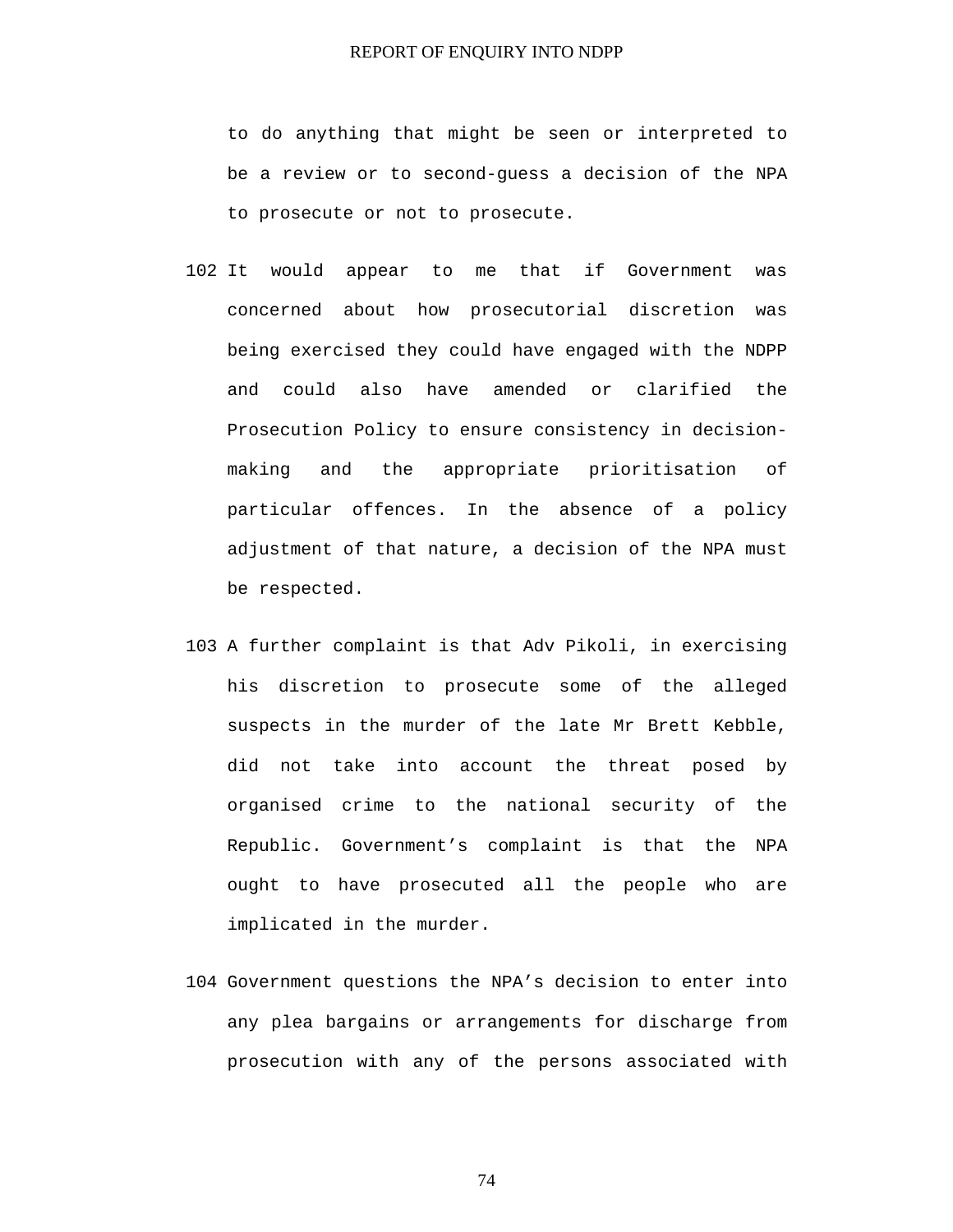to do anything that might be seen or interpreted to be a review or to second-guess a decision of the NPA to prosecute or not to prosecute.

102 It would appear to me that if Government was concerned about how prosecutorial discretion was being exercised they could have engaged with the NDPP and could also have amended or clarified the Prosecution Policy to ensure consistency in decision-making and the appropriate prioritisation of particular offences. In the absence of a policy adjustment of that nature, a decision of the NPA must be respected.

103 A further complaint is that Adv Pikoli, in exercising his discretion to prosecute some of the alleged suspects in the murder of the late Mr Brett Kebble, did not take into account the threat posed by organised crime to the national security of the Republic. Government's complaint is that the NPA ought to have prosecuted all the people who are implicated in the murder.

104 Government questions the NPA's decision to enter into any plea bargains or arrangements for discharge from prosecution with any of the persons associated with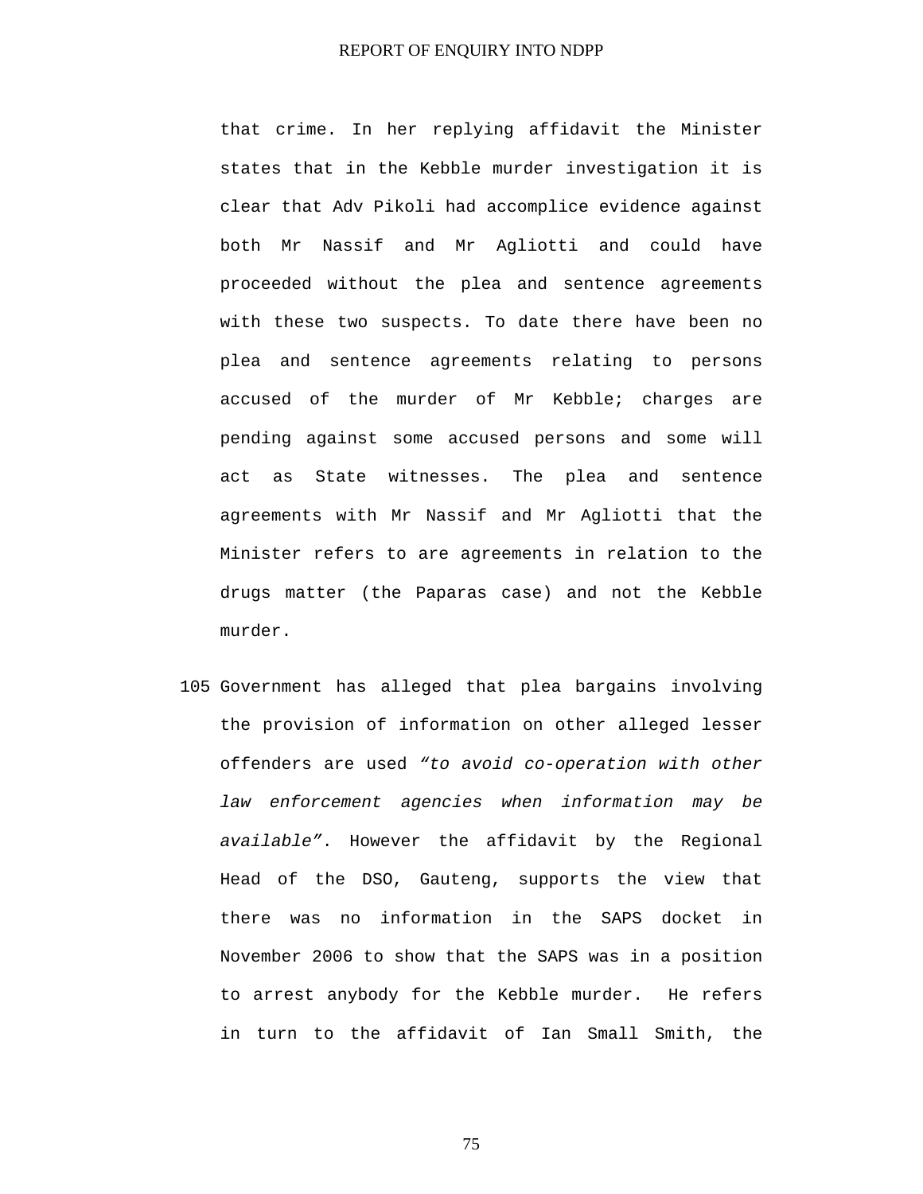that crime. In her replying affidavit the Minister states that in the Kebble murder investigation it is clear that Adv Pikoli had accomplice evidence against both Mr Nassif and Mr Agliotti and could have proceeded without the plea and sentence agreements with these two suspects. To date there have been no plea and sentence agreements relating to persons accused of the murder of Mr Kebble; charges are pending against some accused persons and some will act as State witnesses. The plea and sentence agreements with Mr Nassif and Mr Agliotti that the Minister refers to are agreements in relation to the drugs matter (the Paparas case) and not the Kebble murder.

105 Government has alleged that plea bargains involving the provision of information on other alleged lesser offenders are used *"to avoid co-operation with other law enforcement agencies when information may be available"*. However the affidavit by the Regional Head of the DSO, Gauteng, supports the view that there was no information in the SAPS docket in November 2006 to show that the SAPS was in a position to arrest anybody for the Kebble murder. He refers in turn to the affidavit of Ian Small Smith, the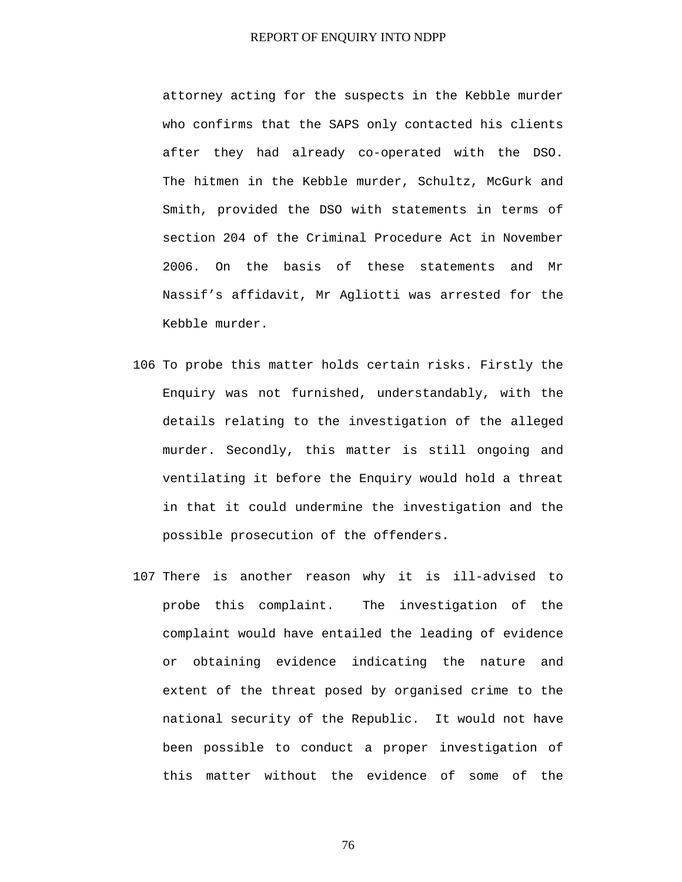attorney acting for the suspects in the Kebble murder who confirms that the SAPS only contacted his clients after they had already co-operated with the DSO. The hitmen in the Kebble murder, Schultz, McGurk and Smith, provided the DSO with statements in terms of section 204 of the Criminal Procedure Act in November 2006. On the basis of these statements and Mr Nassif’s affidavit, Mr Agliotti was arrested for the Kebble murder.

106 To probe this matter holds certain risks. Firstly the Enquiry was not furnished, understandably, with the details relating to the investigation of the alleged murder. Secondly, this matter is still ongoing and ventilating it before the Enquiry would hold a threat in that it could undermine the investigation and the possible prosecution of the offenders.

107 There is another reason why it is ill-advised to probe this complaint. The investigation of the complaint would have entailed the leading of evidence or obtaining evidence indicating the nature and extent of the threat posed by organised crime to the national security of the Republic. It would not have been possible to conduct a proper investigation of this matter without the evidence of some of the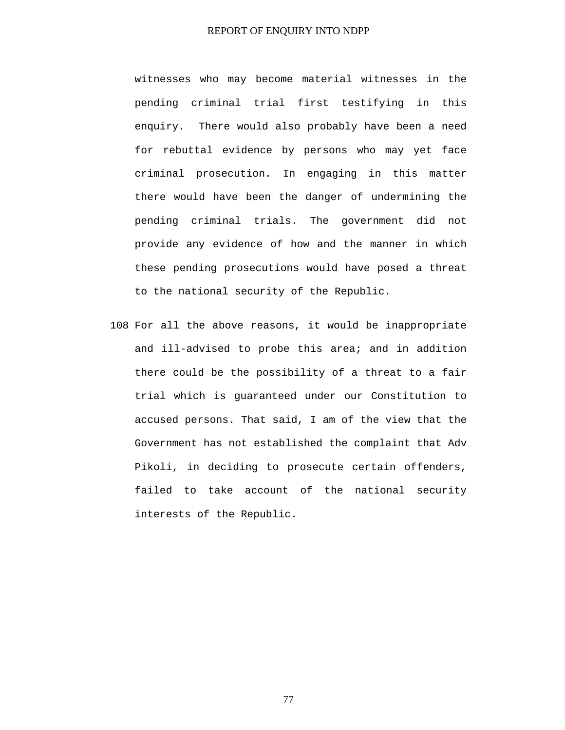witnesses who may become material witnesses in the pending criminal trial first testifying in this enquiry. There would also probably have been a need for rebuttal evidence by persons who may yet face criminal prosecution. In engaging in this matter there would have been the danger of undermining the pending criminal trials. The government did not provide any evidence of how and the manner in which these pending prosecutions would have posed a threat to the national security of the Republic.

108 For all the above reasons, it would be inappropriate and ill-advised to probe this area; and in addition there could be the possibility of a threat to a fair trial which is guaranteed under our Constitution to accused persons. That said, I am of the view that the Government has not established the complaint that Adv Pikoli, in deciding to prosecute certain offenders, failed to take account of the national security interests of the Republic.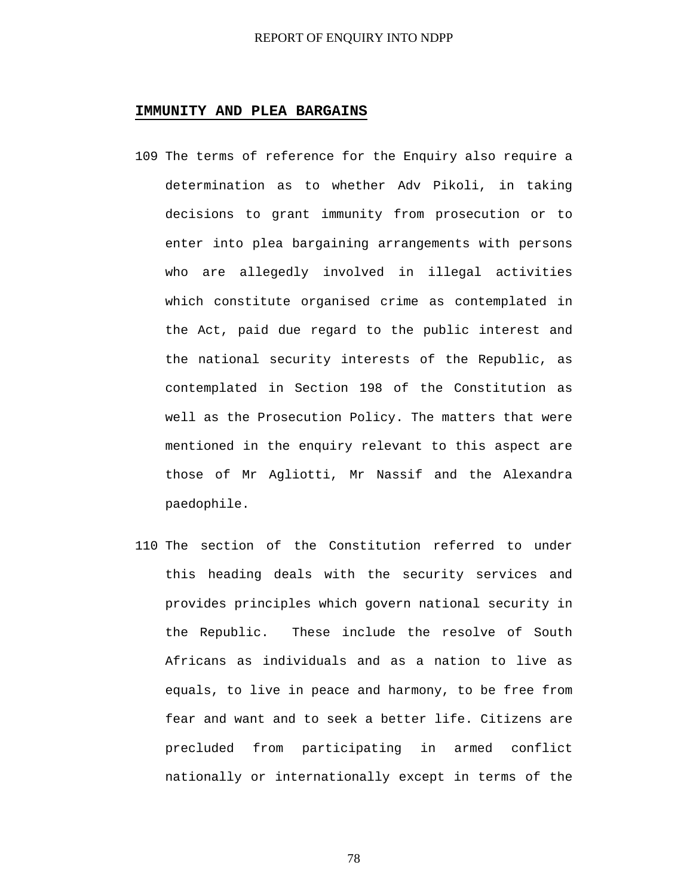## IMMUNITY AND PLEA BARGAINS

109 The terms of reference for the Enquiry also require a determination as to whether Adv Pikoli, in taking decisions to grant immunity from prosecution or to enter into plea bargaining arrangements with persons who are allegedly involved in illegal activities which constitute organised crime as contemplated in the Act, paid due regard to the public interest and the national security interests of the Republic, as contemplated in Section 198 of the Constitution as well as the Prosecution Policy. The matters that were mentioned in the enquiry relevant to this aspect are those of Mr Agliotti, Mr Nassif and the Alexandra paedophile.

110 The section of the Constitution referred to under this heading deals with the security services and provides principles which govern national security in the Republic. These include the resolve of South Africans as individuals and as a nation to live as equals, to live in peace and harmony, to be free from fear and want and to seek a better life. Citizens are precluded from participating in armed conflict nationally or internationally except in terms of the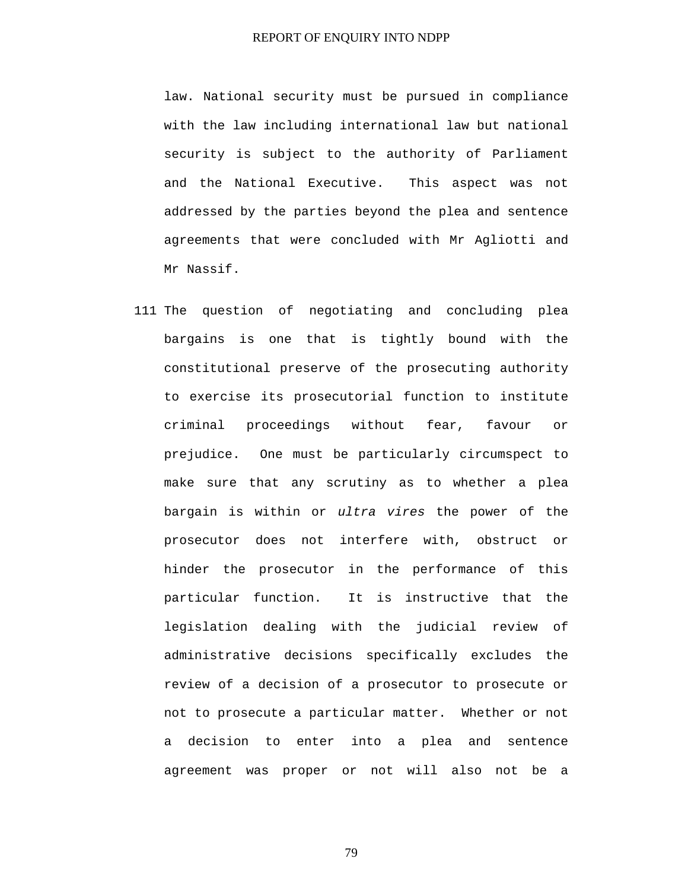law. National security must be pursued in compliance with the law including international law but national security is subject to the authority of Parliament and the National Executive. This aspect was not addressed by the parties beyond the plea and sentence agreements that were concluded with Mr Agliotti and Mr Nassif.

111 The question of negotiating and concluding plea bargains is one that is tightly bound with the constitutional preserve of the prosecuting authority to exercise its prosecutorial function to institute criminal proceedings without fear, favour or prejudice. One must be particularly circumspect to make sure that any scrutiny as to whether a plea bargain is within or *ultra vires* the power of the prosecutor does not interfere with, obstruct or hinder the prosecutor in the performance of this particular function. It is instructive that the legislation dealing with the judicial review of administrative decisions specifically excludes the review of a decision of a prosecutor to prosecute or not to prosecute a particular matter. Whether or not a decision to enter into a plea and sentence agreement was proper or not will also not be a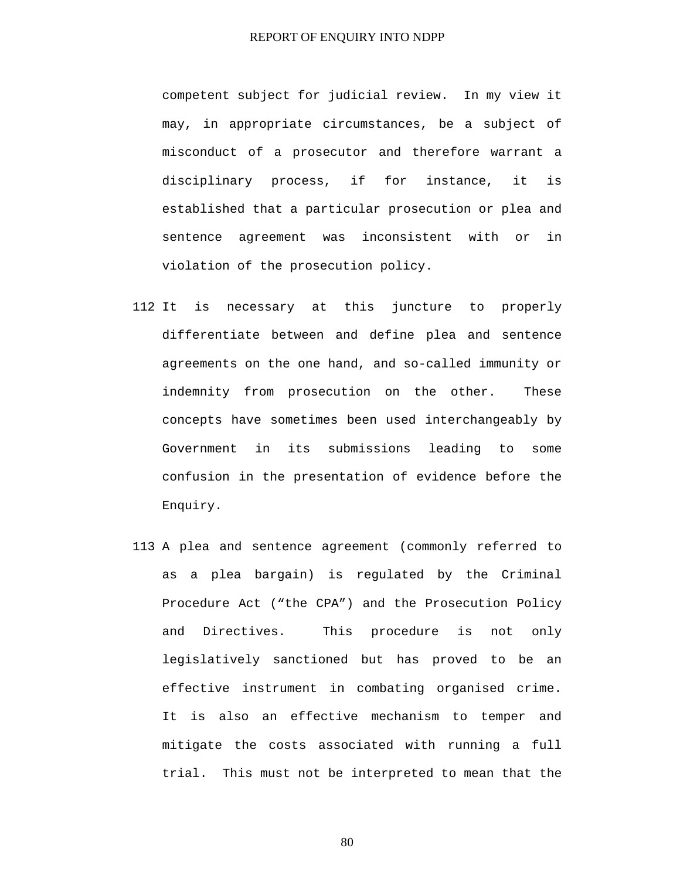competent subject for judicial review. In my view it may, in appropriate circumstances, be a subject of misconduct of a prosecutor and therefore warrant a disciplinary process, if for instance, it is established that a particular prosecution or plea and sentence agreement was inconsistent with or in violation of the prosecution policy.

112 It is necessary at this juncture to properly differentiate between and define plea and sentence agreements on the one hand, and so-called immunity or indemnity from prosecution on the other. These concepts have sometimes been used interchangeably by Government in its submissions leading to some confusion in the presentation of evidence before the Enquiry.

113 A plea and sentence agreement (commonly referred to as a plea bargain) is regulated by the Criminal Procedure Act ("the CPA") and the Prosecution Policy and Directives. This procedure is not only legislatively sanctioned but has proved to be an effective instrument in combating organised crime. It is also an effective mechanism to temper and mitigate the costs associated with running a full trial. This must not be interpreted to mean that the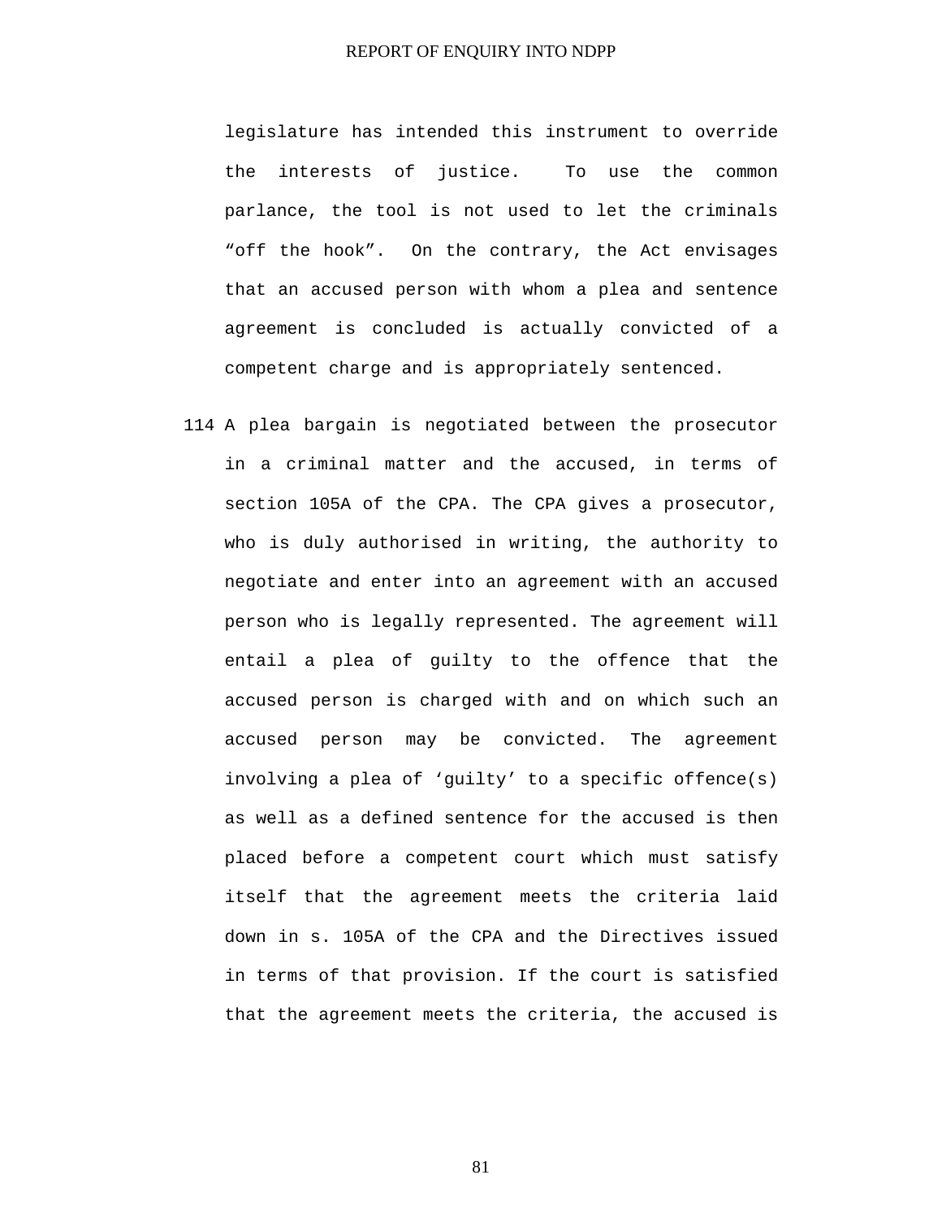legislature has intended this instrument to override the interests of justice. To use the common parlance, the tool is not used to let the criminals "off the hook". On the contrary, the Act envisages that an accused person with whom a plea and sentence agreement is concluded is actually convicted of a competent charge and is appropriately sentenced.

114 A plea bargain is negotiated between the prosecutor in a criminal matter and the accused, in terms of section 105A of the CPA. The CPA gives a prosecutor, who is duly authorised in writing, the authority to negotiate and enter into an agreement with an accused person who is legally represented. The agreement will entail a plea of guilty to the offence that the accused person is charged with and on which such an accused person may be convicted. The agreement involving a plea of 'guilty' to a specific offence(s) as well as a defined sentence for the accused is then placed before a competent court which must satisfy itself that the agreement meets the criteria laid down in s. 105A of the CPA and the Directives issued in terms of that provision. If the court is satisfied that the agreement meets the criteria, the accused is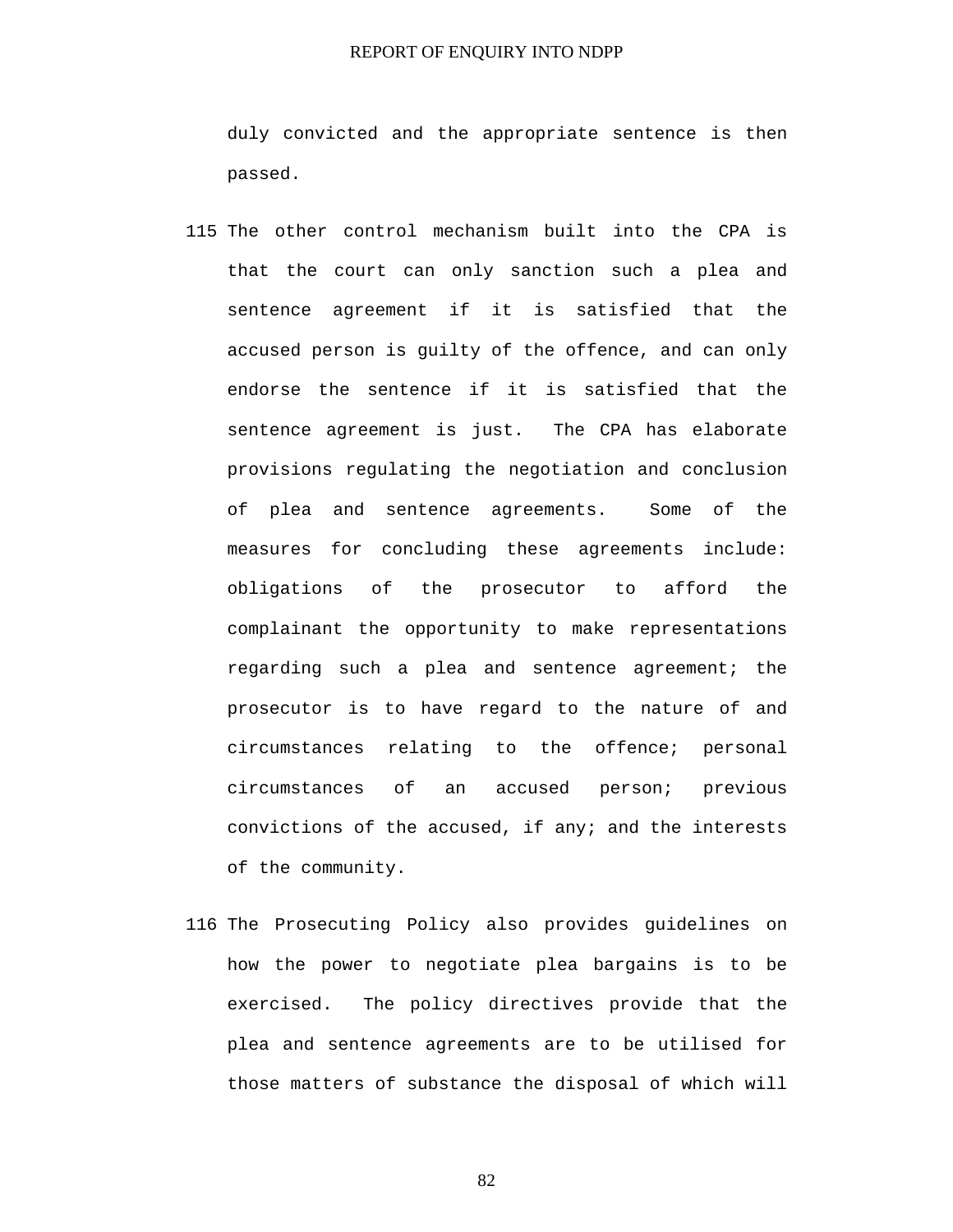duly convicted and the appropriate sentence is then passed.

115 The other control mechanism built into the CPA is that the court can only sanction such a plea and sentence agreement if it is satisfied that the accused person is guilty of the offence, and can only endorse the sentence if it is satisfied that the sentence agreement is just. The CPA has elaborate provisions regulating the negotiation and conclusion of plea and sentence agreements. Some of the measures for concluding these agreements include: obligations of the prosecutor to afford the complainant the opportunity to make representations regarding such a plea and sentence agreement; the prosecutor is to have regard to the nature of and circumstances relating to the offence; personal circumstances of an accused person; previous convictions of the accused, if any; and the interests of the community.

116 The Prosecuting Policy also provides guidelines on how the power to negotiate plea bargains is to be exercised. The policy directives provide that the plea and sentence agreements are to be utilised for those matters of substance the disposal of which will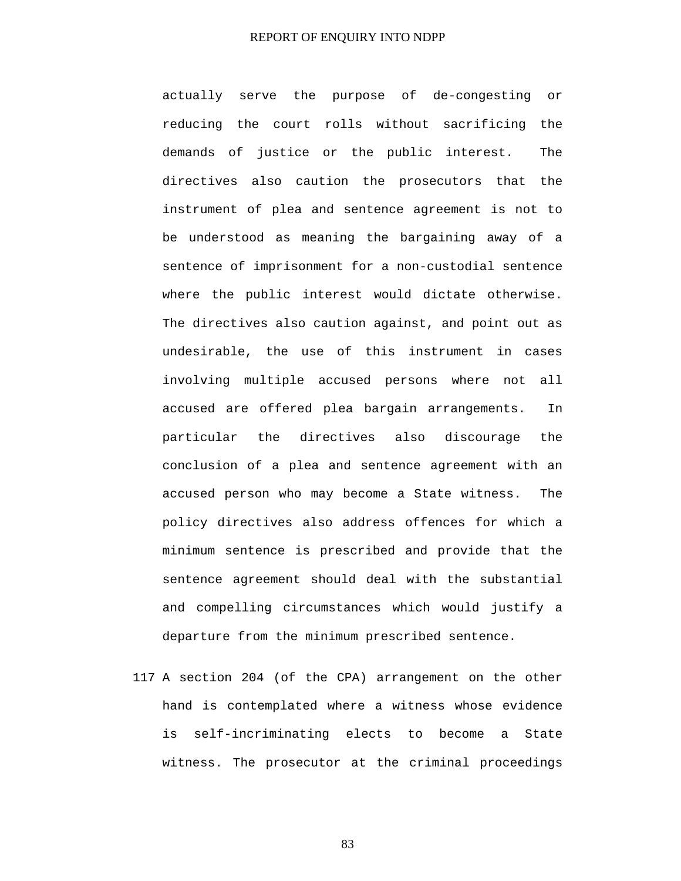actually serve the purpose of de-congesting or reducing the court rolls without sacrificing the demands of justice or the public interest. The directives also caution the prosecutors that the instrument of plea and sentence agreement is not to be understood as meaning the bargaining away of a sentence of imprisonment for a non-custodial sentence where the public interest would dictate otherwise. The directives also caution against, and point out as undesirable, the use of this instrument in cases involving multiple accused persons where not all accused are offered plea bargain arrangements. In particular the directives also discourage the conclusion of a plea and sentence agreement with an accused person who may become a State witness. The policy directives also address offences for which a minimum sentence is prescribed and provide that the sentence agreement should deal with the substantial and compelling circumstances which would justify a departure from the minimum prescribed sentence.

117 A section 204 (of the CPA) arrangement on the other hand is contemplated where a witness whose evidence is self-incriminating elects to become a State witness. The prosecutor at the criminal proceedings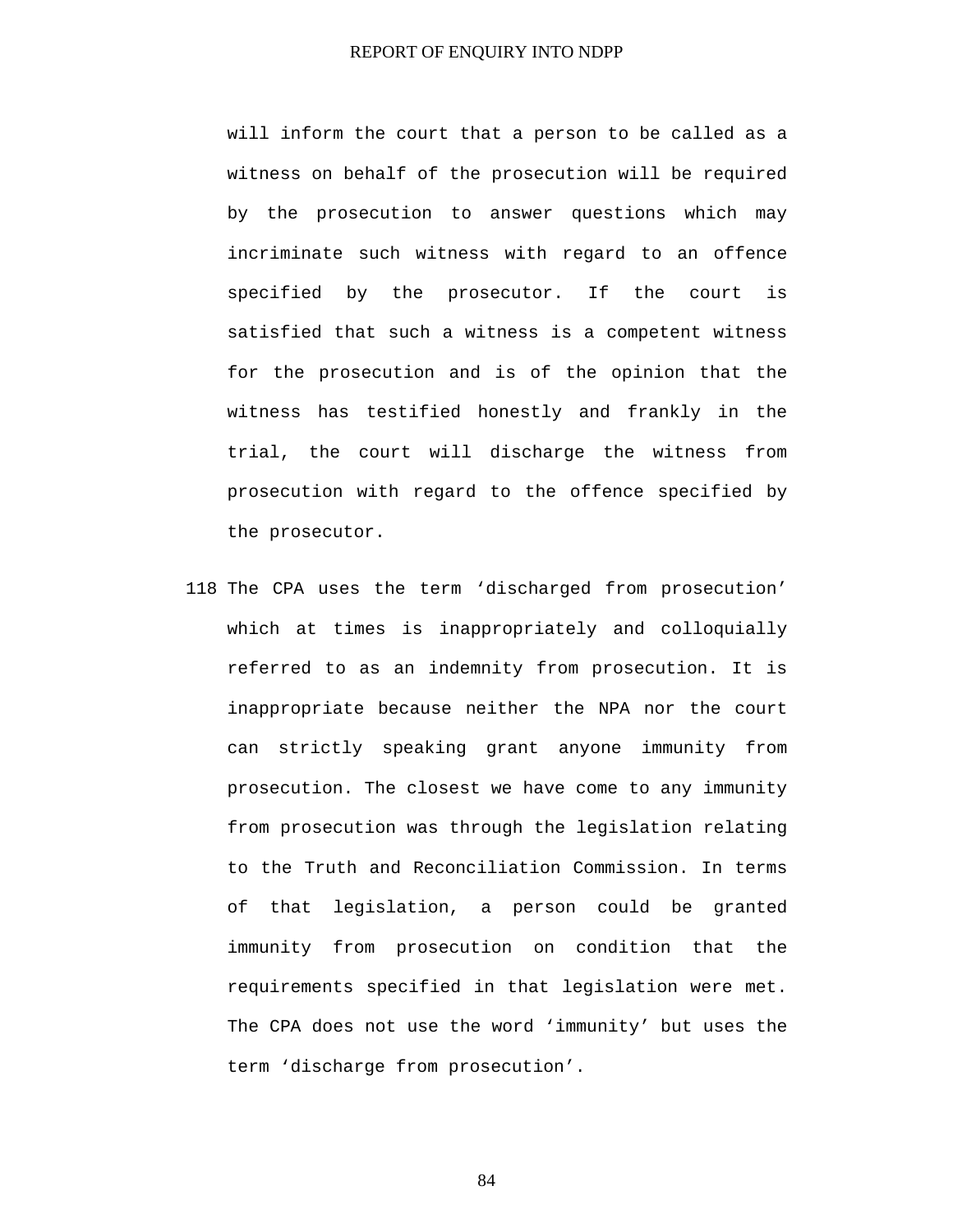will inform the court that a person to be called as a witness on behalf of the prosecution will be required by the prosecution to answer questions which may incriminate such witness with regard to an offence specified by the prosecutor. If the court is satisfied that such a witness is a competent witness for the prosecution and is of the opinion that the witness has testified honestly and frankly in the trial, the court will discharge the witness from prosecution with regard to the offence specified by the prosecutor.

118 The CPA uses the term 'discharged from prosecution' which at times is inappropriately and colloquially referred to as an indemnity from prosecution. It is inappropriate because neither the NPA nor the court can strictly speaking grant anyone immunity from prosecution. The closest we have come to any immunity from prosecution was through the legislation relating to the Truth and Reconciliation Commission. In terms of that legislation, a person could be granted immunity from prosecution on condition that the requirements specified in that legislation were met. The CPA does not use the word 'immunity' but uses the term 'discharge from prosecution'.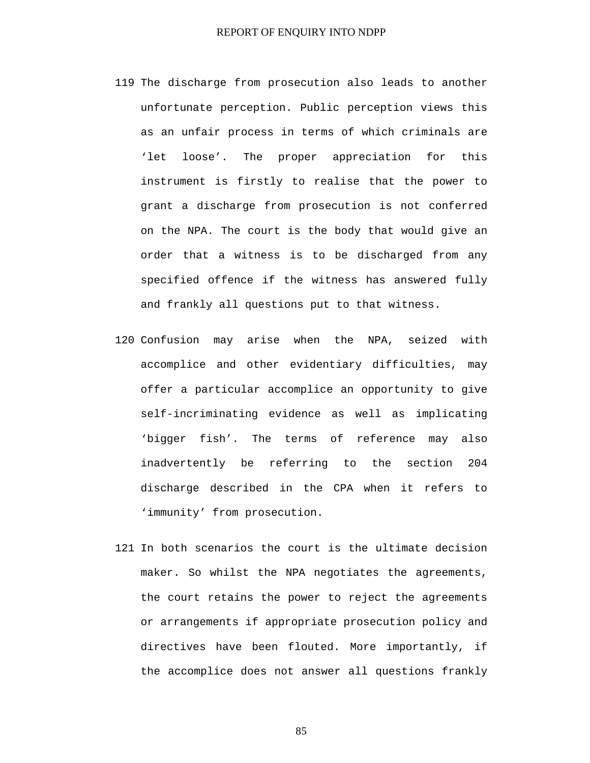119 The discharge from prosecution also leads to another unfortunate perception. Public perception views this as an unfair process in terms of which criminals are ‘let loose’. The proper appreciation for this instrument is firstly to realise that the power to grant a discharge from prosecution is not conferred on the NPA. The court is the body that would give an order that a witness is to be discharged from any specified offence if the witness has answered fully and frankly all questions put to that witness.

120 Confusion may arise when the NPA, seized with accomplice and other evidentiary difficulties, may offer a particular accomplice an opportunity to give self-incriminating evidence as well as implicating ‘bigger fish’. The terms of reference may also inadvertently be referring to the section 204 discharge described in the CPA when it refers to ‘immunity’ from prosecution.

121 In both scenarios the court is the ultimate decision maker. So whilst the NPA negotiates the agreements, the court retains the power to reject the agreements or arrangements if appropriate prosecution policy and directives have been flouted. More importantly, if the accomplice does not answer all questions frankly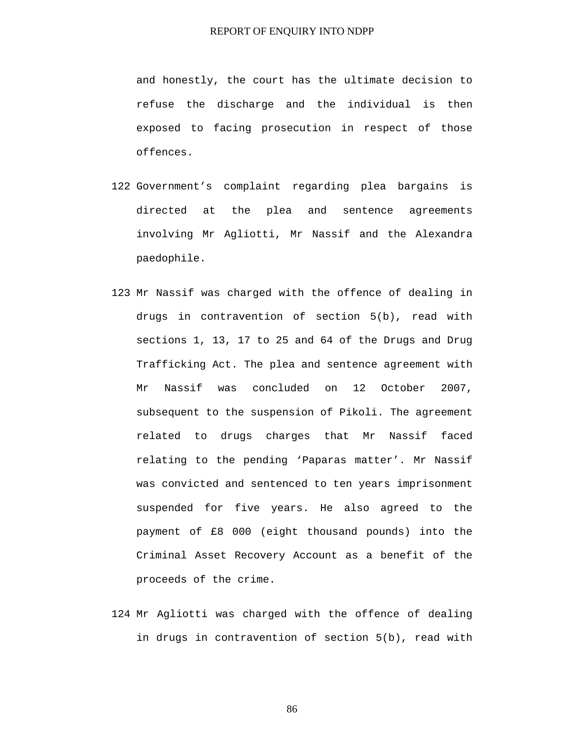and honestly, the court has the ultimate decision to refuse the discharge and the individual is then exposed to facing prosecution in respect of those offences.

122 Government's complaint regarding plea bargains is directed at the plea and sentence agreements involving Mr Agliotti, Mr Nassif and the Alexandra paedophile.

123 Mr Nassif was charged with the offence of dealing in drugs in contravention of section 5(b), read with sections 1, 13, 17 to 25 and 64 of the Drugs and Drug Trafficking Act. The plea and sentence agreement with Mr Nassif was concluded on 12 October 2007, subsequent to the suspension of Pikoli. The agreement related to drugs charges that Mr Nassif faced relating to the pending 'Paparas matter'. Mr Nassif was convicted and sentenced to ten years imprisonment suspended for five years. He also agreed to the payment of £8 000 (eight thousand pounds) into the Criminal Asset Recovery Account as a benefit of the proceeds of the crime.

124 Mr Agliotti was charged with the offence of dealing in drugs in contravention of section 5(b), read with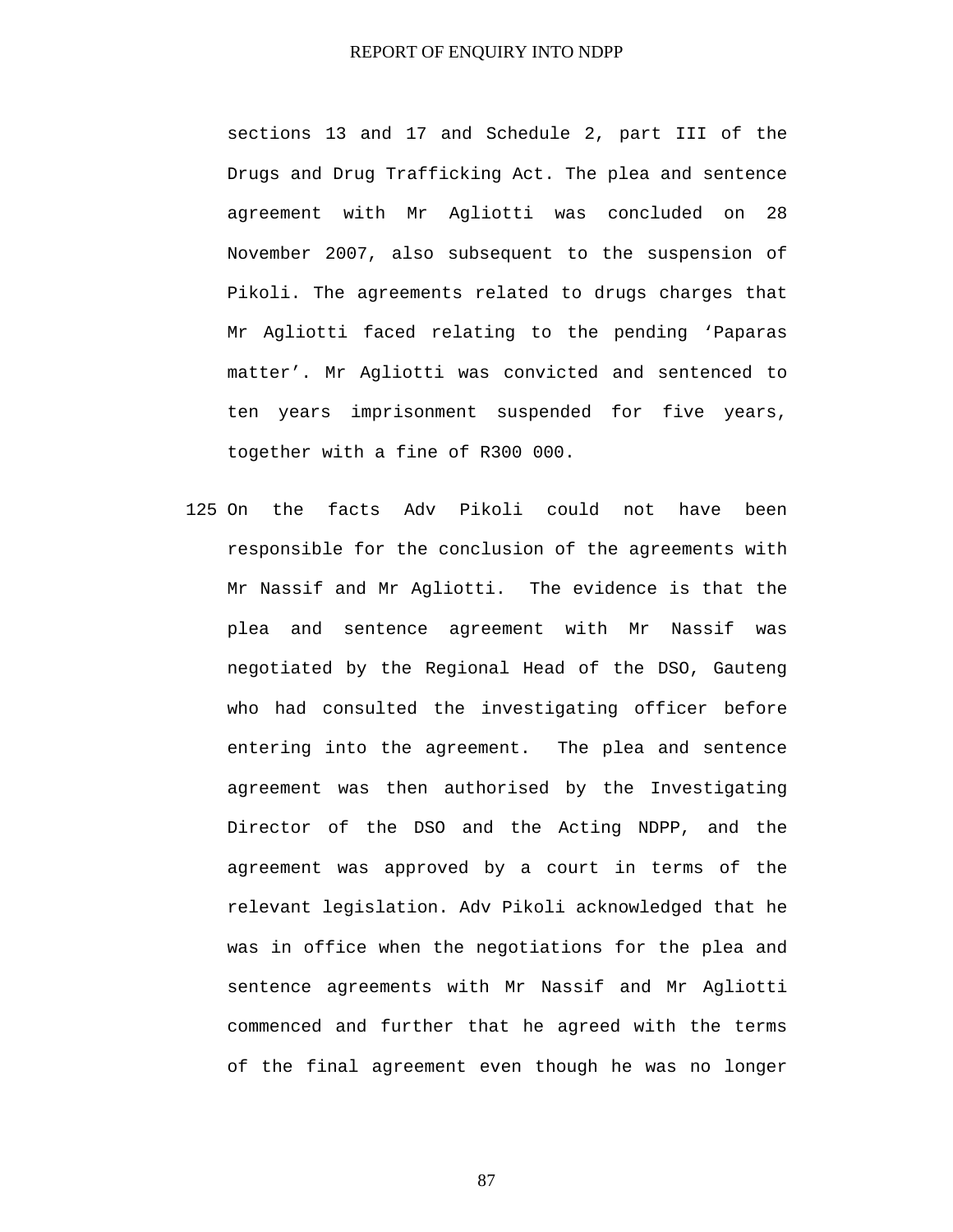sections 13 and 17 and Schedule 2, part III of the Drugs and Drug Trafficking Act. The plea and sentence agreement with Mr Agliotti was concluded on 28 November 2007, also subsequent to the suspension of Pikoli. The agreements related to drugs charges that Mr Agliotti faced relating to the pending 'Paparas matter'. Mr Agliotti was convicted and sentenced to ten years imprisonment suspended for five years, together with a fine of R300 000.

125 On the facts Adv Pikoli could not have been responsible for the conclusion of the agreements with Mr Nassif and Mr Agliotti. The evidence is that the plea and sentence agreement with Mr Nassif was negotiated by the Regional Head of the DSO, Gauteng who had consulted the investigating officer before entering into the agreement. The plea and sentence agreement was then authorised by the Investigating Director of the DSO and the Acting NDPP, and the agreement was approved by a court in terms of the relevant legislation. Adv Pikoli acknowledged that he was in office when the negotiations for the plea and sentence agreements with Mr Nassif and Mr Agliotti commenced and further that he agreed with the terms of the final agreement even though he was no longer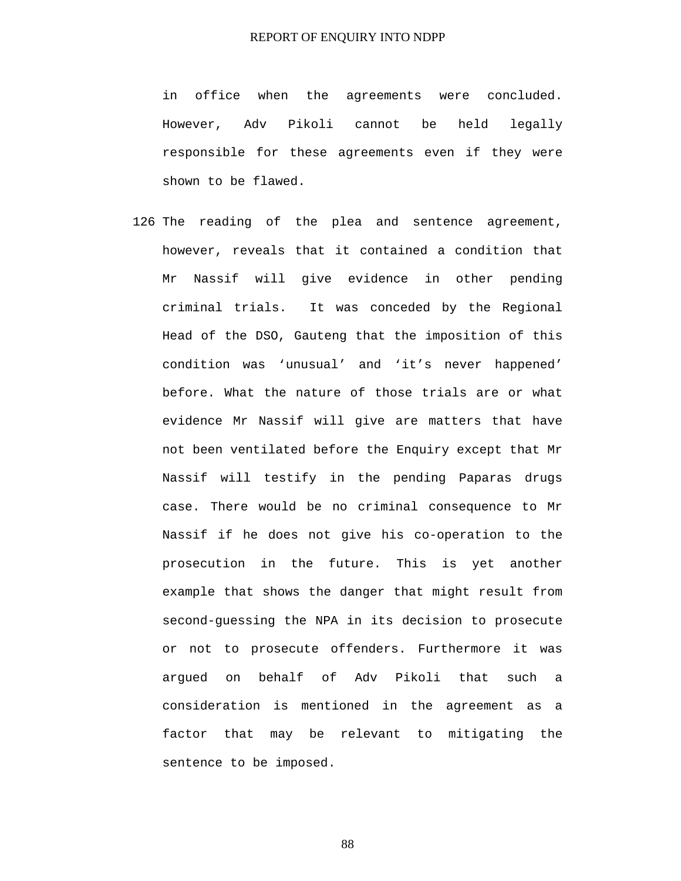in office when the agreements were concluded. However, Adv Pikoli cannot be held legally responsible for these agreements even if they were shown to be flawed.

126 The reading of the plea and sentence agreement, however, reveals that it contained a condition that Mr Nassif will give evidence in other pending criminal trials. It was conceded by the Regional Head of the DSO, Gauteng that the imposition of this condition was ‘unusual’ and ‘it’s never happened’ before. What the nature of those trials are or what evidence Mr Nassif will give are matters that have not been ventilated before the Enquiry except that Mr Nassif will testify in the pending Paparas drugs case. There would be no criminal consequence to Mr Nassif if he does not give his co-operation to the prosecution in the future. This is yet another example that shows the danger that might result from second-guessing the NPA in its decision to prosecute or not to prosecute offenders. Furthermore it was argued on behalf of Adv Pikoli that such a consideration is mentioned in the agreement as a factor that may be relevant to mitigating the sentence to be imposed.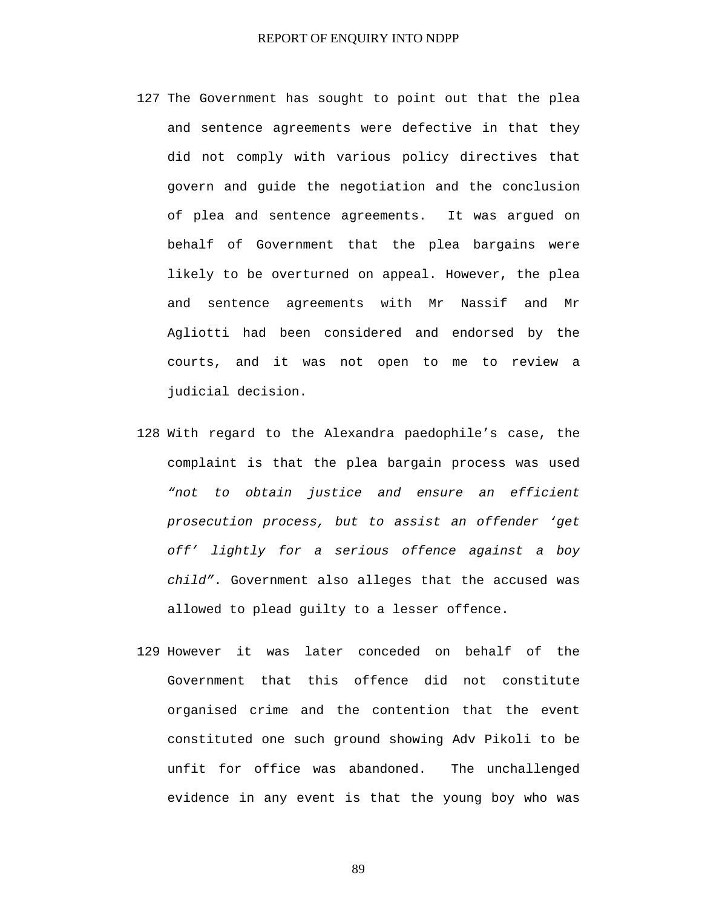127 The Government has sought to point out that the plea and sentence agreements were defective in that they did not comply with various policy directives that govern and guide the negotiation and the conclusion of plea and sentence agreements. It was argued on behalf of Government that the plea bargains were likely to be overturned on appeal. However, the plea and sentence agreements with Mr Nassif and Mr Agliotti had been considered and endorsed by the courts, and it was not open to me to review a judicial decision.

128 With regard to the Alexandra paedophile's case, the complaint is that the plea bargain process was used *"not to obtain justice and ensure an efficient prosecution process, but to assist an offender 'get off' lightly for a serious offence against a boy child"*. Government also alleges that the accused was allowed to plead guilty to a lesser offence.

129 However it was later conceded on behalf of the Government that this offence did not constitute organised crime and the contention that the event constituted one such ground showing Adv Pikoli to be unfit for office was abandoned. The unchallenged evidence in any event is that the young boy who was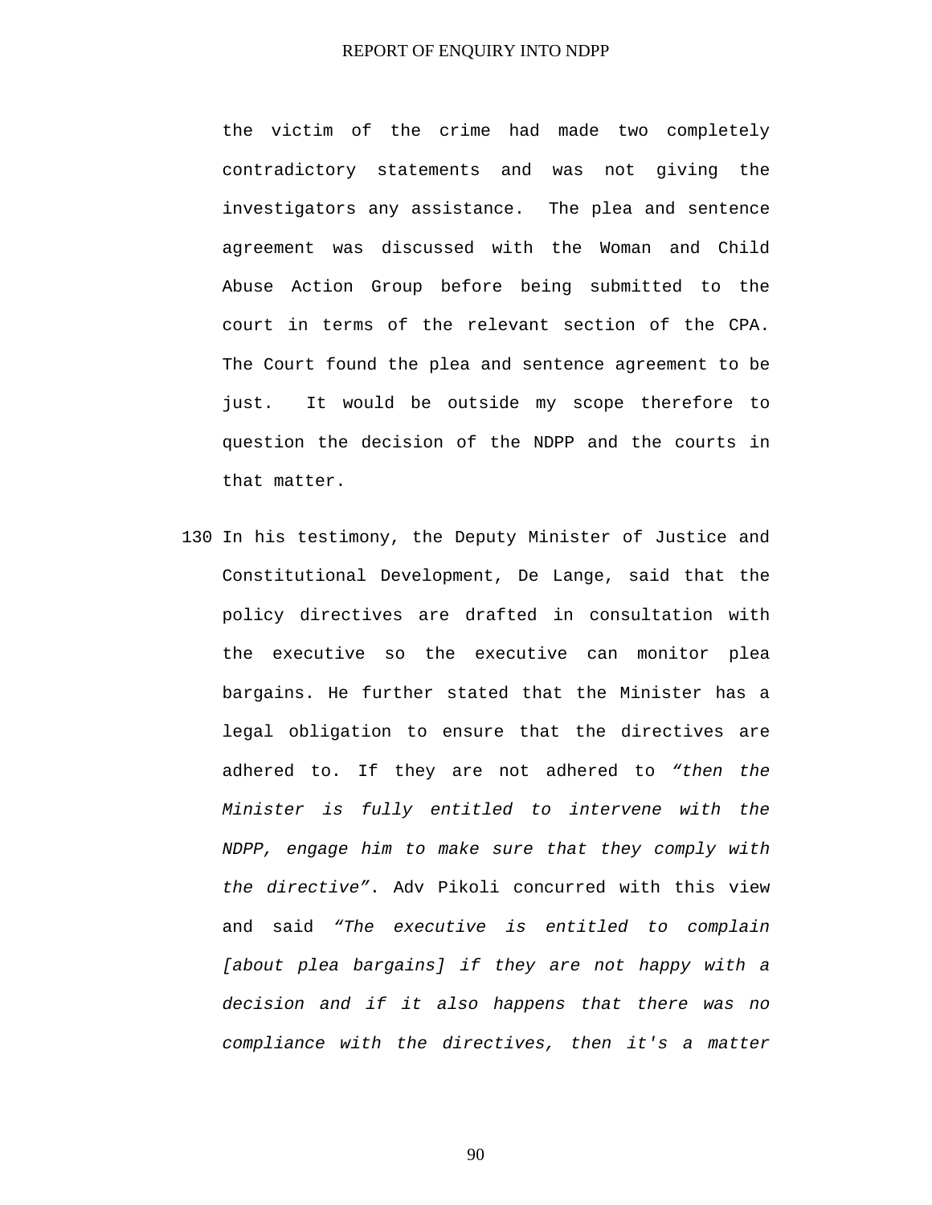the victim of the crime had made two completely contradictory statements and was not giving the investigators any assistance. The plea and sentence agreement was discussed with the Woman and Child Abuse Action Group before being submitted to the court in terms of the relevant section of the CPA. The Court found the plea and sentence agreement to be just. It would be outside my scope therefore to question the decision of the NDPP and the courts in that matter.

130 In his testimony, the Deputy Minister of Justice and Constitutional Development, De Lange, said that the policy directives are drafted in consultation with the executive so the executive can monitor plea bargains. He further stated that the Minister has a legal obligation to ensure that the directives are adhered to. If they are not adhered to *"then the Minister is fully entitled to intervene with the NDPP, engage him to make sure that they comply with the directive"*. Adv Pikoli concurred with this view and said *"The executive is entitled to complain [about plea bargains] if they are not happy with a decision and if it also happens that there was no compliance with the directives, then it's a matter*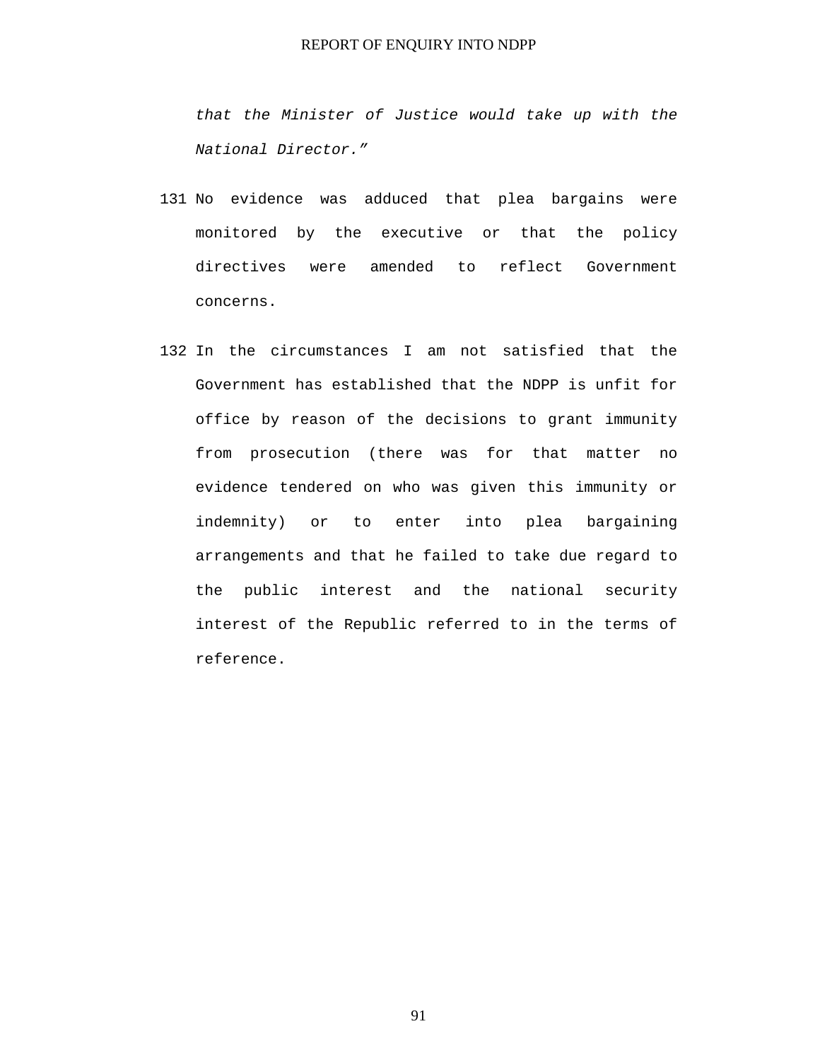*that the Minister of Justice would take up with the National Director."*

131 No evidence was adduced that plea bargains were monitored by the executive or that the policy directives were amended to reflect Government concerns.

132 In the circumstances I am not satisfied that the Government has established that the NDPP is unfit for office by reason of the decisions to grant immunity from prosecution (there was for that matter no evidence tendered on who was given this immunity or indemnity) or to enter into plea bargaining arrangements and that he failed to take due regard to the public interest and the national security interest of the Republic referred to in the terms of reference.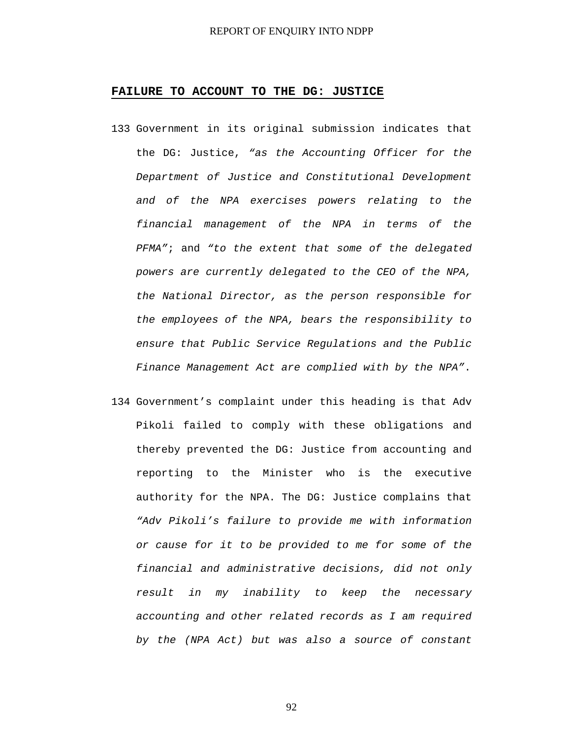## **FAILURE TO ACCOUNT TO THE DG: JUSTICE**

133 Government in its original submission indicates that the DG: Justice, *"as the Accounting Officer for the Department of Justice and Constitutional Development and of the NPA exercises powers relating to the financial management of the NPA in terms of the PFMA"*; and *"to the extent that some of the delegated powers are currently delegated to the CEO of the NPA, the National Director, as the person responsible for the employees of the NPA, bears the responsibility to ensure that Public Service Regulations and the Public Finance Management Act are complied with by the NPA"*.

134 Government's complaint under this heading is that Adv Pikoli failed to comply with these obligations and thereby prevented the DG: Justice from accounting and reporting to the Minister who is the executive authority for the NPA. The DG: Justice complains that *"Adv Pikoli's failure to provide me with information or cause for it to be provided to me for some of the financial and administrative decisions, did not only result in my inability to keep the necessary accounting and other related records as I am required by the (NPA Act) but was also a source of constant*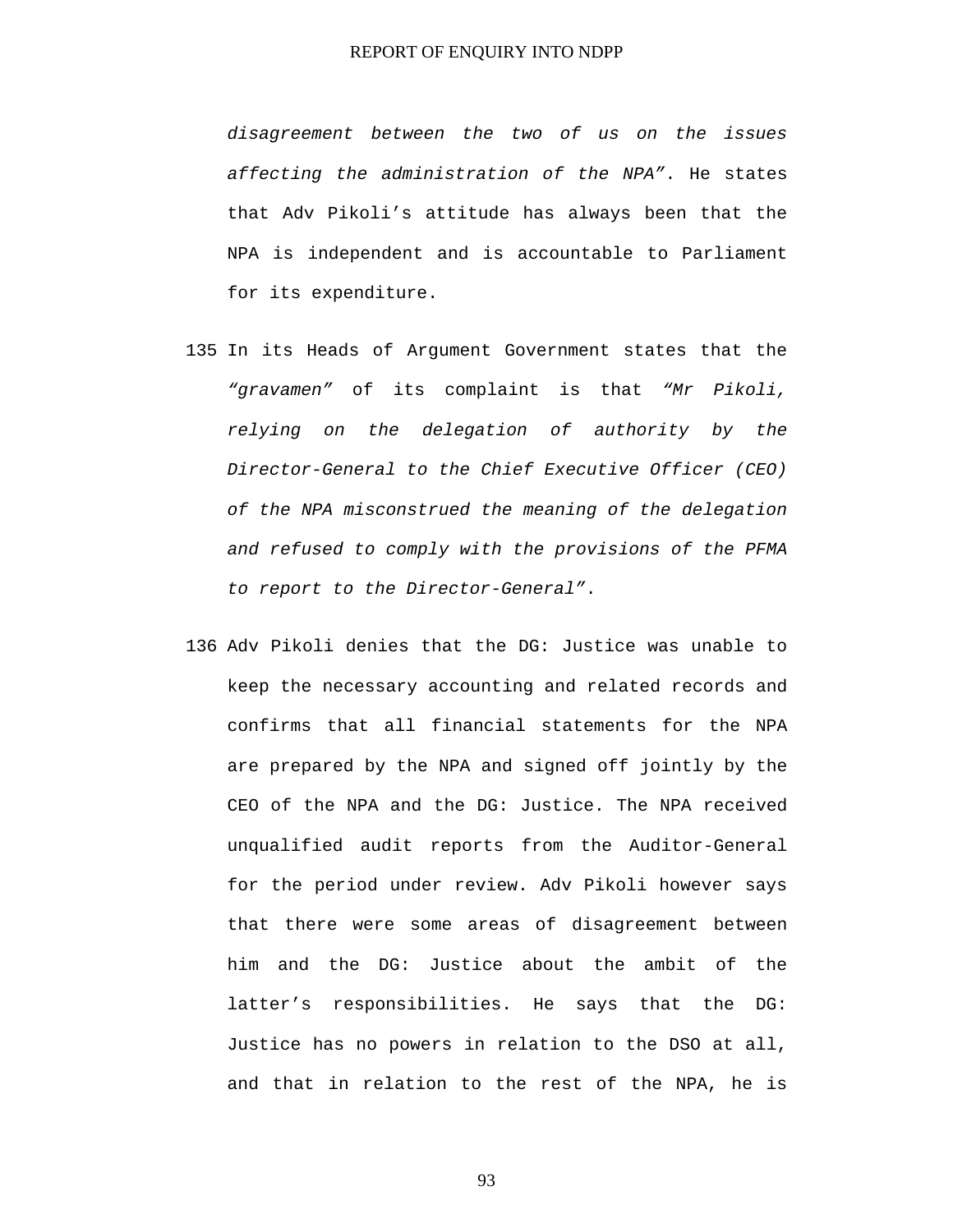*disagreement between the two of us on the issues affecting the administration of the NPA"*. He states that Adv Pikoli's attitude has always been that the NPA is independent and is accountable to Parliament for its expenditure.

135 In its Heads of Argument Government states that the *"gravamen"* of its complaint is that *"Mr Pikoli, relying on the delegation of authority by the Director-General to the Chief Executive Officer (CEO) of the NPA misconstrued the meaning of the delegation and refused to comply with the provisions of the PFMA to report to the Director-General"*.

136 Adv Pikoli denies that the DG: Justice was unable to keep the necessary accounting and related records and confirms that all financial statements for the NPA are prepared by the NPA and signed off jointly by the CEO of the NPA and the DG: Justice. The NPA received unqualified audit reports from the Auditor-General for the period under review. Adv Pikoli however says that there were some areas of disagreement between him and the DG: Justice about the ambit of the latter's responsibilities. He says that the DG: Justice has no powers in relation to the DSO at all, and that in relation to the rest of the NPA, he is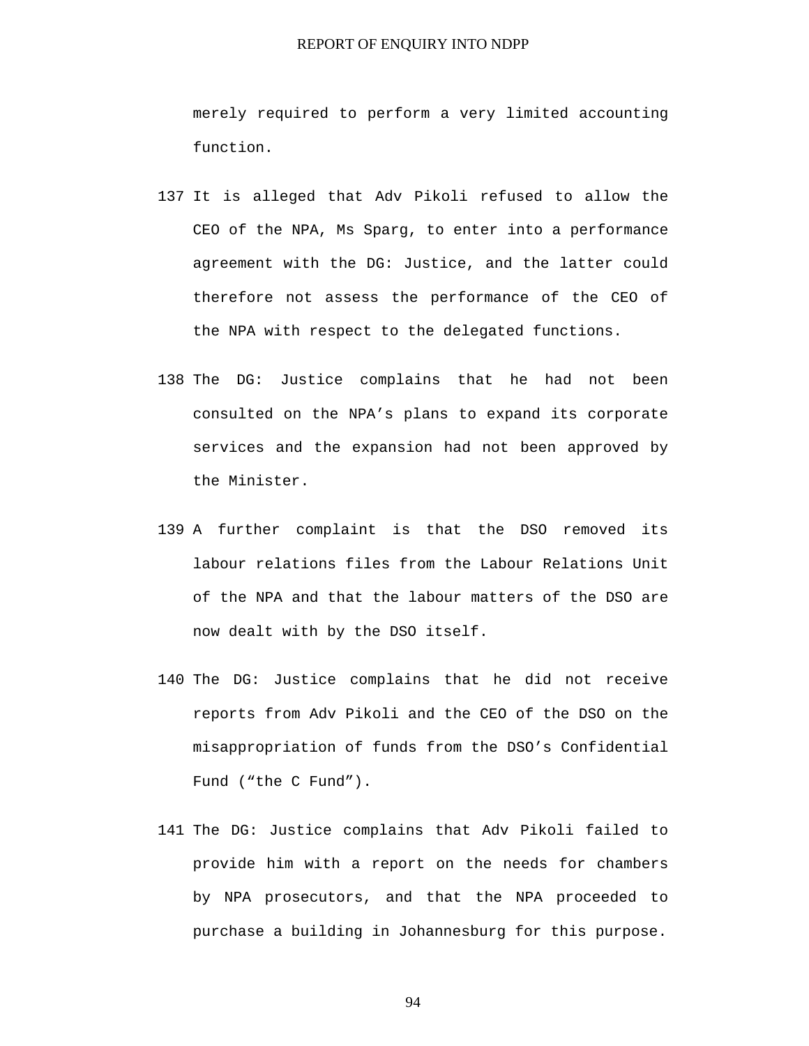merely required to perform a very limited accounting function.

137 It is alleged that Adv Pikoli refused to allow the CEO of the NPA, Ms Sparg, to enter into a performance agreement with the DG: Justice, and the latter could therefore not assess the performance of the CEO of the NPA with respect to the delegated functions.

138 The DG: Justice complains that he had not been consulted on the NPA's plans to expand its corporate services and the expansion had not been approved by the Minister.

139 A further complaint is that the DSO removed its labour relations files from the Labour Relations Unit of the NPA and that the labour matters of the DSO are now dealt with by the DSO itself.

140 The DG: Justice complains that he did not receive reports from Adv Pikoli and the CEO of the DSO on the misappropriation of funds from the DSO's Confidential Fund ("the C Fund").

141 The DG: Justice complains that Adv Pikoli failed to provide him with a report on the needs for chambers by NPA prosecutors, and that the NPA proceeded to purchase a building in Johannesburg for this purpose.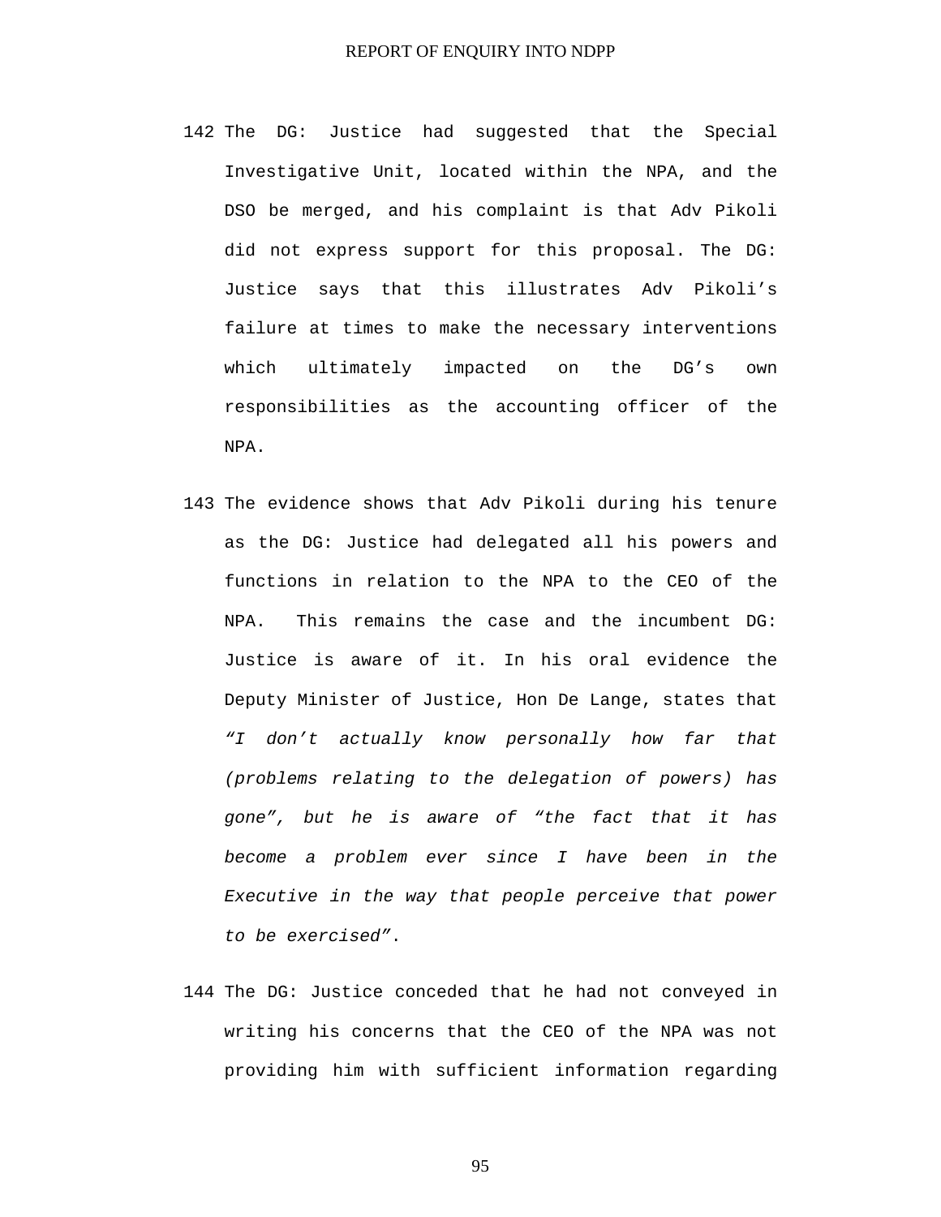142 The DG: Justice had suggested that the Special Investigative Unit, located within the NPA, and the DSO be merged, and his complaint is that Adv Pikoli did not express support for this proposal. The DG: Justice says that this illustrates Adv Pikoli's failure at times to make the necessary interventions which ultimately impacted on the DG's own responsibilities as the accounting officer of the NPA.

143 The evidence shows that Adv Pikoli during his tenure as the DG: Justice had delegated all his powers and functions in relation to the NPA to the CEO of the NPA. This remains the case and the incumbent DG: Justice is aware of it. In his oral evidence the Deputy Minister of Justice, Hon De Lange, states that *"I don't actually know personally how far that (problems relating to the delegation of powers) has gone", but he is aware of "the fact that it has become a problem ever since I have been in the Executive in the way that people perceive that power to be exercised"*.

144 The DG: Justice conceded that he had not conveyed in writing his concerns that the CEO of the NPA was not providing him with sufficient information regarding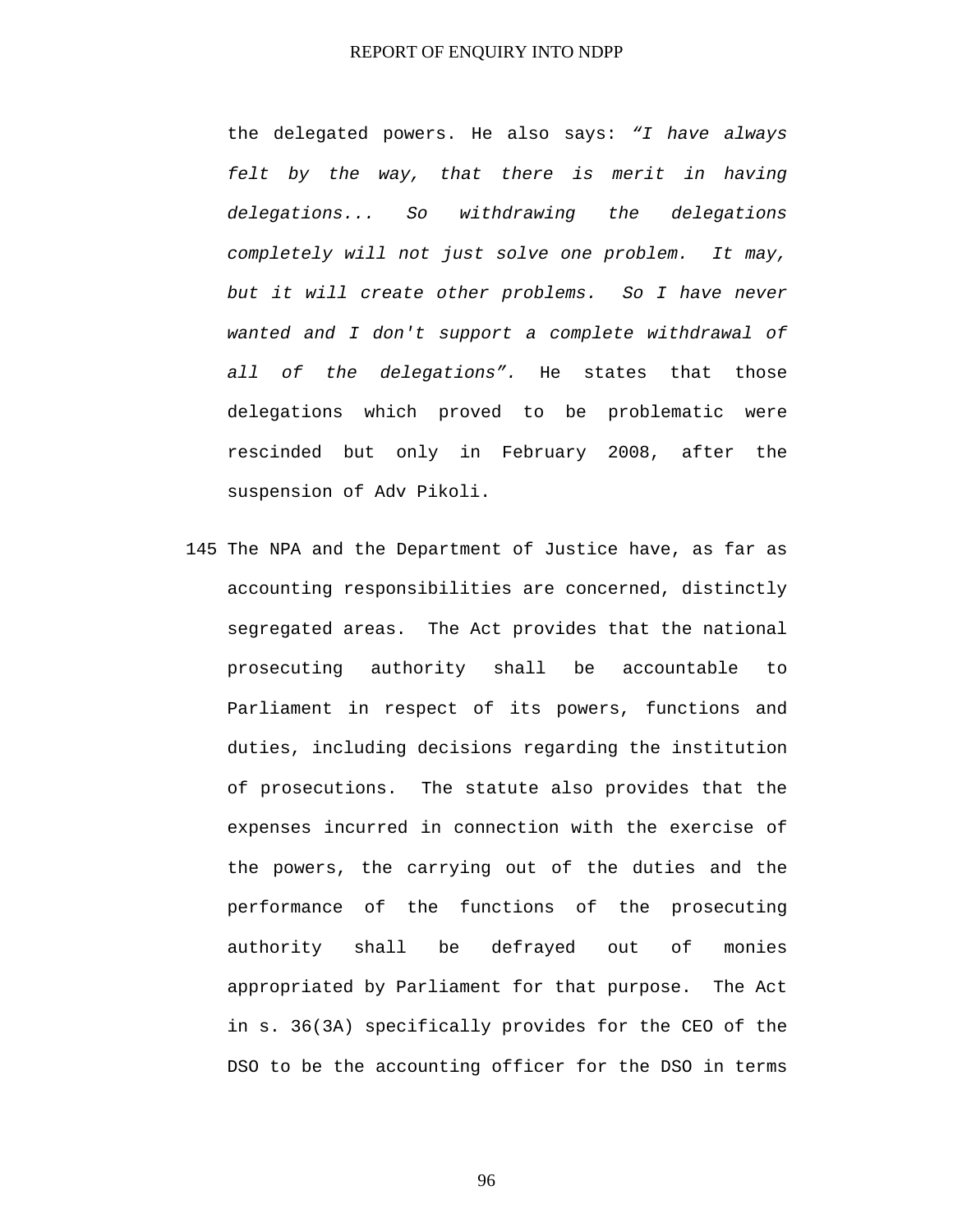the delegated powers. He also says: *"I have always felt by the way, that there is merit in having delegations... So withdrawing the delegations completely will not just solve one problem. It may, but it will create other problems. So I have never wanted and I don't support a complete withdrawal of all of the delegations".* He states that those delegations which proved to be problematic were rescinded but only in February 2008, after the suspension of Adv Pikoli.

145 The NPA and the Department of Justice have, as far as accounting responsibilities are concerned, distinctly segregated areas. The Act provides that the national prosecuting authority shall be accountable to Parliament in respect of its powers, functions and duties, including decisions regarding the institution of prosecutions. The statute also provides that the expenses incurred in connection with the exercise of the powers, the carrying out of the duties and the performance of the functions of the prosecuting authority shall be defrayed out of monies appropriated by Parliament for that purpose. The Act in s. 36(3A) specifically provides for the CEO of the DSO to be the accounting officer for the DSO in terms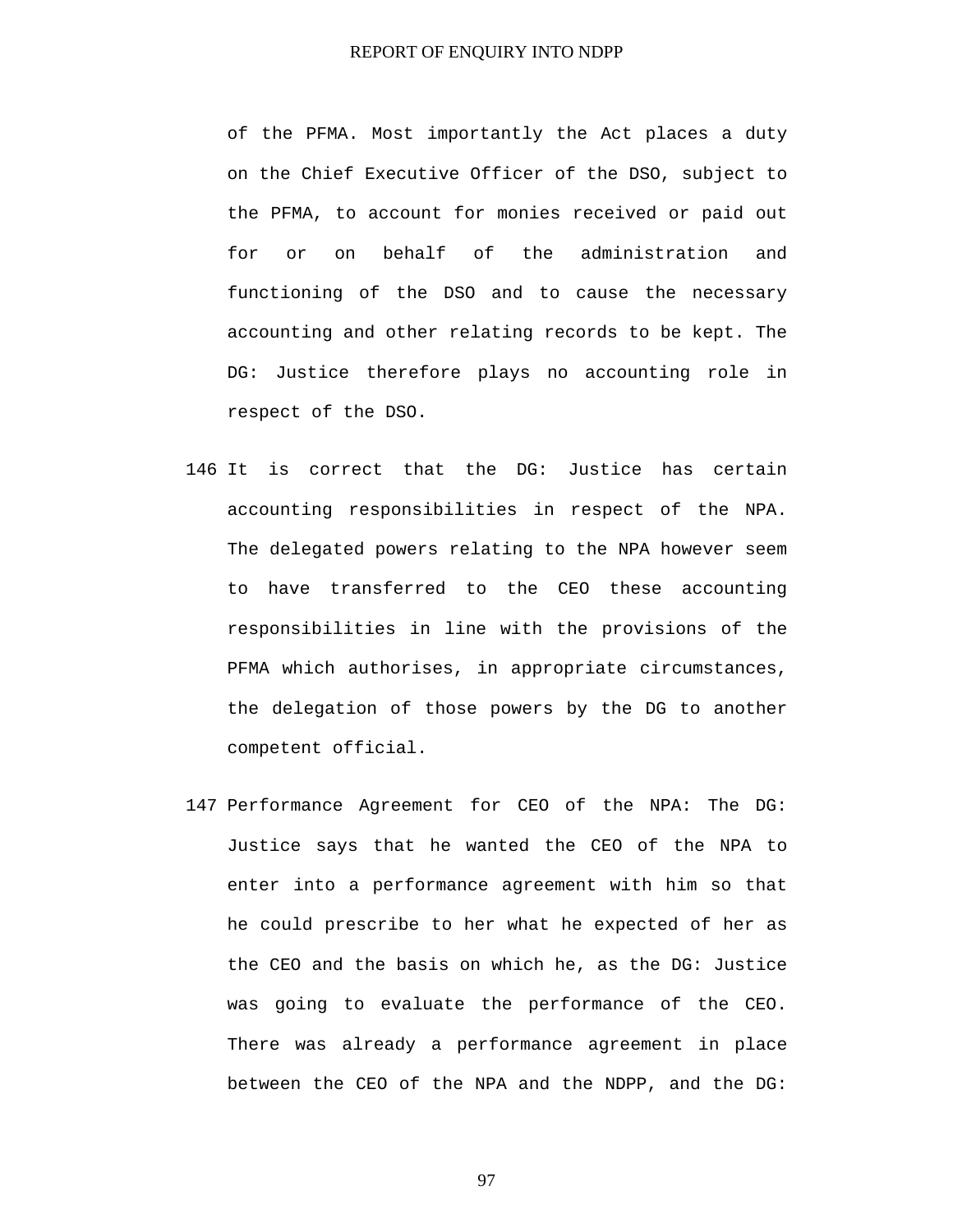of the PFMA. Most importantly the Act places a duty on the Chief Executive Officer of the DSO, subject to the PFMA, to account for monies received or paid out for or on behalf of the administration and functioning of the DSO and to cause the necessary accounting and other relating records to be kept. The DG: Justice therefore plays no accounting role in respect of the DSO.

146 It is correct that the DG: Justice has certain accounting responsibilities in respect of the NPA. The delegated powers relating to the NPA however seem to have transferred to the CEO these accounting responsibilities in line with the provisions of the PFMA which authorises, in appropriate circumstances, the delegation of those powers by the DG to another competent official.

147 Performance Agreement for CEO of the NPA: The DG: Justice says that he wanted the CEO of the NPA to enter into a performance agreement with him so that he could prescribe to her what he expected of her as the CEO and the basis on which he, as the DG: Justice was going to evaluate the performance of the CEO. There was already a performance agreement in place between the CEO of the NPA and the NDPP, and the DG: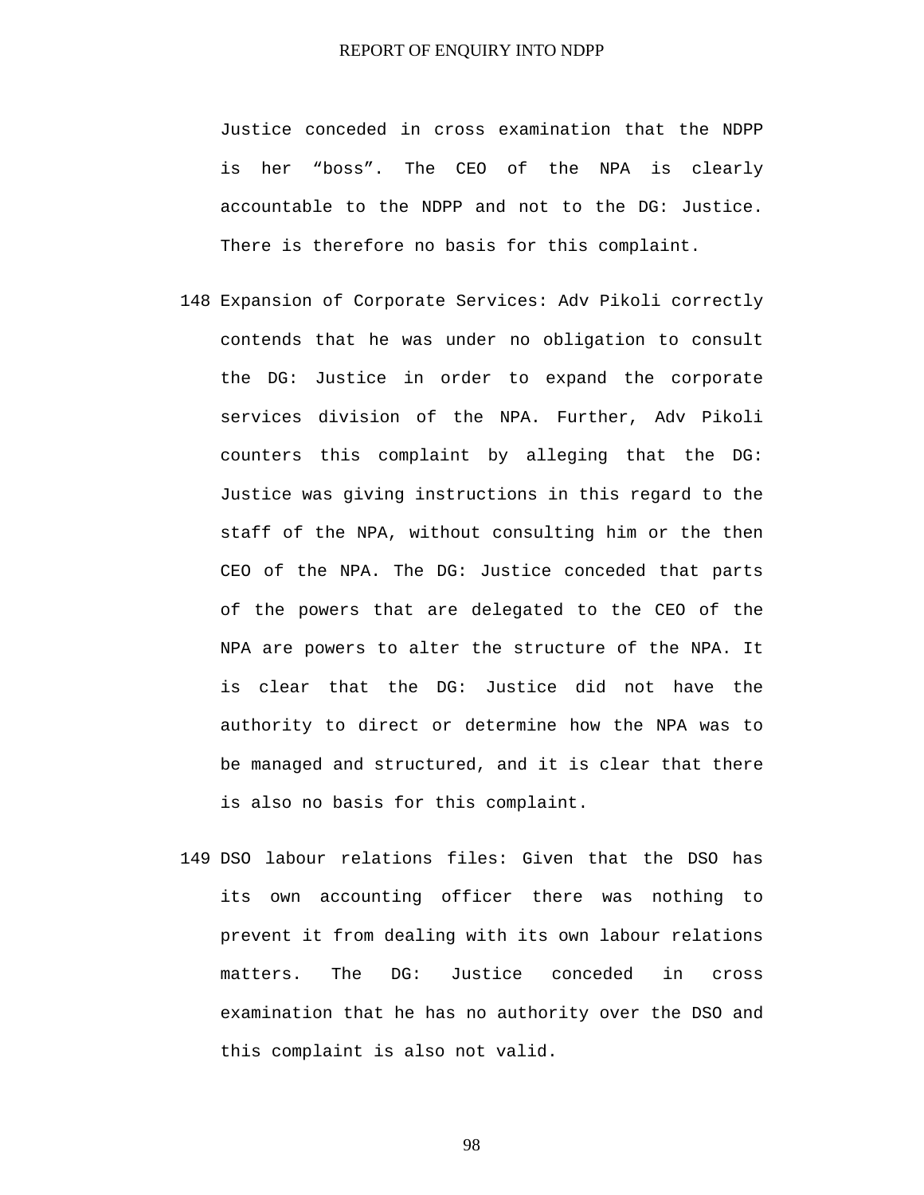Justice conceded in cross examination that the NDPP is her "boss". The CEO of the NPA is clearly accountable to the NDPP and not to the DG: Justice. There is therefore no basis for this complaint.

148 Expansion of Corporate Services: Adv Pikoli correctly contends that he was under no obligation to consult the DG: Justice in order to expand the corporate services division of the NPA. Further, Adv Pikoli counters this complaint by alleging that the DG: Justice was giving instructions in this regard to the staff of the NPA, without consulting him or the then CEO of the NPA. The DG: Justice conceded that parts of the powers that are delegated to the CEO of the NPA are powers to alter the structure of the NPA. It is clear that the DG: Justice did not have the authority to direct or determine how the NPA was to be managed and structured, and it is clear that there is also no basis for this complaint.

149 DSO labour relations files: Given that the DSO has its own accounting officer there was nothing to prevent it from dealing with its own labour relations matters. The DG: Justice conceded in cross examination that he has no authority over the DSO and this complaint is also not valid.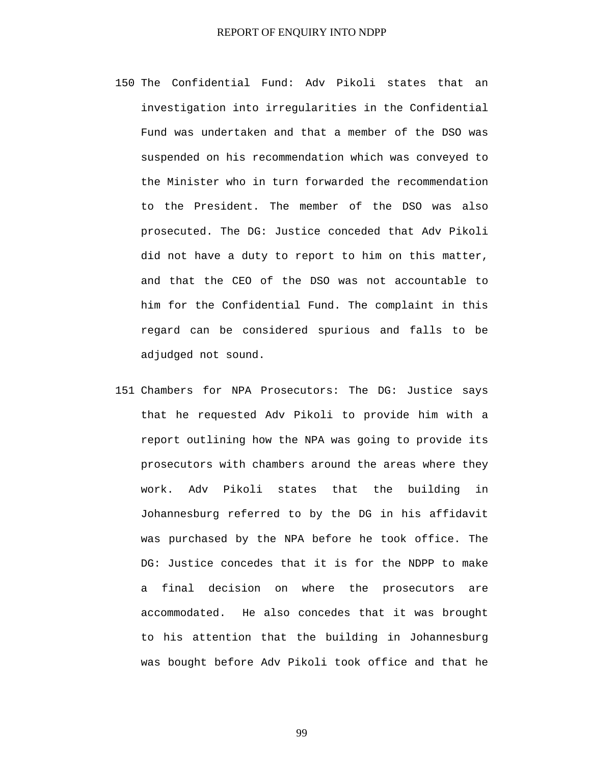150 The Confidential Fund: Adv Pikoli states that an investigation into irregularities in the Confidential Fund was undertaken and that a member of the DSO was suspended on his recommendation which was conveyed to the Minister who in turn forwarded the recommendation to the President. The member of the DSO was also prosecuted. The DG: Justice conceded that Adv Pikoli did not have a duty to report to him on this matter, and that the CEO of the DSO was not accountable to him for the Confidential Fund. The complaint in this regard can be considered spurious and falls to be adjudged not sound.

151 Chambers for NPA Prosecutors: The DG: Justice says that he requested Adv Pikoli to provide him with a report outlining how the NPA was going to provide its prosecutors with chambers around the areas where they work. Adv Pikoli states that the building in Johannesburg referred to by the DG in his affidavit was purchased by the NPA before he took office. The DG: Justice concedes that it is for the NDPP to make a final decision on where the prosecutors are accommodated. He also concedes that it was brought to his attention that the building in Johannesburg was bought before Adv Pikoli took office and that he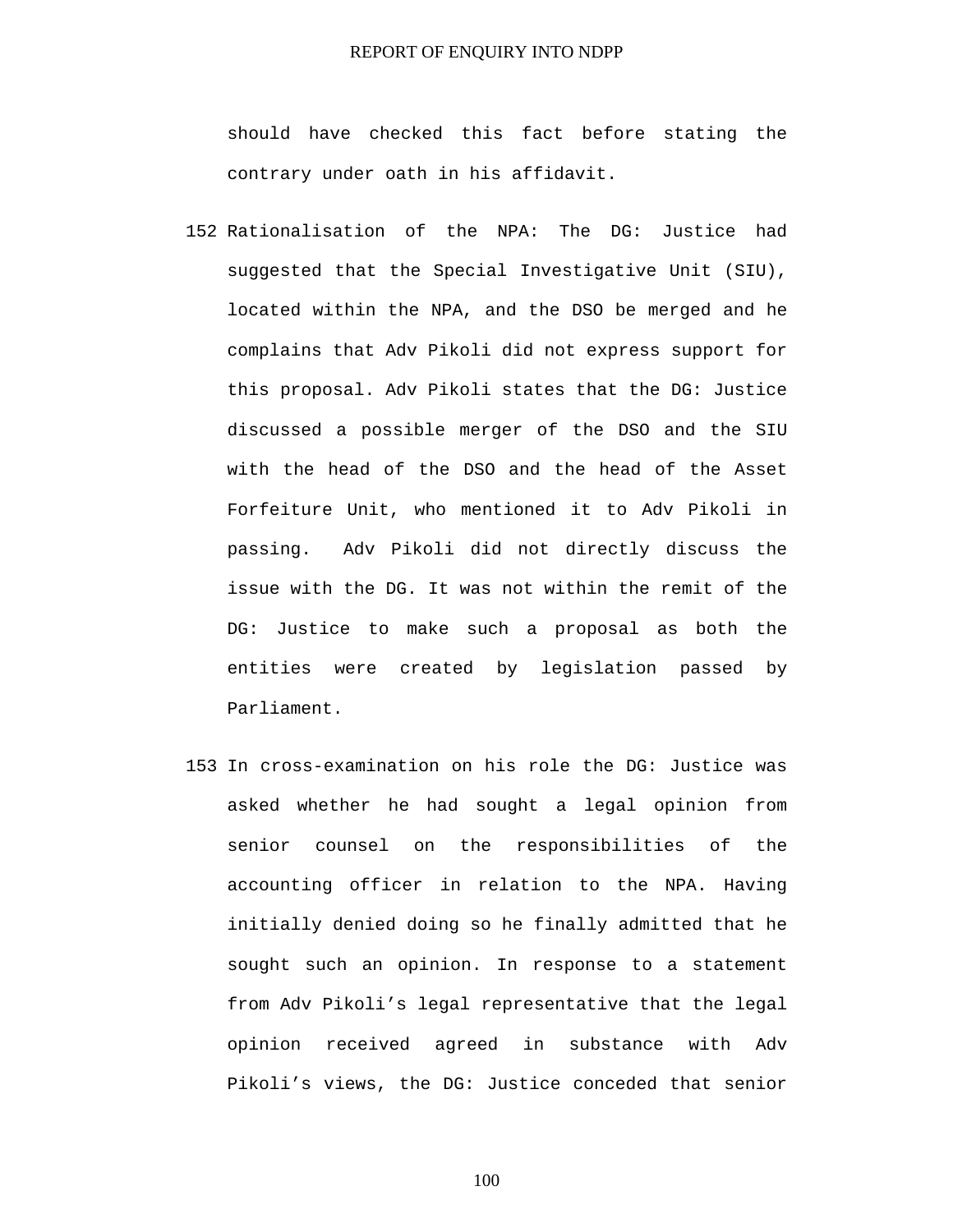should have checked this fact before stating the contrary under oath in his affidavit.

152 Rationalisation of the NPA: The DG: Justice had suggested that the Special Investigative Unit (SIU), located within the NPA, and the DSO be merged and he complains that Adv Pikoli did not express support for this proposal. Adv Pikoli states that the DG: Justice discussed a possible merger of the DSO and the SIU with the head of the DSO and the head of the Asset Forfeiture Unit, who mentioned it to Adv Pikoli in passing. Adv Pikoli did not directly discuss the issue with the DG. It was not within the remit of the DG: Justice to make such a proposal as both the entities were created by legislation passed by Parliament.

153 In cross-examination on his role the DG: Justice was asked whether he had sought a legal opinion from senior counsel on the responsibilities of the accounting officer in relation to the NPA. Having initially denied doing so he finally admitted that he sought such an opinion. In response to a statement from Adv Pikoli's legal representative that the legal opinion received agreed in substance with Adv Pikoli's views, the DG: Justice conceded that senior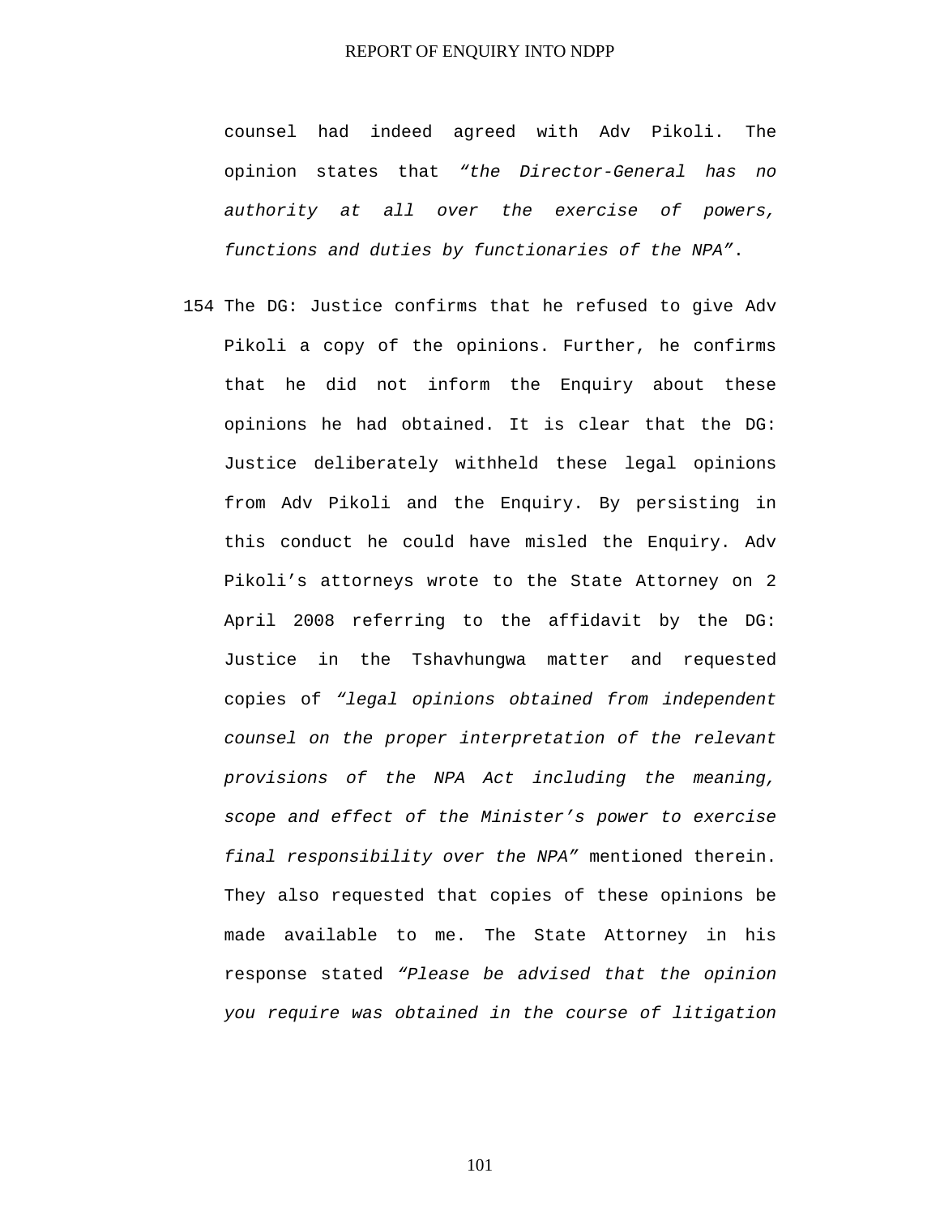counsel had indeed agreed with Adv Pikoli. The opinion states that *“the Director-General has no authority at all over the exercise of powers, functions and duties by functionaries of the NPA”*.

154 The DG: Justice confirms that he refused to give Adv Pikoli a copy of the opinions. Further, he confirms that he did not inform the Enquiry about these opinions he had obtained. It is clear that the DG: Justice deliberately withheld these legal opinions from Adv Pikoli and the Enquiry. By persisting in this conduct he could have misled the Enquiry. Adv Pikoli’s attorneys wrote to the State Attorney on 2 April 2008 referring to the affidavit by the DG: Justice in the Tshavhungwa matter and requested copies of *“legal opinions obtained from independent counsel on the proper interpretation of the relevant provisions of the NPA Act including the meaning, scope and effect of the Minister’s power to exercise final responsibility over the NPA”* mentioned therein. They also requested that copies of these opinions be made available to me. The State Attorney in his response stated *“Please be advised that the opinion you require was obtained in the course of litigation*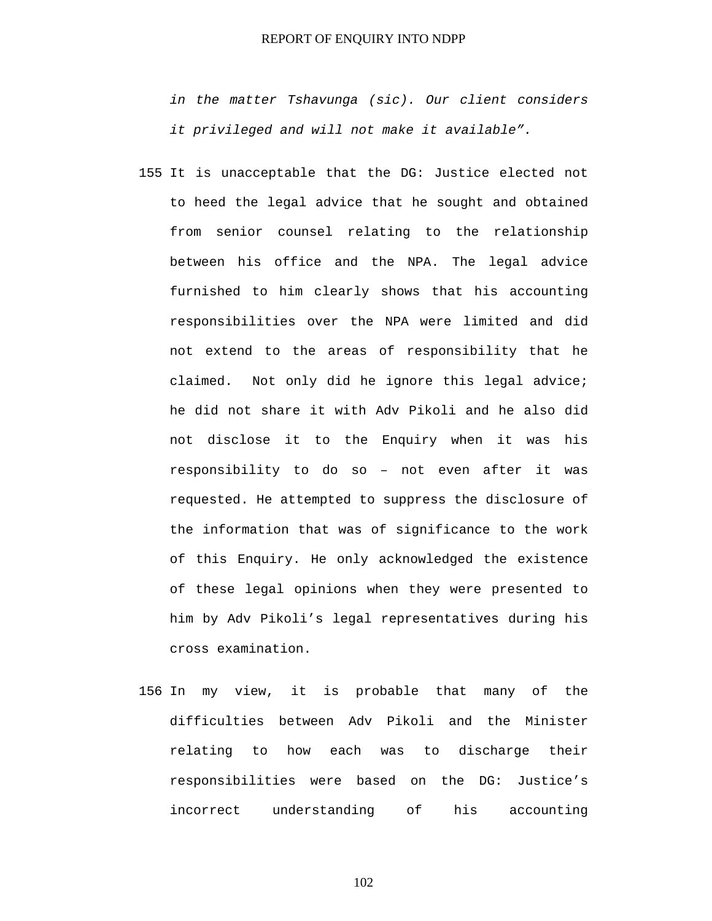*in the matter Tshavunga (sic). Our client considers it privileged and will not make it available".*

155 It is unacceptable that the DG: Justice elected not to heed the legal advice that he sought and obtained from senior counsel relating to the relationship between his office and the NPA. The legal advice furnished to him clearly shows that his accounting responsibilities over the NPA were limited and did not extend to the areas of responsibility that he claimed. Not only did he ignore this legal advice; he did not share it with Adv Pikoli and he also did not disclose it to the Enquiry when it was his responsibility to do so – not even after it was requested. He attempted to suppress the disclosure of the information that was of significance to the work of this Enquiry. He only acknowledged the existence of these legal opinions when they were presented to him by Adv Pikoli's legal representatives during his cross examination.

156 In my view, it is probable that many of the difficulties between Adv Pikoli and the Minister relating to how each was to discharge their responsibilities were based on the DG: Justice's incorrect understanding of his accounting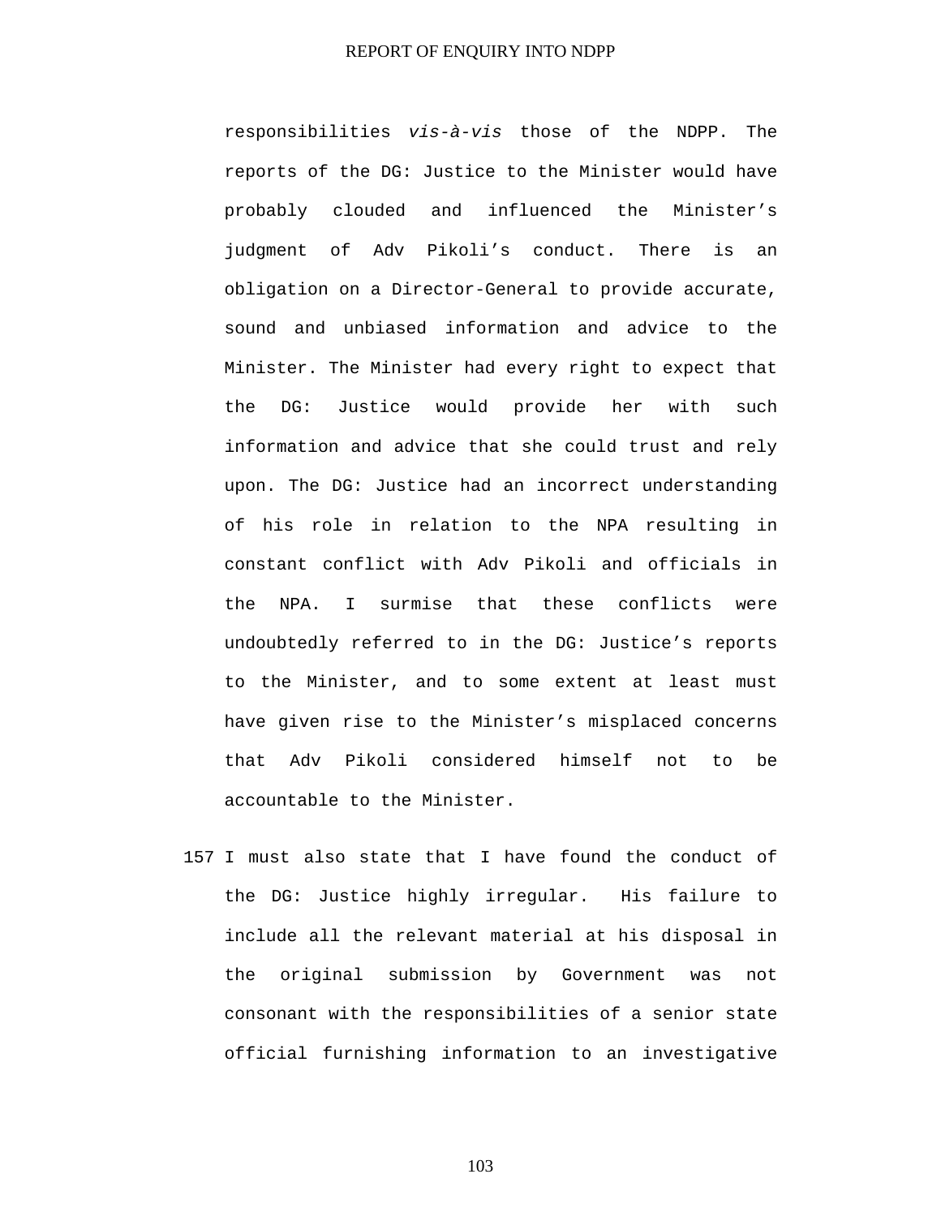responsibilities *vis-à-vis* those of the NDPP. The reports of the DG: Justice to the Minister would have probably clouded and influenced the Minister's judgment of Adv Pikoli's conduct. There is an obligation on a Director-General to provide accurate, sound and unbiased information and advice to the Minister. The Minister had every right to expect that the DG: Justice would provide her with such information and advice that she could trust and rely upon. The DG: Justice had an incorrect understanding of his role in relation to the NPA resulting in constant conflict with Adv Pikoli and officials in the NPA. I surmise that these conflicts were undoubtedly referred to in the DG: Justice's reports to the Minister, and to some extent at least must have given rise to the Minister's misplaced concerns that Adv Pikoli considered himself not to be accountable to the Minister.

157 I must also state that I have found the conduct of the DG: Justice highly irregular. His failure to include all the relevant material at his disposal in the original submission by Government was not consonant with the responsibilities of a senior state official furnishing information to an investigative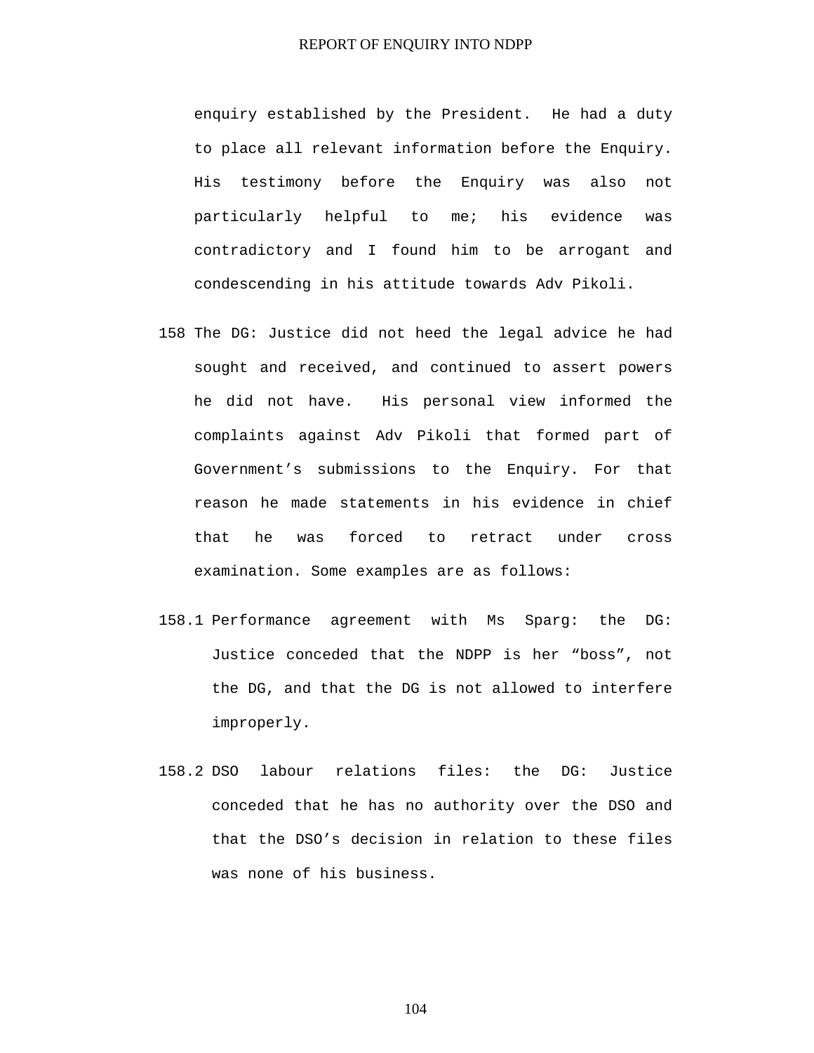enquiry established by the President. He had a duty to place all relevant information before the Enquiry. His testimony before the Enquiry was also not particularly helpful to me; his evidence was contradictory and I found him to be arrogant and condescending in his attitude towards Adv Pikoli.

158 The DG: Justice did not heed the legal advice he had sought and received, and continued to assert powers he did not have. His personal view informed the complaints against Adv Pikoli that formed part of Government's submissions to the Enquiry. For that reason he made statements in his evidence in chief that he was forced to retract under cross examination. Some examples are as follows:

158.1 Performance agreement with Ms Sparg: the DG: Justice conceded that the NDPP is her "boss", not the DG, and that the DG is not allowed to interfere improperly.

158.2 DSO labour relations files: the DG: Justice conceded that he has no authority over the DSO and that the DSO's decision in relation to these files was none of his business.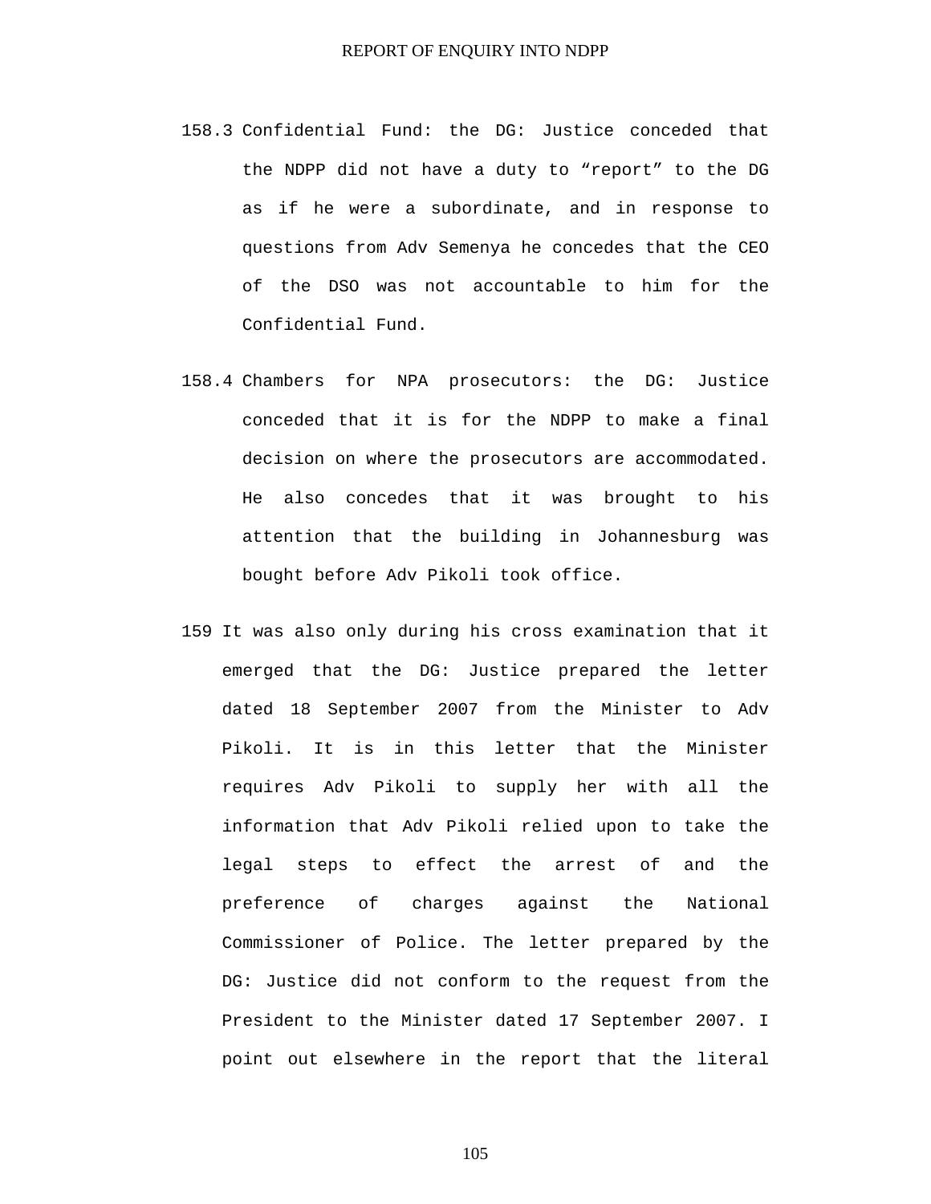158.3 Confidential Fund: the DG: Justice conceded that the NDPP did not have a duty to "report" to the DG as if he were a subordinate, and in response to questions from Adv Semenya he concedes that the CEO of the DSO was not accountable to him for the Confidential Fund.

158.4 Chambers for NPA prosecutors: the DG: Justice conceded that it is for the NDPP to make a final decision on where the prosecutors are accommodated. He also concedes that it was brought to his attention that the building in Johannesburg was bought before Adv Pikoli took office.

159 It was also only during his cross examination that it emerged that the DG: Justice prepared the letter dated 18 September 2007 from the Minister to Adv Pikoli. It is in this letter that the Minister requires Adv Pikoli to supply her with all the information that Adv Pikoli relied upon to take the legal steps to effect the arrest of and the preference of charges against the National Commissioner of Police. The letter prepared by the DG: Justice did not conform to the request from the President to the Minister dated 17 September 2007. I point out elsewhere in the report that the literal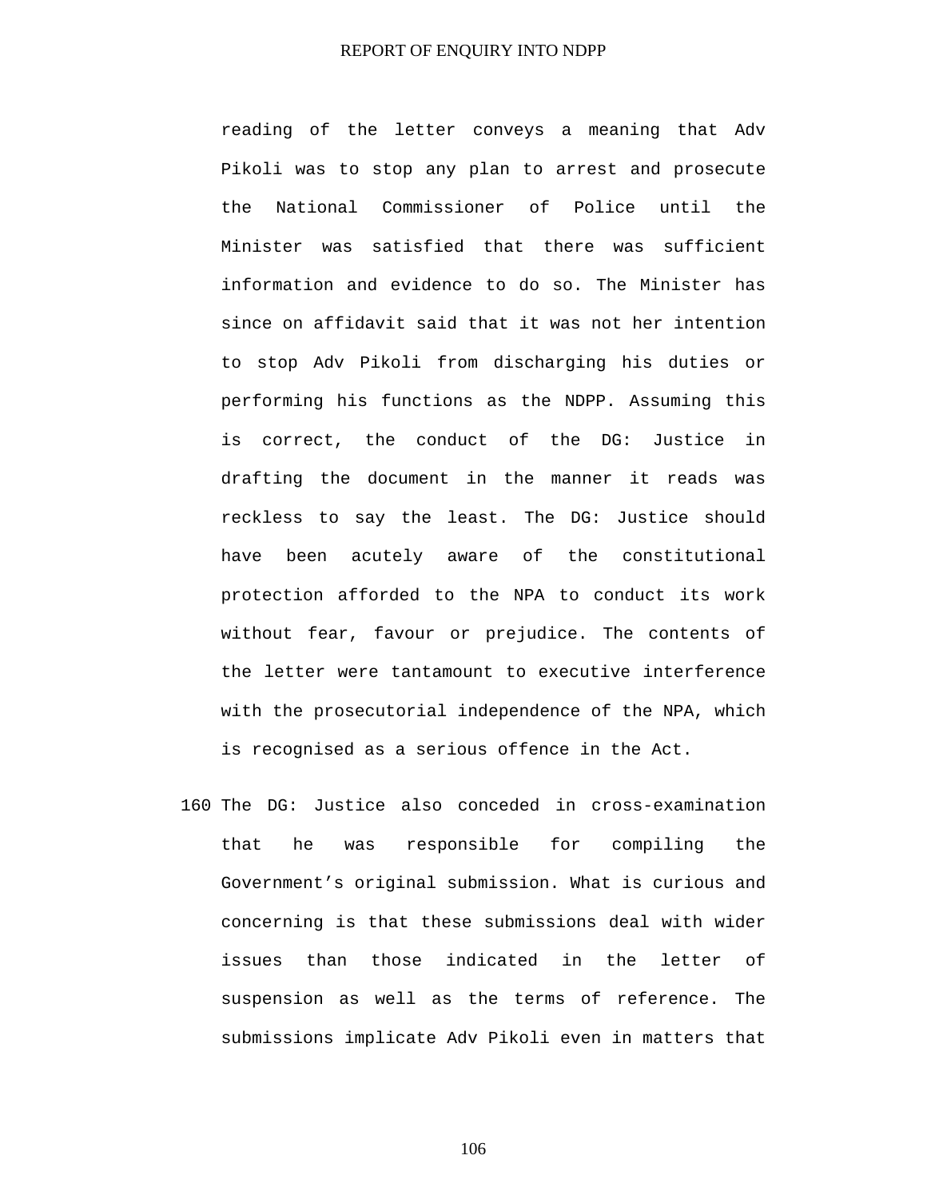reading of the letter conveys a meaning that Adv Pikoli was to stop any plan to arrest and prosecute the National Commissioner of Police until the Minister was satisfied that there was sufficient information and evidence to do so. The Minister has since on affidavit said that it was not her intention to stop Adv Pikoli from discharging his duties or performing his functions as the NDPP. Assuming this is correct, the conduct of the DG: Justice in drafting the document in the manner it reads was reckless to say the least. The DG: Justice should have been acutely aware of the constitutional protection afforded to the NPA to conduct its work without fear, favour or prejudice. The contents of the letter were tantamount to executive interference with the prosecutorial independence of the NPA, which is recognised as a serious offence in the Act.

160 The DG: Justice also conceded in cross-examination that he was responsible for compiling the Government's original submission. What is curious and concerning is that these submissions deal with wider issues than those indicated in the letter of suspension as well as the terms of reference. The submissions implicate Adv Pikoli even in matters that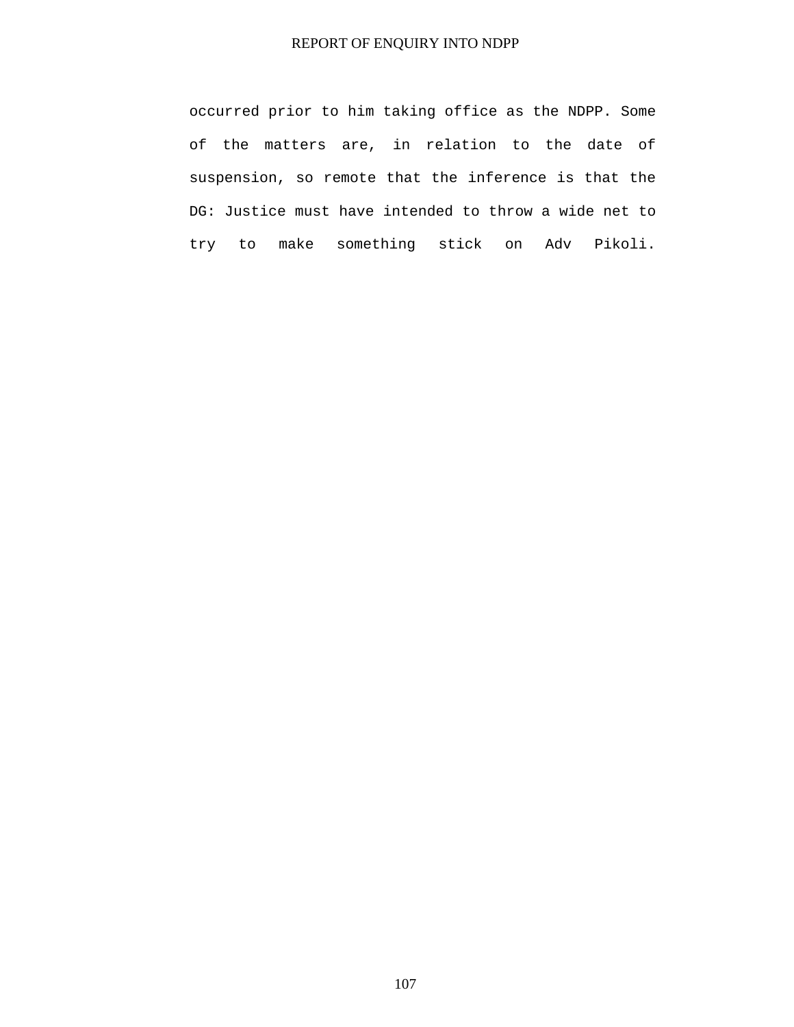occurred prior to him taking office as the NDPP. Some of the matters are, in relation to the date of suspension, so remote that the inference is that the DG: Justice must have intended to throw a wide net to try to make something stick on Adv Pikoli.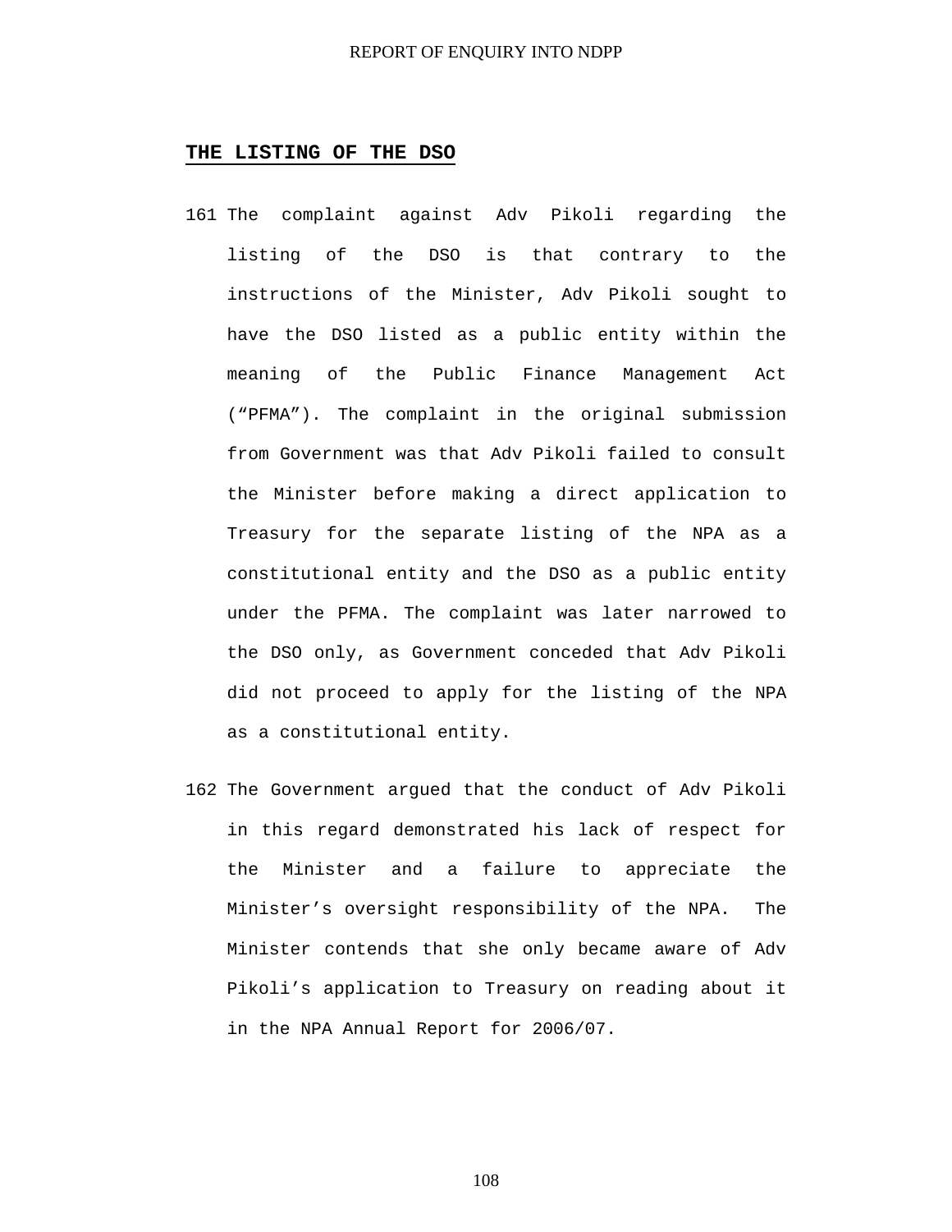## THE LISTING OF THE DSO

161 The complaint against Adv Pikoli regarding the listing of the DSO is that contrary to the instructions of the Minister, Adv Pikoli sought to have the DSO listed as a public entity within the meaning of the Public Finance Management Act (“PFMA”). The complaint in the original submission from Government was that Adv Pikoli failed to consult the Minister before making a direct application to Treasury for the separate listing of the NPA as a constitutional entity and the DSO as a public entity under the PFMA. The complaint was later narrowed to the DSO only, as Government conceded that Adv Pikoli did not proceed to apply for the listing of the NPA as a constitutional entity.

162 The Government argued that the conduct of Adv Pikoli in this regard demonstrated his lack of respect for the Minister and a failure to appreciate the Minister’s oversight responsibility of the NPA. The Minister contends that she only became aware of Adv Pikoli’s application to Treasury on reading about it in the NPA Annual Report for 2006/07.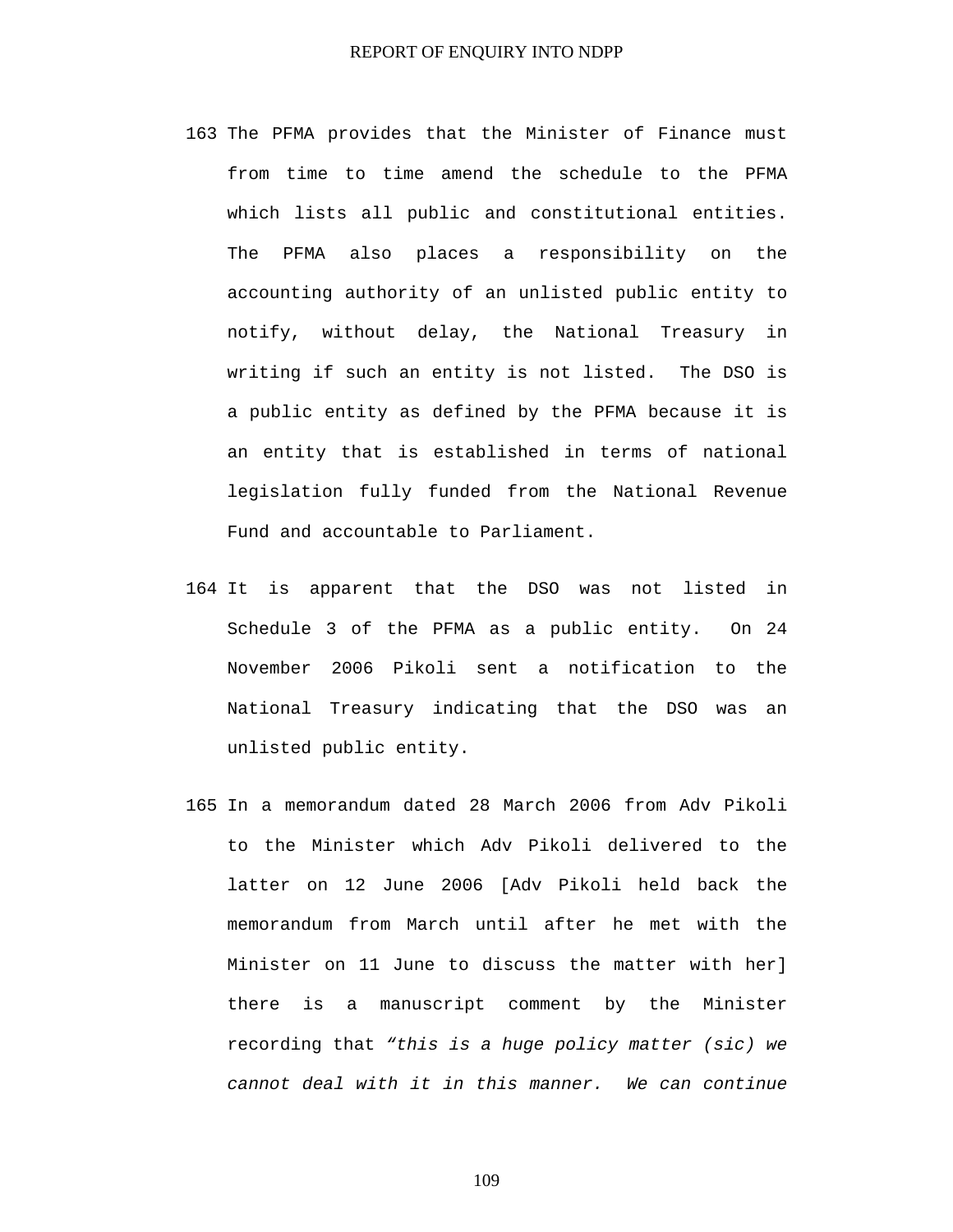163 The PFMA provides that the Minister of Finance must from time to time amend the schedule to the PFMA which lists all public and constitutional entities. The PFMA also places a responsibility on the accounting authority of an unlisted public entity to notify, without delay, the National Treasury in writing if such an entity is not listed. The DSO is a public entity as defined by the PFMA because it is an entity that is established in terms of national legislation fully funded from the National Revenue Fund and accountable to Parliament.

164 It is apparent that the DSO was not listed in Schedule 3 of the PFMA as a public entity. On 24 November 2006 Pikoli sent a notification to the National Treasury indicating that the DSO was an unlisted public entity.

165 In a memorandum dated 28 March 2006 from Adv Pikoli to the Minister which Adv Pikoli delivered to the latter on 12 June 2006 [Adv Pikoli held back the memorandum from March until after he met with the Minister on 11 June to discuss the matter with her] there is a manuscript comment by the Minister recording that *"this is a huge policy matter (sic) we cannot deal with it in this manner. We can continue*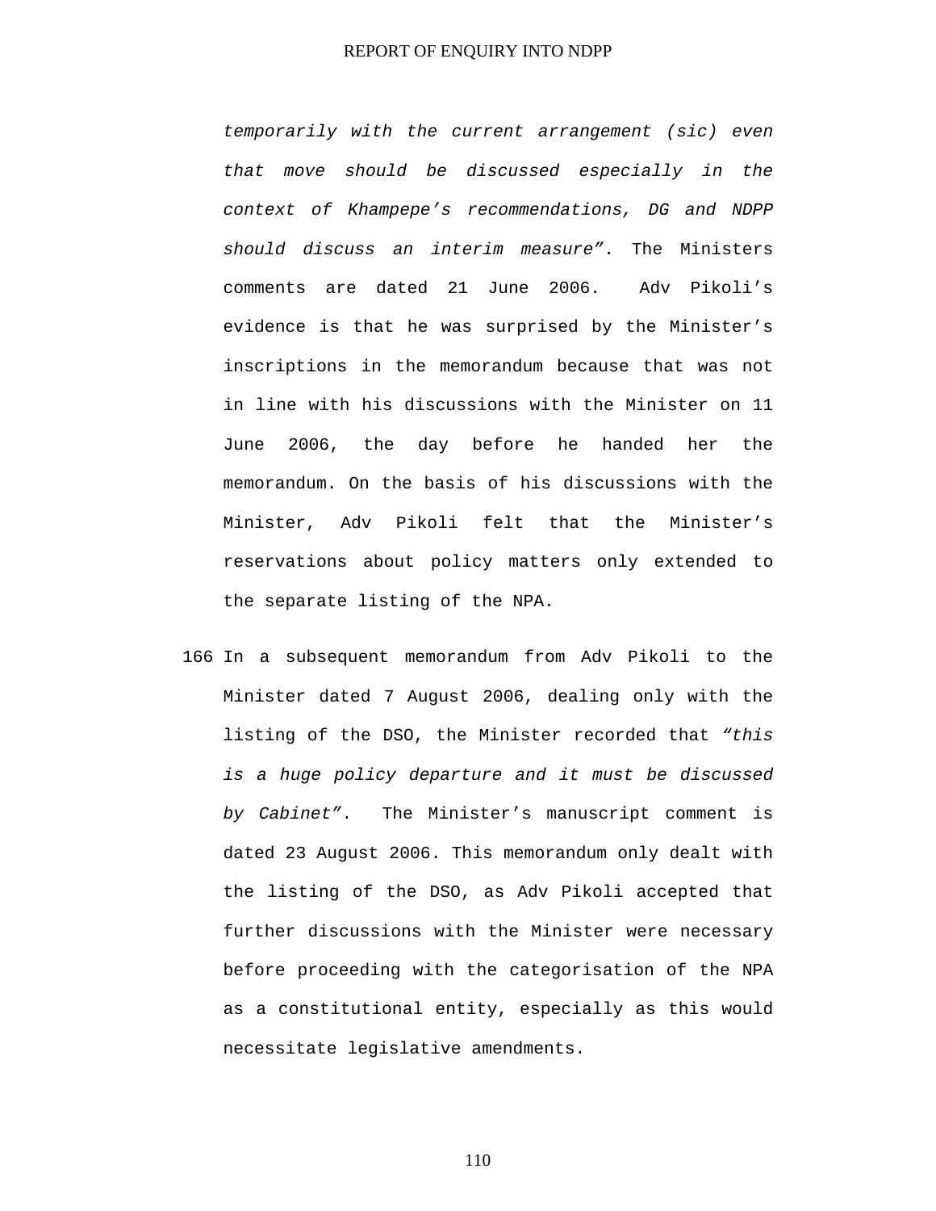*temporarily with the current arrangement (sic) even that move should be discussed especially in the context of Khampepe's recommendations, DG and NDPP should discuss an interim measure"*. The Ministers comments are dated 21 June 2006. Adv Pikoli's evidence is that he was surprised by the Minister's inscriptions in the memorandum because that was not in line with his discussions with the Minister on 11 June 2006, the day before he handed her the memorandum. On the basis of his discussions with the Minister, Adv Pikoli felt that the Minister's reservations about policy matters only extended to the separate listing of the NPA.

166 In a subsequent memorandum from Adv Pikoli to the Minister dated 7 August 2006, dealing only with the listing of the DSO, the Minister recorded that *"this is a huge policy departure and it must be discussed by Cabinet"*. The Minister's manuscript comment is dated 23 August 2006. This memorandum only dealt with the listing of the DSO, as Adv Pikoli accepted that further discussions with the Minister were necessary before proceeding with the categorisation of the NPA as a constitutional entity, especially as this would necessitate legislative amendments.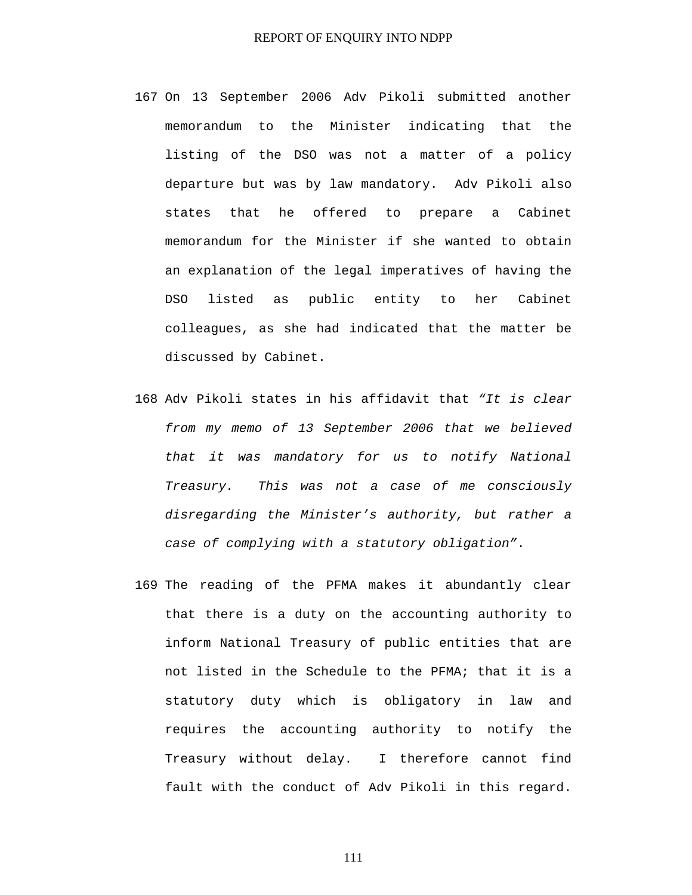167 On 13 September 2006 Adv Pikoli submitted another memorandum to the Minister indicating that the listing of the DSO was not a matter of a policy departure but was by law mandatory. Adv Pikoli also states that he offered to prepare a Cabinet memorandum for the Minister if she wanted to obtain an explanation of the legal imperatives of having the DSO listed as public entity to her Cabinet colleagues, as she had indicated that the matter be discussed by Cabinet.

168 Adv Pikoli states in his affidavit that *"It is clear from my memo of 13 September 2006 that we believed that it was mandatory for us to notify National Treasury. This was not a case of me consciously disregarding the Minister's authority, but rather a case of complying with a statutory obligation"*.

169 The reading of the PFMA makes it abundantly clear that there is a duty on the accounting authority to inform National Treasury of public entities that are not listed in the Schedule to the PFMA; that it is a statutory duty which is obligatory in law and requires the accounting authority to notify the Treasury without delay. I therefore cannot find fault with the conduct of Adv Pikoli in this regard.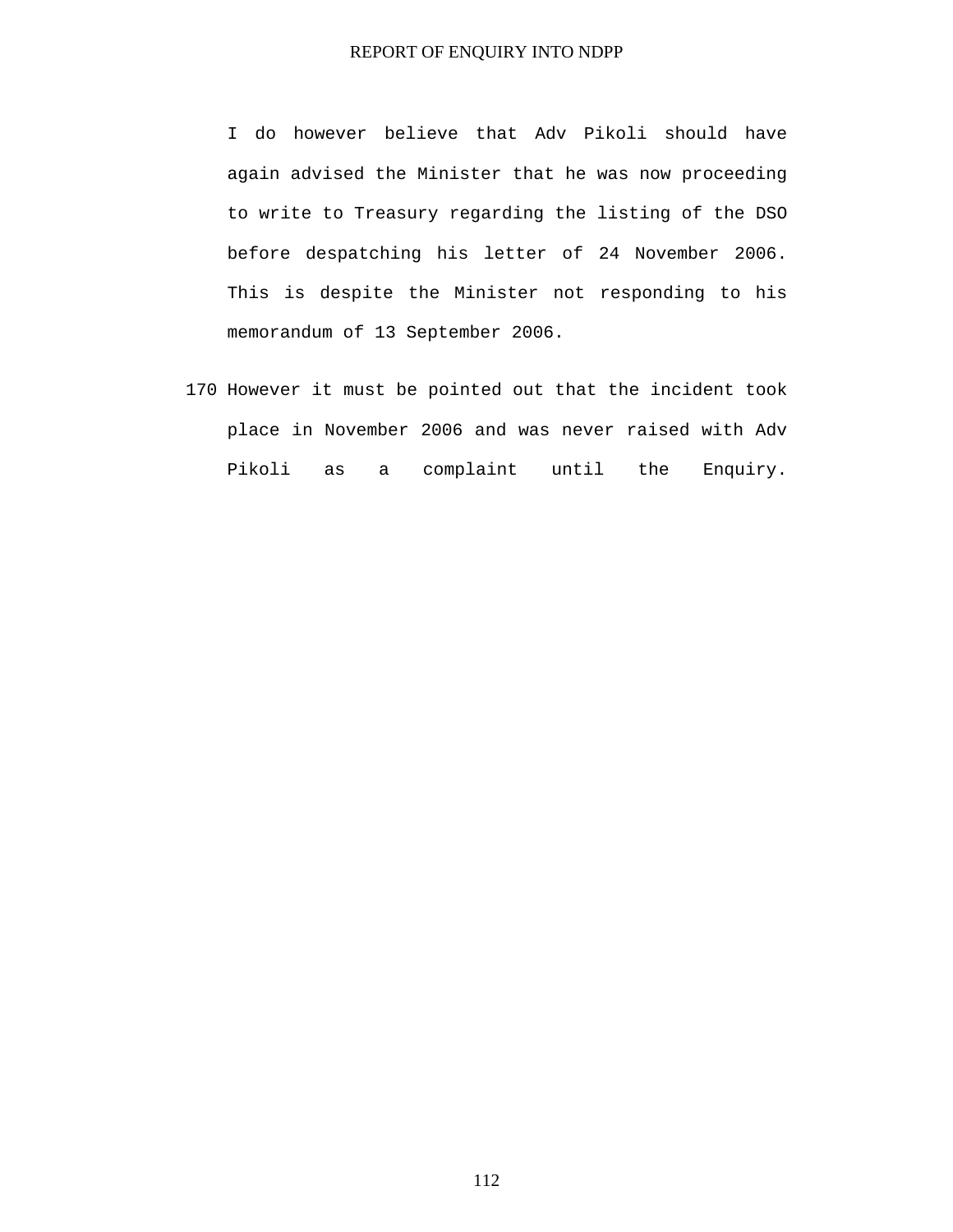I do however believe that Adv Pikoli should have again advised the Minister that he was now proceeding to write to Treasury regarding the listing of the DSO before despatching his letter of 24 November 2006. This is despite the Minister not responding to his memorandum of 13 September 2006.

170 However it must be pointed out that the incident took place in November 2006 and was never raised with Adv Pikoli as a complaint until the Enquiry.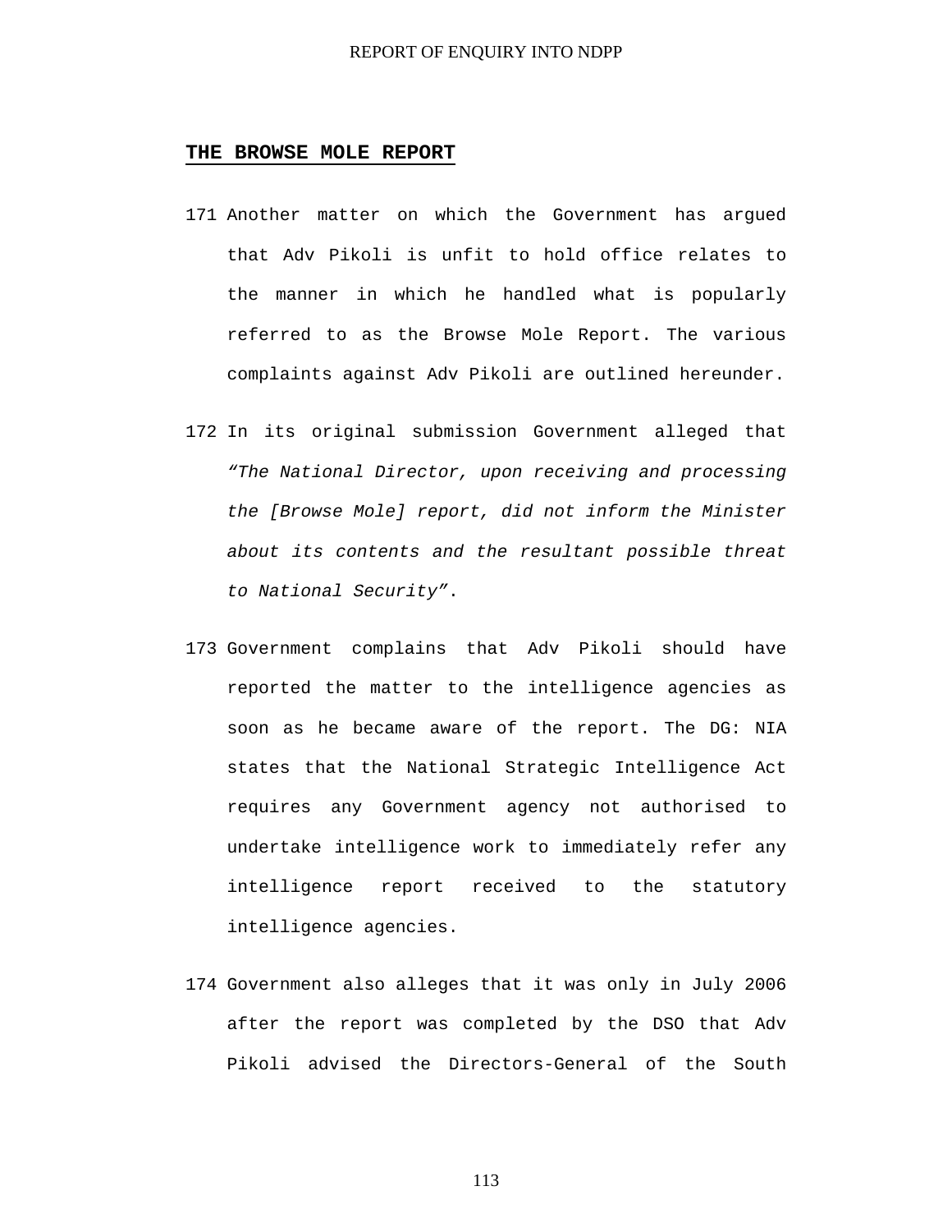## THE BROWSE MOLE REPORT

171 Another matter on which the Government has argued that Adv Pikoli is unfit to hold office relates to the manner in which he handled what is popularly referred to as the Browse Mole Report. The various complaints against Adv Pikoli are outlined hereunder.

172 In its original submission Government alleged that *“The National Director, upon receiving and processing the [Browse Mole] report, did not inform the Minister about its contents and the resultant possible threat to National Security”*.

173 Government complains that Adv Pikoli should have reported the matter to the intelligence agencies as soon as he became aware of the report. The DG: NIA states that the National Strategic Intelligence Act requires any Government agency not authorised to undertake intelligence work to immediately refer any intelligence report received to the statutory intelligence agencies.

174 Government also alleges that it was only in July 2006 after the report was completed by the DSO that Adv Pikoli advised the Directors-General of the South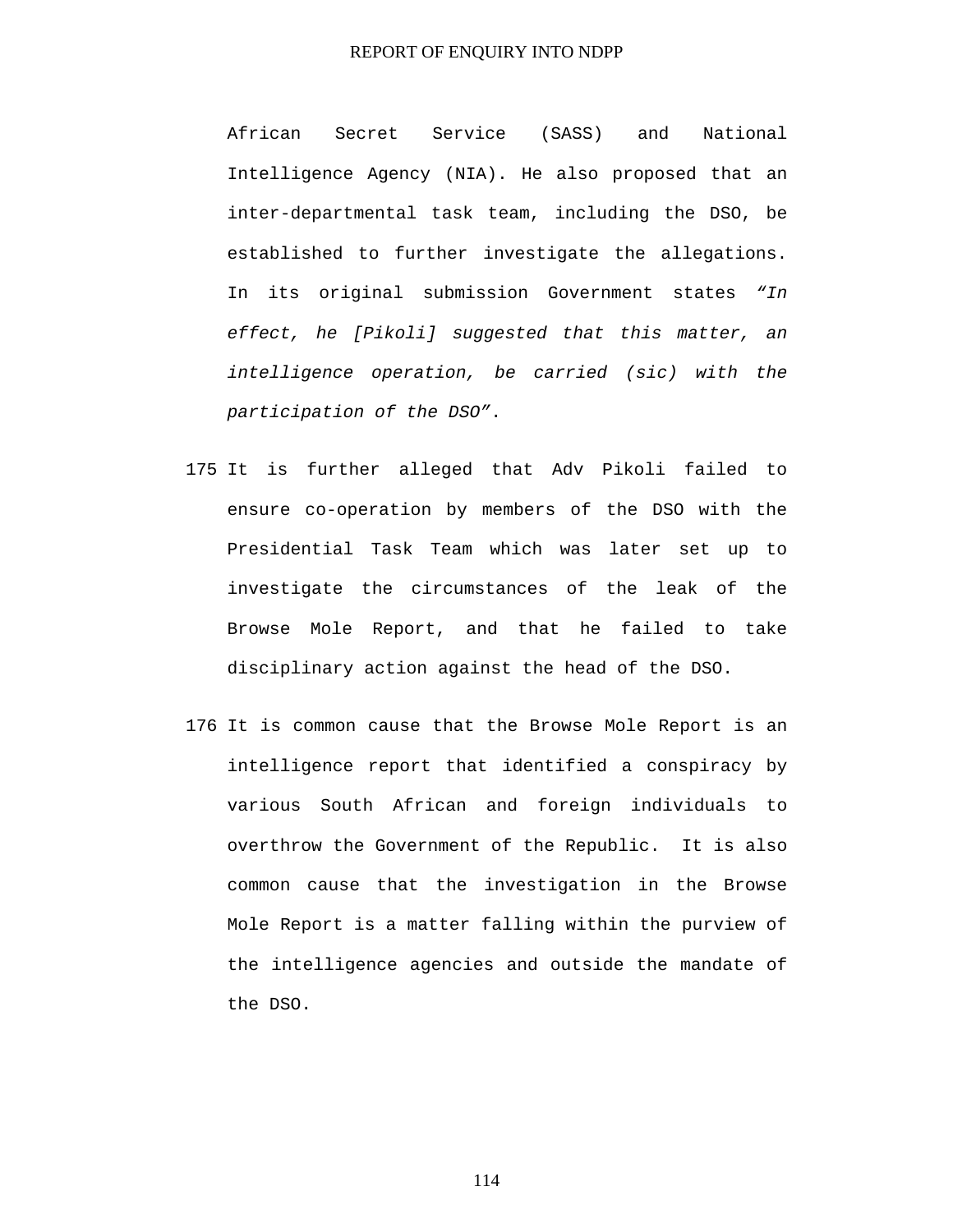African Secret Service (SASS) and National Intelligence Agency (NIA). He also proposed that an inter-departmental task team, including the DSO, be established to further investigate the allegations. In its original submission Government states *"In effect, he [Pikoli] suggested that this matter, an intelligence operation, be carried (sic) with the participation of the DSO"*.

175 It is further alleged that Adv Pikoli failed to ensure co-operation by members of the DSO with the Presidential Task Team which was later set up to investigate the circumstances of the leak of the Browse Mole Report, and that he failed to take disciplinary action against the head of the DSO.

176 It is common cause that the Browse Mole Report is an intelligence report that identified a conspiracy by various South African and foreign individuals to overthrow the Government of the Republic. It is also common cause that the investigation in the Browse Mole Report is a matter falling within the purview of the intelligence agencies and outside the mandate of the DSO.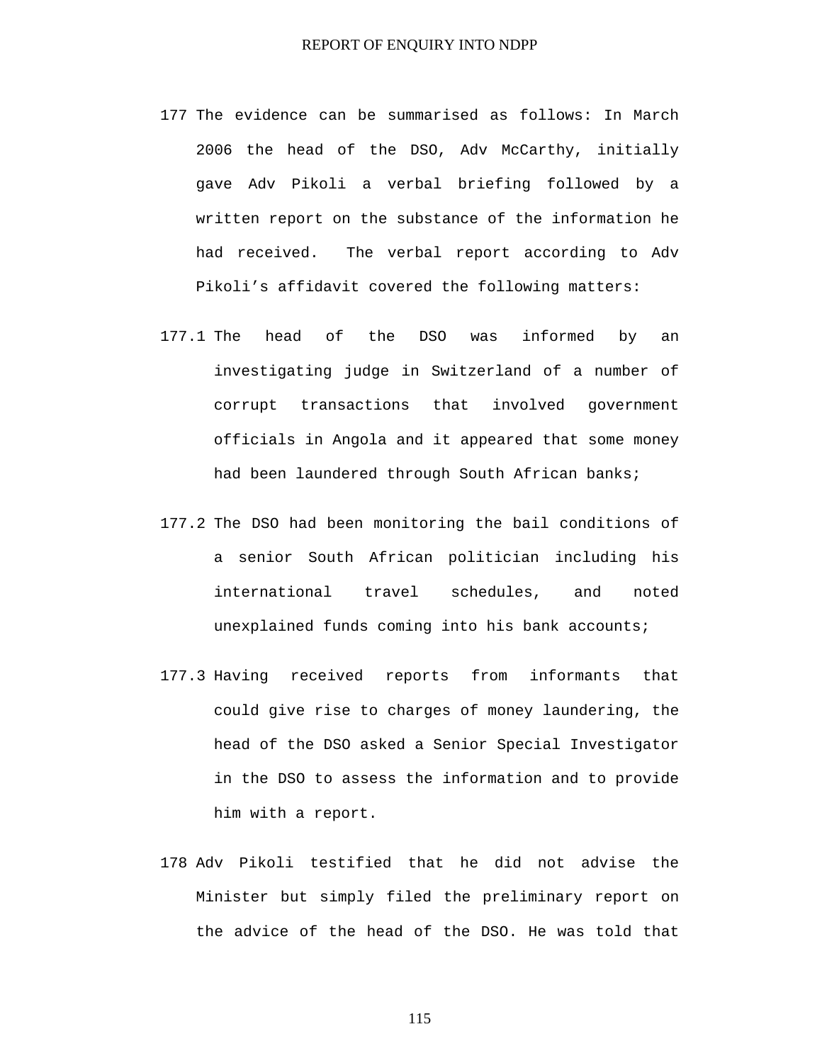177 The evidence can be summarised as follows: In March 2006 the head of the DSO, Adv McCarthy, initially gave Adv Pikoli a verbal briefing followed by a written report on the substance of the information he had received. The verbal report according to Adv Pikoli's affidavit covered the following matters:

177.1 The head of the DSO was informed by an investigating judge in Switzerland of a number of corrupt transactions that involved government officials in Angola and it appeared that some money had been laundered through South African banks;

177.2 The DSO had been monitoring the bail conditions of a senior South African politician including his international travel schedules, and noted unexplained funds coming into his bank accounts;

177.3 Having received reports from informants that could give rise to charges of money laundering, the head of the DSO asked a Senior Special Investigator in the DSO to assess the information and to provide him with a report.

178 Adv Pikoli testified that he did not advise the Minister but simply filed the preliminary report on the advice of the head of the DSO. He was told that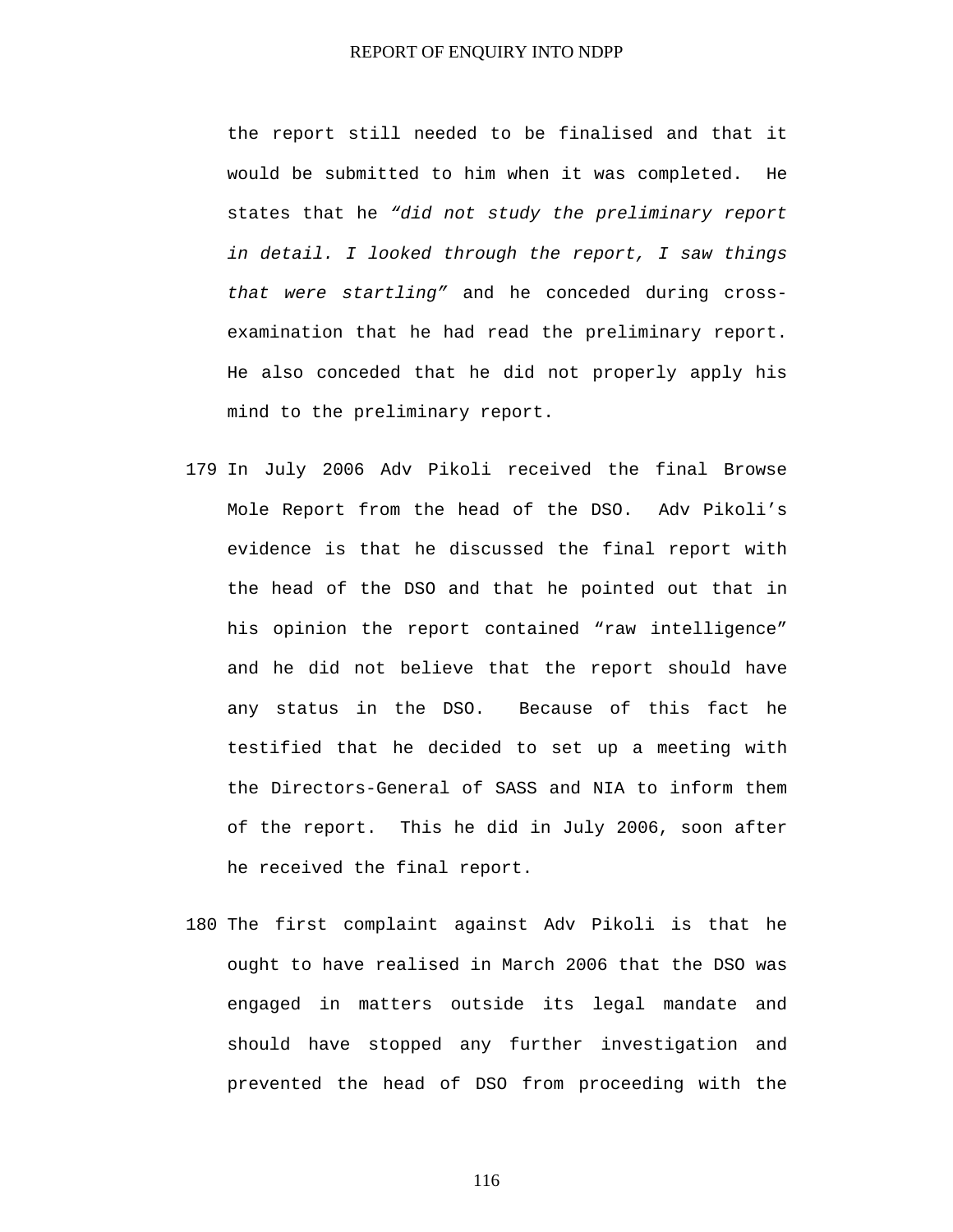the report still needed to be finalised and that it would be submitted to him when it was completed. He states that he *"did not study the preliminary report in detail. I looked through the report, I saw things that were startling"* and he conceded during cross-examination that he had read the preliminary report. He also conceded that he did not properly apply his mind to the preliminary report.

179 In July 2006 Adv Pikoli received the final Browse Mole Report from the head of the DSO. Adv Pikoli's evidence is that he discussed the final report with the head of the DSO and that he pointed out that in his opinion the report contained "raw intelligence" and he did not believe that the report should have any status in the DSO. Because of this fact he testified that he decided to set up a meeting with the Directors-General of SASS and NIA to inform them of the report. This he did in July 2006, soon after he received the final report.

180 The first complaint against Adv Pikoli is that he ought to have realised in March 2006 that the DSO was engaged in matters outside its legal mandate and should have stopped any further investigation and prevented the head of DSO from proceeding with the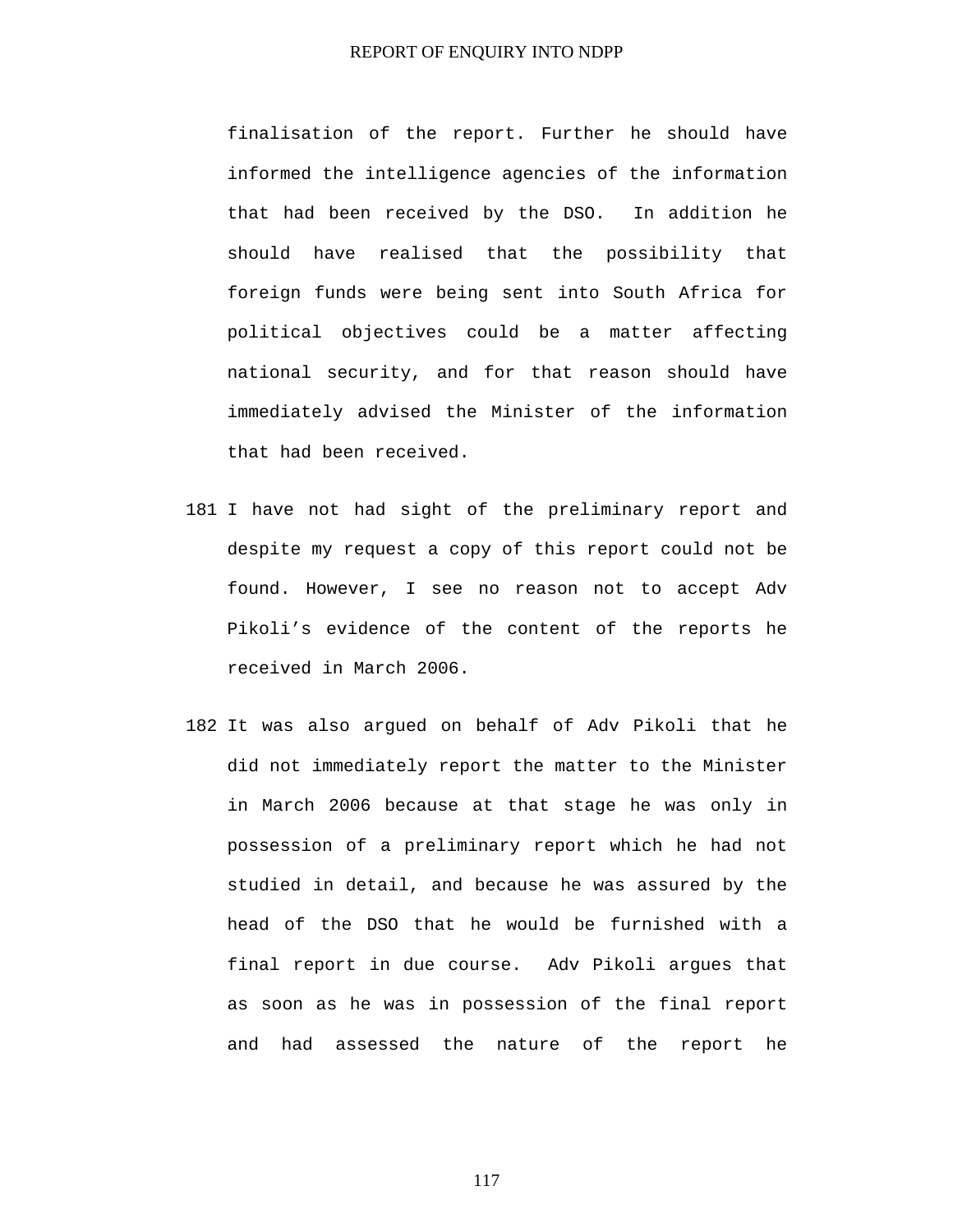finalisation of the report. Further he should have informed the intelligence agencies of the information that had been received by the DSO. In addition he should have realised that the possibility that foreign funds were being sent into South Africa for political objectives could be a matter affecting national security, and for that reason should have immediately advised the Minister of the information that had been received.

181 I have not had sight of the preliminary report and despite my request a copy of this report could not be found. However, I see no reason not to accept Adv Pikoli's evidence of the content of the reports he received in March 2006.

182 It was also argued on behalf of Adv Pikoli that he did not immediately report the matter to the Minister in March 2006 because at that stage he was only in possession of a preliminary report which he had not studied in detail, and because he was assured by the head of the DSO that he would be furnished with a final report in due course. Adv Pikoli argues that as soon as he was in possession of the final report and had assessed the nature of the report he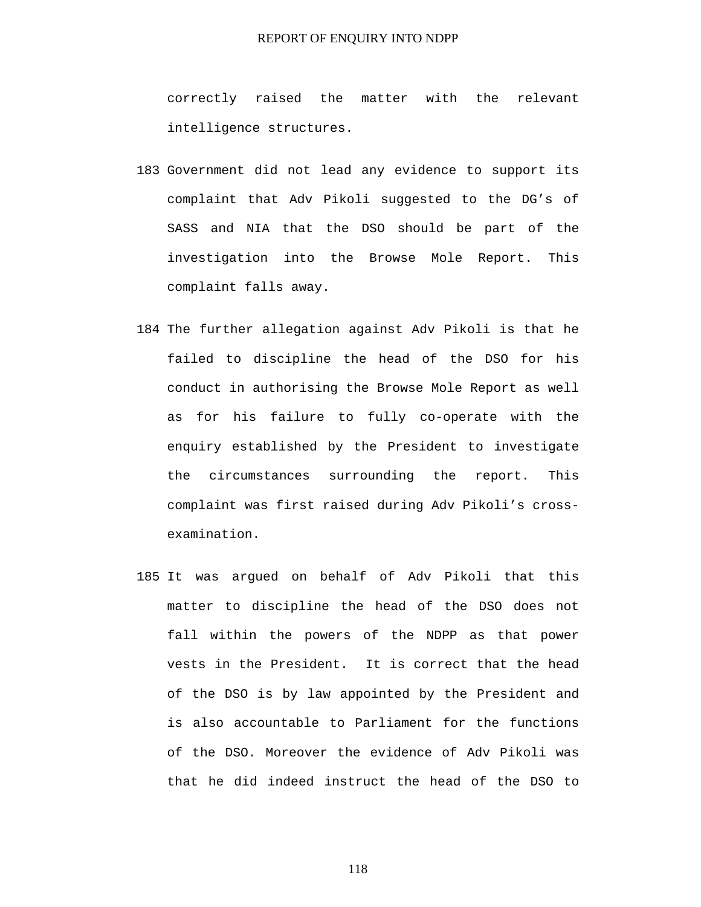correctly raised the matter with the relevant intelligence structures.

183 Government did not lead any evidence to support its complaint that Adv Pikoli suggested to the DG's of SASS and NIA that the DSO should be part of the investigation into the Browse Mole Report. This complaint falls away.

184 The further allegation against Adv Pikoli is that he failed to discipline the head of the DSO for his conduct in authorising the Browse Mole Report as well as for his failure to fully co-operate with the enquiry established by the President to investigate the circumstances surrounding the report. This complaint was first raised during Adv Pikoli's cross-examination.

185 It was argued on behalf of Adv Pikoli that this matter to discipline the head of the DSO does not fall within the powers of the NDPP as that power vests in the President. It is correct that the head of the DSO is by law appointed by the President and is also accountable to Parliament for the functions of the DSO. Moreover the evidence of Adv Pikoli was that he did indeed instruct the head of the DSO to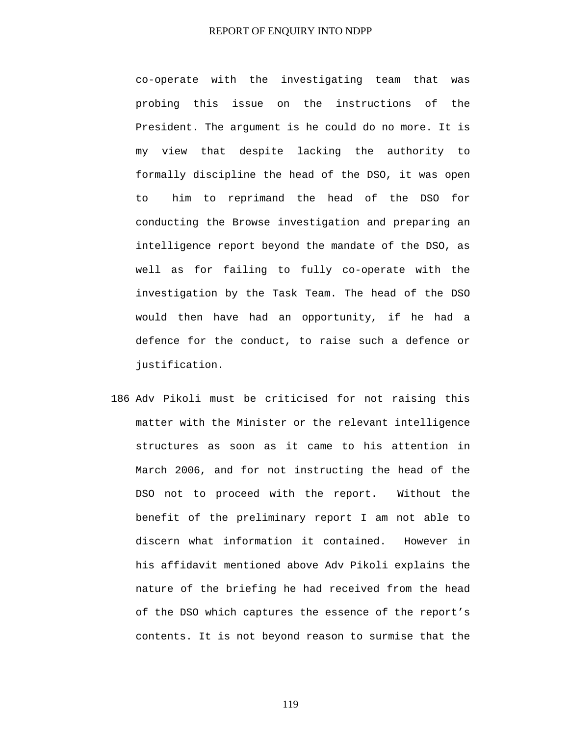co-operate with the investigating team that was probing this issue on the instructions of the President. The argument is he could do no more. It is my view that despite lacking the authority to formally discipline the head of the DSO, it was open to him to reprimand the head of the DSO for conducting the Browse investigation and preparing an intelligence report beyond the mandate of the DSO, as well as for failing to fully co-operate with the investigation by the Task Team. The head of the DSO would then have had an opportunity, if he had a defence for the conduct, to raise such a defence or justification.

186 Adv Pikoli must be criticised for not raising this matter with the Minister or the relevant intelligence structures as soon as it came to his attention in March 2006, and for not instructing the head of the DSO not to proceed with the report. Without the benefit of the preliminary report I am not able to discern what information it contained. However in his affidavit mentioned above Adv Pikoli explains the nature of the briefing he had received from the head of the DSO which captures the essence of the report's contents. It is not beyond reason to surmise that the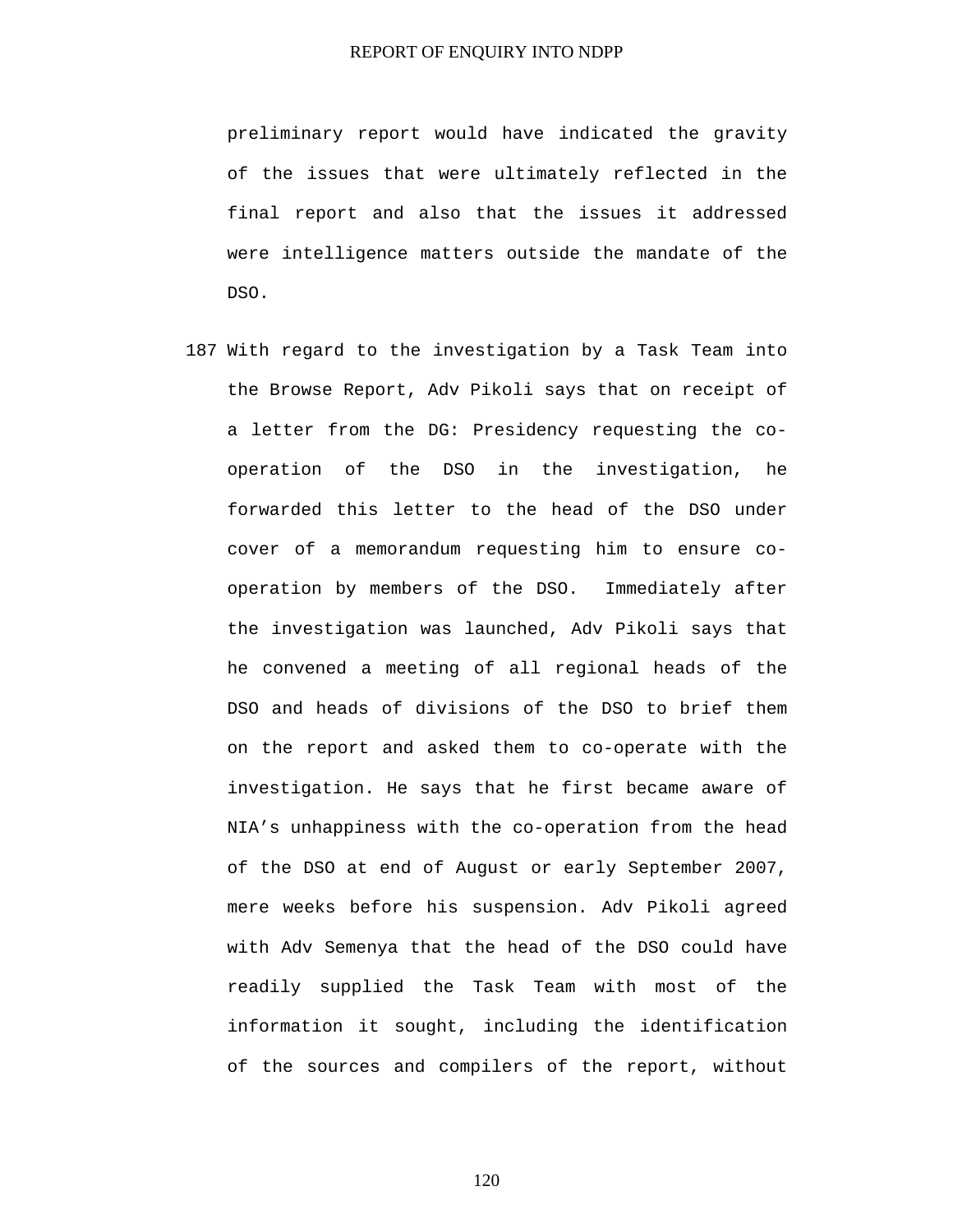preliminary report would have indicated the gravity of the issues that were ultimately reflected in the final report and also that the issues it addressed were intelligence matters outside the mandate of the DSO.

187 With regard to the investigation by a Task Team into the Browse Report, Adv Pikoli says that on receipt of a letter from the DG: Presidency requesting the co-operation of the DSO in the investigation, he forwarded this letter to the head of the DSO under cover of a memorandum requesting him to ensure co-operation by members of the DSO. Immediately after the investigation was launched, Adv Pikoli says that he convened a meeting of all regional heads of the DSO and heads of divisions of the DSO to brief them on the report and asked them to co-operate with the investigation. He says that he first became aware of NIA's unhappiness with the co-operation from the head of the DSO at end of August or early September 2007, mere weeks before his suspension. Adv Pikoli agreed with Adv Semenya that the head of the DSO could have readily supplied the Task Team with most of the information it sought, including the identification of the sources and compilers of the report, without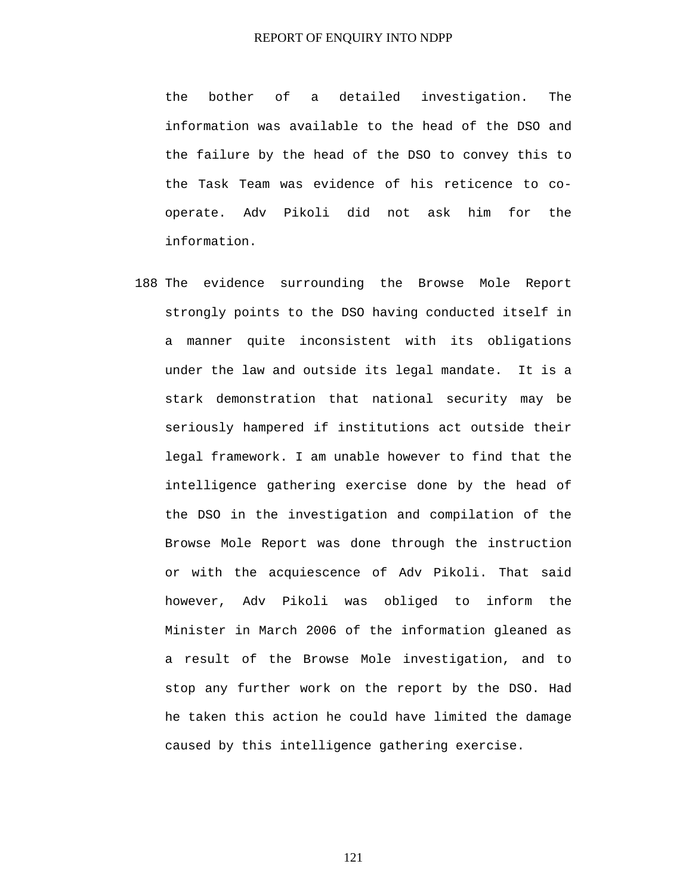the bother of a detailed investigation. The information was available to the head of the DSO and the failure by the head of the DSO to convey this to the Task Team was evidence of his reticence to co-operate. Adv Pikoli did not ask him for the information.

188 The evidence surrounding the Browse Mole Report strongly points to the DSO having conducted itself in a manner quite inconsistent with its obligations under the law and outside its legal mandate. It is a stark demonstration that national security may be seriously hampered if institutions act outside their legal framework. I am unable however to find that the intelligence gathering exercise done by the head of the DSO in the investigation and compilation of the Browse Mole Report was done through the instruction or with the acquiescence of Adv Pikoli. That said however, Adv Pikoli was obliged to inform the Minister in March 2006 of the information gleaned as a result of the Browse Mole investigation, and to stop any further work on the report by the DSO. Had he taken this action he could have limited the damage caused by this intelligence gathering exercise.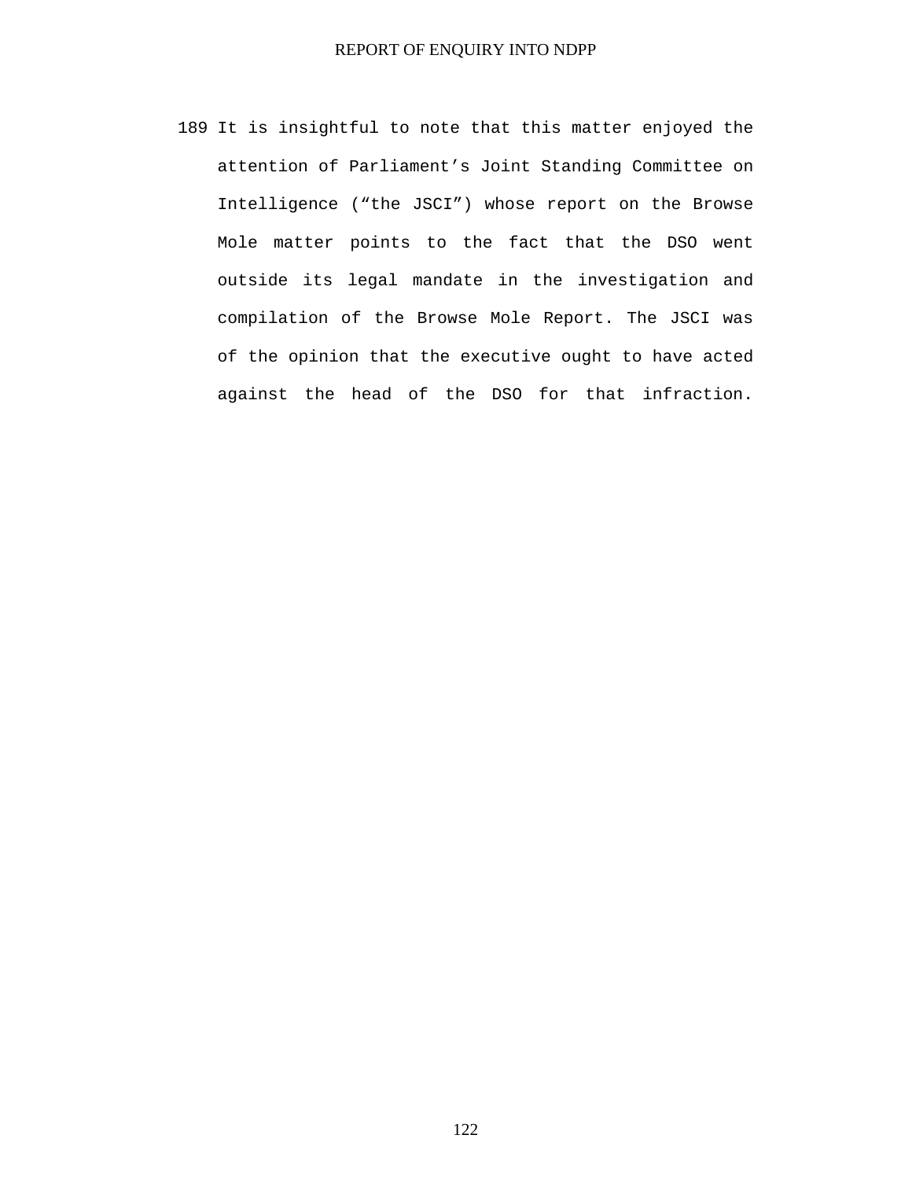189 It is insightful to note that this matter enjoyed the attention of Parliament’s Joint Standing Committee on Intelligence (“the JSCI”) whose report on the Browse Mole matter points to the fact that the DSO went outside its legal mandate in the investigation and compilation of the Browse Mole Report. The JSCI was of the opinion that the executive ought to have acted against the head of the DSO for that infraction.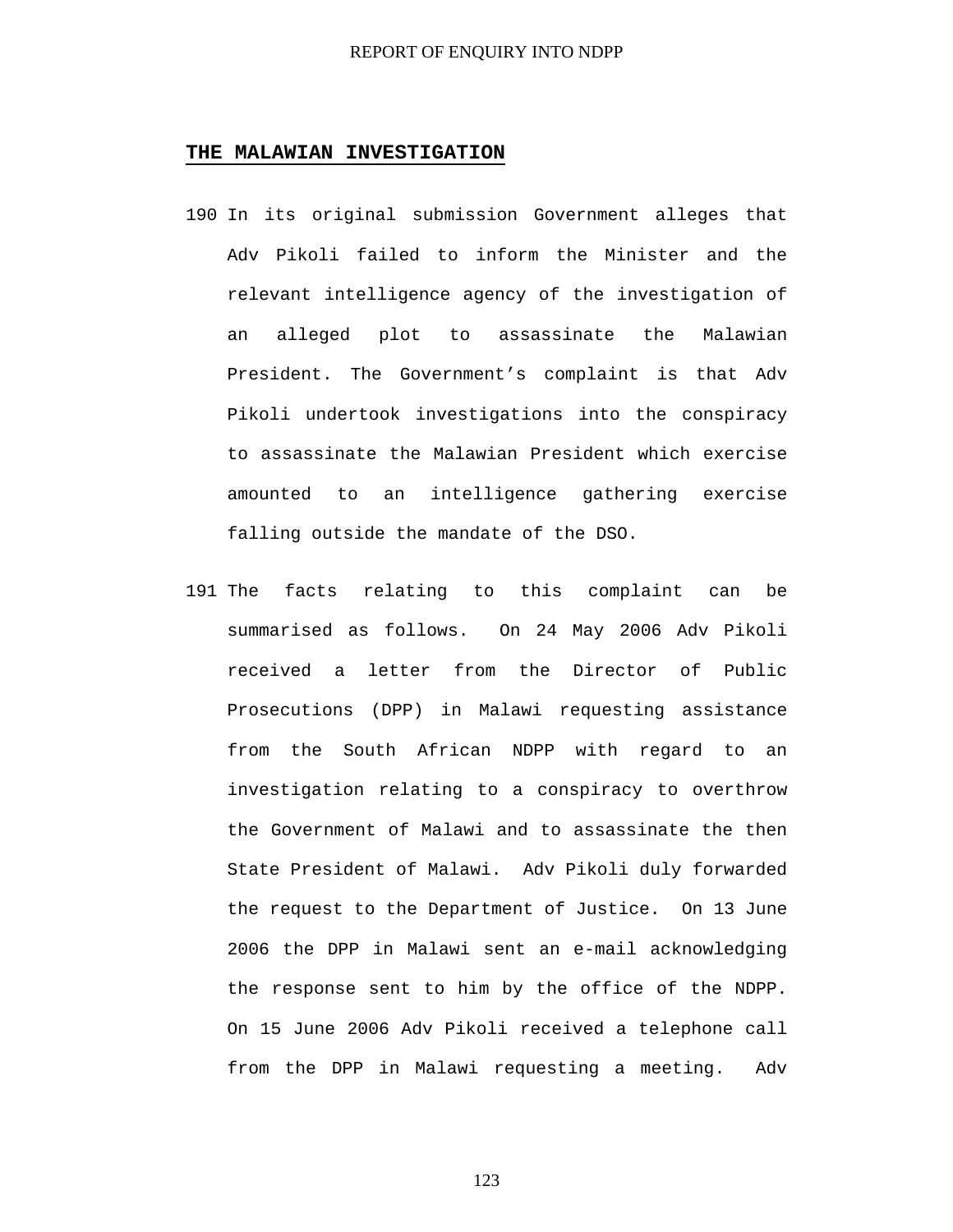## THE MALAWIAN INVESTIGATION

190 In its original submission Government alleges that Adv Pikoli failed to inform the Minister and the relevant intelligence agency of the investigation of an alleged plot to assassinate the Malawian President. The Government's complaint is that Adv Pikoli undertook investigations into the conspiracy to assassinate the Malawian President which exercise amounted to an intelligence gathering exercise falling outside the mandate of the DSO.

191 The facts relating to this complaint can be summarised as follows. On 24 May 2006 Adv Pikoli received a letter from the Director of Public Prosecutions (DPP) in Malawi requesting assistance from the South African NDPP with regard to an investigation relating to a conspiracy to overthrow the Government of Malawi and to assassinate the then State President of Malawi. Adv Pikoli duly forwarded the request to the Department of Justice. On 13 June 2006 the DPP in Malawi sent an e-mail acknowledging the response sent to him by the office of the NDPP. On 15 June 2006 Adv Pikoli received a telephone call from the DPP in Malawi requesting a meeting. Adv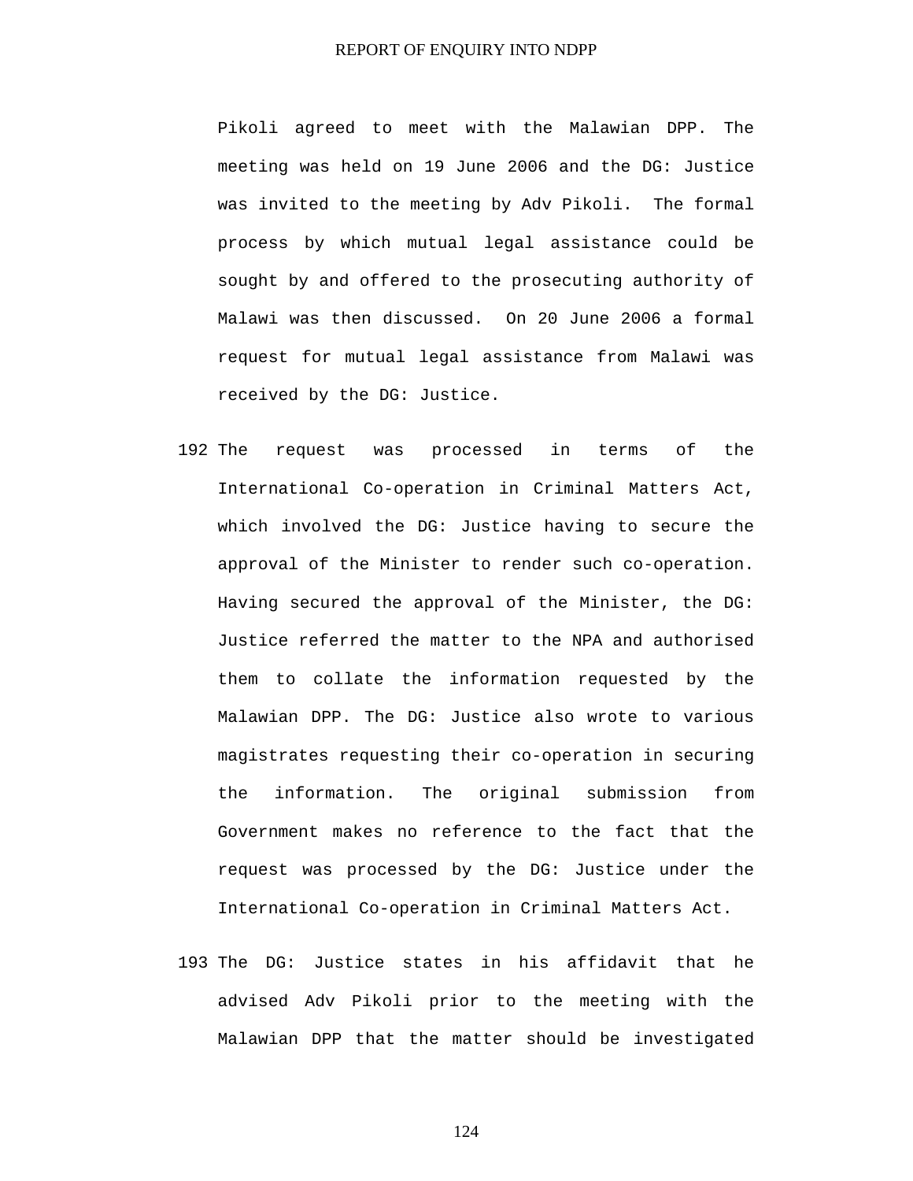Pikoli agreed to meet with the Malawian DPP. The meeting was held on 19 June 2006 and the DG: Justice was invited to the meeting by Adv Pikoli. The formal process by which mutual legal assistance could be sought by and offered to the prosecuting authority of Malawi was then discussed. On 20 June 2006 a formal request for mutual legal assistance from Malawi was received by the DG: Justice.

192 The request was processed in terms of the International Co-operation in Criminal Matters Act, which involved the DG: Justice having to secure the approval of the Minister to render such co-operation. Having secured the approval of the Minister, the DG: Justice referred the matter to the NPA and authorised them to collate the information requested by the Malawian DPP. The DG: Justice also wrote to various magistrates requesting their co-operation in securing the information. The original submission from Government makes no reference to the fact that the request was processed by the DG: Justice under the International Co-operation in Criminal Matters Act.

193 The DG: Justice states in his affidavit that he advised Adv Pikoli prior to the meeting with the Malawian DPP that the matter should be investigated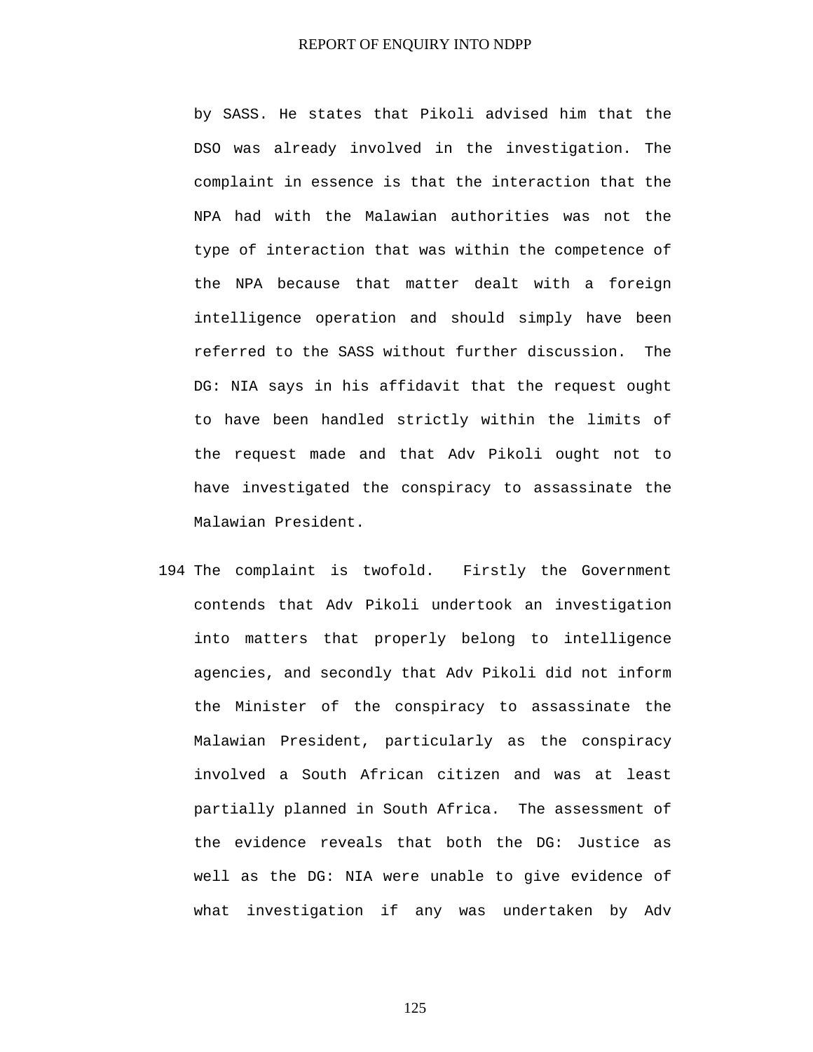by SASS. He states that Pikoli advised him that the DSO was already involved in the investigation. The complaint in essence is that the interaction that the NPA had with the Malawian authorities was not the type of interaction that was within the competence of the NPA because that matter dealt with a foreign intelligence operation and should simply have been referred to the SASS without further discussion. The DG: NIA says in his affidavit that the request ought to have been handled strictly within the limits of the request made and that Adv Pikoli ought not to have investigated the conspiracy to assassinate the Malawian President.

194 The complaint is twofold. Firstly the Government contends that Adv Pikoli undertook an investigation into matters that properly belong to intelligence agencies, and secondly that Adv Pikoli did not inform the Minister of the conspiracy to assassinate the Malawian President, particularly as the conspiracy involved a South African citizen and was at least partially planned in South Africa. The assessment of the evidence reveals that both the DG: Justice as well as the DG: NIA were unable to give evidence of what investigation if any was undertaken by Adv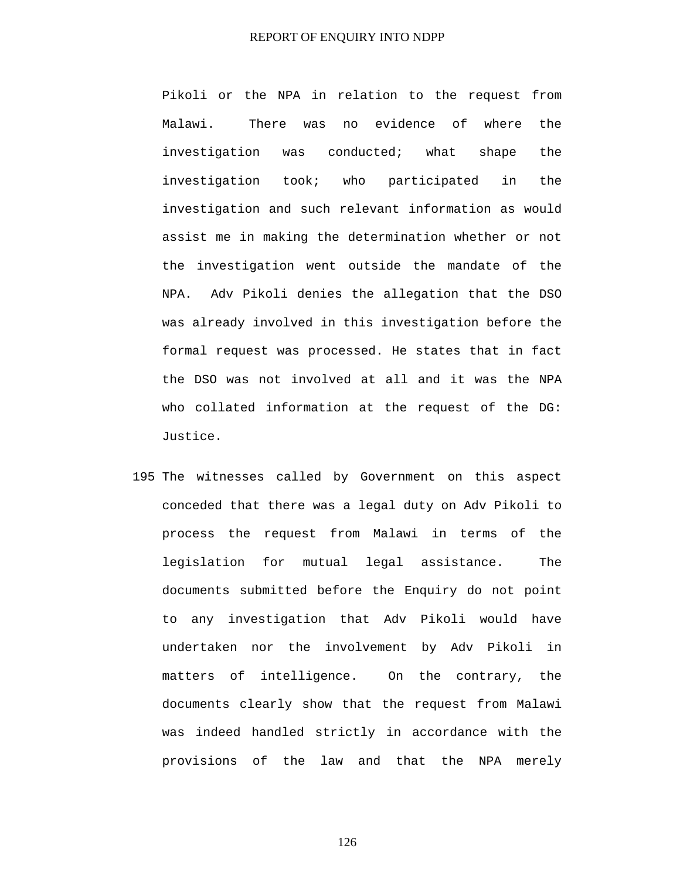Pikoli or the NPA in relation to the request from Malawi. There was no evidence of where the investigation was conducted; what shape the investigation took; who participated in the investigation and such relevant information as would assist me in making the determination whether or not the investigation went outside the mandate of the NPA. Adv Pikoli denies the allegation that the DSO was already involved in this investigation before the formal request was processed. He states that in fact the DSO was not involved at all and it was the NPA who collated information at the request of the DG: Justice.

195 The witnesses called by Government on this aspect conceded that there was a legal duty on Adv Pikoli to process the request from Malawi in terms of the legislation for mutual legal assistance. The documents submitted before the Enquiry do not point to any investigation that Adv Pikoli would have undertaken nor the involvement by Adv Pikoli in matters of intelligence. On the contrary, the documents clearly show that the request from Malawi was indeed handled strictly in accordance with the provisions of the law and that the NPA merely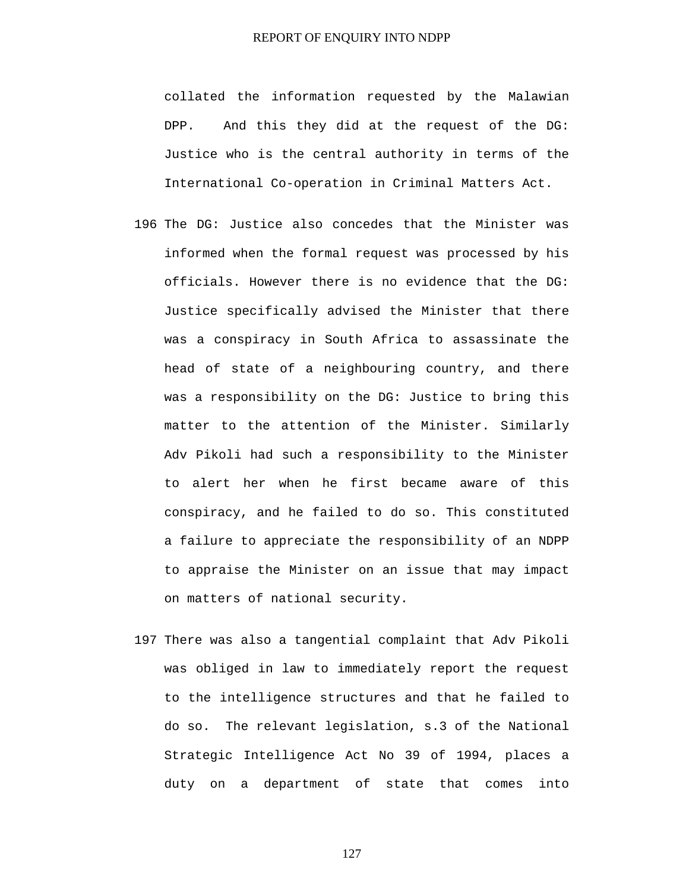collated the information requested by the Malawian DPP. And this they did at the request of the DG: Justice who is the central authority in terms of the International Co-operation in Criminal Matters Act.

196 The DG: Justice also concedes that the Minister was informed when the formal request was processed by his officials. However there is no evidence that the DG: Justice specifically advised the Minister that there was a conspiracy in South Africa to assassinate the head of state of a neighbouring country, and there was a responsibility on the DG: Justice to bring this matter to the attention of the Minister. Similarly Adv Pikoli had such a responsibility to the Minister to alert her when he first became aware of this conspiracy, and he failed to do so. This constituted a failure to appreciate the responsibility of an NDPP to appraise the Minister on an issue that may impact on matters of national security.

197 There was also a tangential complaint that Adv Pikoli was obliged in law to immediately report the request to the intelligence structures and that he failed to do so. The relevant legislation, s.3 of the National Strategic Intelligence Act No 39 of 1994, places a duty on a department of state that comes into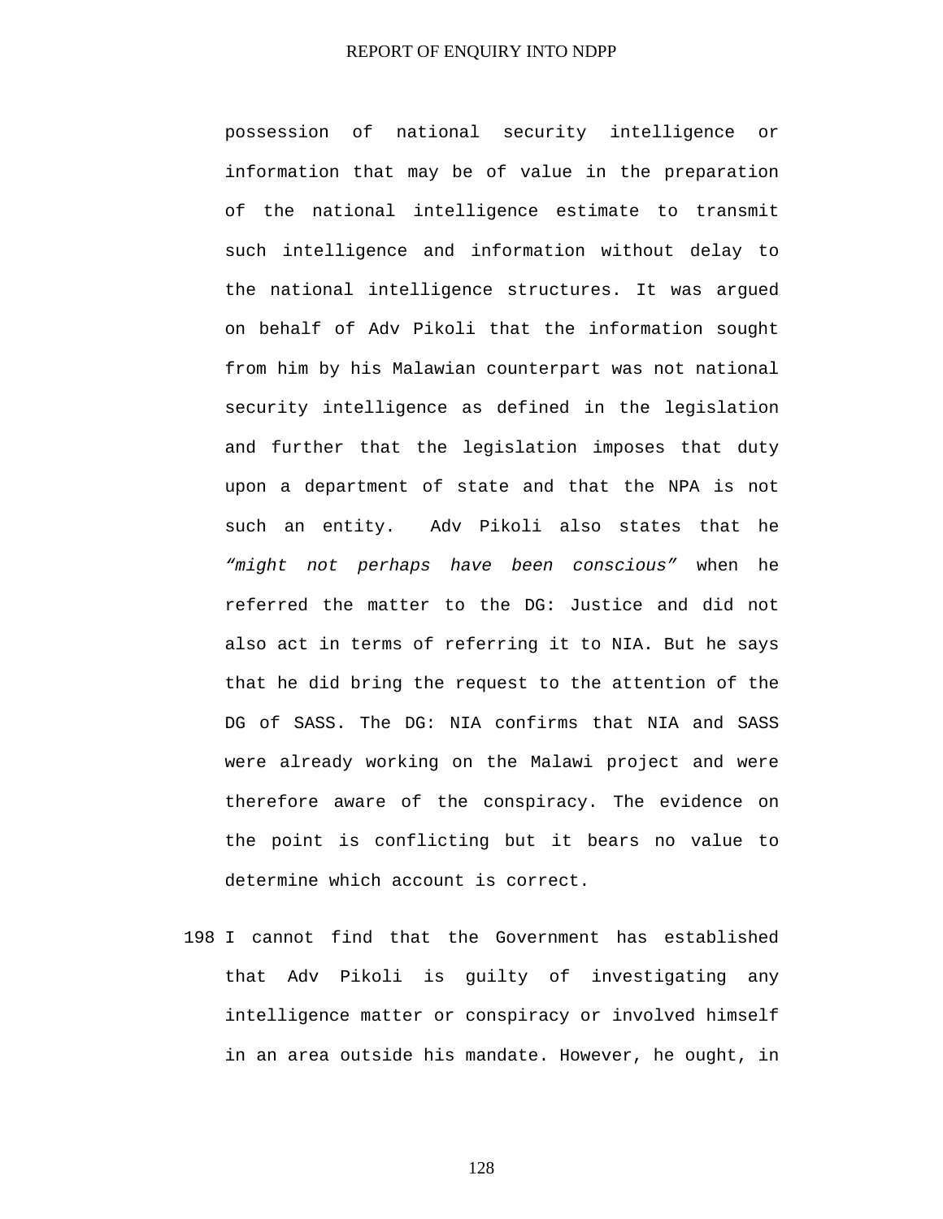possession of national security intelligence or information that may be of value in the preparation of the national intelligence estimate to transmit such intelligence and information without delay to the national intelligence structures. It was argued on behalf of Adv Pikoli that the information sought from him by his Malawian counterpart was not national security intelligence as defined in the legislation and further that the legislation imposes that duty upon a department of state and that the NPA is not such an entity. Adv Pikoli also states that he *"might not perhaps have been conscious"* when he referred the matter to the DG: Justice and did not also act in terms of referring it to NIA. But he says that he did bring the request to the attention of the DG of SASS. The DG: NIA confirms that NIA and SASS were already working on the Malawi project and were therefore aware of the conspiracy. The evidence on the point is conflicting but it bears no value to determine which account is correct.

198 I cannot find that the Government has established that Adv Pikoli is guilty of investigating any intelligence matter or conspiracy or involved himself in an area outside his mandate. However, he ought, in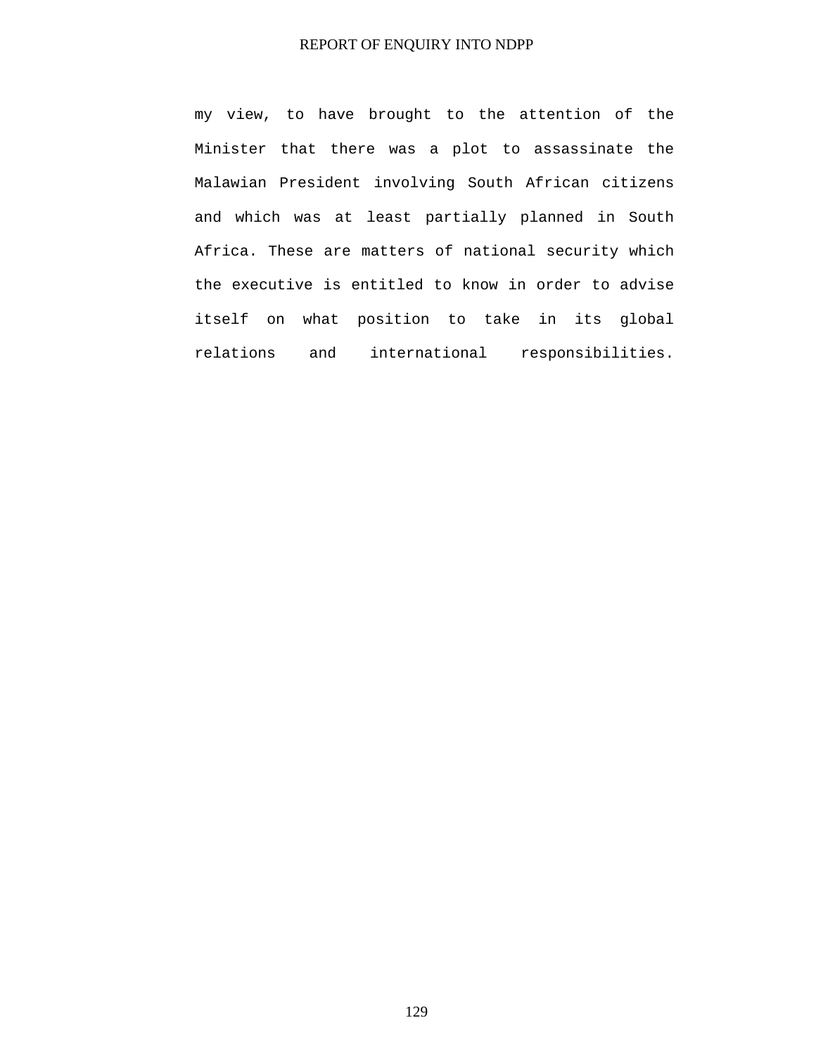my view, to have brought to the attention of the Minister that there was a plot to assassinate the Malawian President involving South African citizens and which was at least partially planned in South Africa. These are matters of national security which the executive is entitled to know in order to advise itself on what position to take in its global relations and international responsibilities.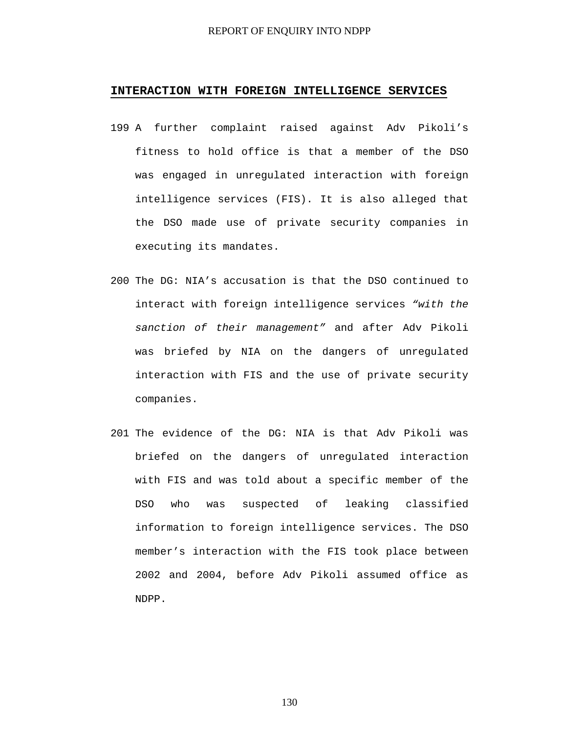## INTERACTION WITH FOREIGN INTELLIGENCE SERVICES

199 A further complaint raised against Adv Pikoli's fitness to hold office is that a member of the DSO was engaged in unregulated interaction with foreign intelligence services (FIS). It is also alleged that the DSO made use of private security companies in executing its mandates.

200 The DG: NIA's accusation is that the DSO continued to interact with foreign intelligence services *"with the sanction of their management"* and after Adv Pikoli was briefed by NIA on the dangers of unregulated interaction with FIS and the use of private security companies.

201 The evidence of the DG: NIA is that Adv Pikoli was briefed on the dangers of unregulated interaction with FIS and was told about a specific member of the DSO who was suspected of leaking classified information to foreign intelligence services. The DSO member's interaction with the FIS took place between 2002 and 2004, before Adv Pikoli assumed office as NDPP.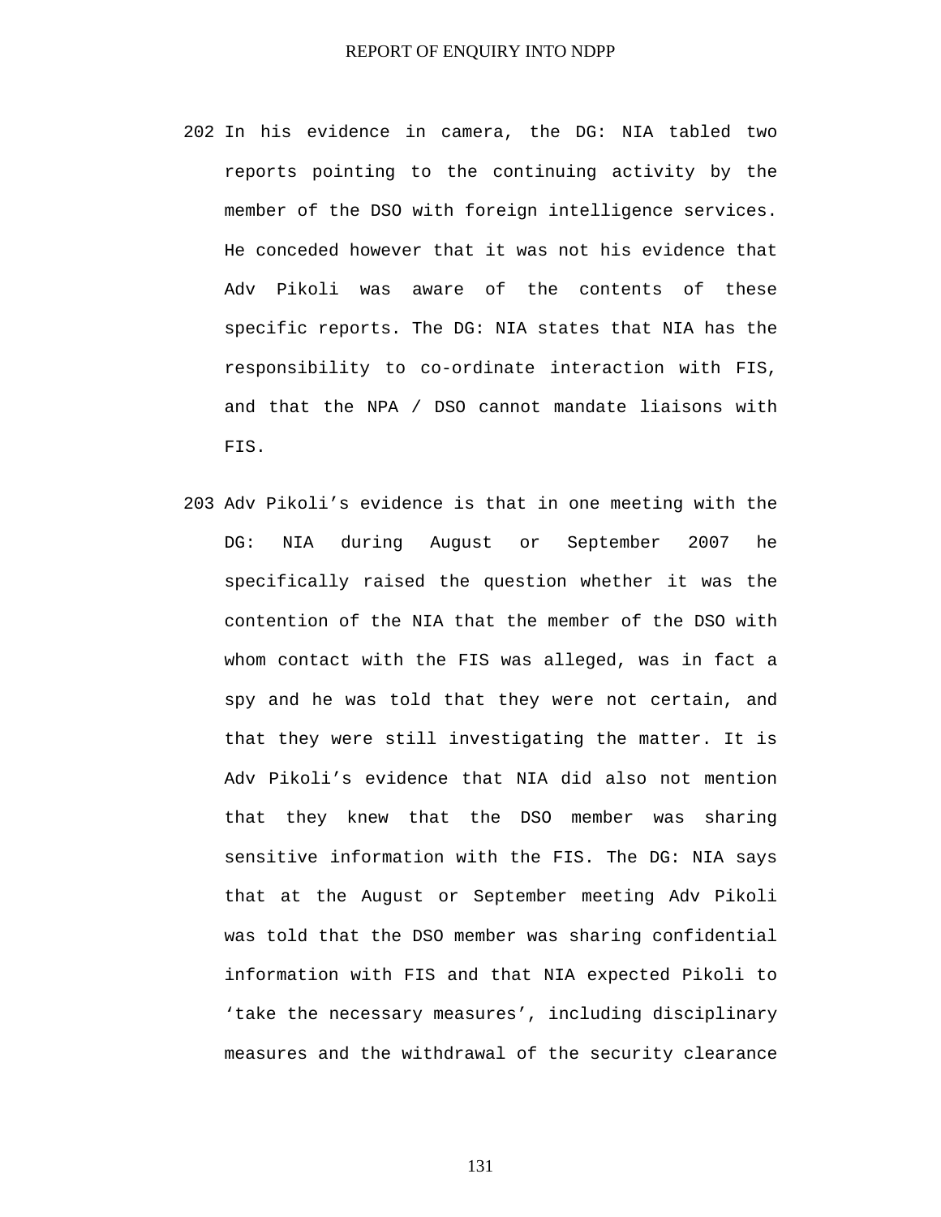202 In his evidence in camera, the DG: NIA tabled two reports pointing to the continuing activity by the member of the DSO with foreign intelligence services. He conceded however that it was not his evidence that Adv Pikoli was aware of the contents of these specific reports. The DG: NIA states that NIA has the responsibility to co-ordinate interaction with FIS, and that the NPA / DSO cannot mandate liaisons with FIS.

203 Adv Pikoli's evidence is that in one meeting with the DG: NIA during August or September 2007 he specifically raised the question whether it was the contention of the NIA that the member of the DSO with whom contact with the FIS was alleged, was in fact a spy and he was told that they were not certain, and that they were still investigating the matter. It is Adv Pikoli's evidence that NIA did also not mention that they knew that the DSO member was sharing sensitive information with the FIS. The DG: NIA says that at the August or September meeting Adv Pikoli was told that the DSO member was sharing confidential information with FIS and that NIA expected Pikoli to 'take the necessary measures', including disciplinary measures and the withdrawal of the security clearance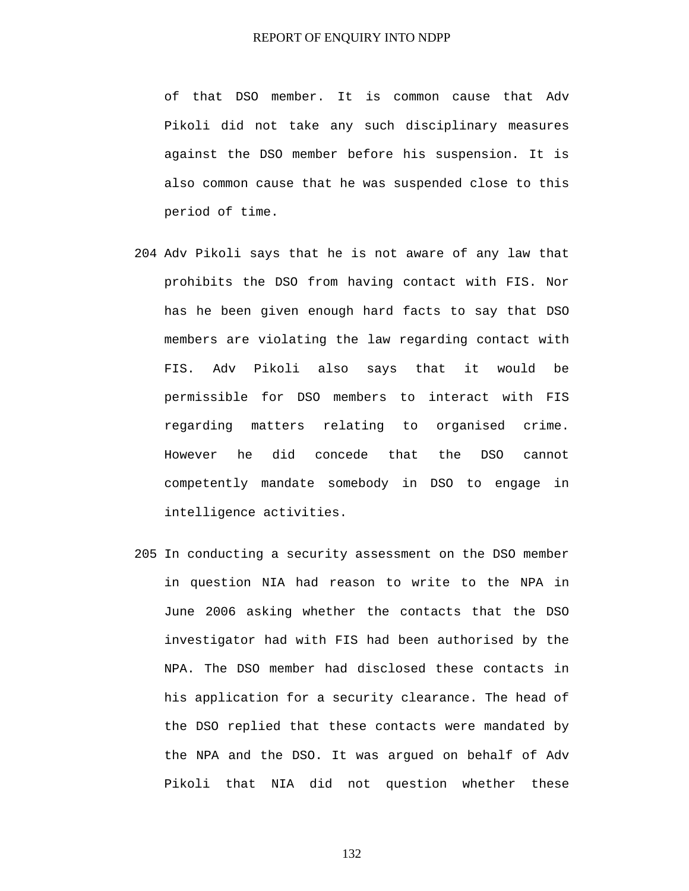of that DSO member. It is common cause that Adv Pikoli did not take any such disciplinary measures against the DSO member before his suspension. It is also common cause that he was suspended close to this period of time.

204 Adv Pikoli says that he is not aware of any law that prohibits the DSO from having contact with FIS. Nor has he been given enough hard facts to say that DSO members are violating the law regarding contact with FIS. Adv Pikoli also says that it would be permissible for DSO members to interact with FIS regarding matters relating to organised crime. However he did concede that the DSO cannot competently mandate somebody in DSO to engage in intelligence activities.

205 In conducting a security assessment on the DSO member in question NIA had reason to write to the NPA in June 2006 asking whether the contacts that the DSO investigator had with FIS had been authorised by the NPA. The DSO member had disclosed these contacts in his application for a security clearance. The head of the DSO replied that these contacts were mandated by the NPA and the DSO. It was argued on behalf of Adv Pikoli that NIA did not question whether these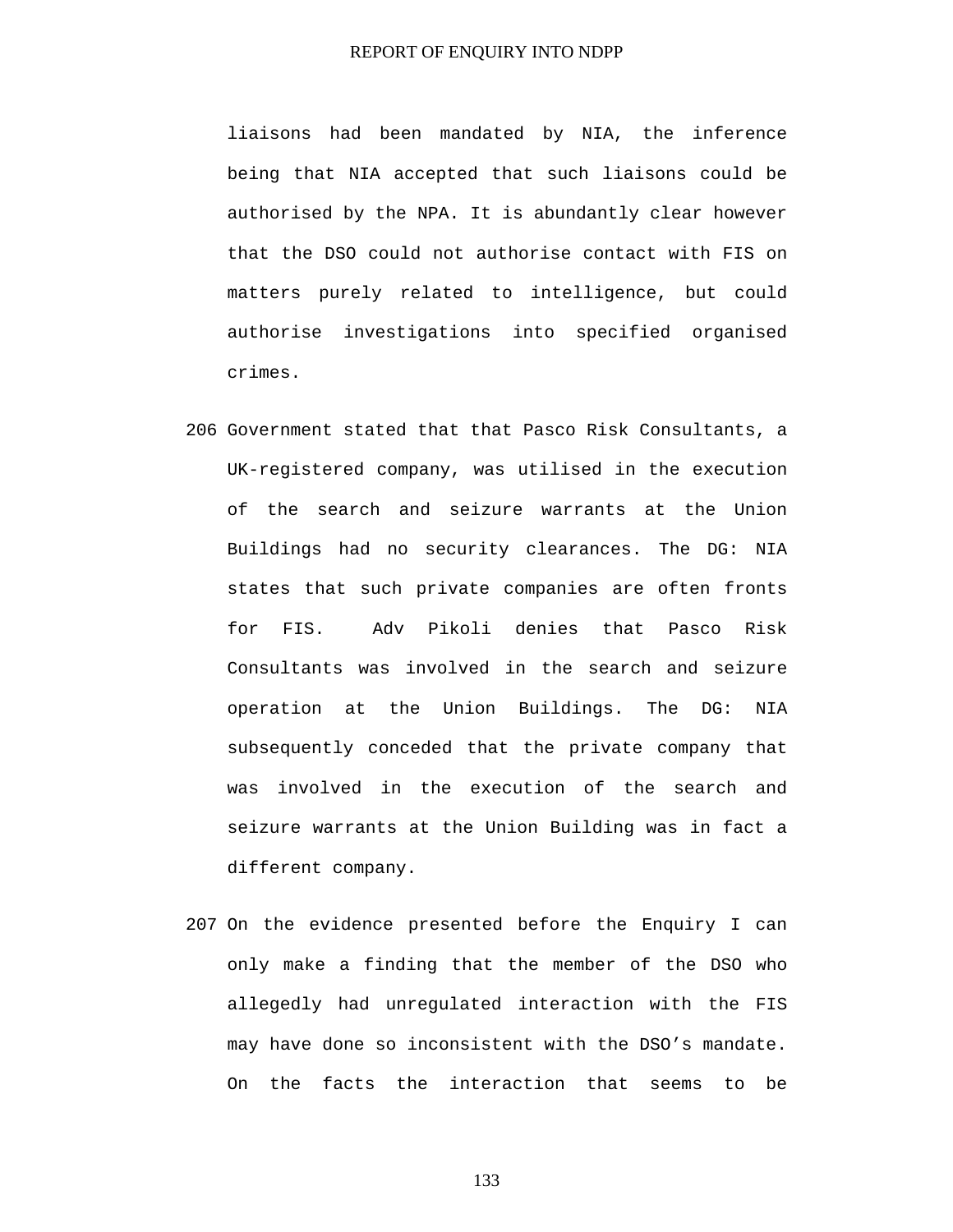liaisons had been mandated by NIA, the inference being that NIA accepted that such liaisons could be authorised by the NPA. It is abundantly clear however that the DSO could not authorise contact with FIS on matters purely related to intelligence, but could authorise investigations into specified organised crimes.

206 Government stated that that Pasco Risk Consultants, a UK-registered company, was utilised in the execution of the search and seizure warrants at the Union Buildings had no security clearances. The DG: NIA states that such private companies are often fronts for FIS. Adv Pikoli denies that Pasco Risk Consultants was involved in the search and seizure operation at the Union Buildings. The DG: NIA subsequently conceded that the private company that was involved in the execution of the search and seizure warrants at the Union Building was in fact a different company.

207 On the evidence presented before the Enquiry I can only make a finding that the member of the DSO who allegedly had unregulated interaction with the FIS may have done so inconsistent with the DSO's mandate. On the facts the interaction that seems to be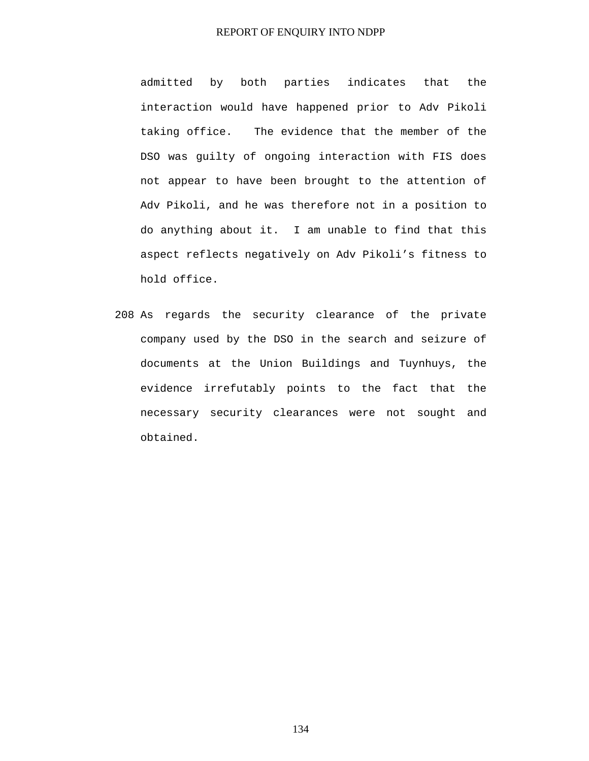admitted by both parties indicates that the interaction would have happened prior to Adv Pikoli taking office. The evidence that the member of the DSO was guilty of ongoing interaction with FIS does not appear to have been brought to the attention of Adv Pikoli, and he was therefore not in a position to do anything about it. I am unable to find that this aspect reflects negatively on Adv Pikoli's fitness to hold office.

208 As regards the security clearance of the private company used by the DSO in the search and seizure of documents at the Union Buildings and Tuynhuys, the evidence irrefutably points to the fact that the necessary security clearances were not sought and obtained.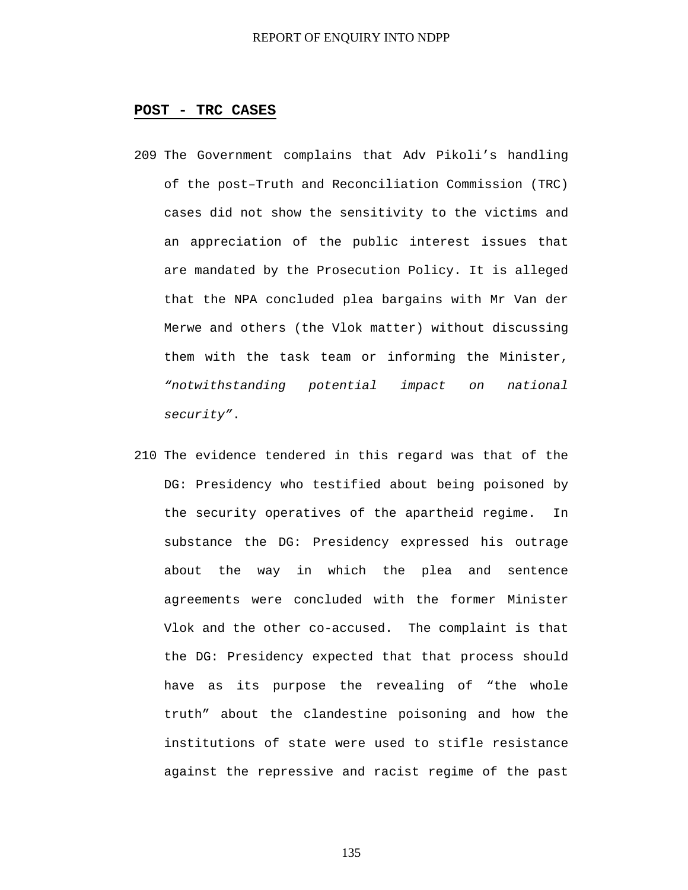## **POST - TRC CASES**

209 The Government complains that Adv Pikoli's handling of the post–Truth and Reconciliation Commission (TRC) cases did not show the sensitivity to the victims and an appreciation of the public interest issues that are mandated by the Prosecution Policy. It is alleged that the NPA concluded plea bargains with Mr Van der Merwe and others (the Vlok matter) without discussing them with the task team or informing the Minister, *"notwithstanding potential impact on national security"*.

210 The evidence tendered in this regard was that of the DG: Presidency who testified about being poisoned by the security operatives of the apartheid regime. In substance the DG: Presidency expressed his outrage about the way in which the plea and sentence agreements were concluded with the former Minister Vlok and the other co-accused. The complaint is that the DG: Presidency expected that that process should have as its purpose the revealing of "the whole truth" about the clandestine poisoning and how the institutions of state were used to stifle resistance against the repressive and racist regime of the past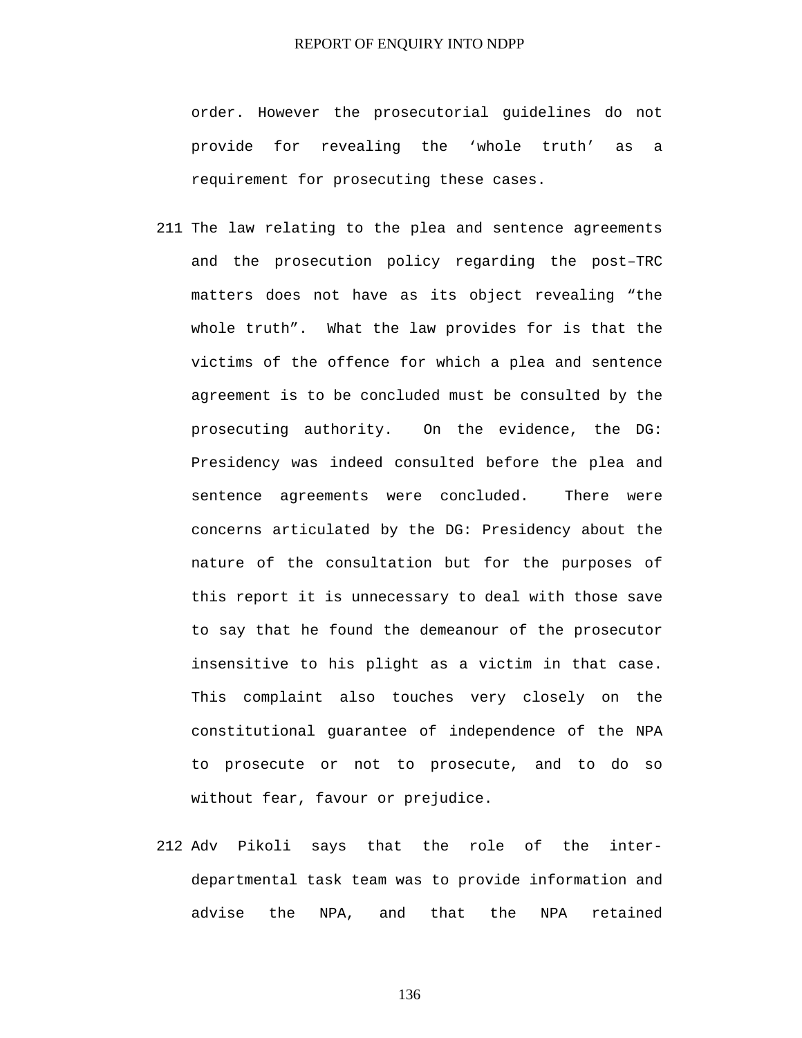order. However the prosecutorial guidelines do not provide for revealing the ‘whole truth’ as a requirement for prosecuting these cases.

211 The law relating to the plea and sentence agreements and the prosecution policy regarding the post–TRC matters does not have as its object revealing “the whole truth”. What the law provides for is that the victims of the offence for which a plea and sentence agreement is to be concluded must be consulted by the prosecuting authority. On the evidence, the DG: Presidency was indeed consulted before the plea and sentence agreements were concluded. There were concerns articulated by the DG: Presidency about the nature of the consultation but for the purposes of this report it is unnecessary to deal with those save to say that he found the demeanour of the prosecutor insensitive to his plight as a victim in that case. This complaint also touches very closely on the constitutional guarantee of independence of the NPA to prosecute or not to prosecute, and to do so without fear, favour or prejudice.

212 Adv Pikoli says that the role of the inter-departmental task team was to provide information and advise the NPA, and that the NPA retained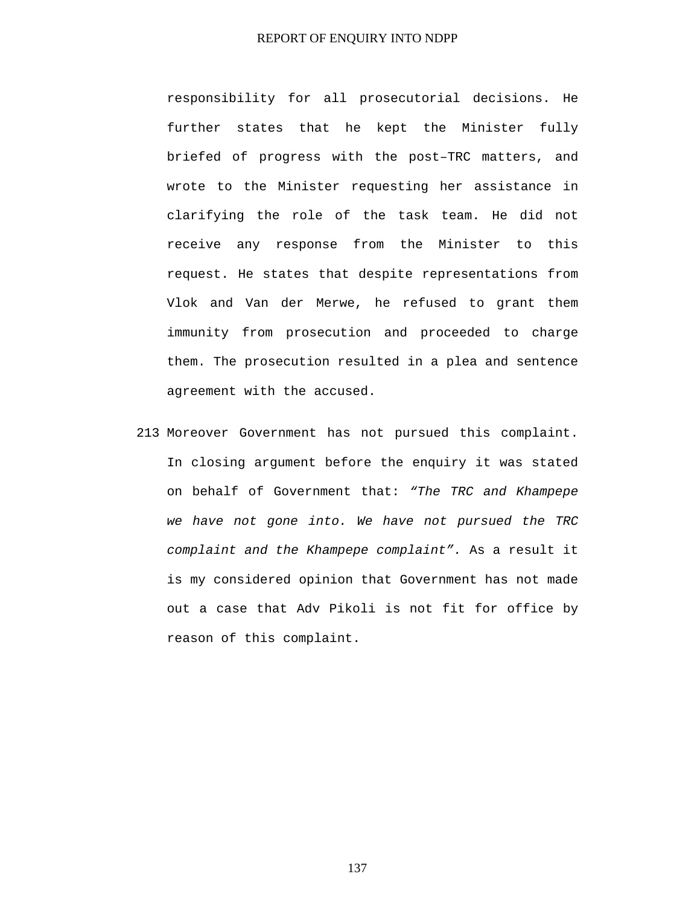responsibility for all prosecutorial decisions. He further states that he kept the Minister fully briefed of progress with the post–TRC matters, and wrote to the Minister requesting her assistance in clarifying the role of the task team. He did not receive any response from the Minister to this request. He states that despite representations from Vlok and Van der Merwe, he refused to grant them immunity from prosecution and proceeded to charge them. The prosecution resulted in a plea and sentence agreement with the accused.

213 Moreover Government has not pursued this complaint. In closing argument before the enquiry it was stated on behalf of Government that: *"The TRC and Khampepe we have not gone into. We have not pursued the TRC complaint and the Khampepe complaint".* As a result it is my considered opinion that Government has not made out a case that Adv Pikoli is not fit for office by reason of this complaint.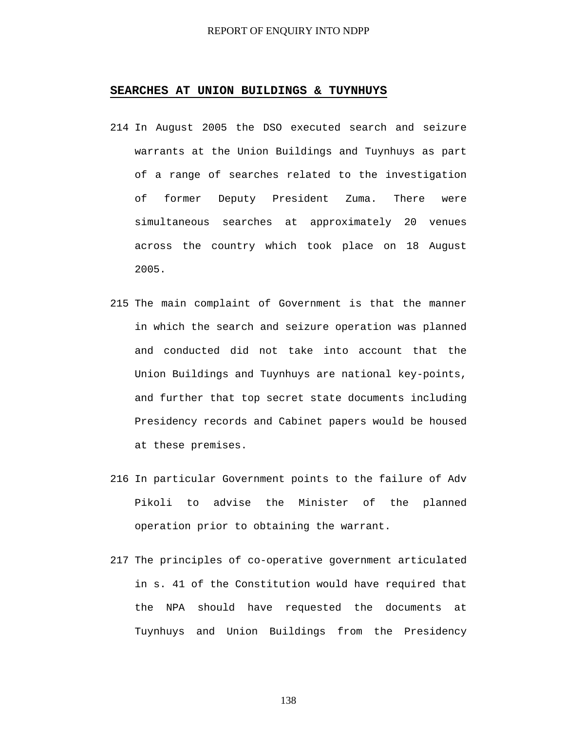## SEARCHES AT UNION BUILDINGS & TUYNHUYS

214 In August 2005 the DSO executed search and seizure warrants at the Union Buildings and Tuynhuys as part of a range of searches related to the investigation of former Deputy President Zuma. There were simultaneous searches at approximately 20 venues across the country which took place on 18 August 2005.

215 The main complaint of Government is that the manner in which the search and seizure operation was planned and conducted did not take into account that the Union Buildings and Tuynhuys are national key-points, and further that top secret state documents including Presidency records and Cabinet papers would be housed at these premises.

216 In particular Government points to the failure of Adv Pikoli to advise the Minister of the planned operation prior to obtaining the warrant.

217 The principles of co-operative government articulated in s. 41 of the Constitution would have required that the NPA should have requested the documents at Tuynhuys and Union Buildings from the Presidency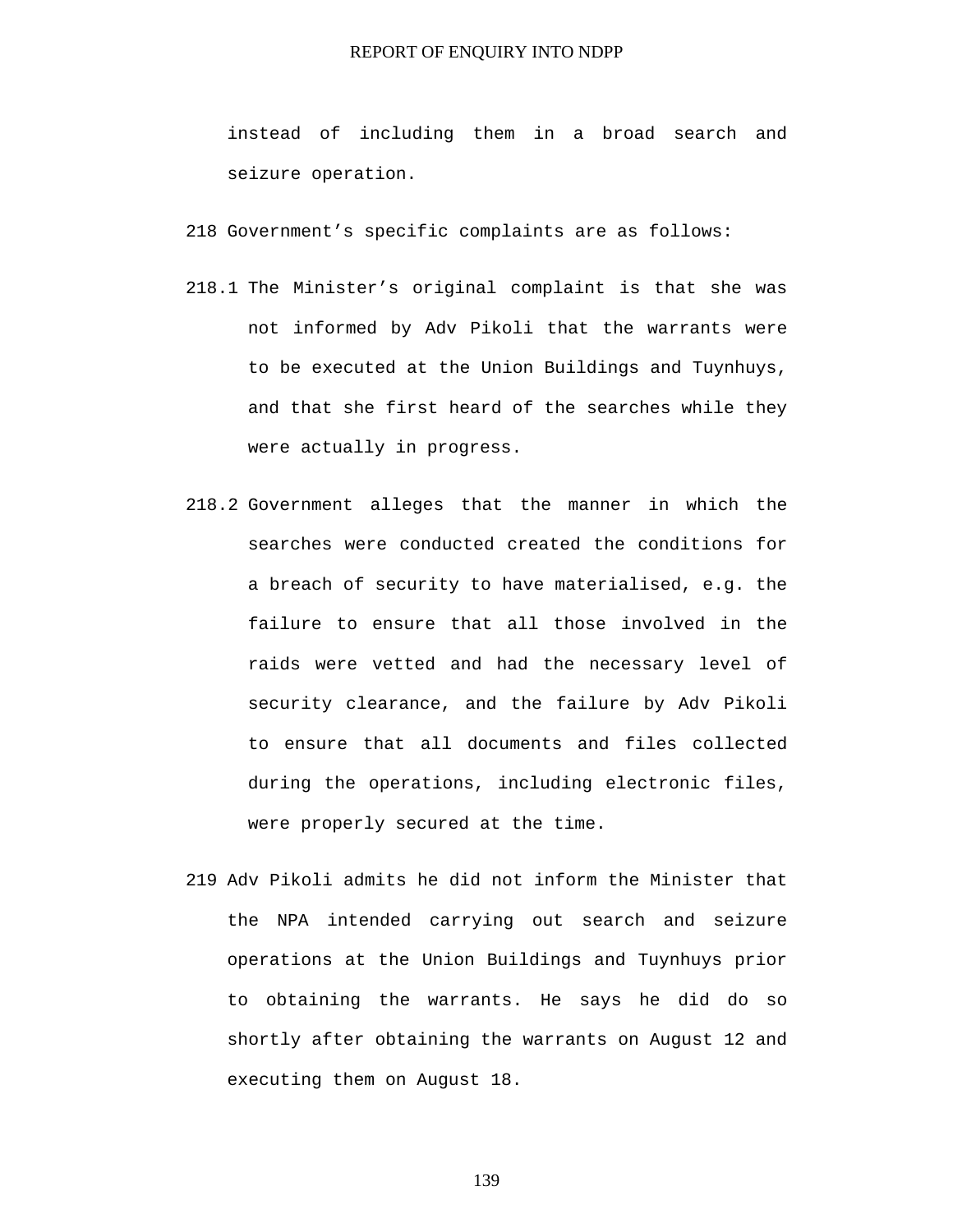instead of including them in a broad search and seizure operation.

218 Government's specific complaints are as follows:

218.1 The Minister's original complaint is that she was not informed by Adv Pikoli that the warrants were to be executed at the Union Buildings and Tuynhuys, and that she first heard of the searches while they were actually in progress.

218.2 Government alleges that the manner in which the searches were conducted created the conditions for a breach of security to have materialised, e.g. the failure to ensure that all those involved in the raids were vetted and had the necessary level of security clearance, and the failure by Adv Pikoli to ensure that all documents and files collected during the operations, including electronic files, were properly secured at the time.

219 Adv Pikoli admits he did not inform the Minister that the NPA intended carrying out search and seizure operations at the Union Buildings and Tuynhuys prior to obtaining the warrants. He says he did do so shortly after obtaining the warrants on August 12 and executing them on August 18.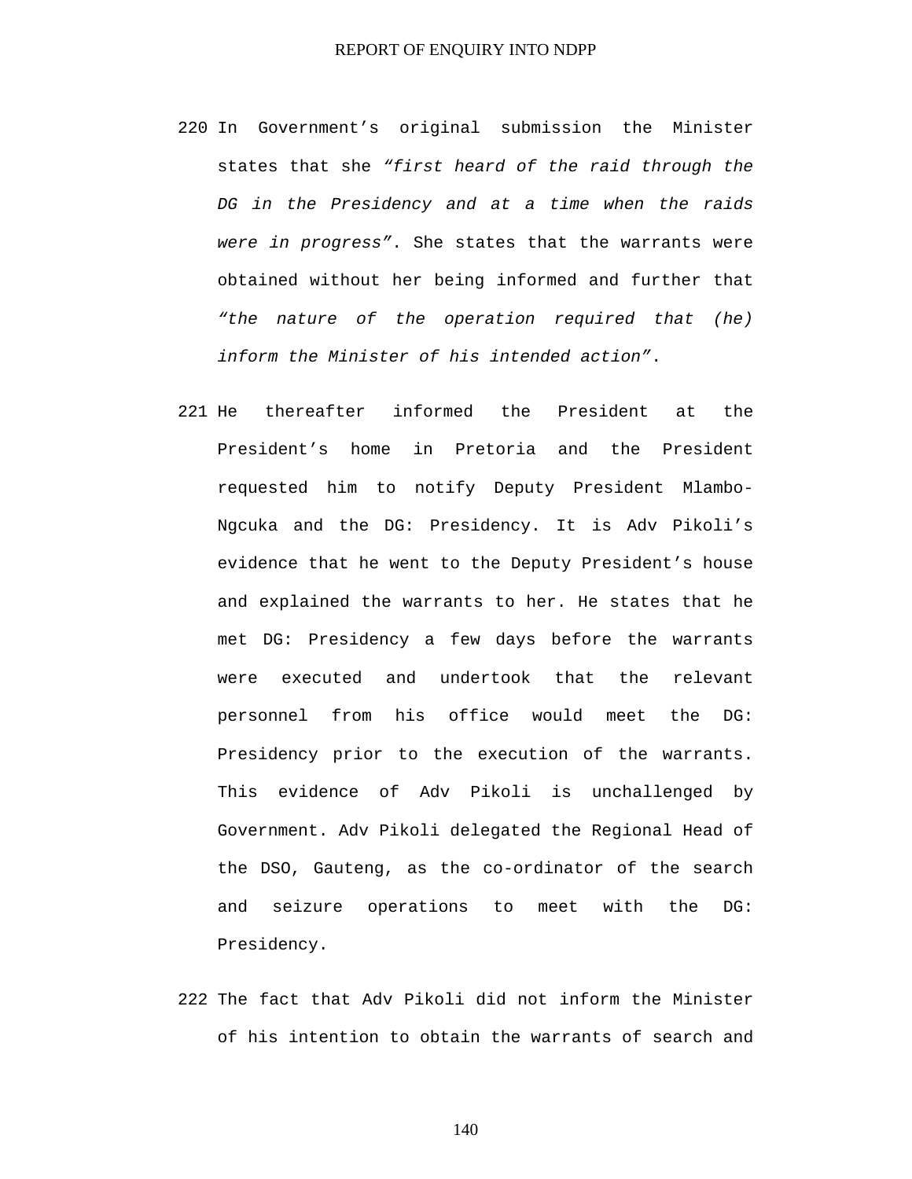220 In Government's original submission the Minister states that she *"first heard of the raid through the DG in the Presidency and at a time when the raids were in progress"*. She states that the warrants were obtained without her being informed and further that *"the nature of the operation required that (he) inform the Minister of his intended action"*.

221 He thereafter informed the President at the President's home in Pretoria and the President requested him to notify Deputy President Mlambo-Ngcuka and the DG: Presidency. It is Adv Pikoli's evidence that he went to the Deputy President's house and explained the warrants to her. He states that he met DG: Presidency a few days before the warrants were executed and undertook that the relevant personnel from his office would meet the DG: Presidency prior to the execution of the warrants. This evidence of Adv Pikoli is unchallenged by Government. Adv Pikoli delegated the Regional Head of the DSO, Gauteng, as the co-ordinator of the search and seizure operations to meet with the DG: Presidency.

222 The fact that Adv Pikoli did not inform the Minister of his intention to obtain the warrants of search and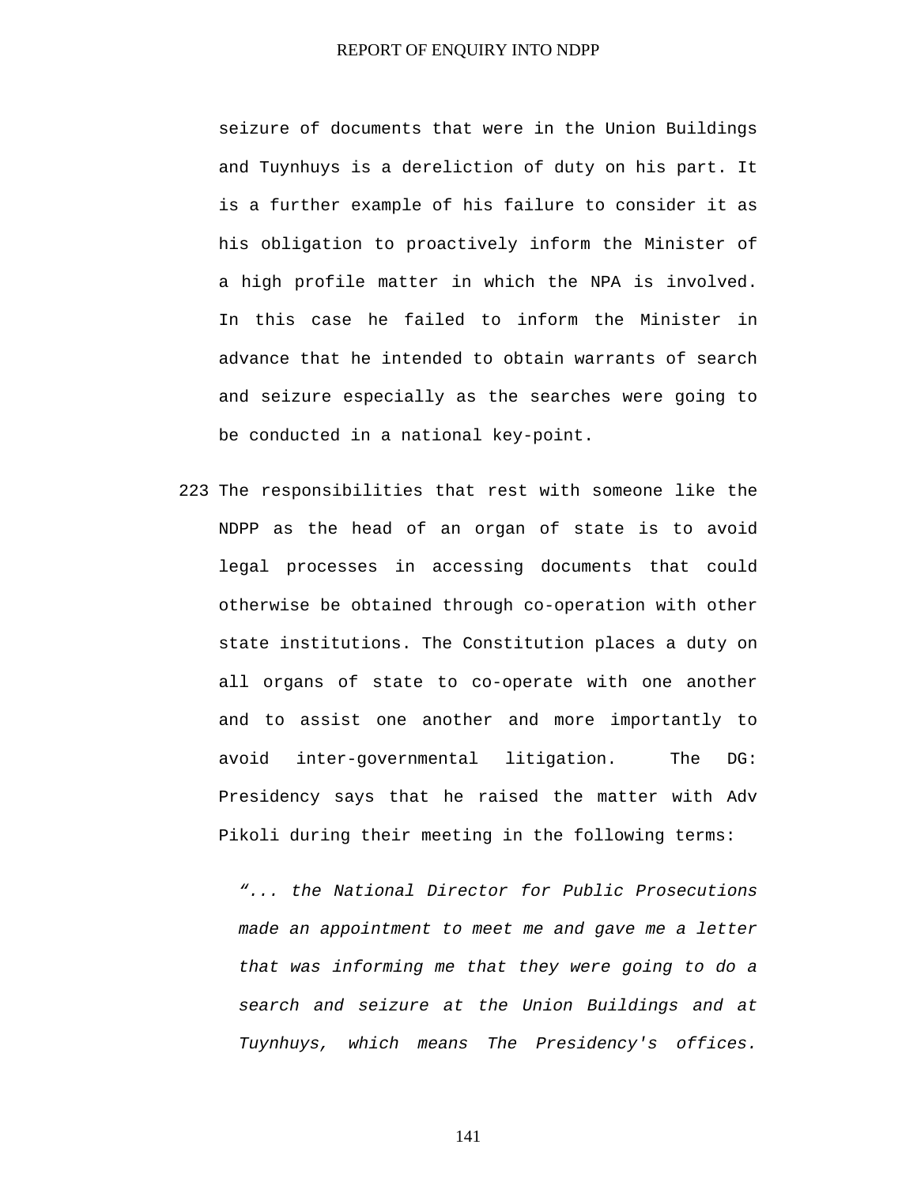seizure of documents that were in the Union Buildings and Tuynhuys is a dereliction of duty on his part. It is a further example of his failure to consider it as his obligation to proactively inform the Minister of a high profile matter in which the NPA is involved. In this case he failed to inform the Minister in advance that he intended to obtain warrants of search and seizure especially as the searches were going to be conducted in a national key-point.

223 The responsibilities that rest with someone like the NDPP as the head of an organ of state is to avoid legal processes in accessing documents that could otherwise be obtained through co-operation with other state institutions. The Constitution places a duty on all organs of state to co-operate with one another and to assist one another and more importantly to avoid inter-governmental litigation. The DG: Presidency says that he raised the matter with Adv Pikoli during their meeting in the following terms:

> *"... the National Director for Public Prosecutions made an appointment to meet me and gave me a letter that was informing me that they were going to do a search and seizure at the Union Buildings and at Tuynhuys, which means The Presidency's offices.*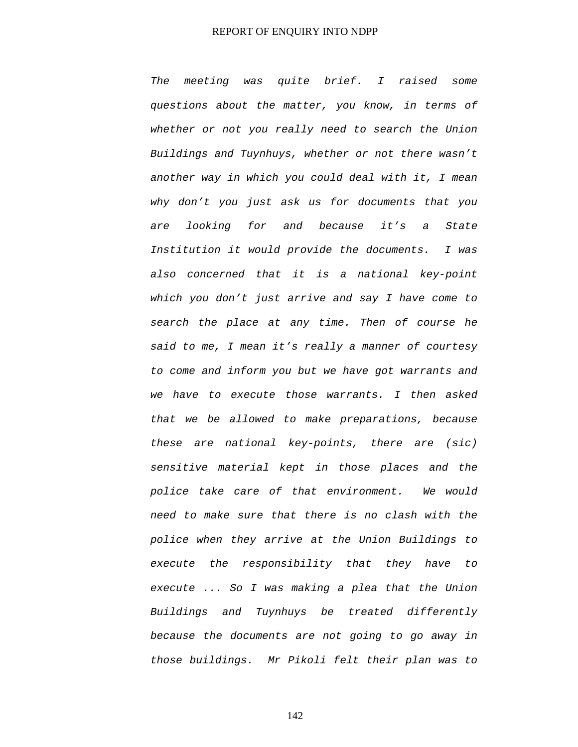*The meeting was quite brief. I raised some questions about the matter, you know, in terms of whether or not you really need to search the Union Buildings and Tuynhuys, whether or not there wasn't another way in which you could deal with it, I mean why don't you just ask us for documents that you are looking for and because it's a State Institution it would provide the documents. I was also concerned that it is a national key-point which you don't just arrive and say I have come to search the place at any time. Then of course he said to me, I mean it's really a manner of courtesy to come and inform you but we have got warrants and we have to execute those warrants. I then asked that we be allowed to make preparations, because these are national key-points, there are (sic) sensitive material kept in those places and the police take care of that environment. We would need to make sure that there is no clash with the police when they arrive at the Union Buildings to execute the responsibility that they have to execute ... So I was making a plea that the Union Buildings and Tuynhuys be treated differently because the documents are not going to go away in those buildings. Mr Pikoli felt their plan was to*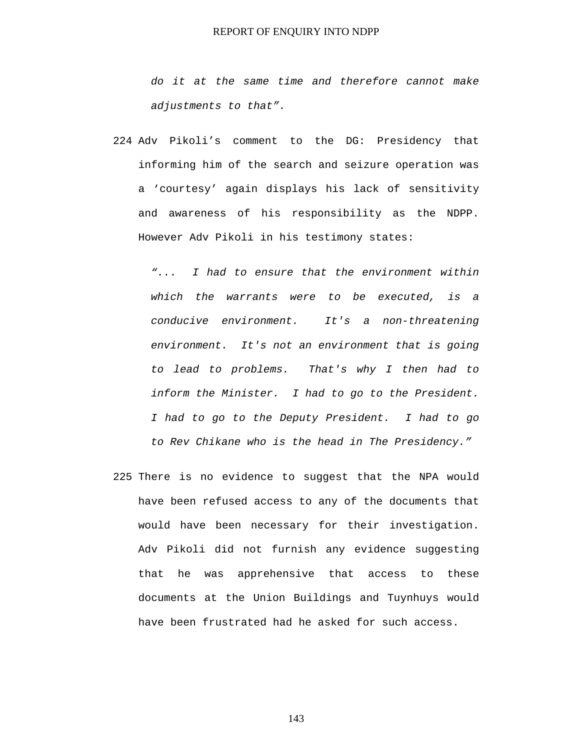*do it at the same time and therefore cannot make adjustments to that".*

224 Adv Pikoli's comment to the DG: Presidency that informing him of the search and seizure operation was a 'courtesy' again displays his lack of sensitivity and awareness of his responsibility as the NDPP. However Adv Pikoli in his testimony states:

> *"... I had to ensure that the environment within which the warrants were to be executed, is a conducive environment. It's a non-threatening environment. It's not an environment that is going to lead to problems. That's why I then had to inform the Minister. I had to go to the President. I had to go to the Deputy President. I had to go to Rev Chikane who is the head in The Presidency."*

225 There is no evidence to suggest that the NPA would have been refused access to any of the documents that would have been necessary for their investigation. Adv Pikoli did not furnish any evidence suggesting that he was apprehensive that access to these documents at the Union Buildings and Tuynhuys would have been frustrated had he asked for such access.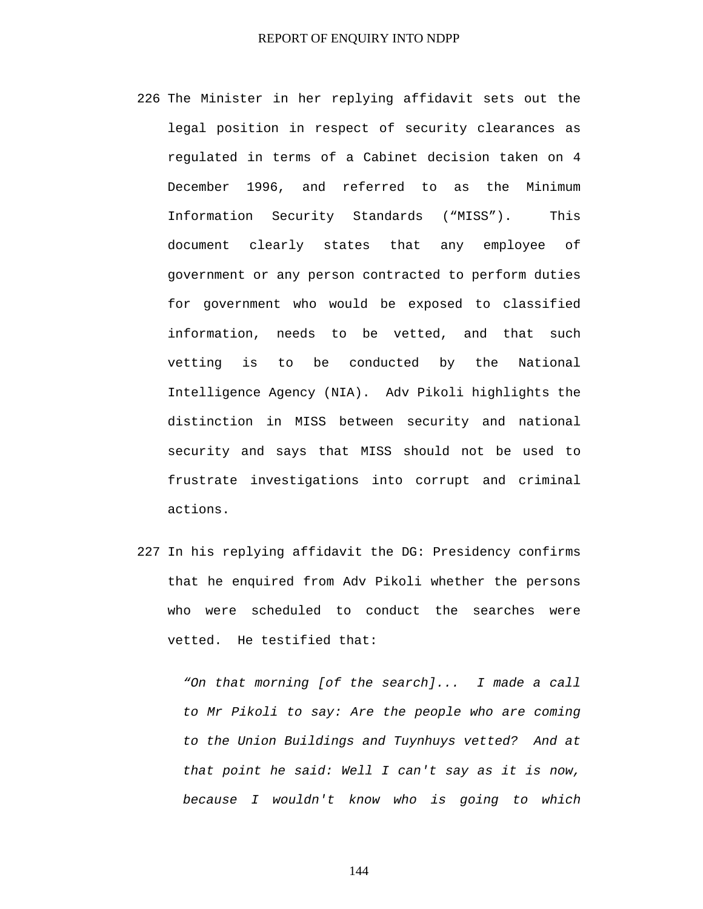226 The Minister in her replying affidavit sets out the legal position in respect of security clearances as regulated in terms of a Cabinet decision taken on 4 December 1996, and referred to as the Minimum Information Security Standards ("MISS"). This document clearly states that any employee of government or any person contracted to perform duties for government who would be exposed to classified information, needs to be vetted, and that such vetting is to be conducted by the National Intelligence Agency (NIA). Adv Pikoli highlights the distinction in MISS between security and national security and says that MISS should not be used to frustrate investigations into corrupt and criminal actions.

227 In his replying affidavit the DG: Presidency confirms that he enquired from Adv Pikoli whether the persons who were scheduled to conduct the searches were vetted. He testified that:

> *"On that morning [of the search]... I made a call to Mr Pikoli to say: Are the people who are coming to the Union Buildings and Tuynhuys vetted? And at that point he said: Well I can't say as it is now, because I wouldn't know who is going to which*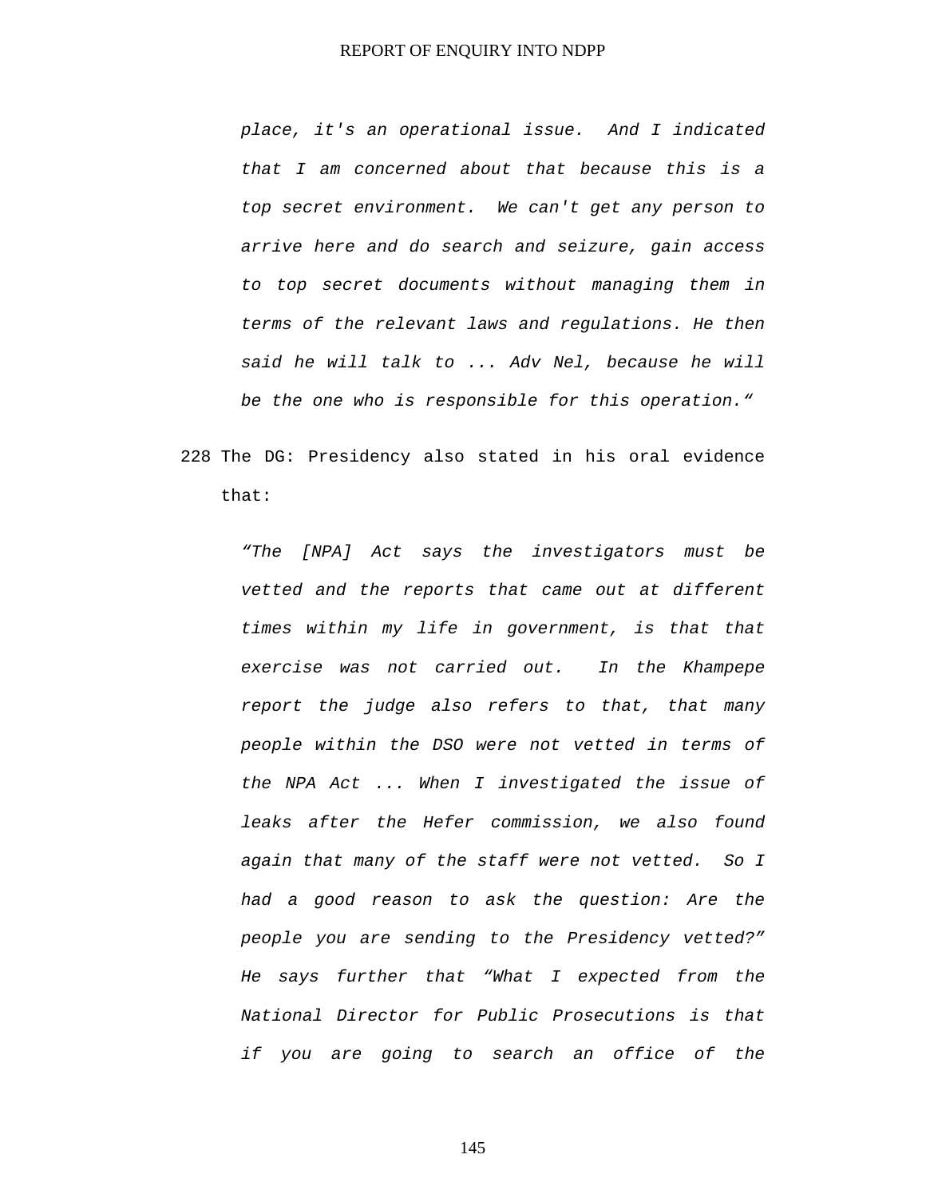*place, it's an operational issue. And I indicated that I am concerned about that because this is a top secret environment. We can't get any person to arrive here and do search and seizure, gain access to top secret documents without managing them in terms of the relevant laws and regulations. He then said he will talk to ... Adv Nel, because he will be the one who is responsible for this operation.“*

228 The DG: Presidency also stated in his oral evidence that:

> *“The [NPA] Act says the investigators must be vetted and the reports that came out at different times within my life in government, is that that exercise was not carried out. In the Khampepe report the judge also refers to that, that many people within the DSO were not vetted in terms of the NPA Act ... When I investigated the issue of leaks after the Hefer commission, we also found again that many of the staff were not vetted. So I had a good reason to ask the question: Are the people you are sending to the Presidency vetted?” He says further that “What I expected from the National Director for Public Prosecutions is that if you are going to search an office of the*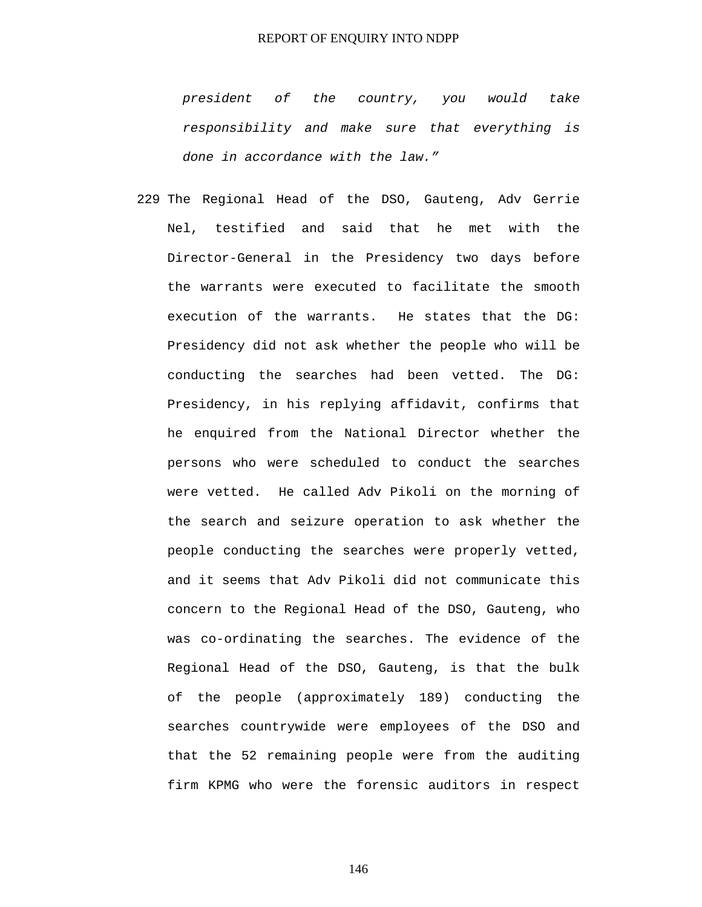*president of the country, you would take responsibility and make sure that everything is done in accordance with the law."*

229 The Regional Head of the DSO, Gauteng, Adv Gerrie Nel, testified and said that he met with the Director-General in the Presidency two days before the warrants were executed to facilitate the smooth execution of the warrants. He states that the DG: Presidency did not ask whether the people who will be conducting the searches had been vetted. The DG: Presidency, in his replying affidavit, confirms that he enquired from the National Director whether the persons who were scheduled to conduct the searches were vetted. He called Adv Pikoli on the morning of the search and seizure operation to ask whether the people conducting the searches were properly vetted, and it seems that Adv Pikoli did not communicate this concern to the Regional Head of the DSO, Gauteng, who was co-ordinating the searches. The evidence of the Regional Head of the DSO, Gauteng, is that the bulk of the people (approximately 189) conducting the searches countrywide were employees of the DSO and that the 52 remaining people were from the auditing firm KPMG who were the forensic auditors in respect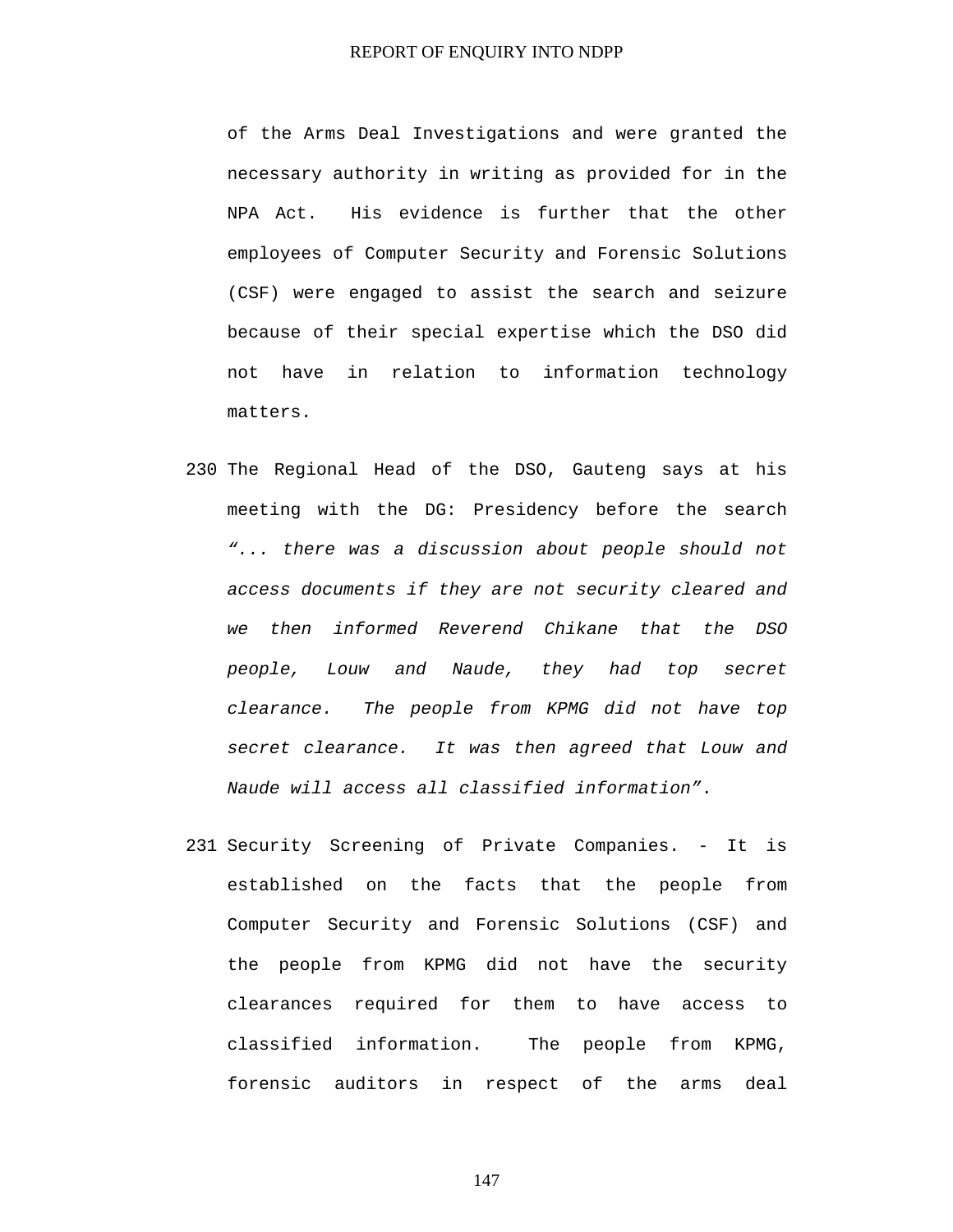of the Arms Deal Investigations and were granted the necessary authority in writing as provided for in the NPA Act. His evidence is further that the other employees of Computer Security and Forensic Solutions (CSF) were engaged to assist the search and seizure because of their special expertise which the DSO did not have in relation to information technology matters.

230 The Regional Head of the DSO, Gauteng says at his meeting with the DG: Presidency before the search *"... there was a discussion about people should not access documents if they are not security cleared and we then informed Reverend Chikane that the DSO people, Louw and Naude, they had top secret clearance. The people from KPMG did not have top secret clearance. It was then agreed that Louw and Naude will access all classified information"*.

231 Security Screening of Private Companies. - It is established on the facts that the people from Computer Security and Forensic Solutions (CSF) and the people from KPMG did not have the security clearances required for them to have access to classified information. The people from KPMG, forensic auditors in respect of the arms deal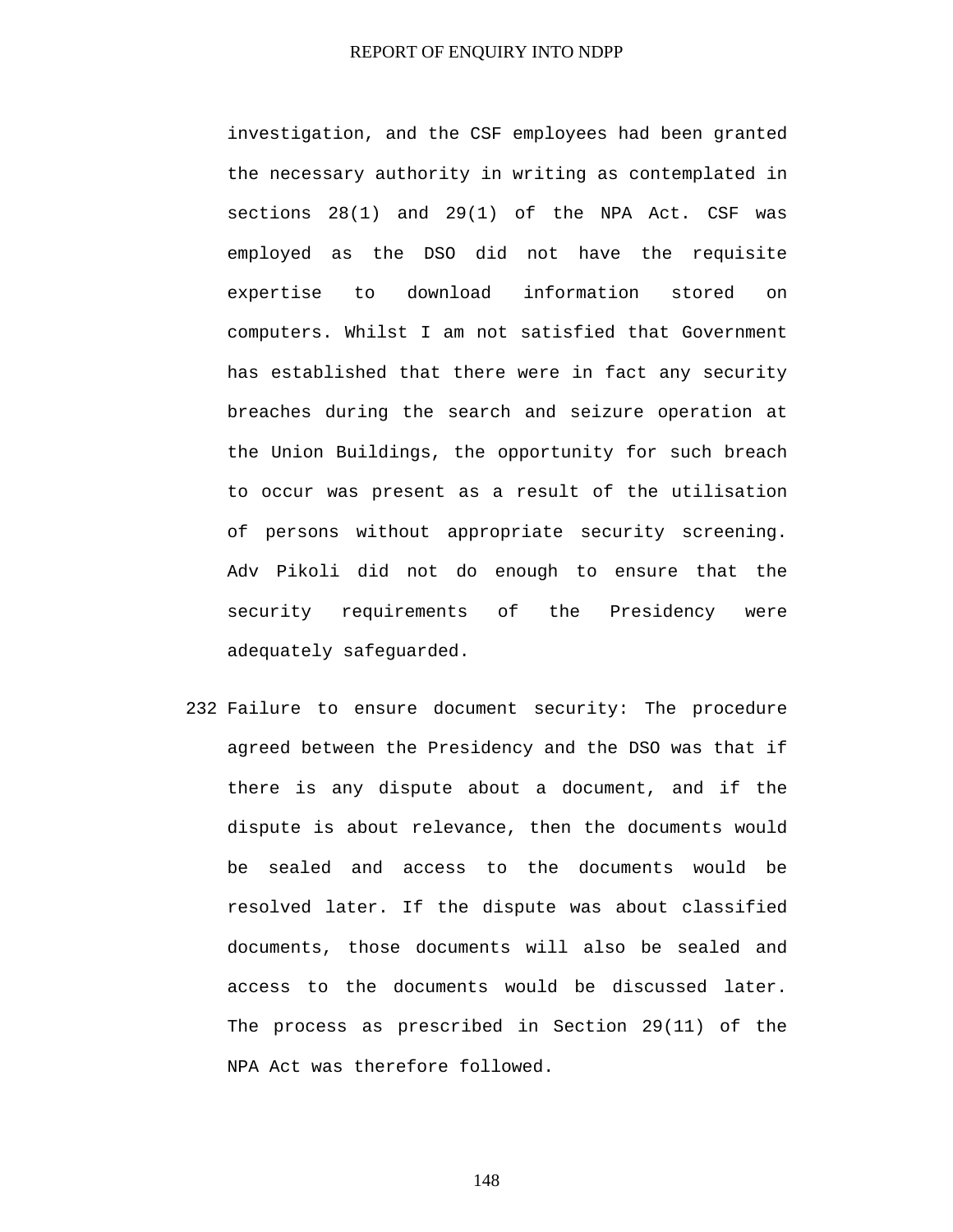investigation, and the CSF employees had been granted the necessary authority in writing as contemplated in sections 28(1) and 29(1) of the NPA Act. CSF was employed as the DSO did not have the requisite expertise to download information stored on computers. Whilst I am not satisfied that Government has established that there were in fact any security breaches during the search and seizure operation at the Union Buildings, the opportunity for such breach to occur was present as a result of the utilisation of persons without appropriate security screening. Adv Pikoli did not do enough to ensure that the security requirements of the Presidency were adequately safeguarded.

232 Failure to ensure document security: The procedure agreed between the Presidency and the DSO was that if there is any dispute about a document, and if the dispute is about relevance, then the documents would be sealed and access to the documents would be resolved later. If the dispute was about classified documents, those documents will also be sealed and access to the documents would be discussed later. The process as prescribed in Section 29(11) of the NPA Act was therefore followed.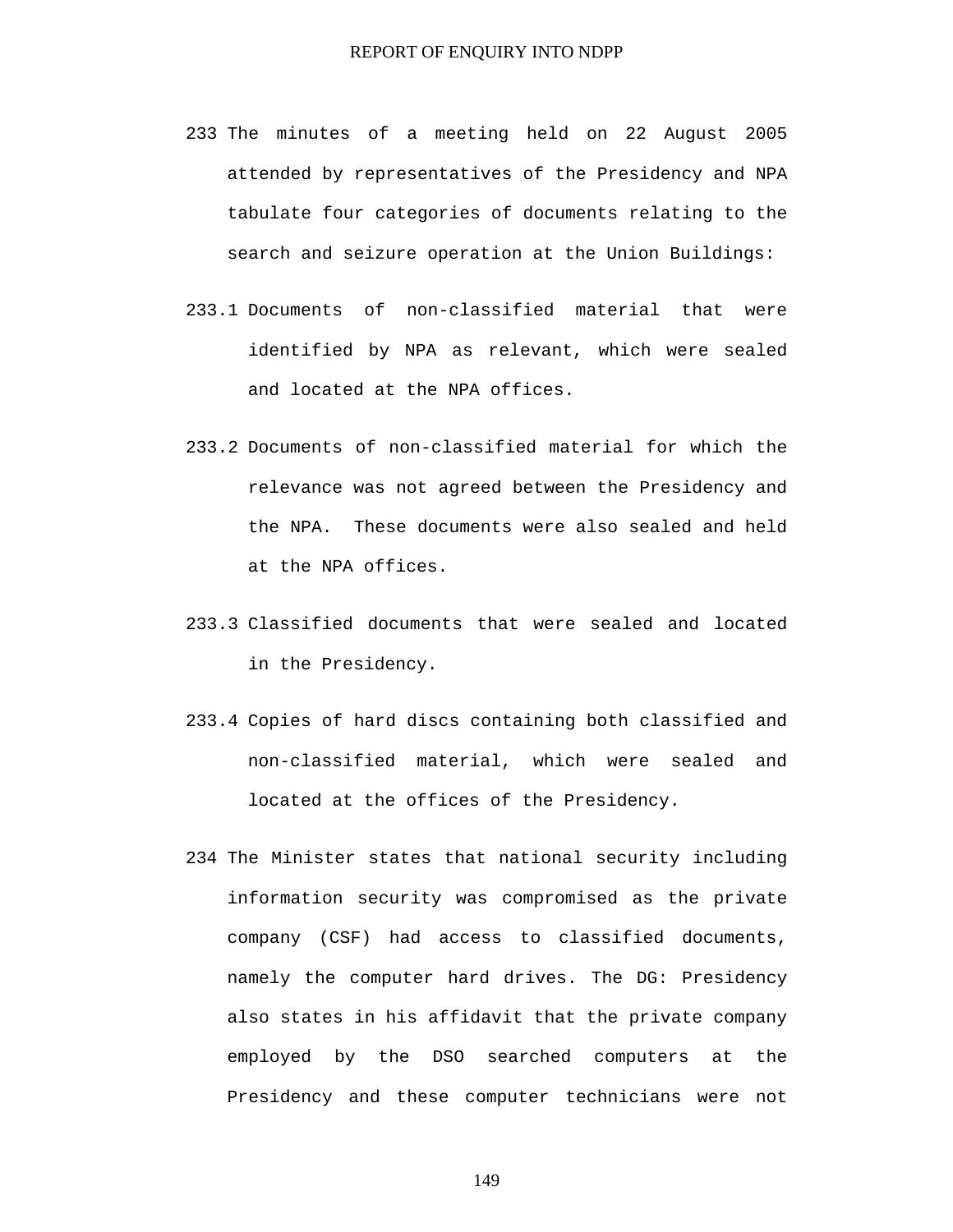233 The minutes of a meeting held on 22 August 2005 attended by representatives of the Presidency and NPA tabulate four categories of documents relating to the search and seizure operation at the Union Buildings:

233.1 Documents of non-classified material that were identified by NPA as relevant, which were sealed and located at the NPA offices.

233.2 Documents of non-classified material for which the relevance was not agreed between the Presidency and the NPA. These documents were also sealed and held at the NPA offices.

233.3 Classified documents that were sealed and located in the Presidency.

233.4 Copies of hard discs containing both classified and non-classified material, which were sealed and located at the offices of the Presidency.

234 The Minister states that national security including information security was compromised as the private company (CSF) had access to classified documents, namely the computer hard drives. The DG: Presidency also states in his affidavit that the private company employed by the DSO searched computers at the Presidency and these computer technicians were not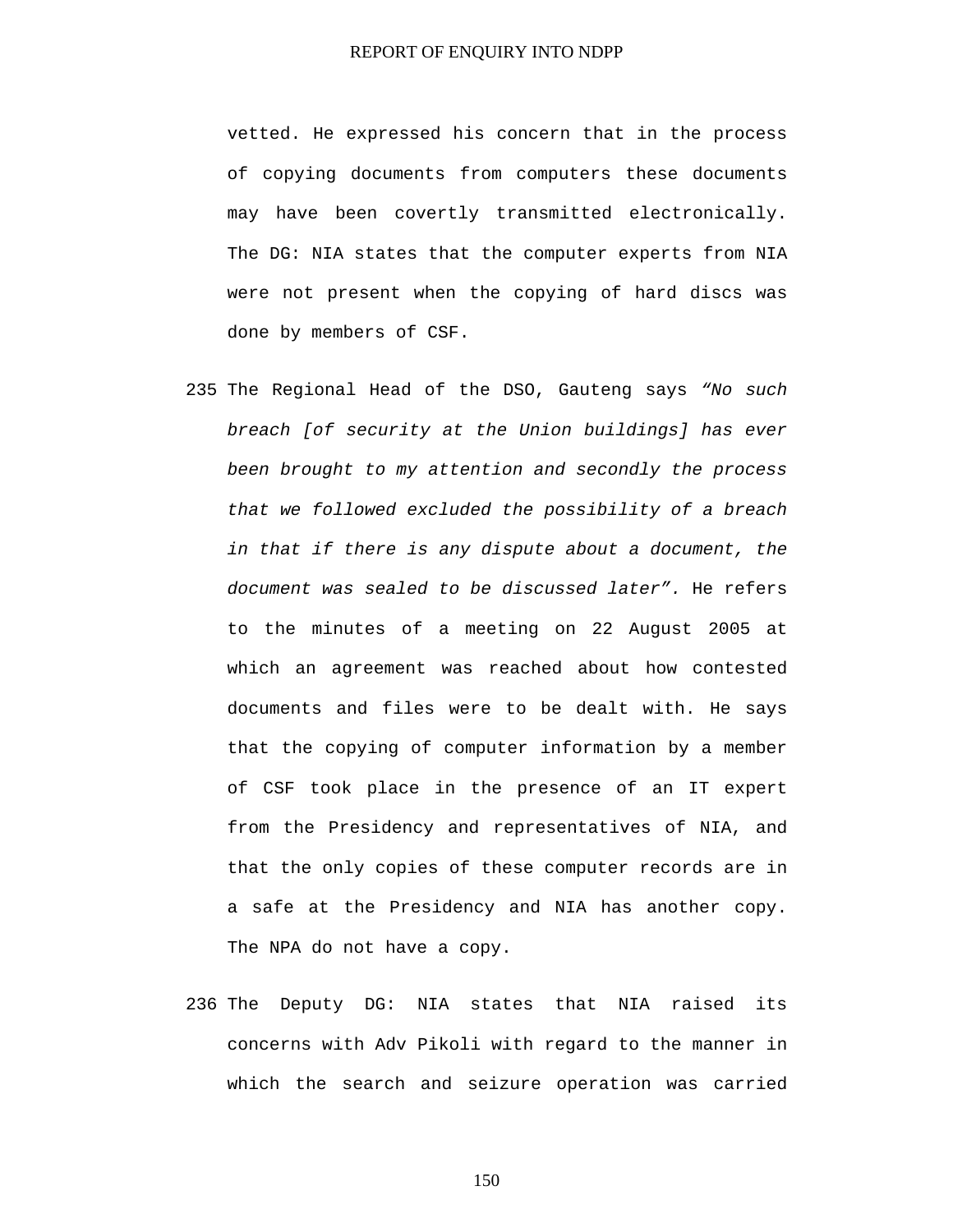vetted. He expressed his concern that in the process of copying documents from computers these documents may have been covertly transmitted electronically. The DG: NIA states that the computer experts from NIA were not present when the copying of hard discs was done by members of CSF.

235 The Regional Head of the DSO, Gauteng says *"No such breach [of security at the Union buildings] has ever been brought to my attention and secondly the process that we followed excluded the possibility of a breach in that if there is any dispute about a document, the document was sealed to be discussed later".* He refers to the minutes of a meeting on 22 August 2005 at which an agreement was reached about how contested documents and files were to be dealt with. He says that the copying of computer information by a member of CSF took place in the presence of an IT expert from the Presidency and representatives of NIA, and that the only copies of these computer records are in a safe at the Presidency and NIA has another copy. The NPA do not have a copy.

236 The Deputy DG: NIA states that NIA raised its concerns with Adv Pikoli with regard to the manner in which the search and seizure operation was carried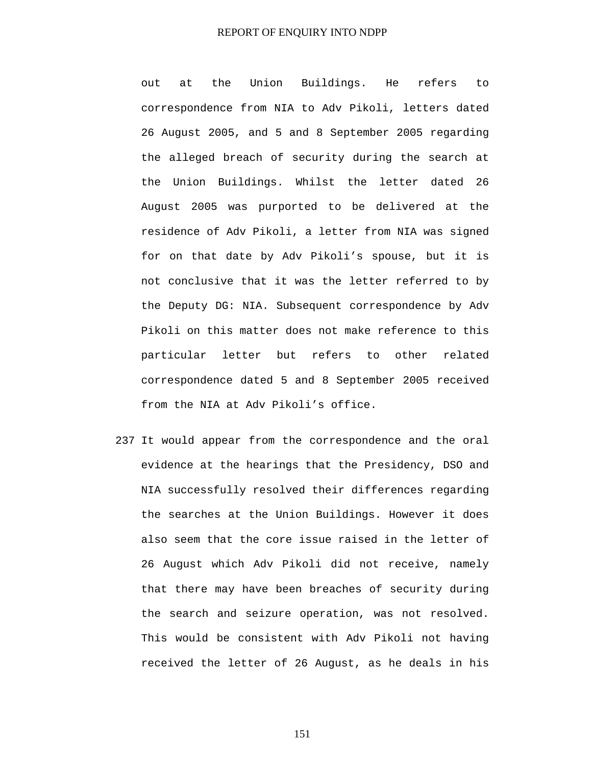out at the Union Buildings. He refers to correspondence from NIA to Adv Pikoli, letters dated 26 August 2005, and 5 and 8 September 2005 regarding the alleged breach of security during the search at the Union Buildings. Whilst the letter dated 26 August 2005 was purported to be delivered at the residence of Adv Pikoli, a letter from NIA was signed for on that date by Adv Pikoli's spouse, but it is not conclusive that it was the letter referred to by the Deputy DG: NIA. Subsequent correspondence by Adv Pikoli on this matter does not make reference to this particular letter but refers to other related correspondence dated 5 and 8 September 2005 received from the NIA at Adv Pikoli's office.

237 It would appear from the correspondence and the oral evidence at the hearings that the Presidency, DSO and NIA successfully resolved their differences regarding the searches at the Union Buildings. However it does also seem that the core issue raised in the letter of 26 August which Adv Pikoli did not receive, namely that there may have been breaches of security during the search and seizure operation, was not resolved. This would be consistent with Adv Pikoli not having received the letter of 26 August, as he deals in his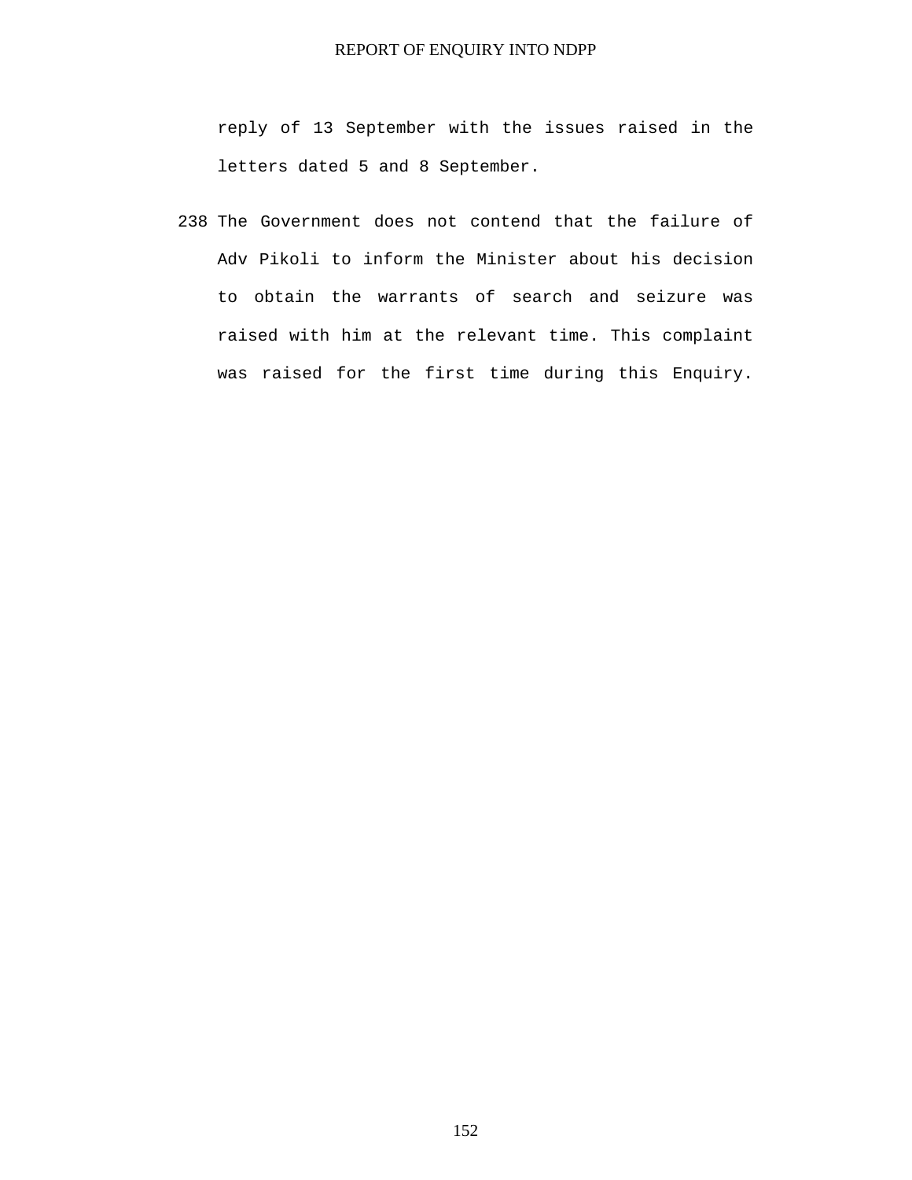reply of 13 September with the issues raised in the letters dated 5 and 8 September.

238 The Government does not contend that the failure of Adv Pikoli to inform the Minister about his decision to obtain the warrants of search and seizure was raised with him at the relevant time. This complaint was raised for the first time during this Enquiry.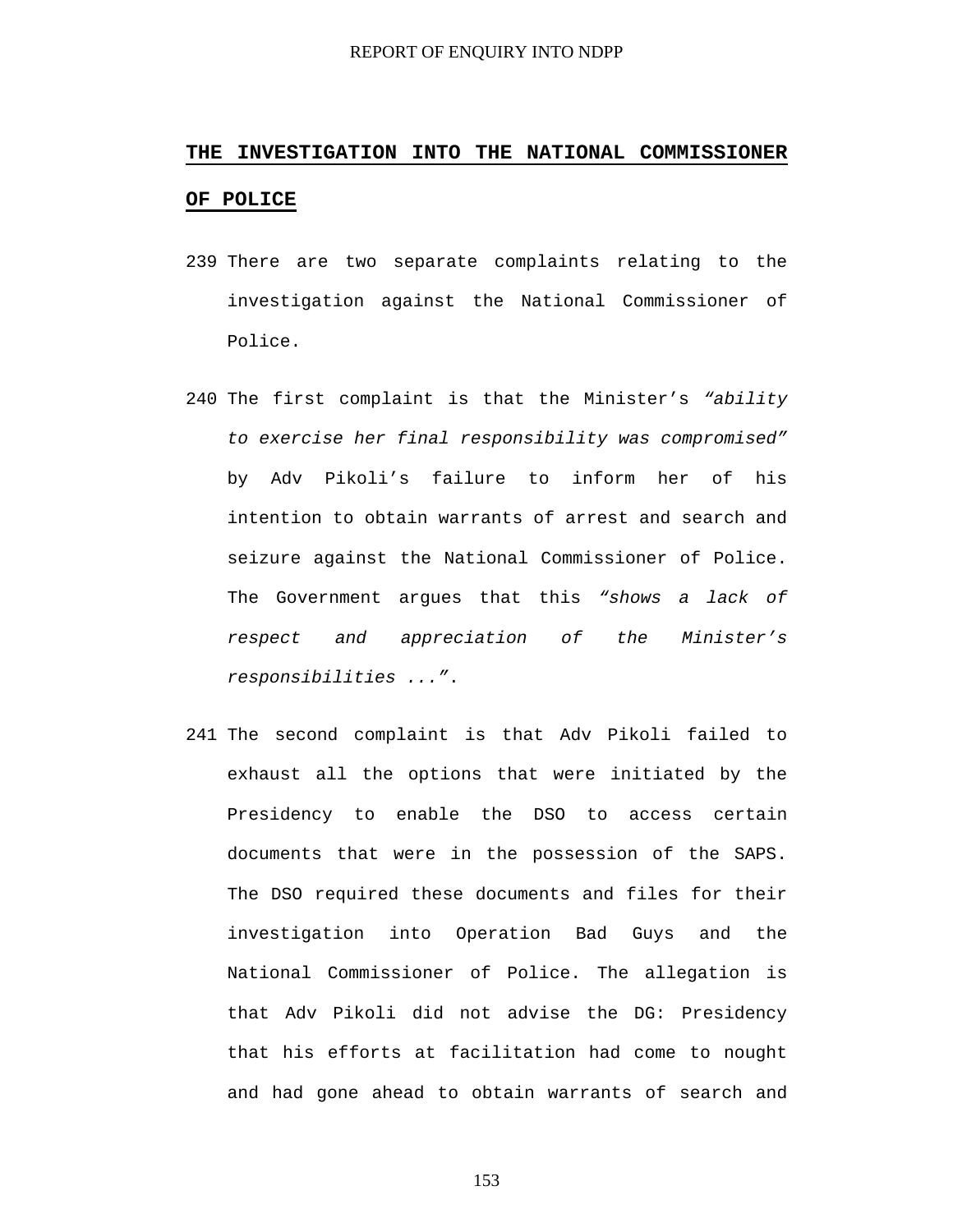## THE INVESTIGATION INTO THE NATIONAL COMMISSIONER OF POLICE

239 There are two separate complaints relating to the investigation against the National Commissioner of Police.

240 The first complaint is that the Minister's *"ability to exercise her final responsibility was compromised"* by Adv Pikoli's failure to inform her of his intention to obtain warrants of arrest and search and seizure against the National Commissioner of Police. The Government argues that this *"shows a lack of respect and appreciation of the Minister's responsibilities ..."*.

241 The second complaint is that Adv Pikoli failed to exhaust all the options that were initiated by the Presidency to enable the DSO to access certain documents that were in the possession of the SAPS. The DSO required these documents and files for their investigation into Operation Bad Guys and the National Commissioner of Police. The allegation is that Adv Pikoli did not advise the DG: Presidency that his efforts at facilitation had come to nought and had gone ahead to obtain warrants of search and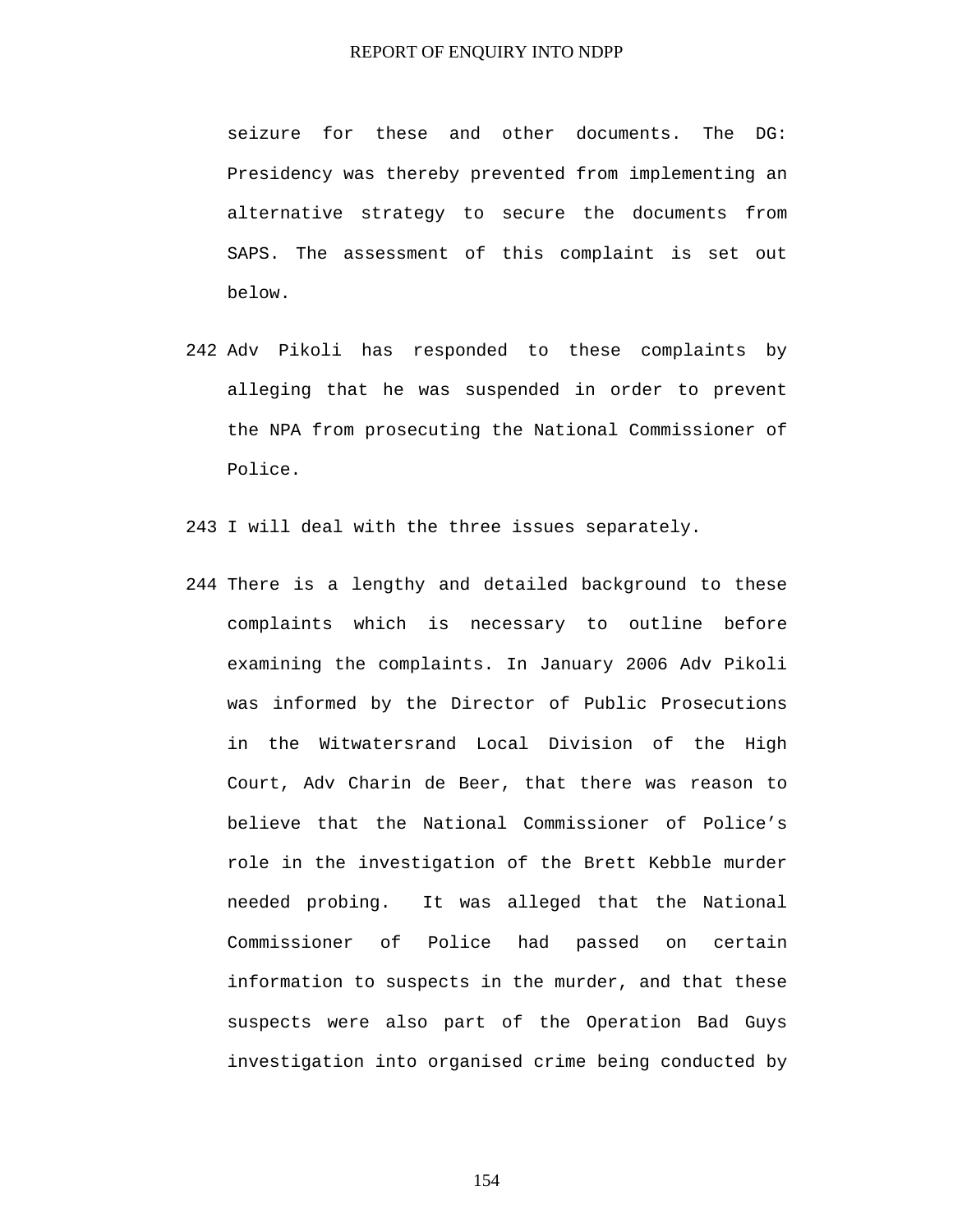seizure for these and other documents. The DG: Presidency was thereby prevented from implementing an alternative strategy to secure the documents from SAPS. The assessment of this complaint is set out below.

242 Adv Pikoli has responded to these complaints by alleging that he was suspended in order to prevent the NPA from prosecuting the National Commissioner of Police.

243 I will deal with the three issues separately.

244 There is a lengthy and detailed background to these complaints which is necessary to outline before examining the complaints. In January 2006 Adv Pikoli was informed by the Director of Public Prosecutions in the Witwatersrand Local Division of the High Court, Adv Charin de Beer, that there was reason to believe that the National Commissioner of Police's role in the investigation of the Brett Kebble murder needed probing. It was alleged that the National Commissioner of Police had passed on certain information to suspects in the murder, and that these suspects were also part of the Operation Bad Guys investigation into organised crime being conducted by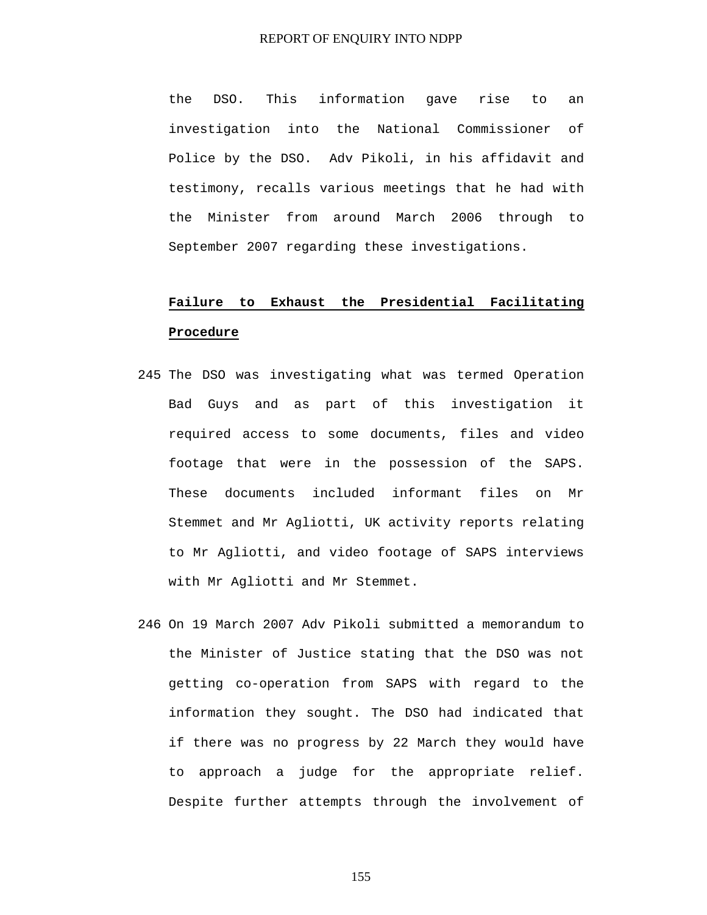the DSO. This information gave rise to an investigation into the National Commissioner of Police by the DSO. Adv Pikoli, in his affidavit and testimony, recalls various meetings that he had with the Minister from around March 2006 through to September 2007 regarding these investigations.

**Failure to Exhaust the Presidential Facilitating Procedure**

245 The DSO was investigating what was termed Operation Bad Guys and as part of this investigation it required access to some documents, files and video footage that were in the possession of the SAPS. These documents included informant files on Mr Stemmet and Mr Agliotti, UK activity reports relating to Mr Agliotti, and video footage of SAPS interviews with Mr Agliotti and Mr Stemmet.

246 On 19 March 2007 Adv Pikoli submitted a memorandum to the Minister of Justice stating that the DSO was not getting co-operation from SAPS with regard to the information they sought. The DSO had indicated that if there was no progress by 22 March they would have to approach a judge for the appropriate relief. Despite further attempts through the involvement of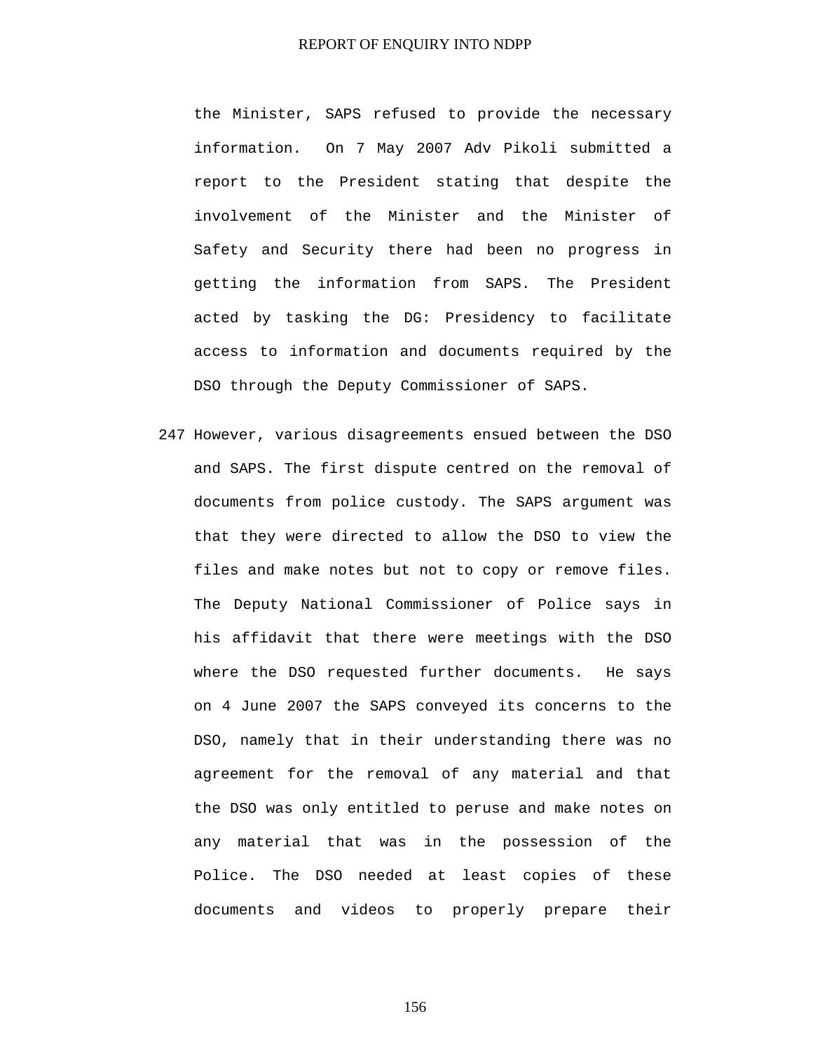the Minister, SAPS refused to provide the necessary information. On 7 May 2007 Adv Pikoli submitted a report to the President stating that despite the involvement of the Minister and the Minister of Safety and Security there had been no progress in getting the information from SAPS. The President acted by tasking the DG: Presidency to facilitate access to information and documents required by the DSO through the Deputy Commissioner of SAPS.

247 However, various disagreements ensued between the DSO and SAPS. The first dispute centred on the removal of documents from police custody. The SAPS argument was that they were directed to allow the DSO to view the files and make notes but not to copy or remove files. The Deputy National Commissioner of Police says in his affidavit that there were meetings with the DSO where the DSO requested further documents. He says on 4 June 2007 the SAPS conveyed its concerns to the DSO, namely that in their understanding there was no agreement for the removal of any material and that the DSO was only entitled to peruse and make notes on any material that was in the possession of the Police. The DSO needed at least copies of these documents and videos to properly prepare their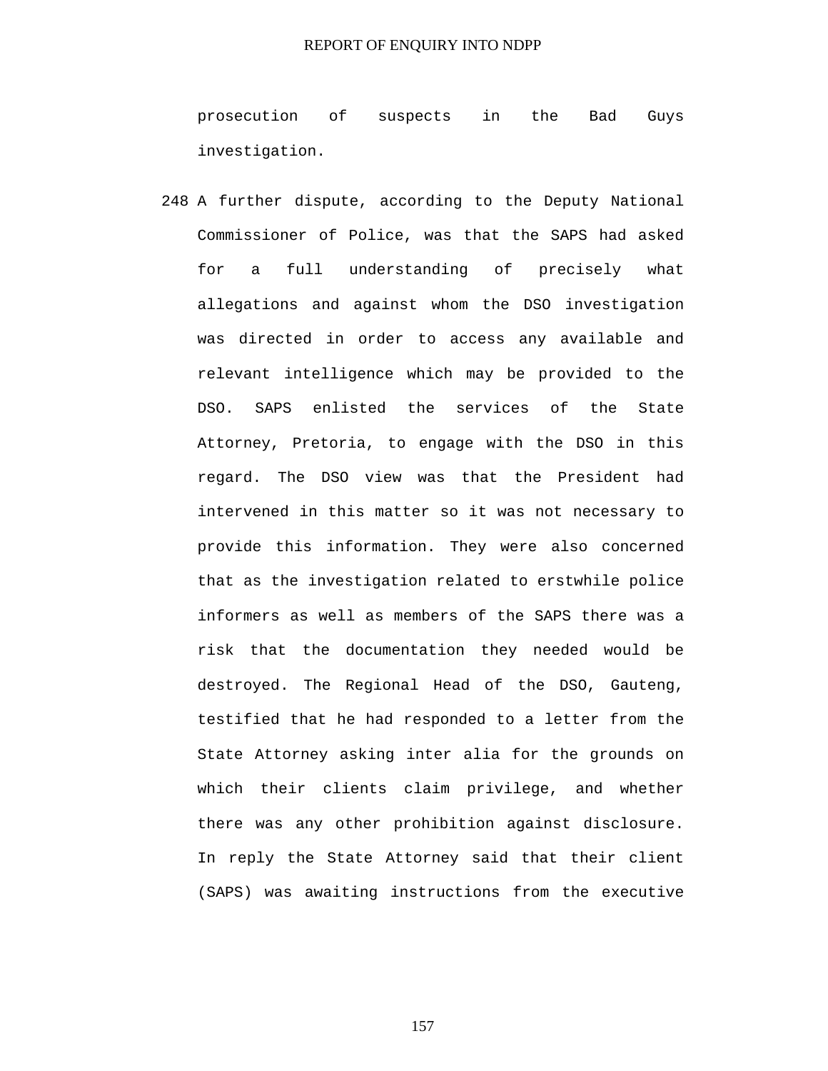prosecution of suspects in the Bad Guys investigation.

248 A further dispute, according to the Deputy National Commissioner of Police, was that the SAPS had asked for a full understanding of precisely what allegations and against whom the DSO investigation was directed in order to access any available and relevant intelligence which may be provided to the DSO. SAPS enlisted the services of the State Attorney, Pretoria, to engage with the DSO in this regard. The DSO view was that the President had intervened in this matter so it was not necessary to provide this information. They were also concerned that as the investigation related to erstwhile police informers as well as members of the SAPS there was a risk that the documentation they needed would be destroyed. The Regional Head of the DSO, Gauteng, testified that he had responded to a letter from the State Attorney asking inter alia for the grounds on which their clients claim privilege, and whether there was any other prohibition against disclosure. In reply the State Attorney said that their client (SAPS) was awaiting instructions from the executive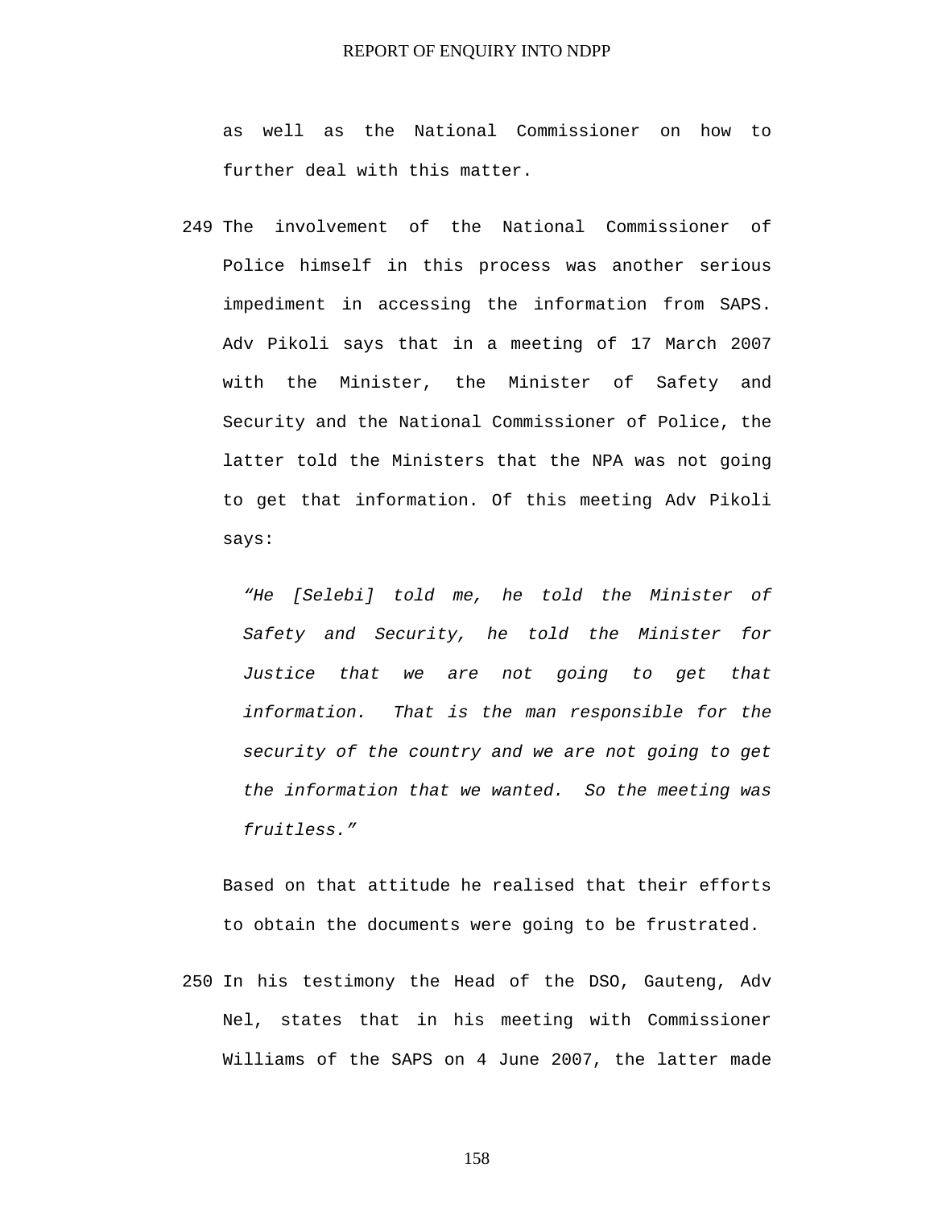as well as the National Commissioner on how to further deal with this matter.

249 The involvement of the National Commissioner of Police himself in this process was another serious impediment in accessing the information from SAPS. Adv Pikoli says that in a meeting of 17 March 2007 with the Minister, the Minister of Safety and Security and the National Commissioner of Police, the latter told the Ministers that the NPA was not going to get that information. Of this meeting Adv Pikoli says:

> *"He [Selebi] told me, he told the Minister of Safety and Security, he told the Minister for Justice that we are not going to get that information. That is the man responsible for the security of the country and we are not going to get the information that we wanted. So the meeting was fruitless."*

Based on that attitude he realised that their efforts to obtain the documents were going to be frustrated.

250 In his testimony the Head of the DSO, Gauteng, Adv Nel, states that in his meeting with Commissioner Williams of the SAPS on 4 June 2007, the latter made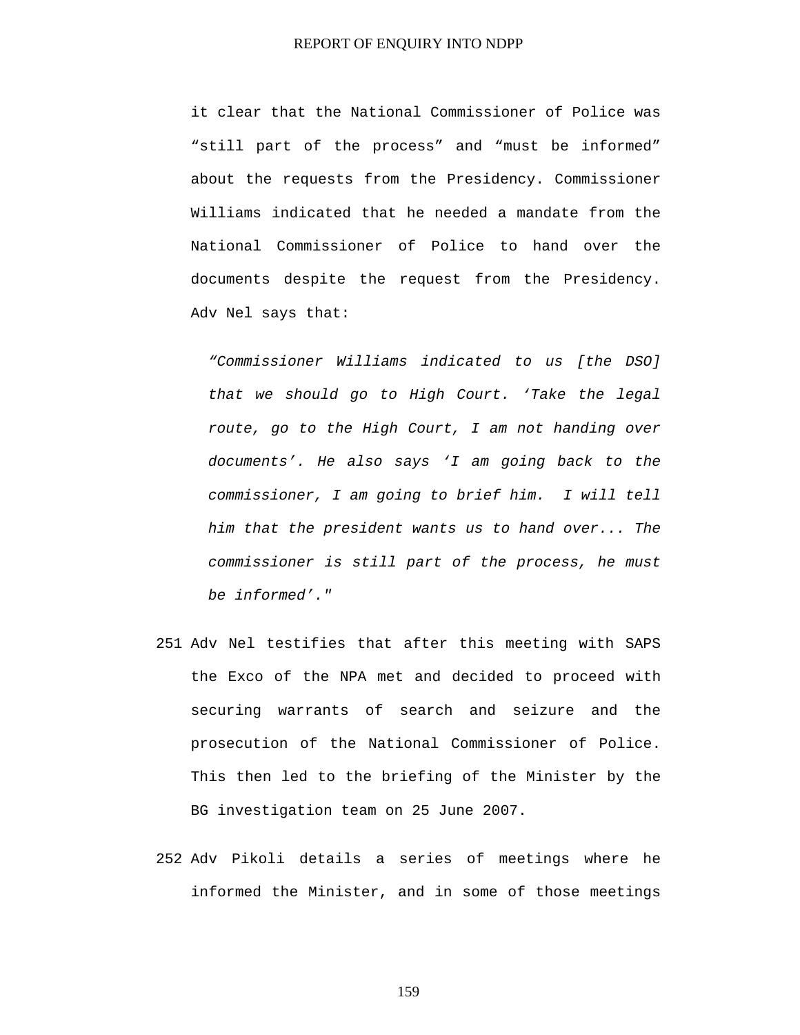it clear that the National Commissioner of Police was "still part of the process" and "must be informed" about the requests from the Presidency. Commissioner Williams indicated that he needed a mandate from the National Commissioner of Police to hand over the documents despite the request from the Presidency. Adv Nel says that:

> *"Commissioner Williams indicated to us [the DSO] that we should go to High Court. 'Take the legal route, go to the High Court, I am not handing over documents'. He also says 'I am going back to the commissioner, I am going to brief him. I will tell him that the president wants us to hand over... The commissioner is still part of the process, he must be informed'."*

251 Adv Nel testifies that after this meeting with SAPS the Exco of the NPA met and decided to proceed with securing warrants of search and seizure and the prosecution of the National Commissioner of Police. This then led to the briefing of the Minister by the BG investigation team on 25 June 2007.

252 Adv Pikoli details a series of meetings where he informed the Minister, and in some of those meetings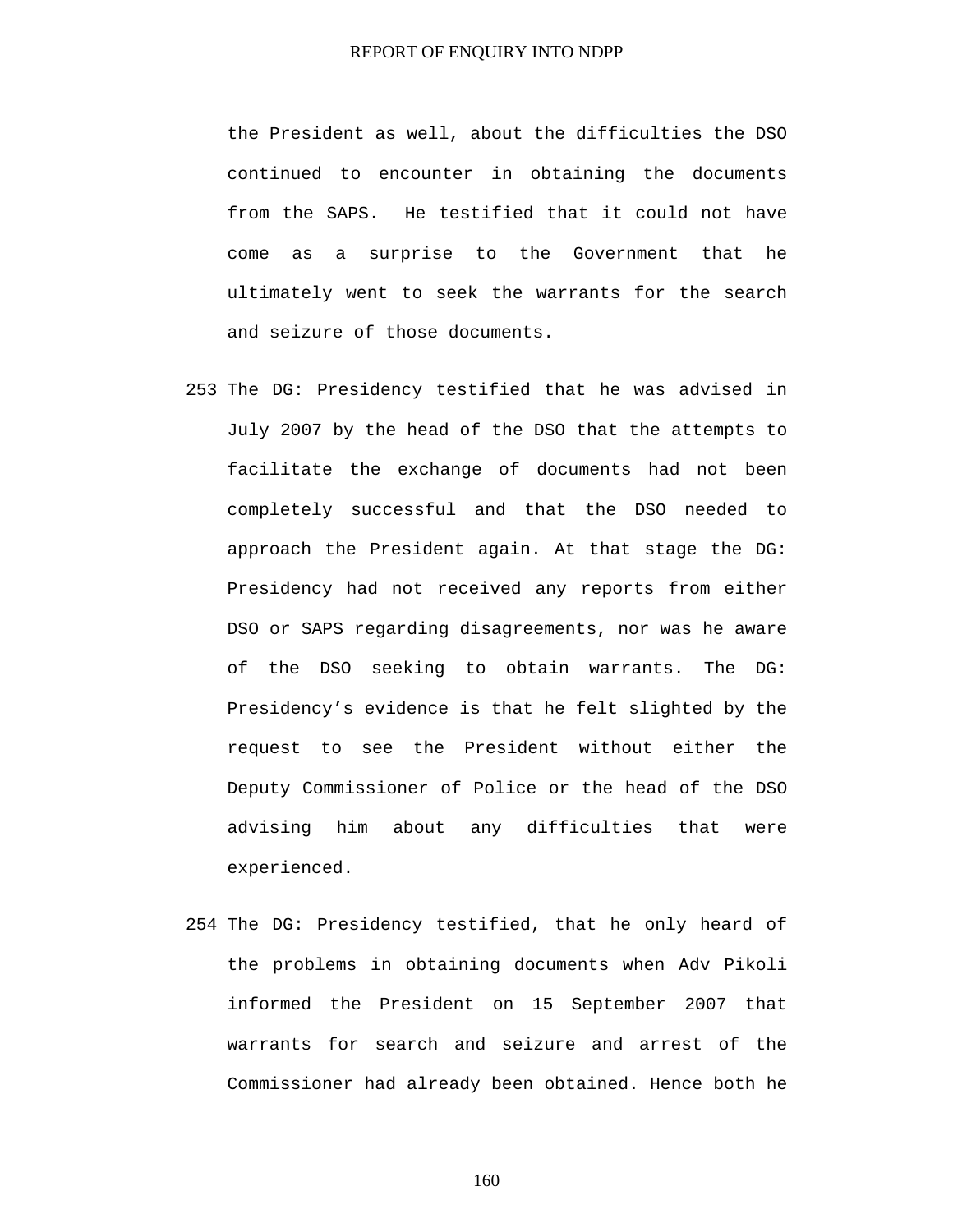the President as well, about the difficulties the DSO continued to encounter in obtaining the documents from the SAPS. He testified that it could not have come as a surprise to the Government that he ultimately went to seek the warrants for the search and seizure of those documents.

253 The DG: Presidency testified that he was advised in July 2007 by the head of the DSO that the attempts to facilitate the exchange of documents had not been completely successful and that the DSO needed to approach the President again. At that stage the DG: Presidency had not received any reports from either DSO or SAPS regarding disagreements, nor was he aware of the DSO seeking to obtain warrants. The DG: Presidency's evidence is that he felt slighted by the request to see the President without either the Deputy Commissioner of Police or the head of the DSO advising him about any difficulties that were experienced.

254 The DG: Presidency testified, that he only heard of the problems in obtaining documents when Adv Pikoli informed the President on 15 September 2007 that warrants for search and seizure and arrest of the Commissioner had already been obtained. Hence both he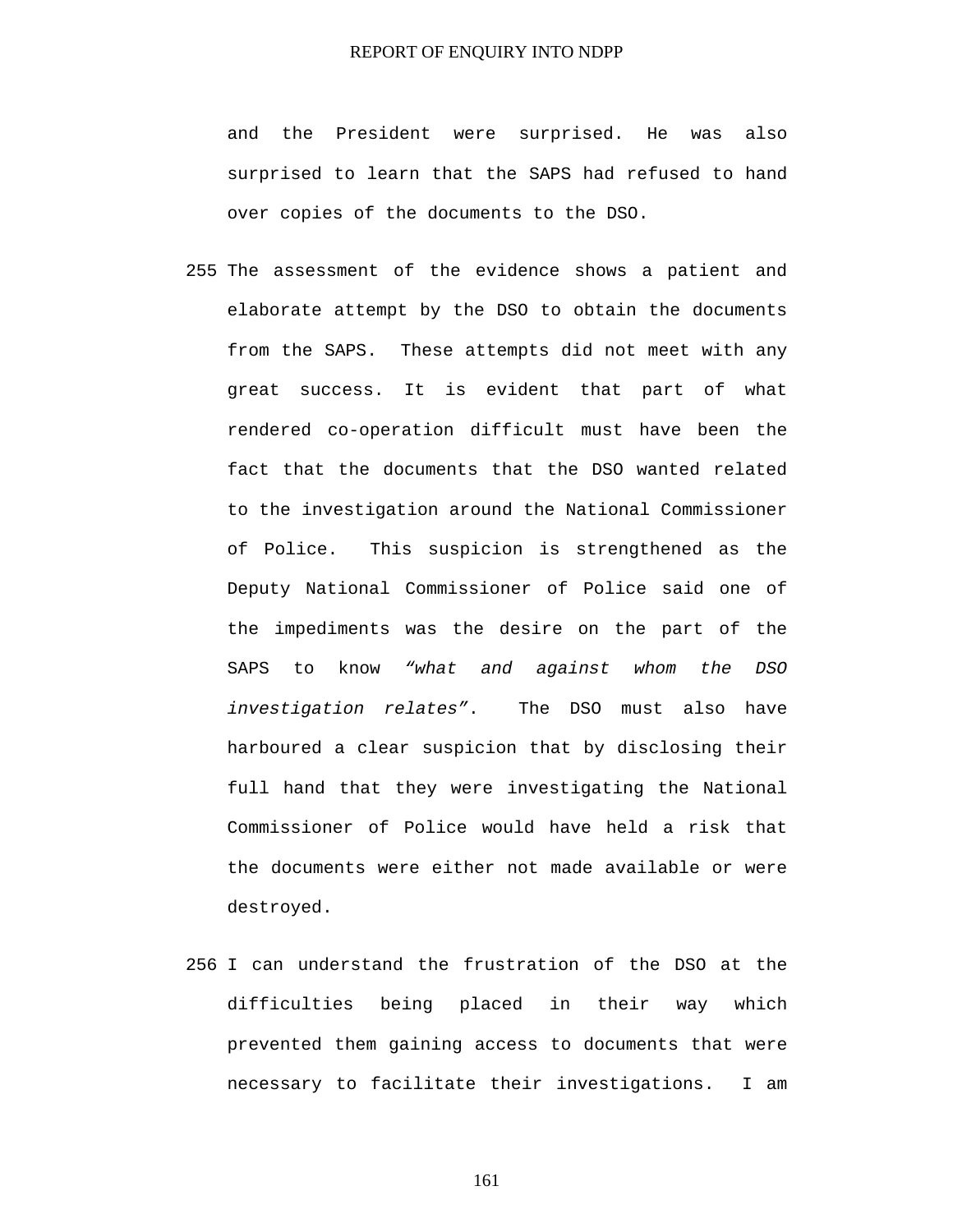and the President were surprised. He was also surprised to learn that the SAPS had refused to hand over copies of the documents to the DSO.

255 The assessment of the evidence shows a patient and elaborate attempt by the DSO to obtain the documents from the SAPS. These attempts did not meet with any great success. It is evident that part of what rendered co-operation difficult must have been the fact that the documents that the DSO wanted related to the investigation around the National Commissioner of Police. This suspicion is strengthened as the Deputy National Commissioner of Police said one of the impediments was the desire on the part of the SAPS to know *"what and against whom the DSO investigation relates"*. The DSO must also have harboured a clear suspicion that by disclosing their full hand that they were investigating the National Commissioner of Police would have held a risk that the documents were either not made available or were destroyed.

256 I can understand the frustration of the DSO at the difficulties being placed in their way which prevented them gaining access to documents that were necessary to facilitate their investigations. I am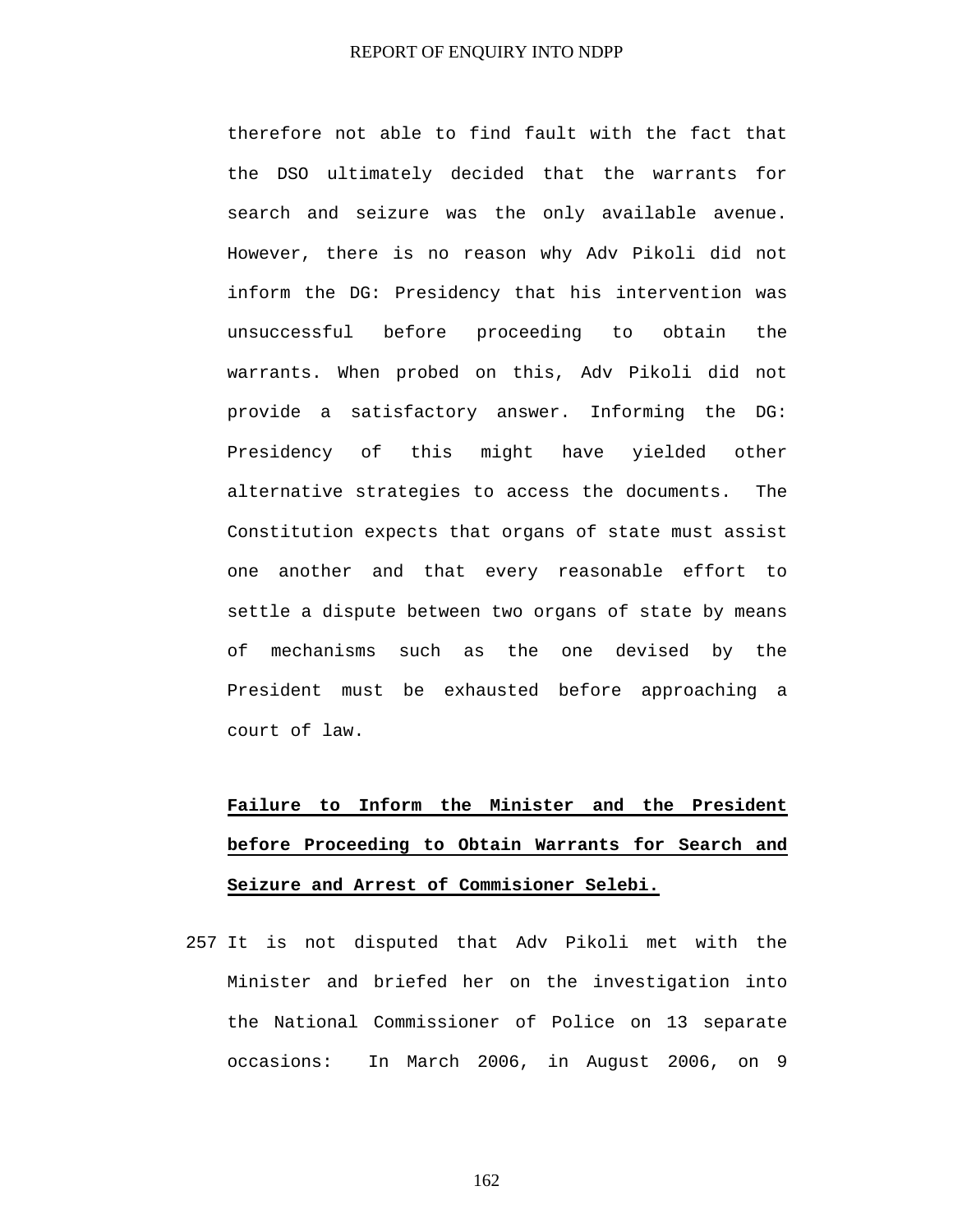therefore not able to find fault with the fact that the DSO ultimately decided that the warrants for search and seizure was the only available avenue. However, there is no reason why Adv Pikoli did not inform the DG: Presidency that his intervention was unsuccessful before proceeding to obtain the warrants. When probed on this, Adv Pikoli did not provide a satisfactory answer. Informing the DG: Presidency of this might have yielded other alternative strategies to access the documents. The Constitution expects that organs of state must assist one another and that every reasonable effort to settle a dispute between two organs of state by means of mechanisms such as the one devised by the President must be exhausted before approaching a court of law.

**Failure to Inform the Minister and the President before Proceeding to Obtain Warrants for Search and Seizure and Arrest of Commisioner Selebi.**

257 It is not disputed that Adv Pikoli met with the Minister and briefed her on the investigation into the National Commissioner of Police on 13 separate occasions: In March 2006, in August 2006, on 9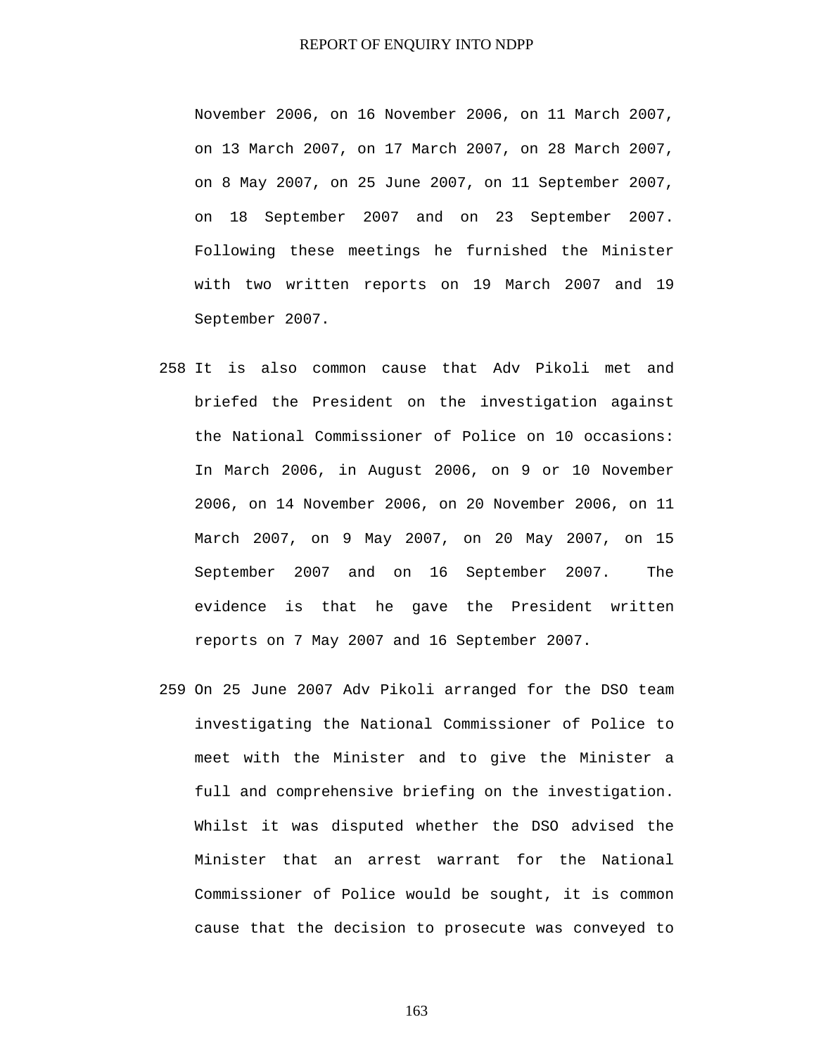November 2006, on 16 November 2006, on 11 March 2007, on 13 March 2007, on 17 March 2007, on 28 March 2007, on 8 May 2007, on 25 June 2007, on 11 September 2007, on 18 September 2007 and on 23 September 2007. Following these meetings he furnished the Minister with two written reports on 19 March 2007 and 19 September 2007.

258 It is also common cause that Adv Pikoli met and briefed the President on the investigation against the National Commissioner of Police on 10 occasions: In March 2006, in August 2006, on 9 or 10 November 2006, on 14 November 2006, on 20 November 2006, on 11 March 2007, on 9 May 2007, on 20 May 2007, on 15 September 2007 and on 16 September 2007. The evidence is that he gave the President written reports on 7 May 2007 and 16 September 2007.

259 On 25 June 2007 Adv Pikoli arranged for the DSO team investigating the National Commissioner of Police to meet with the Minister and to give the Minister a full and comprehensive briefing on the investigation. Whilst it was disputed whether the DSO advised the Minister that an arrest warrant for the National Commissioner of Police would be sought, it is common cause that the decision to prosecute was conveyed to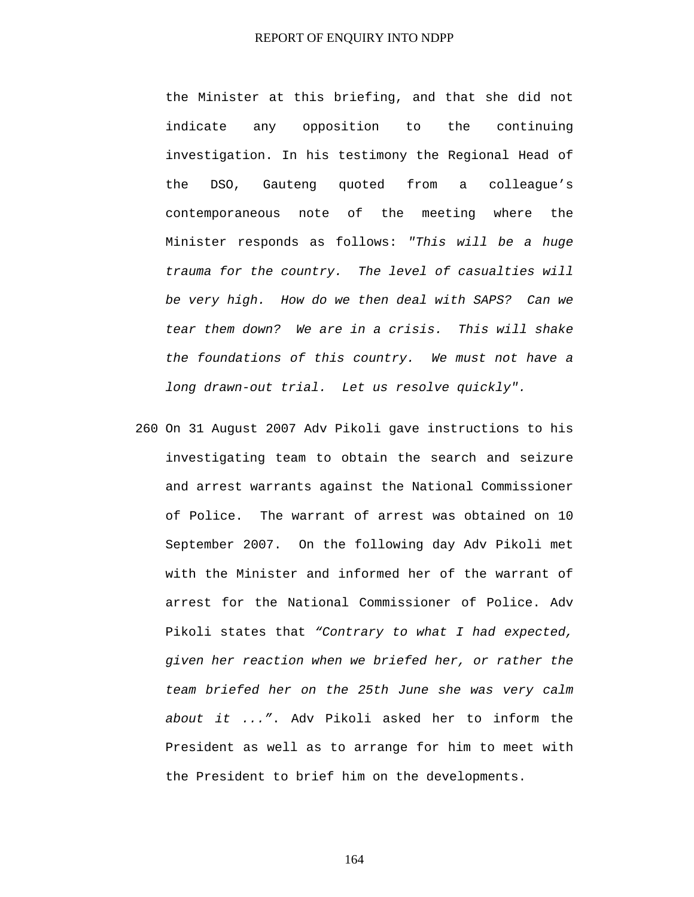the Minister at this briefing, and that she did not indicate any opposition to the continuing investigation. In his testimony the Regional Head of the DSO, Gauteng quoted from a colleague's contemporaneous note of the meeting where the Minister responds as follows: *"This will be a huge trauma for the country. The level of casualties will be very high. How do we then deal with SAPS? Can we tear them down? We are in a crisis. This will shake the foundations of this country. We must not have a long drawn-out trial. Let us resolve quickly".*

260 On 31 August 2007 Adv Pikoli gave instructions to his investigating team to obtain the search and seizure and arrest warrants against the National Commissioner of Police. The warrant of arrest was obtained on 10 September 2007. On the following day Adv Pikoli met with the Minister and informed her of the warrant of arrest for the National Commissioner of Police. Adv Pikoli states that *"Contrary to what I had expected, given her reaction when we briefed her, or rather the team briefed her on the 25th June she was very calm about it ..."*. Adv Pikoli asked her to inform the President as well as to arrange for him to meet with the President to brief him on the developments.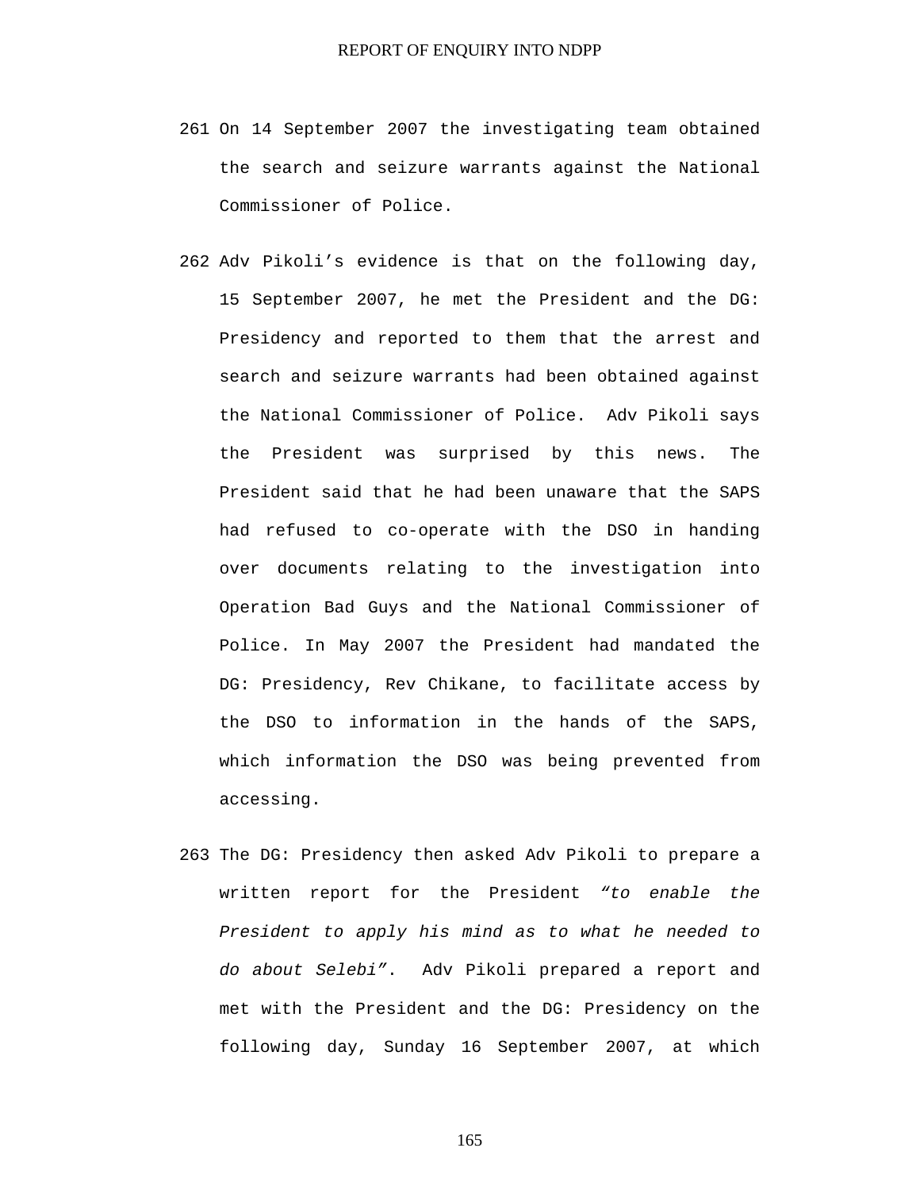261 On 14 September 2007 the investigating team obtained the search and seizure warrants against the National Commissioner of Police.

262 Adv Pikoli's evidence is that on the following day, 15 September 2007, he met the President and the DG: Presidency and reported to them that the arrest and search and seizure warrants had been obtained against the National Commissioner of Police. Adv Pikoli says the President was surprised by this news. The President said that he had been unaware that the SAPS had refused to co-operate with the DSO in handing over documents relating to the investigation into Operation Bad Guys and the National Commissioner of Police. In May 2007 the President had mandated the DG: Presidency, Rev Chikane, to facilitate access by the DSO to information in the hands of the SAPS, which information the DSO was being prevented from accessing.

263 The DG: Presidency then asked Adv Pikoli to prepare a written report for the President *"to enable the President to apply his mind as to what he needed to do about Selebi"*. Adv Pikoli prepared a report and met with the President and the DG: Presidency on the following day, Sunday 16 September 2007, at which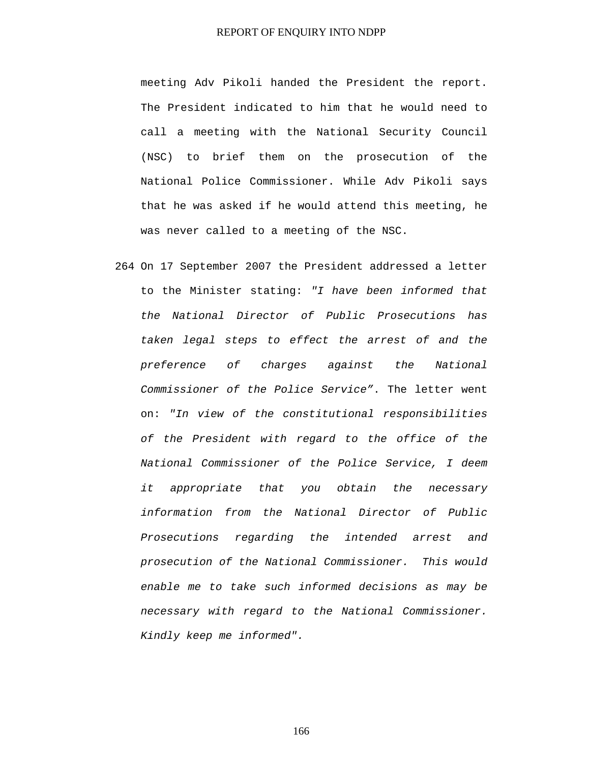meeting Adv Pikoli handed the President the report. The President indicated to him that he would need to call a meeting with the National Security Council (NSC) to brief them on the prosecution of the National Police Commissioner. While Adv Pikoli says that he was asked if he would attend this meeting, he was never called to a meeting of the NSC.

264 On 17 September 2007 the President addressed a letter to the Minister stating: *"I have been informed that the National Director of Public Prosecutions has taken legal steps to effect the arrest of and the preference of charges against the National Commissioner of the Police Service"*. The letter went on: *"In view of the constitutional responsibilities of the President with regard to the office of the National Commissioner of the Police Service, I deem it appropriate that you obtain the necessary information from the National Director of Public Prosecutions regarding the intended arrest and prosecution of the National Commissioner. This would enable me to take such informed decisions as may be necessary with regard to the National Commissioner. Kindly keep me informed".*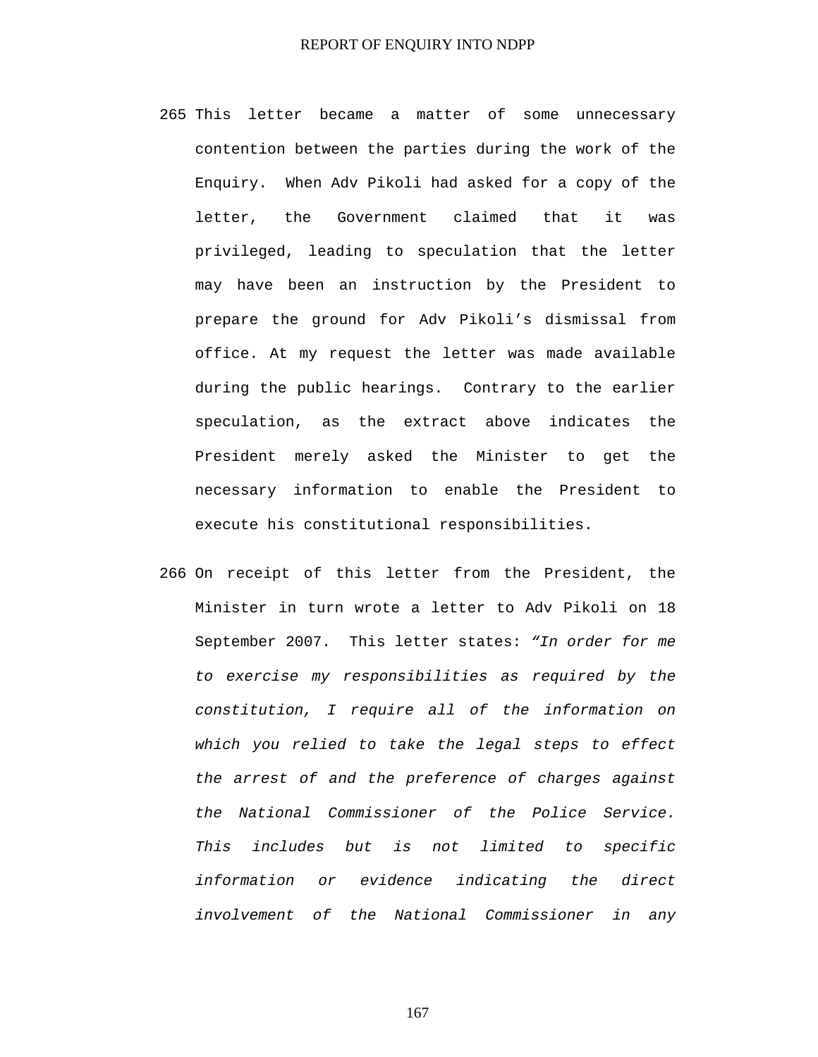265 This letter became a matter of some unnecessary contention between the parties during the work of the Enquiry. When Adv Pikoli had asked for a copy of the letter, the Government claimed that it was privileged, leading to speculation that the letter may have been an instruction by the President to prepare the ground for Adv Pikoli's dismissal from office. At my request the letter was made available during the public hearings. Contrary to the earlier speculation, as the extract above indicates the President merely asked the Minister to get the necessary information to enable the President to execute his constitutional responsibilities.

266 On receipt of this letter from the President, the Minister in turn wrote a letter to Adv Pikoli on 18 September 2007. This letter states: *"In order for me to exercise my responsibilities as required by the constitution, I require all of the information on which you relied to take the legal steps to effect the arrest of and the preference of charges against the National Commissioner of the Police Service. This includes but is not limited to specific information or evidence indicating the direct involvement of the National Commissioner in any*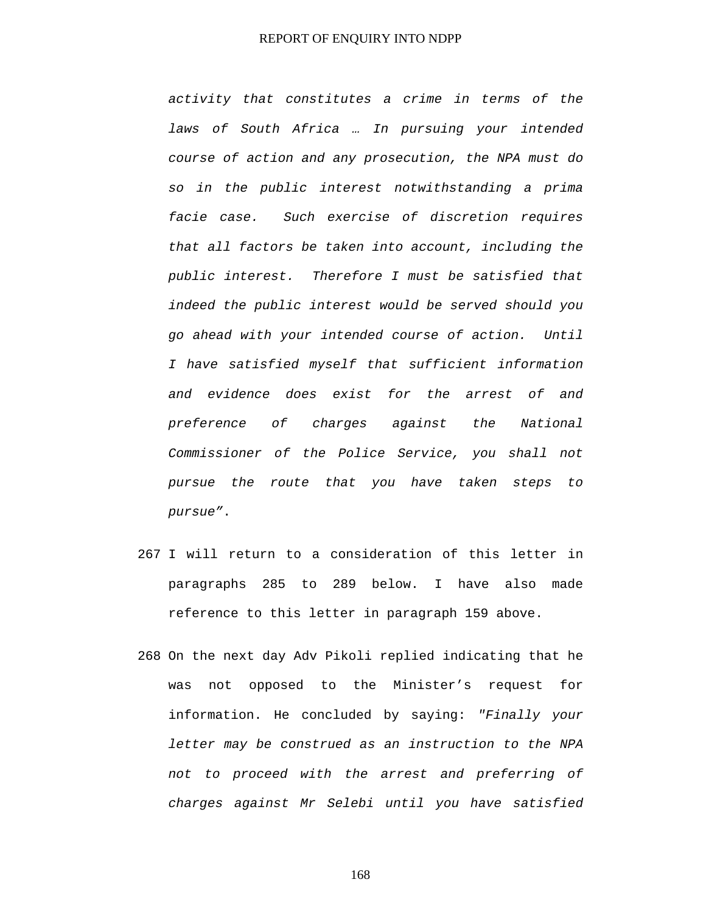*activity that constitutes a crime in terms of the laws of South Africa … In pursuing your intended course of action and any prosecution, the NPA must do so in the public interest notwithstanding a prima facie case. Such exercise of discretion requires that all factors be taken into account, including the public interest. Therefore I must be satisfied that indeed the public interest would be served should you go ahead with your intended course of action. Until I have satisfied myself that sufficient information and evidence does exist for the arrest of and preference of charges against the National Commissioner of the Police Service, you shall not pursue the route that you have taken steps to pursue"*.

267 I will return to a consideration of this letter in paragraphs 285 to 289 below. I have also made reference to this letter in paragraph 159 above.

268 On the next day Adv Pikoli replied indicating that he was not opposed to the Minister's request for information. He concluded by saying: *"Finally your letter may be construed as an instruction to the NPA not to proceed with the arrest and preferring of charges against Mr Selebi until you have satisfied*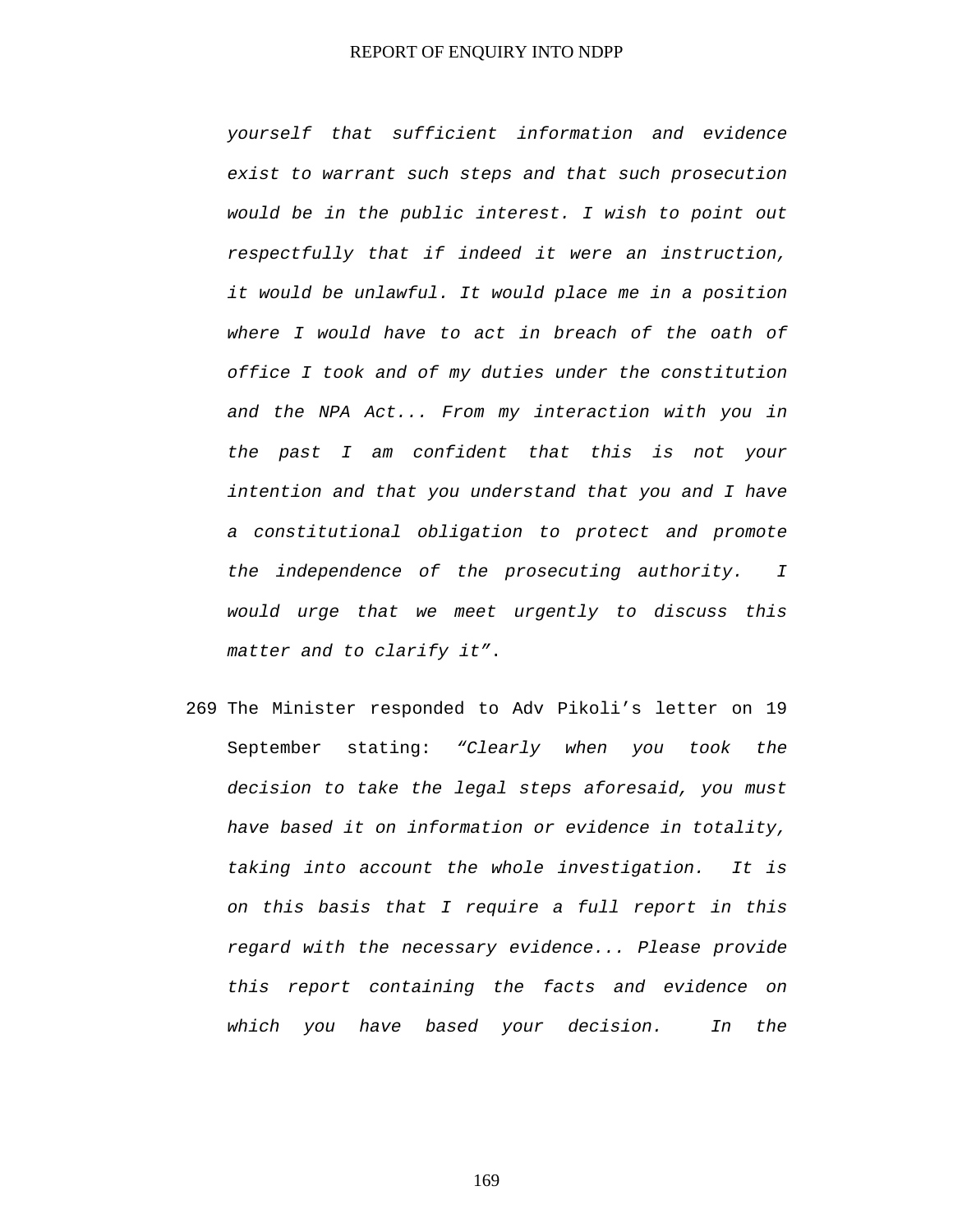*yourself that sufficient information and evidence exist to warrant such steps and that such prosecution would be in the public interest. I wish to point out respectfully that if indeed it were an instruction, it would be unlawful. It would place me in a position where I would have to act in breach of the oath of office I took and of my duties under the constitution and the NPA Act... From my interaction with you in the past I am confident that this is not your intention and that you understand that you and I have a constitutional obligation to protect and promote the independence of the prosecuting authority. I would urge that we meet urgently to discuss this matter and to clarify it"*.

269 The Minister responded to Adv Pikoli's letter on 19 September stating: *"Clearly when you took the decision to take the legal steps aforesaid, you must have based it on information or evidence in totality, taking into account the whole investigation. It is on this basis that I require a full report in this regard with the necessary evidence... Please provide this report containing the facts and evidence on which you have based your decision. In the*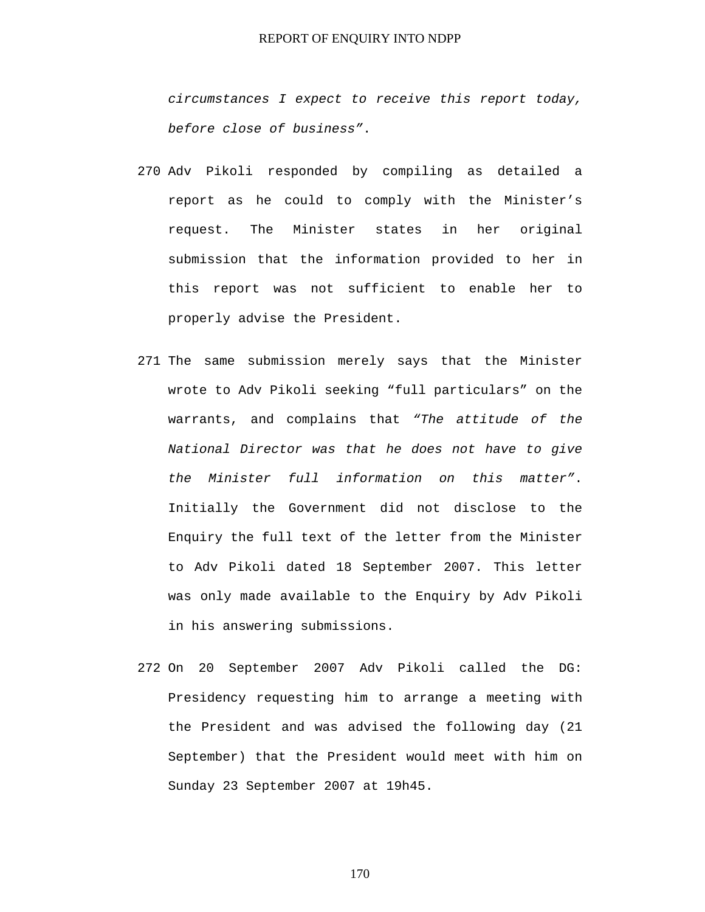*circumstances I expect to receive this report today, before close of business"*.

270 Adv Pikoli responded by compiling as detailed a report as he could to comply with the Minister's request. The Minister states in her original submission that the information provided to her in this report was not sufficient to enable her to properly advise the President.

271 The same submission merely says that the Minister wrote to Adv Pikoli seeking "full particulars" on the warrants, and complains that *"The attitude of the National Director was that he does not have to give the Minister full information on this matter"*. Initially the Government did not disclose to the Enquiry the full text of the letter from the Minister to Adv Pikoli dated 18 September 2007. This letter was only made available to the Enquiry by Adv Pikoli in his answering submissions.

272 On 20 September 2007 Adv Pikoli called the DG: Presidency requesting him to arrange a meeting with the President and was advised the following day (21 September) that the President would meet with him on Sunday 23 September 2007 at 19h45.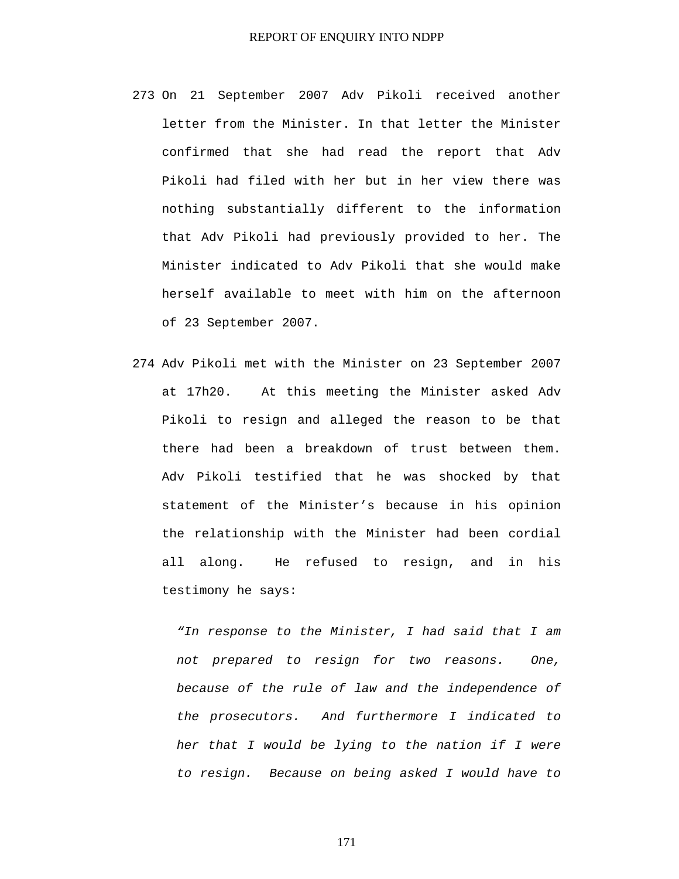273 On 21 September 2007 Adv Pikoli received another letter from the Minister. In that letter the Minister confirmed that she had read the report that Adv Pikoli had filed with her but in her view there was nothing substantially different to the information that Adv Pikoli had previously provided to her. The Minister indicated to Adv Pikoli that she would make herself available to meet with him on the afternoon of 23 September 2007.

274 Adv Pikoli met with the Minister on 23 September 2007 at 17h20. At this meeting the Minister asked Adv Pikoli to resign and alleged the reason to be that there had been a breakdown of trust between them. Adv Pikoli testified that he was shocked by that statement of the Minister's because in his opinion the relationship with the Minister had been cordial all along. He refused to resign, and in his testimony he says:

> *"In response to the Minister, I had said that I am not prepared to resign for two reasons. One, because of the rule of law and the independence of the prosecutors. And furthermore I indicated to her that I would be lying to the nation if I were to resign. Because on being asked I would have to*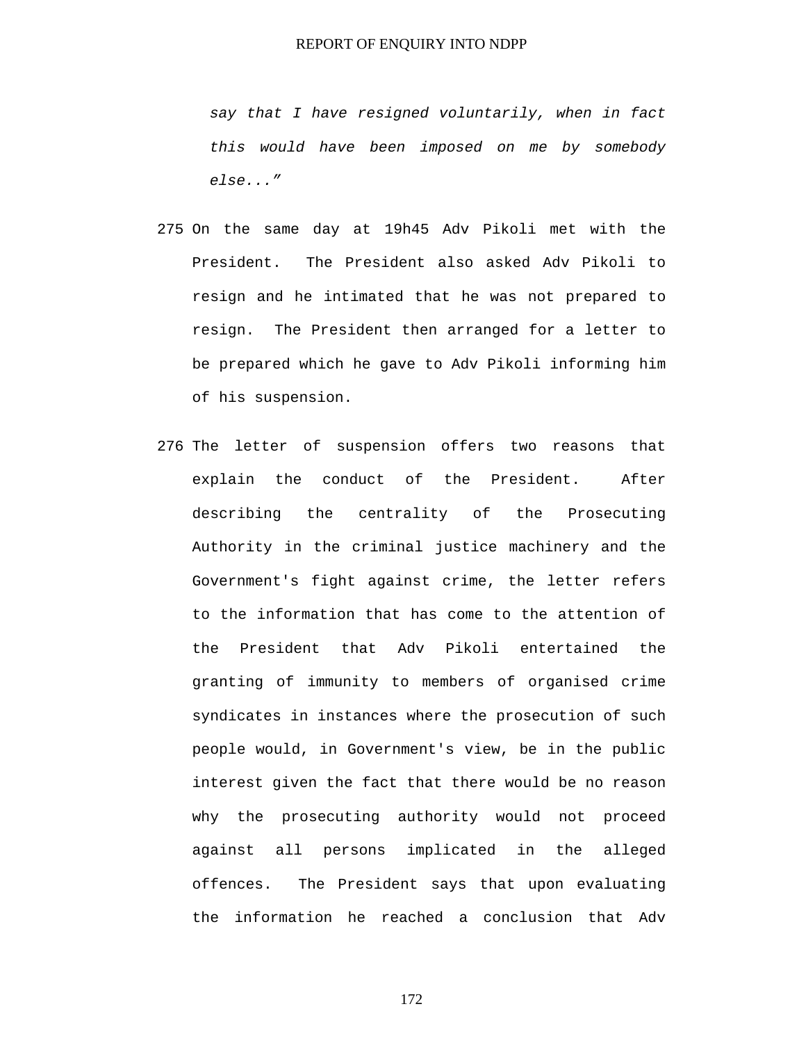*say that I have resigned voluntarily, when in fact this would have been imposed on me by somebody else..."*

275 On the same day at 19h45 Adv Pikoli met with the President. The President also asked Adv Pikoli to resign and he intimated that he was not prepared to resign. The President then arranged for a letter to be prepared which he gave to Adv Pikoli informing him of his suspension.

276 The letter of suspension offers two reasons that explain the conduct of the President. After describing the centrality of the Prosecuting Authority in the criminal justice machinery and the Government's fight against crime, the letter refers to the information that has come to the attention of the President that Adv Pikoli entertained the granting of immunity to members of organised crime syndicates in instances where the prosecution of such people would, in Government's view, be in the public interest given the fact that there would be no reason why the prosecuting authority would not proceed against all persons implicated in the alleged offences. The President says that upon evaluating the information he reached a conclusion that Adv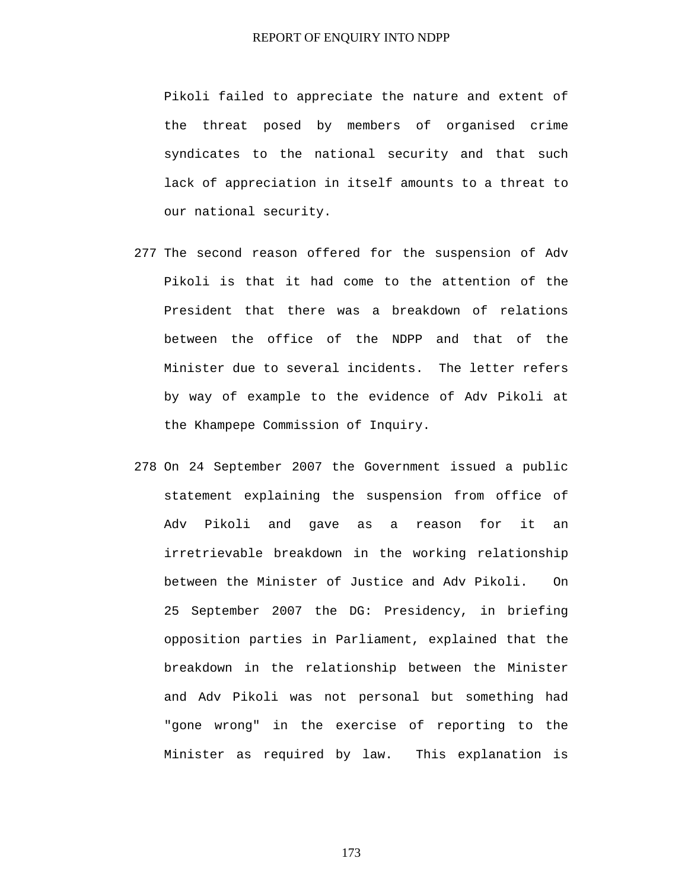Pikoli failed to appreciate the nature and extent of the threat posed by members of organised crime syndicates to the national security and that such lack of appreciation in itself amounts to a threat to our national security.

277 The second reason offered for the suspension of Adv Pikoli is that it had come to the attention of the President that there was a breakdown of relations between the office of the NDPP and that of the Minister due to several incidents. The letter refers by way of example to the evidence of Adv Pikoli at the Khampepe Commission of Inquiry.

278 On 24 September 2007 the Government issued a public statement explaining the suspension from office of Adv Pikoli and gave as a reason for it an irretrievable breakdown in the working relationship between the Minister of Justice and Adv Pikoli. On 25 September 2007 the DG: Presidency, in briefing opposition parties in Parliament, explained that the breakdown in the relationship between the Minister and Adv Pikoli was not personal but something had "gone wrong" in the exercise of reporting to the Minister as required by law. This explanation is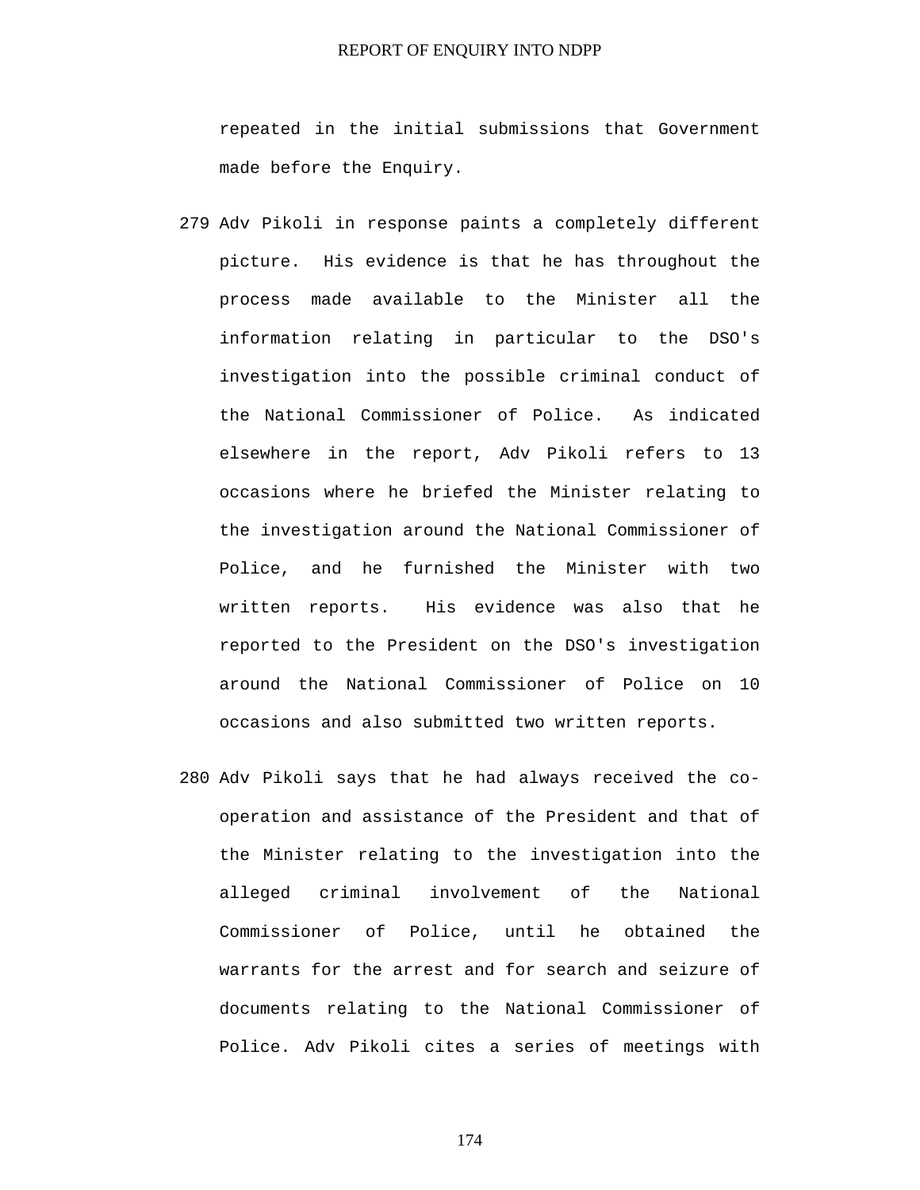repeated in the initial submissions that Government made before the Enquiry.

279 Adv Pikoli in response paints a completely different picture. His evidence is that he has throughout the process made available to the Minister all the information relating in particular to the DSO's investigation into the possible criminal conduct of the National Commissioner of Police. As indicated elsewhere in the report, Adv Pikoli refers to 13 occasions where he briefed the Minister relating to the investigation around the National Commissioner of Police, and he furnished the Minister with two written reports. His evidence was also that he reported to the President on the DSO's investigation around the National Commissioner of Police on 10 occasions and also submitted two written reports.

280 Adv Pikoli says that he had always received the co-operation and assistance of the President and that of the Minister relating to the investigation into the alleged criminal involvement of the National Commissioner of Police, until he obtained the warrants for the arrest and for search and seizure of documents relating to the National Commissioner of Police. Adv Pikoli cites a series of meetings with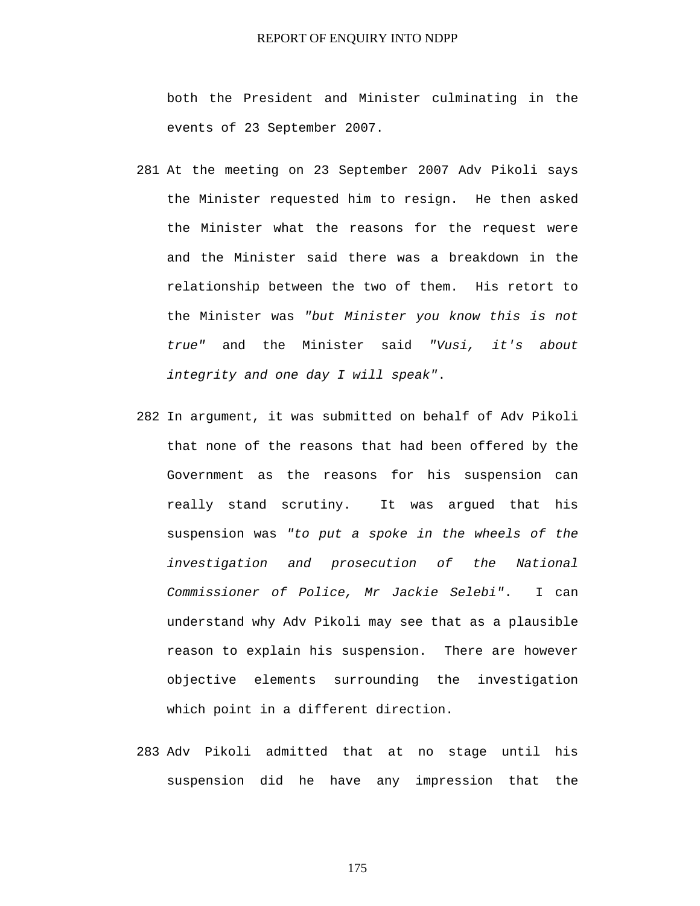both the President and Minister culminating in the events of 23 September 2007.

281 At the meeting on 23 September 2007 Adv Pikoli says the Minister requested him to resign. He then asked the Minister what the reasons for the request were and the Minister said there was a breakdown in the relationship between the two of them. His retort to the Minister was *"but Minister you know this is not true"* and the Minister said *"Vusi, it's about integrity and one day I will speak"*.

282 In argument, it was submitted on behalf of Adv Pikoli that none of the reasons that had been offered by the Government as the reasons for his suspension can really stand scrutiny. It was argued that his suspension was *"to put a spoke in the wheels of the investigation and prosecution of the National Commissioner of Police, Mr Jackie Selebi"*. I can understand why Adv Pikoli may see that as a plausible reason to explain his suspension. There are however objective elements surrounding the investigation which point in a different direction.

283 Adv Pikoli admitted that at no stage until his suspension did he have any impression that the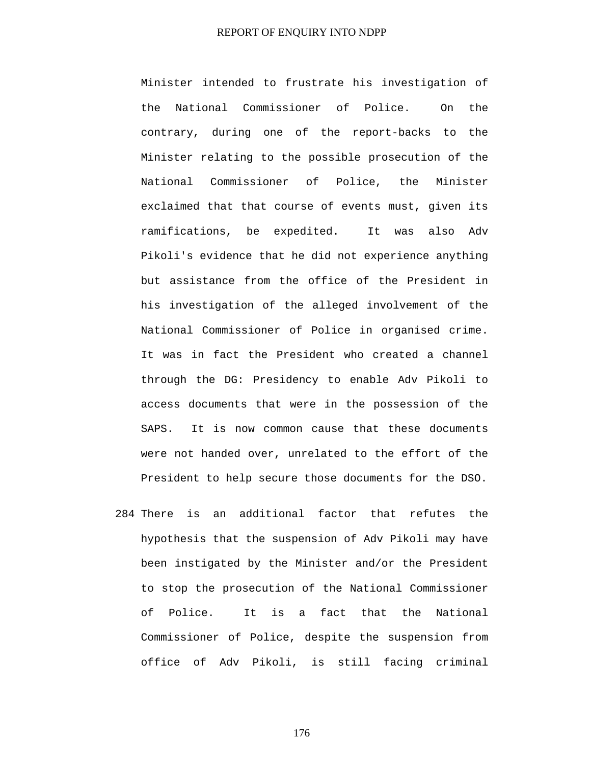Minister intended to frustrate his investigation of the National Commissioner of Police. On the contrary, during one of the report-backs to the Minister relating to the possible prosecution of the National Commissioner of Police, the Minister exclaimed that that course of events must, given its ramifications, be expedited. It was also Adv Pikoli's evidence that he did not experience anything but assistance from the office of the President in his investigation of the alleged involvement of the National Commissioner of Police in organised crime. It was in fact the President who created a channel through the DG: Presidency to enable Adv Pikoli to access documents that were in the possession of the SAPS. It is now common cause that these documents were not handed over, unrelated to the effort of the President to help secure those documents for the DSO.

284 There is an additional factor that refutes the hypothesis that the suspension of Adv Pikoli may have been instigated by the Minister and/or the President to stop the prosecution of the National Commissioner of Police. It is a fact that the National Commissioner of Police, despite the suspension from office of Adv Pikoli, is still facing criminal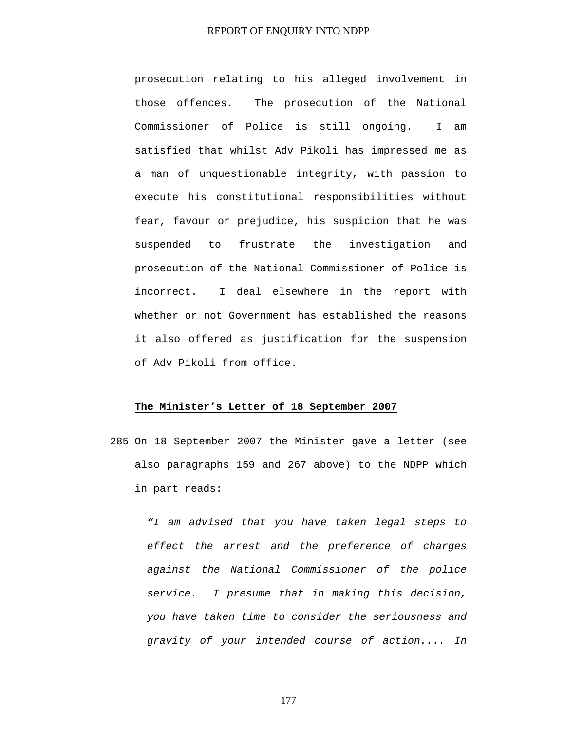prosecution relating to his alleged involvement in those offences. The prosecution of the National Commissioner of Police is still ongoing. I am satisfied that whilst Adv Pikoli has impressed me as a man of unquestionable integrity, with passion to execute his constitutional responsibilities without fear, favour or prejudice, his suspicion that he was suspended to frustrate the investigation and prosecution of the National Commissioner of Police is incorrect. I deal elsewhere in the report with whether or not Government has established the reasons it also offered as justification for the suspension of Adv Pikoli from office.

**The Minister's Letter of 18 September 2007**

285 On 18 September 2007 the Minister gave a letter (see also paragraphs 159 and 267 above) to the NDPP which in part reads:

> *"I am advised that you have taken legal steps to effect the arrest and the preference of charges against the National Commissioner of the police service. I presume that in making this decision, you have taken time to consider the seriousness and gravity of your intended course of action.... In*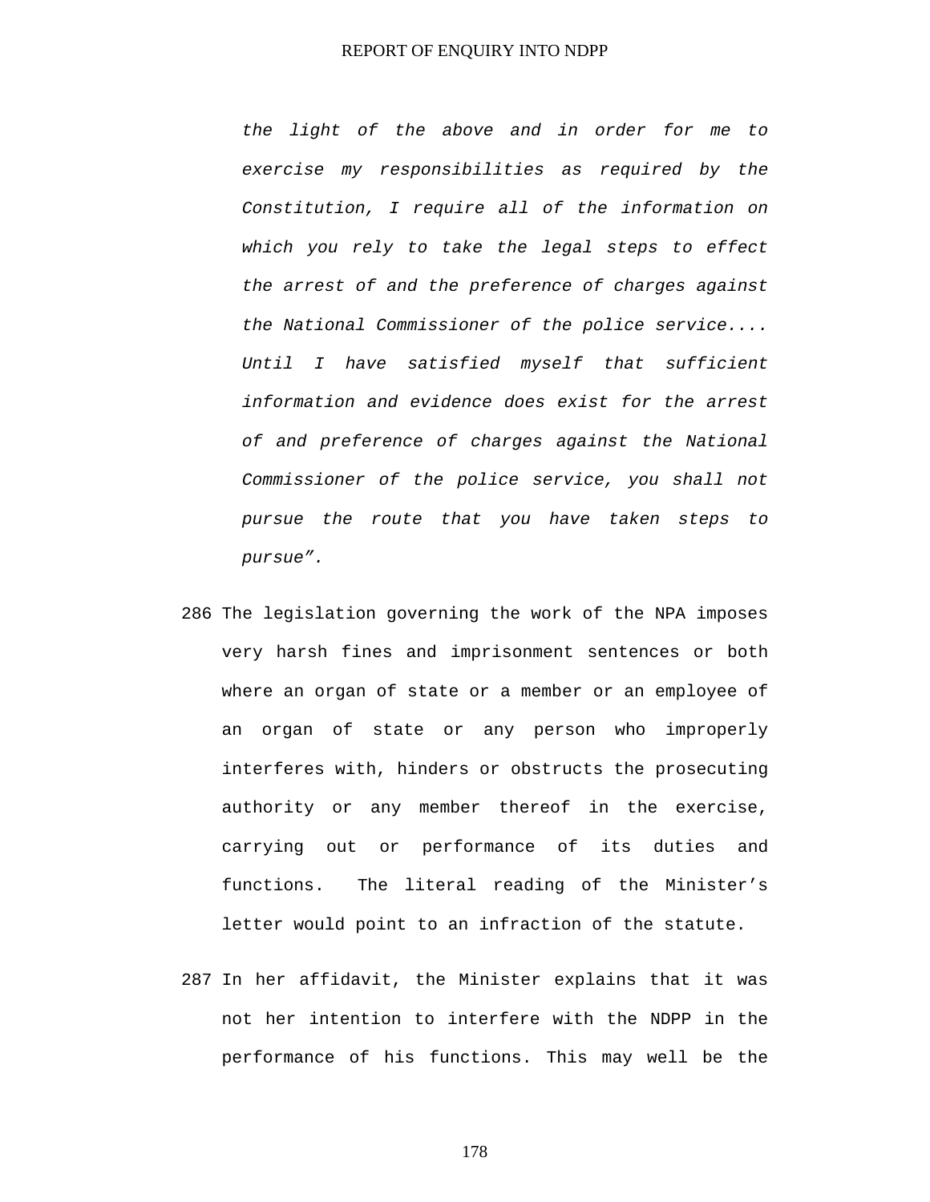*the light of the above and in order for me to exercise my responsibilities as required by the Constitution, I require all of the information on which you rely to take the legal steps to effect the arrest of and the preference of charges against the National Commissioner of the police service.... Until I have satisfied myself that sufficient information and evidence does exist for the arrest of and preference of charges against the National Commissioner of the police service, you shall not pursue the route that you have taken steps to pursue".*

286 The legislation governing the work of the NPA imposes very harsh fines and imprisonment sentences or both where an organ of state or a member or an employee of an organ of state or any person who improperly interferes with, hinders or obstructs the prosecuting authority or any member thereof in the exercise, carrying out or performance of its duties and functions. The literal reading of the Minister's letter would point to an infraction of the statute.

287 In her affidavit, the Minister explains that it was not her intention to interfere with the NDPP in the performance of his functions. This may well be the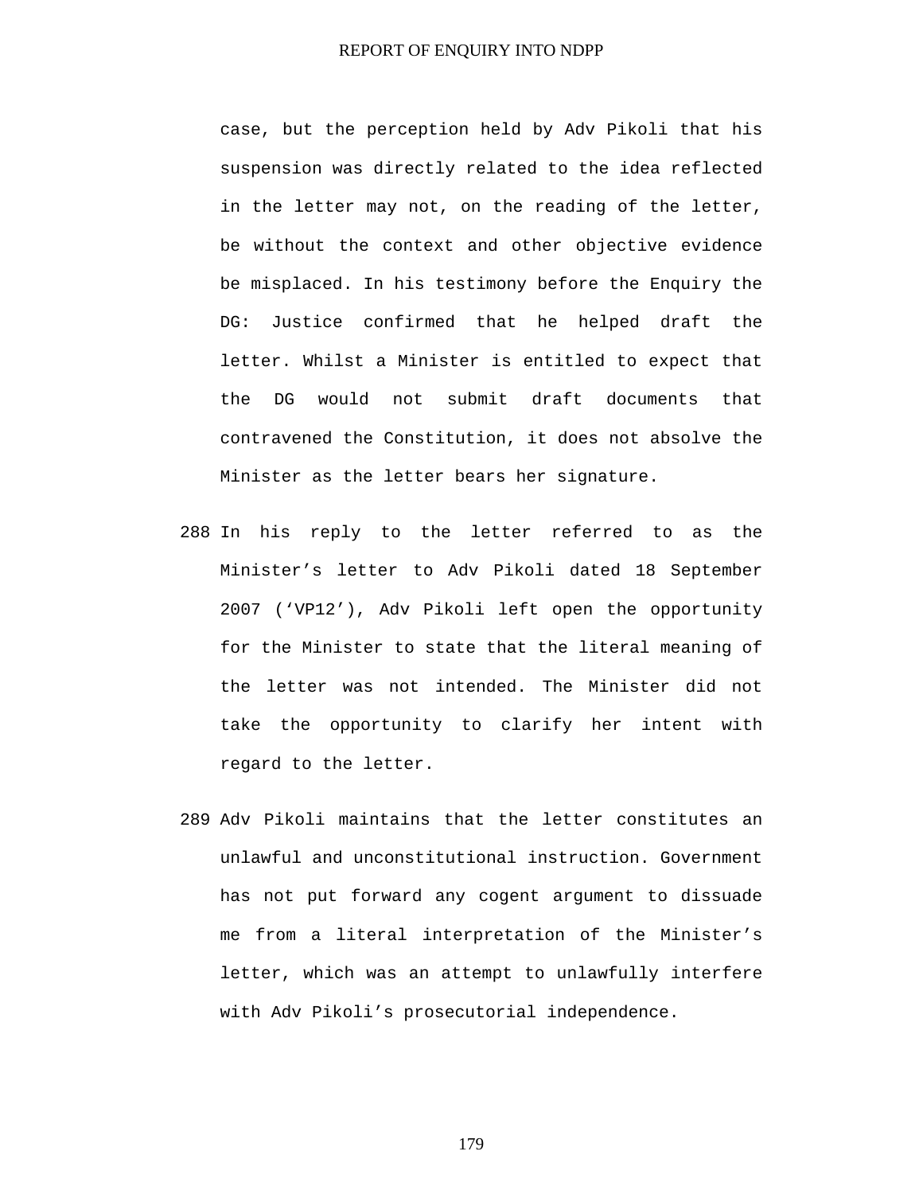case, but the perception held by Adv Pikoli that his suspension was directly related to the idea reflected in the letter may not, on the reading of the letter, be without the context and other objective evidence be misplaced. In his testimony before the Enquiry the DG: Justice confirmed that he helped draft the letter. Whilst a Minister is entitled to expect that the DG would not submit draft documents that contravened the Constitution, it does not absolve the Minister as the letter bears her signature.

288 In his reply to the letter referred to as the Minister's letter to Adv Pikoli dated 18 September 2007 ('VP12'), Adv Pikoli left open the opportunity for the Minister to state that the literal meaning of the letter was not intended. The Minister did not take the opportunity to clarify her intent with regard to the letter.

289 Adv Pikoli maintains that the letter constitutes an unlawful and unconstitutional instruction. Government has not put forward any cogent argument to dissuade me from a literal interpretation of the Minister's letter, which was an attempt to unlawfully interfere with Adv Pikoli's prosecutorial independence.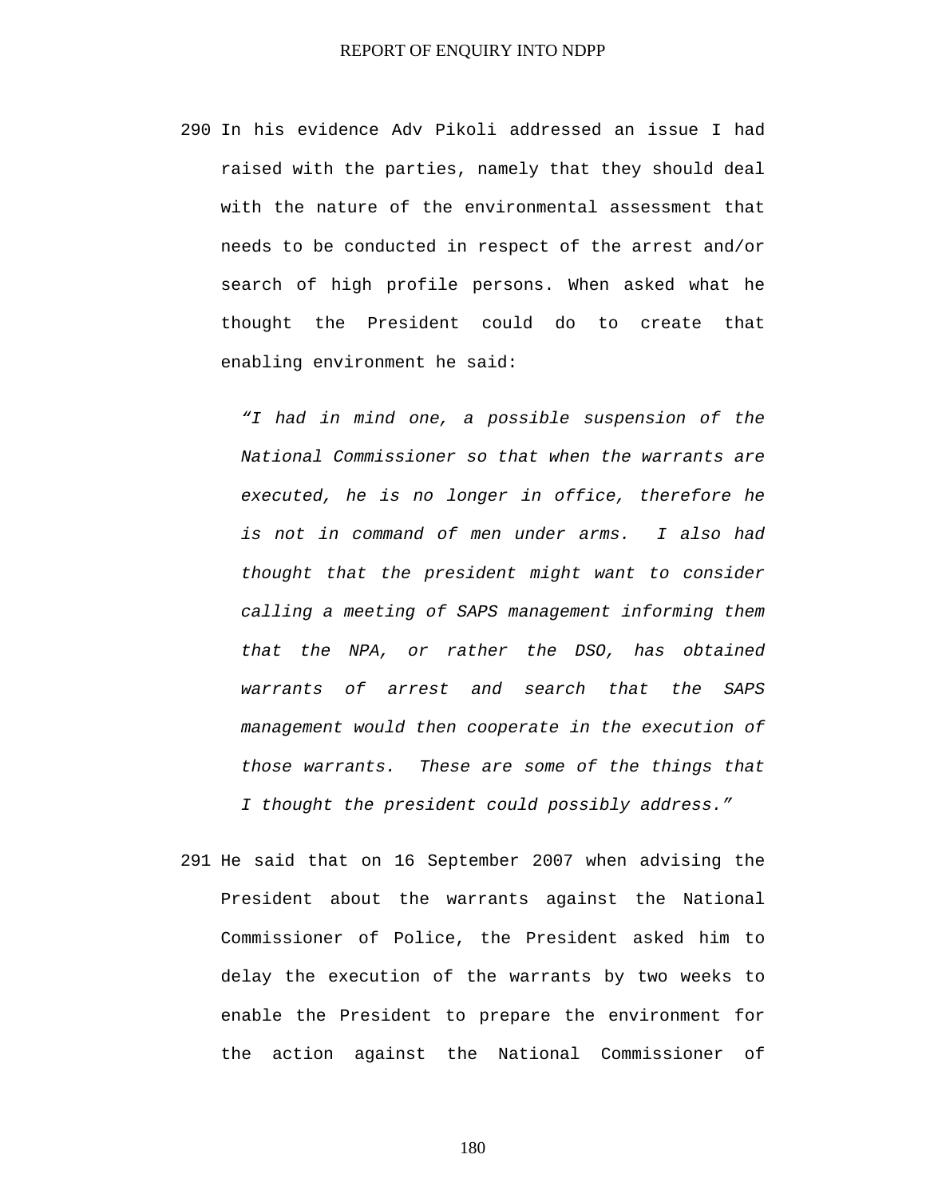290 In his evidence Adv Pikoli addressed an issue I had raised with the parties, namely that they should deal with the nature of the environmental assessment that needs to be conducted in respect of the arrest and/or search of high profile persons. When asked what he thought the President could do to create that enabling environment he said:

> *"I had in mind one, a possible suspension of the National Commissioner so that when the warrants are executed, he is no longer in office, therefore he is not in command of men under arms. I also had thought that the president might want to consider calling a meeting of SAPS management informing them that the NPA, or rather the DSO, has obtained warrants of arrest and search that the SAPS management would then cooperate in the execution of those warrants. These are some of the things that I thought the president could possibly address."*

291 He said that on 16 September 2007 when advising the President about the warrants against the National Commissioner of Police, the President asked him to delay the execution of the warrants by two weeks to enable the President to prepare the environment for the action against the National Commissioner of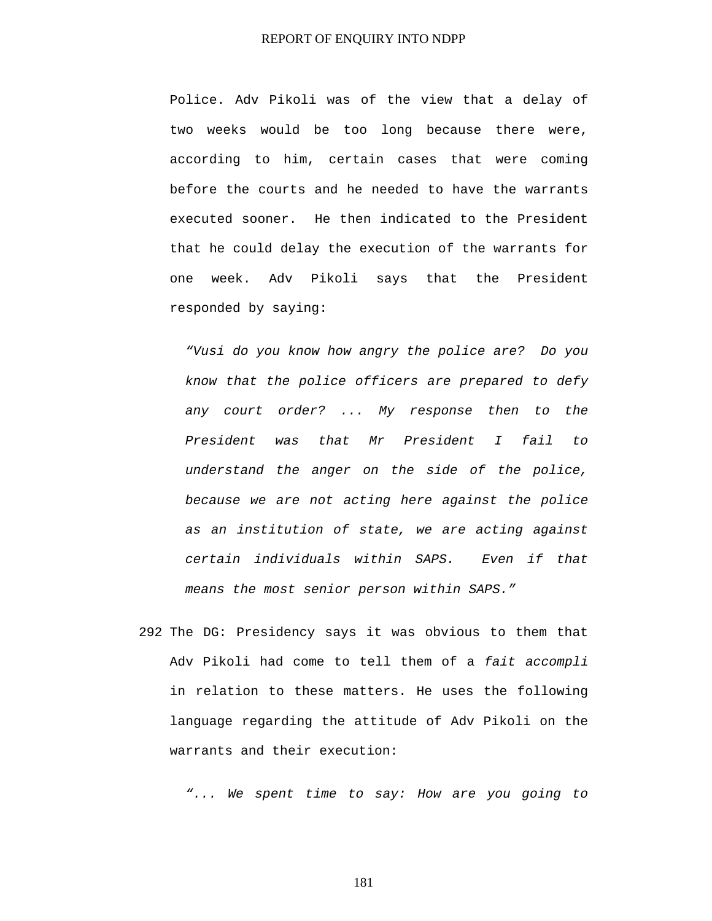Police. Adv Pikoli was of the view that a delay of two weeks would be too long because there were, according to him, certain cases that were coming before the courts and he needed to have the warrants executed sooner. He then indicated to the President that he could delay the execution of the warrants for one week. Adv Pikoli says that the President responded by saying:

> *"Vusi do you know how angry the police are? Do you know that the police officers are prepared to defy any court order? ... My response then to the President was that Mr President I fail to understand the anger on the side of the police, because we are not acting here against the police as an institution of state, we are acting against certain individuals within SAPS. Even if that means the most senior person within SAPS."*

292 The DG: Presidency says it was obvious to them that Adv Pikoli had come to tell them of a *fait accompli* in relation to these matters. He uses the following language regarding the attitude of Adv Pikoli on the warrants and their execution:

> *"... We spent time to say: How are you going to*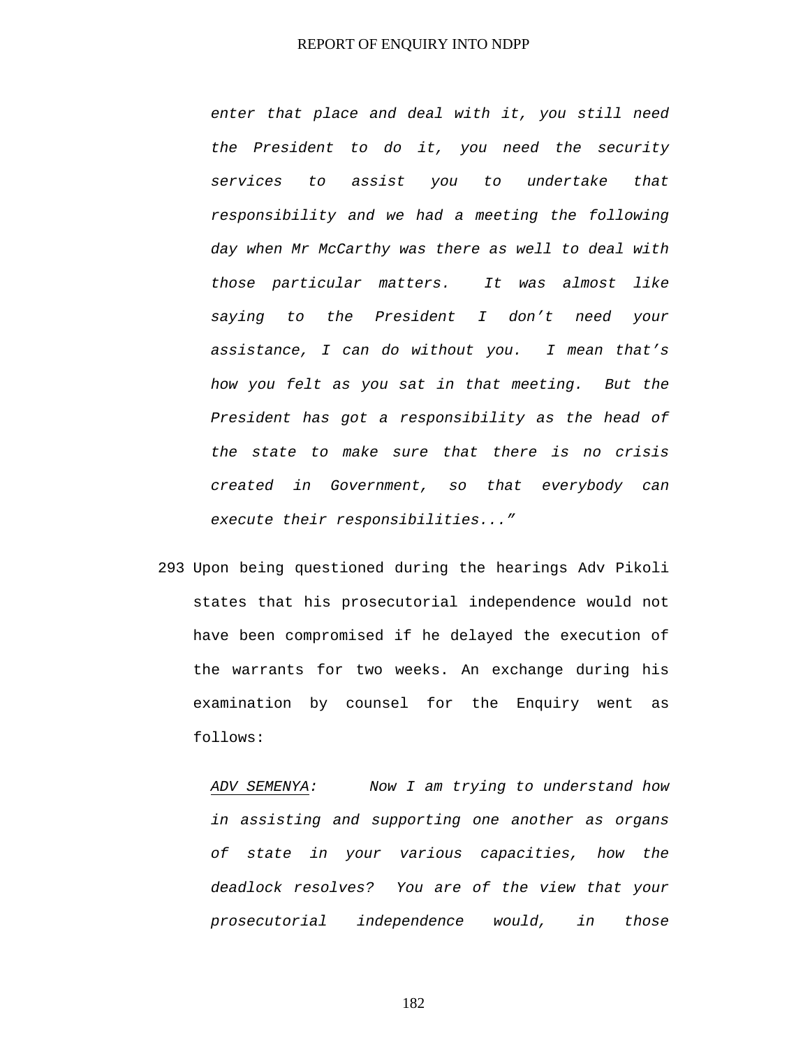*enter that place and deal with it, you still need the President to do it, you need the security services to assist you to undertake that responsibility and we had a meeting the following day when Mr McCarthy was there as well to deal with those particular matters. It was almost like saying to the President I don't need your assistance, I can do without you. I mean that's how you felt as you sat in that meeting. But the President has got a responsibility as the head of the state to make sure that there is no crisis created in Government, so that everybody can execute their responsibilities..."*

293 Upon being questioned during the hearings Adv Pikoli states that his prosecutorial independence would not have been compromised if he delayed the execution of the warrants for two weeks. An exchange during his examination by counsel for the Enquiry went as follows:

*ADV SEMENYA: Now I am trying to understand how in assisting and supporting one another as organs of state in your various capacities, how the deadlock resolves? You are of the view that your prosecutorial independence would, in those*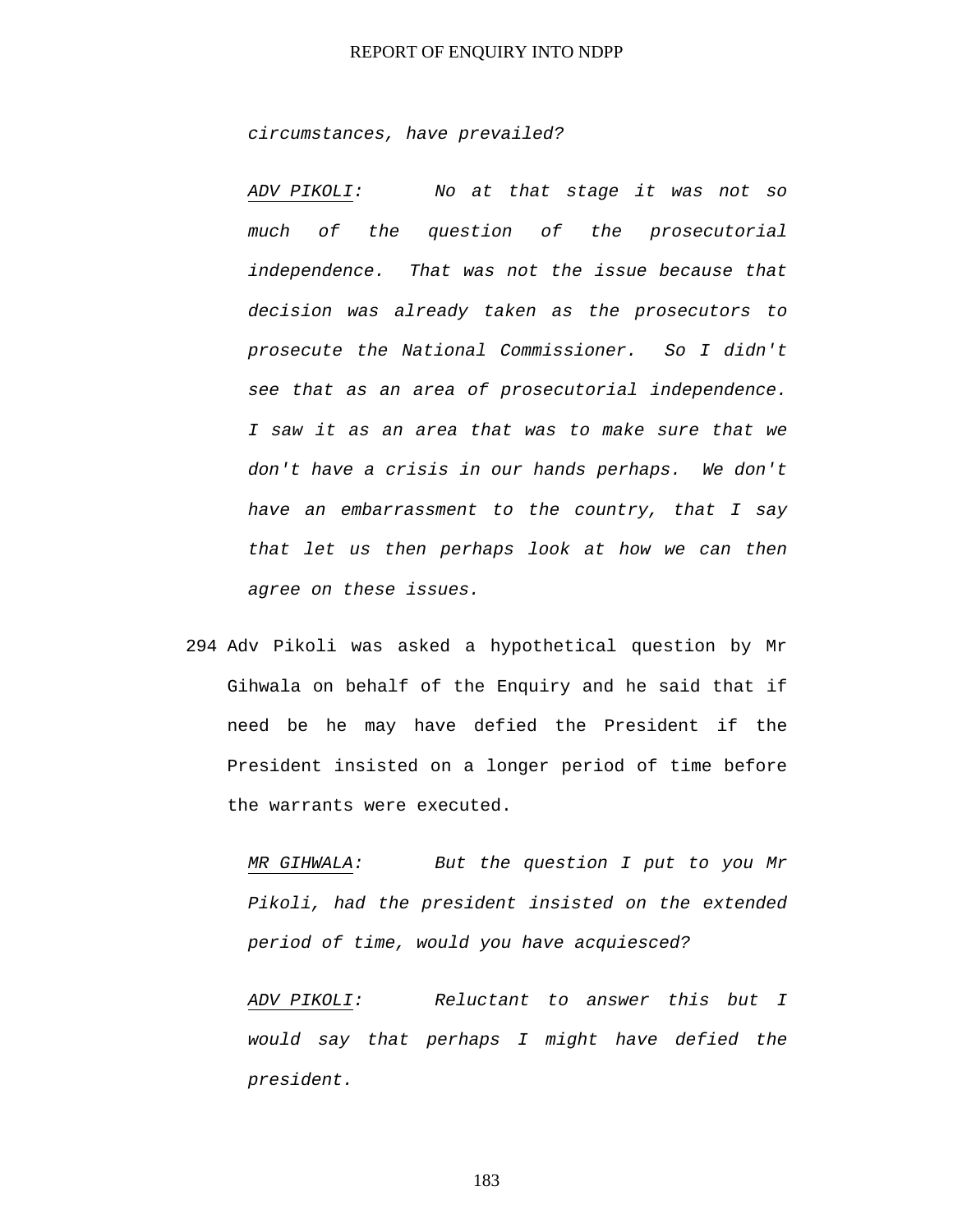*circumstances, have prevailed?*

*ADV PIKOLI:* *No at that stage it was not so much of the question of the prosecutorial independence. That was not the issue because that decision was already taken as the prosecutors to prosecute the National Commissioner. So I didn't see that as an area of prosecutorial independence. I saw it as an area that was to make sure that we don't have a crisis in our hands perhaps. We don't have an embarrassment to the country, that I say that let us then perhaps look at how we can then agree on these issues.*

294 Adv Pikoli was asked a hypothetical question by Mr Gihwala on behalf of the Enquiry and he said that if need be he may have defied the President if the President insisted on a longer period of time before the warrants were executed.

*MR GIHWALA:* *But the question I put to you Mr Pikoli, had the president insisted on the extended period of time, would you have acquiesced?*

*ADV PIKOLI:* *Reluctant to answer this but I would say that perhaps I might have defied the president.*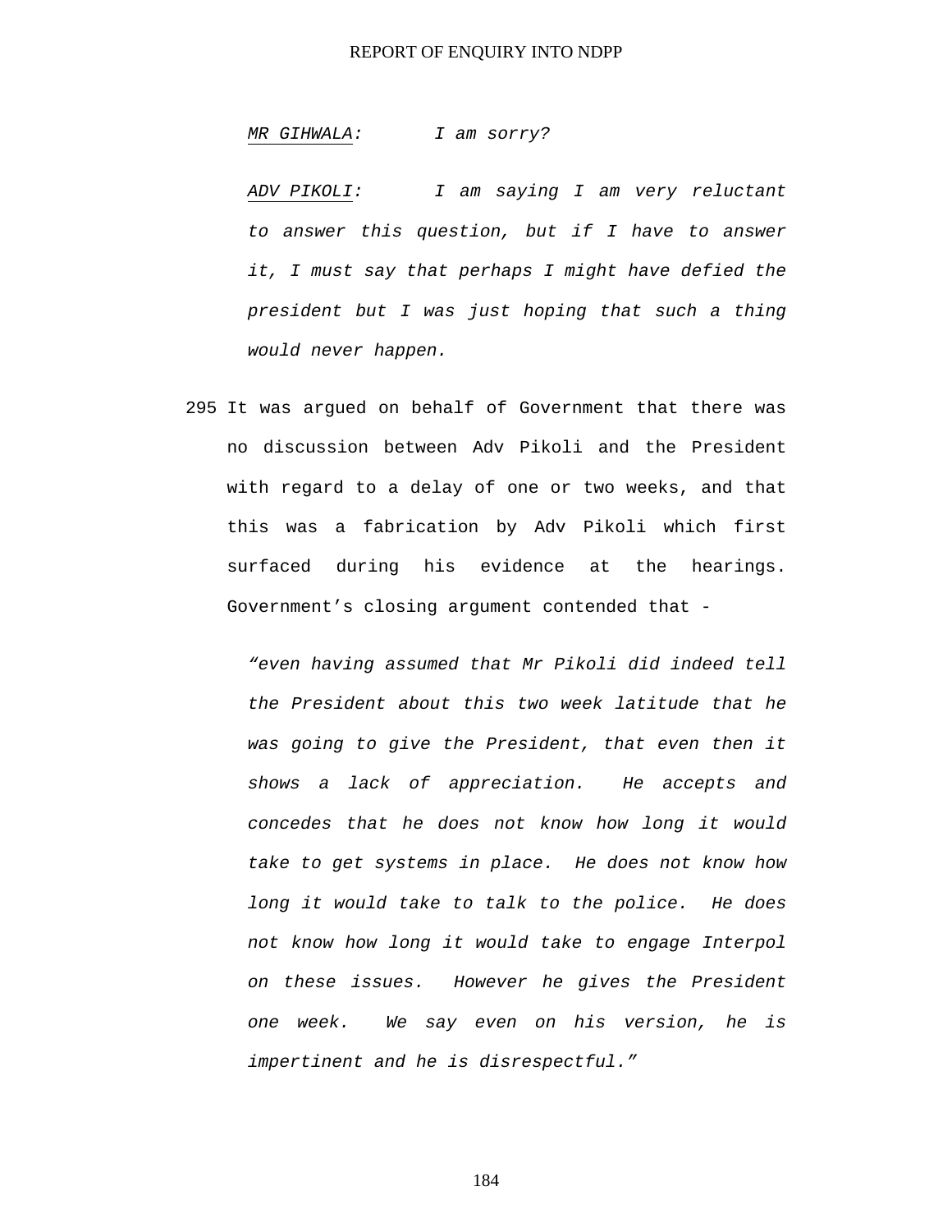*<u>MR GIHWALA</u>: I am sorry?*

*<u>ADV PIKOLI</u>: I am saying I am very reluctant to answer this question, but if I have to answer it, I must say that perhaps I might have defied the president but I was just hoping that such a thing would never happen.*

295 It was argued on behalf of Government that there was no discussion between Adv Pikoli and the President with regard to a delay of one or two weeks, and that this was a fabrication by Adv Pikoli which first surfaced during his evidence at the hearings. Government's closing argument contended that -

> *"even having assumed that Mr Pikoli did indeed tell the President about this two week latitude that he was going to give the President, that even then it shows a lack of appreciation. He accepts and concedes that he does not know how long it would take to get systems in place. He does not know how long it would take to talk to the police. He does not know how long it would take to engage Interpol on these issues. However he gives the President one week. We say even on his version, he is impertinent and he is disrespectful."*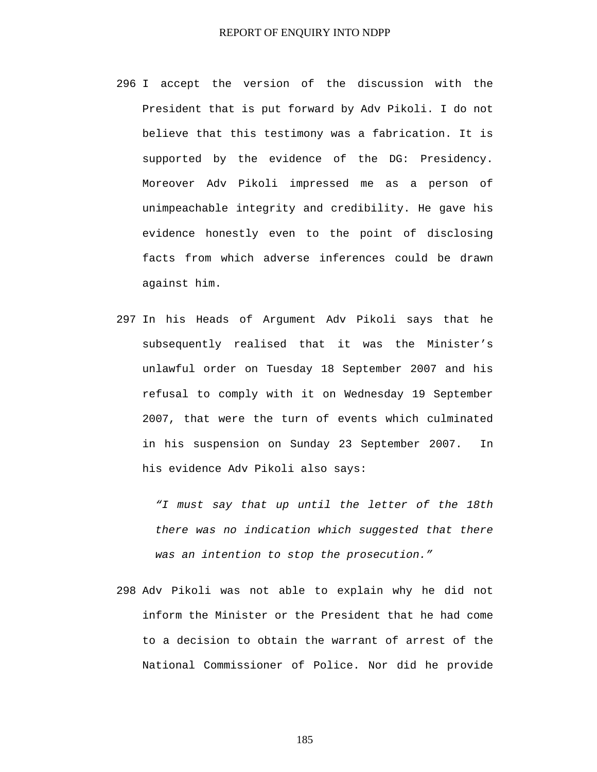296 I accept the version of the discussion with the President that is put forward by Adv Pikoli. I do not believe that this testimony was a fabrication. It is supported by the evidence of the DG: Presidency. Moreover Adv Pikoli impressed me as a person of unimpeachable integrity and credibility. He gave his evidence honestly even to the point of disclosing facts from which adverse inferences could be drawn against him.

297 In his Heads of Argument Adv Pikoli says that he subsequently realised that it was the Minister's unlawful order on Tuesday 18 September 2007 and his refusal to comply with it on Wednesday 19 September 2007, that were the turn of events which culminated in his suspension on Sunday 23 September 2007. In his evidence Adv Pikoli also says:

> *"I must say that up until the letter of the 18th there was no indication which suggested that there was an intention to stop the prosecution."*

298 Adv Pikoli was not able to explain why he did not inform the Minister or the President that he had come to a decision to obtain the warrant of arrest of the National Commissioner of Police. Nor did he provide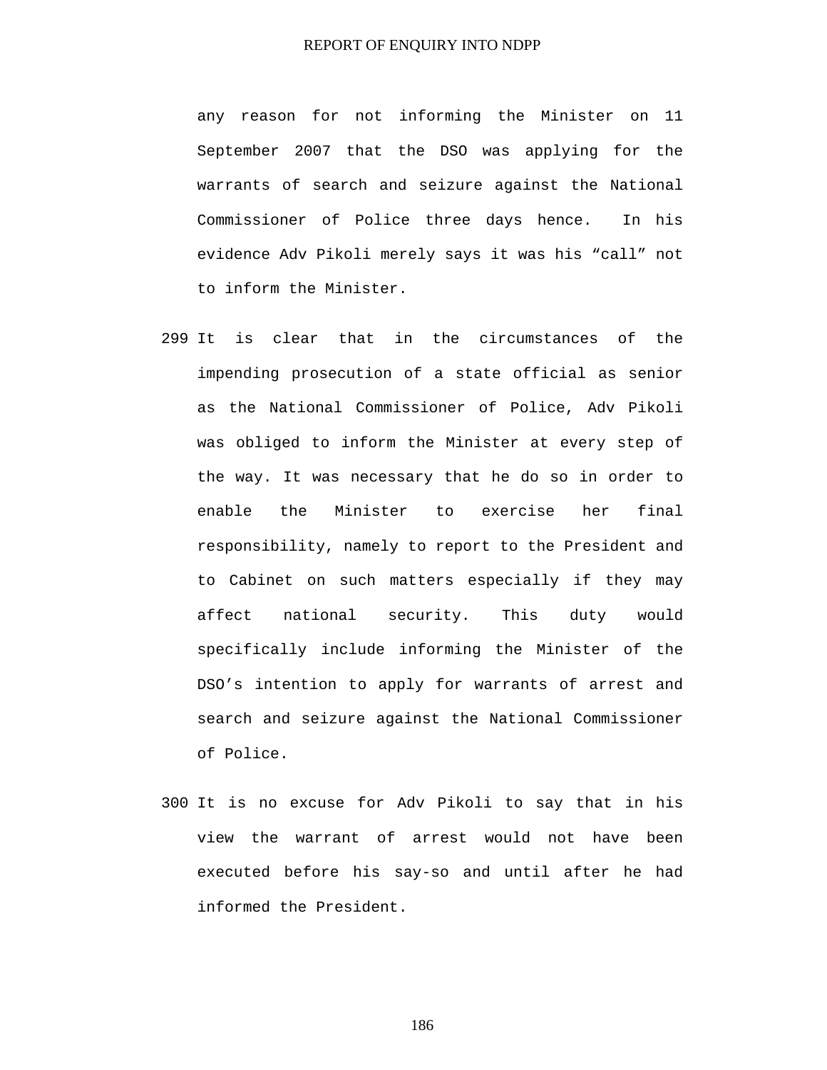any reason for not informing the Minister on 11 September 2007 that the DSO was applying for the warrants of search and seizure against the National Commissioner of Police three days hence. In his evidence Adv Pikoli merely says it was his “call” not to inform the Minister.

299 It is clear that in the circumstances of the impending prosecution of a state official as senior as the National Commissioner of Police, Adv Pikoli was obliged to inform the Minister at every step of the way. It was necessary that he do so in order to enable the Minister to exercise her final responsibility, namely to report to the President and to Cabinet on such matters especially if they may affect national security. This duty would specifically include informing the Minister of the DSO’s intention to apply for warrants of arrest and search and seizure against the National Commissioner of Police.

300 It is no excuse for Adv Pikoli to say that in his view the warrant of arrest would not have been executed before his say-so and until after he had informed the President.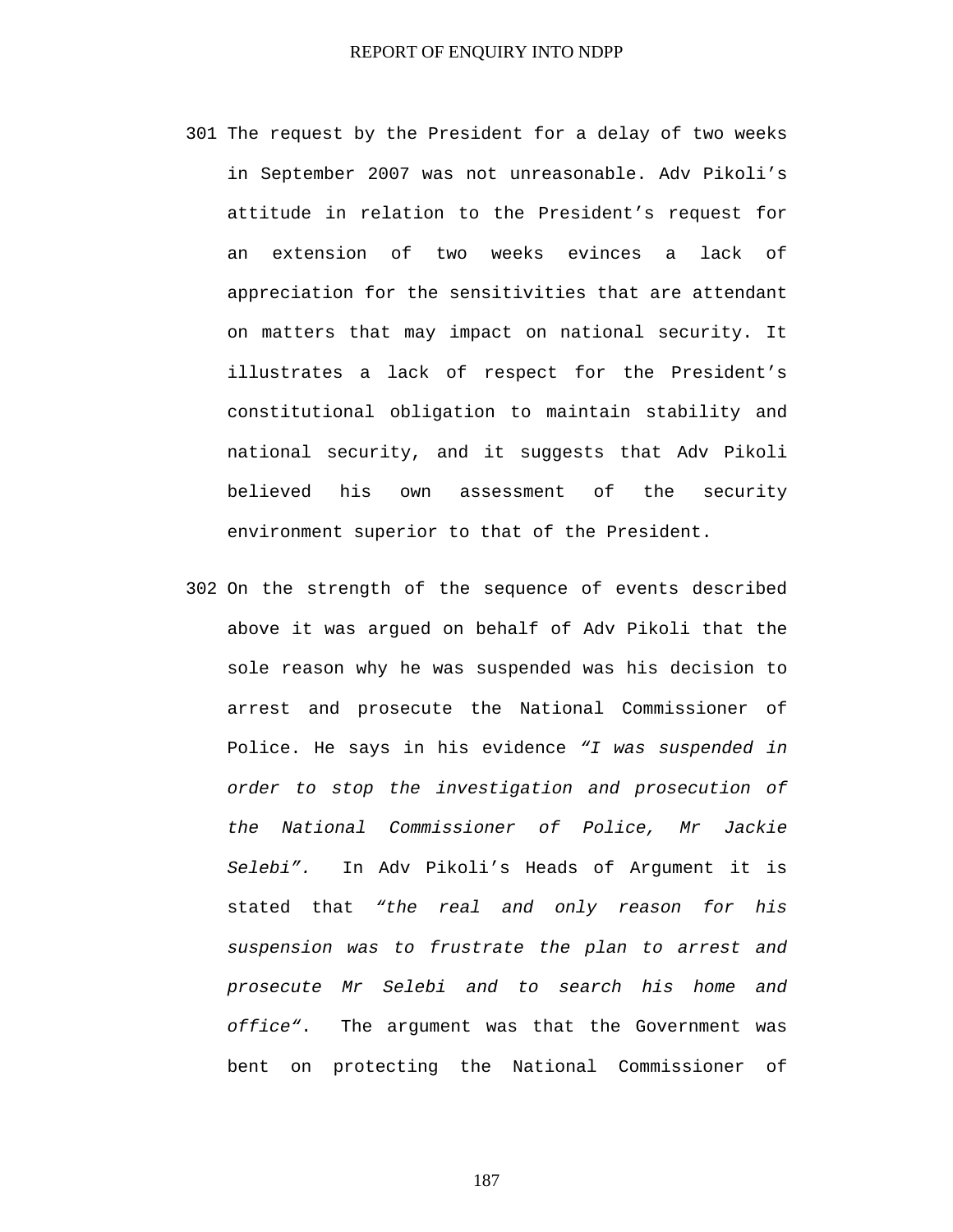301 The request by the President for a delay of two weeks in September 2007 was not unreasonable. Adv Pikoli’s attitude in relation to the President’s request for an extension of two weeks evinces a lack of appreciation for the sensitivities that are attendant on matters that may impact on national security. It illustrates a lack of respect for the President’s constitutional obligation to maintain stability and national security, and it suggests that Adv Pikoli believed his own assessment of the security environment superior to that of the President.

302 On the strength of the sequence of events described above it was argued on behalf of Adv Pikoli that the sole reason why he was suspended was his decision to arrest and prosecute the National Commissioner of Police. He says in his evidence *“I was suspended in order to stop the investigation and prosecution of the National Commissioner of Police, Mr Jackie Selebi”.* In Adv Pikoli’s Heads of Argument it is stated that *“the real and only reason for his suspension was to frustrate the plan to arrest and prosecute Mr Selebi and to search his home and office“*. The argument was that the Government was bent on protecting the National Commissioner of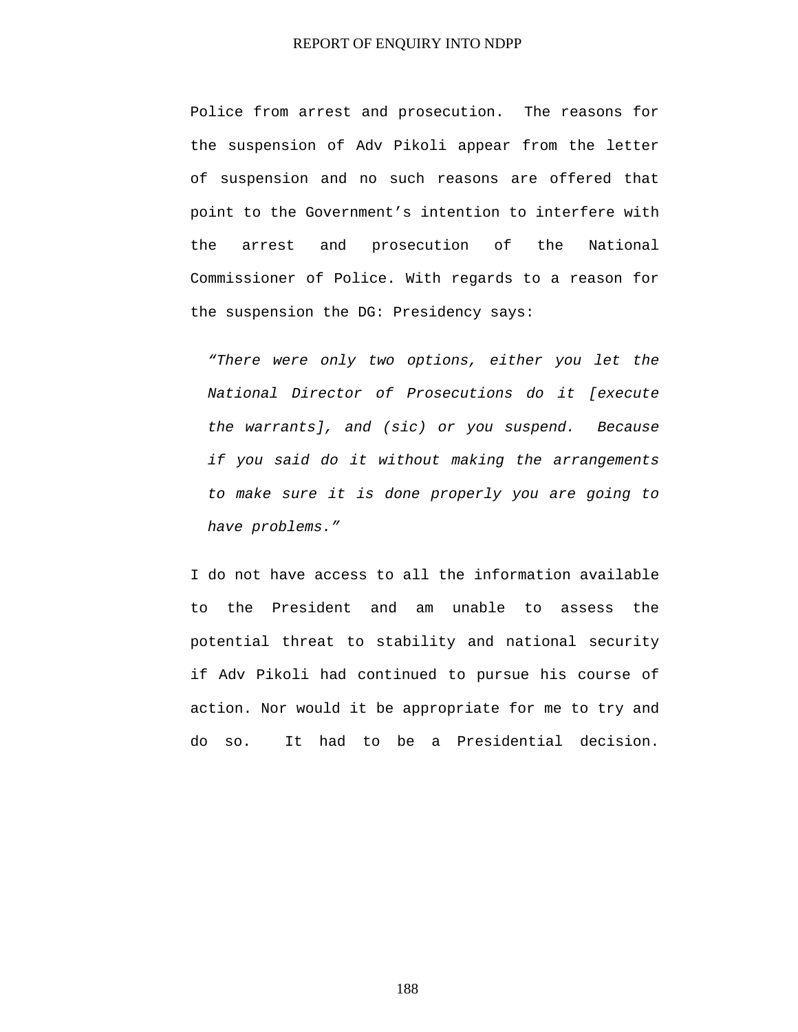Police from arrest and prosecution. The reasons for the suspension of Adv Pikoli appear from the letter of suspension and no such reasons are offered that point to the Government's intention to interfere with the arrest and prosecution of the National Commissioner of Police. With regards to a reason for the suspension the DG: Presidency says:

> *"There were only two options, either you let the National Director of Prosecutions do it [execute the warrants], and (sic) or you suspend. Because if you said do it without making the arrangements to make sure it is done properly you are going to have problems."*

I do not have access to all the information available to the President and am unable to assess the potential threat to stability and national security if Adv Pikoli had continued to pursue his course of action. Nor would it be appropriate for me to try and do so. It had to be a Presidential decision.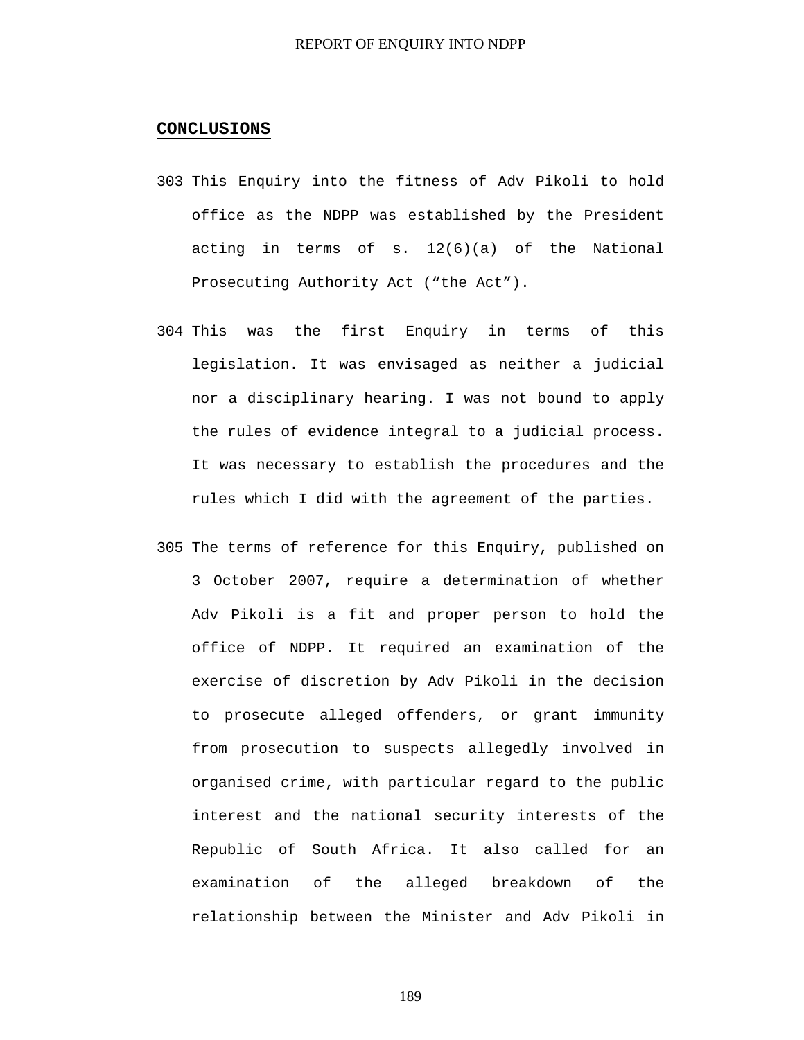## CONCLUSIONS

303 This Enquiry into the fitness of Adv Pikoli to hold office as the NDPP was established by the President acting in terms of s. 12(6)(a) of the National Prosecuting Authority Act ("the Act").

304 This was the first Enquiry in terms of this legislation. It was envisaged as neither a judicial nor a disciplinary hearing. I was not bound to apply the rules of evidence integral to a judicial process. It was necessary to establish the procedures and the rules which I did with the agreement of the parties.

305 The terms of reference for this Enquiry, published on 3 October 2007, require a determination of whether Adv Pikoli is a fit and proper person to hold the office of NDPP. It required an examination of the exercise of discretion by Adv Pikoli in the decision to prosecute alleged offenders, or grant immunity from prosecution to suspects allegedly involved in organised crime, with particular regard to the public interest and the national security interests of the Republic of South Africa. It also called for an examination of the alleged breakdown of the relationship between the Minister and Adv Pikoli in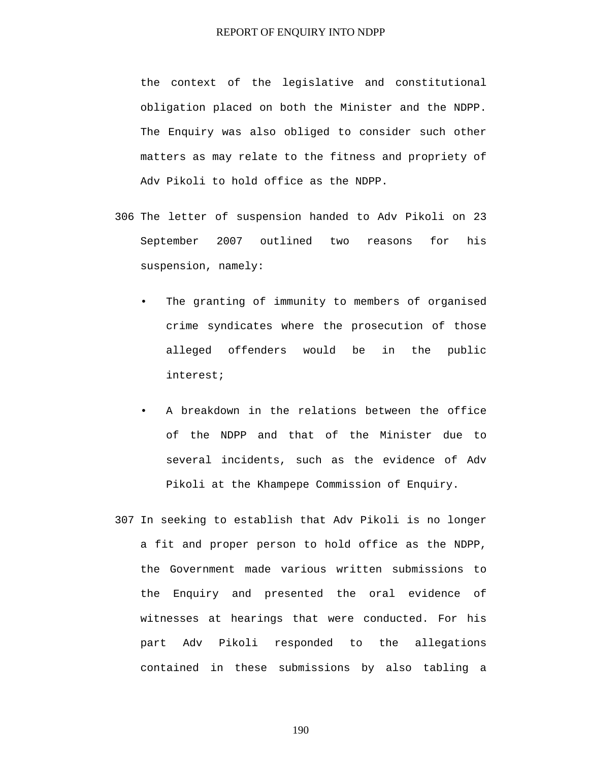the context of the legislative and constitutional obligation placed on both the Minister and the NDPP. The Enquiry was also obliged to consider such other matters as may relate to the fitness and propriety of Adv Pikoli to hold office as the NDPP.

306 The letter of suspension handed to Adv Pikoli on 23 September 2007 outlined two reasons for his suspension, namely:

- The granting of immunity to members of organised crime syndicates where the prosecution of those alleged offenders would be in the public interest;
- A breakdown in the relations between the office of the NDPP and that of the Minister due to several incidents, such as the evidence of Adv Pikoli at the Khampepe Commission of Enquiry.

307 In seeking to establish that Adv Pikoli is no longer a fit and proper person to hold office as the NDPP, the Government made various written submissions to the Enquiry and presented the oral evidence of witnesses at hearings that were conducted. For his part Adv Pikoli responded to the allegations contained in these submissions by also tabling a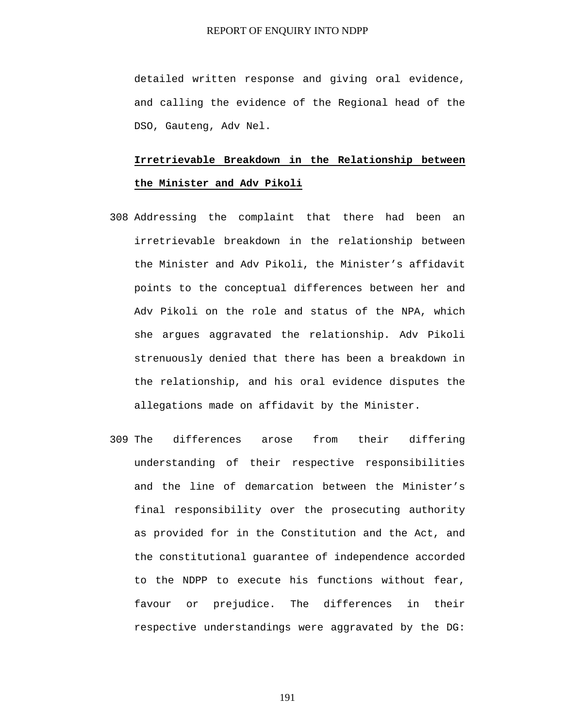detailed written response and giving oral evidence, and calling the evidence of the Regional head of the DSO, Gauteng, Adv Nel.

**Irretrievable Breakdown in the Relationship between the Minister and Adv Pikoli**

308 Addressing the complaint that there had been an irretrievable breakdown in the relationship between the Minister and Adv Pikoli, the Minister's affidavit points to the conceptual differences between her and Adv Pikoli on the role and status of the NPA, which she argues aggravated the relationship. Adv Pikoli strenuously denied that there has been a breakdown in the relationship, and his oral evidence disputes the allegations made on affidavit by the Minister.

309 The differences arose from their differing understanding of their respective responsibilities and the line of demarcation between the Minister's final responsibility over the prosecuting authority as provided for in the Constitution and the Act, and the constitutional guarantee of independence accorded to the NDPP to execute his functions without fear, favour or prejudice. The differences in their respective understandings were aggravated by the DG: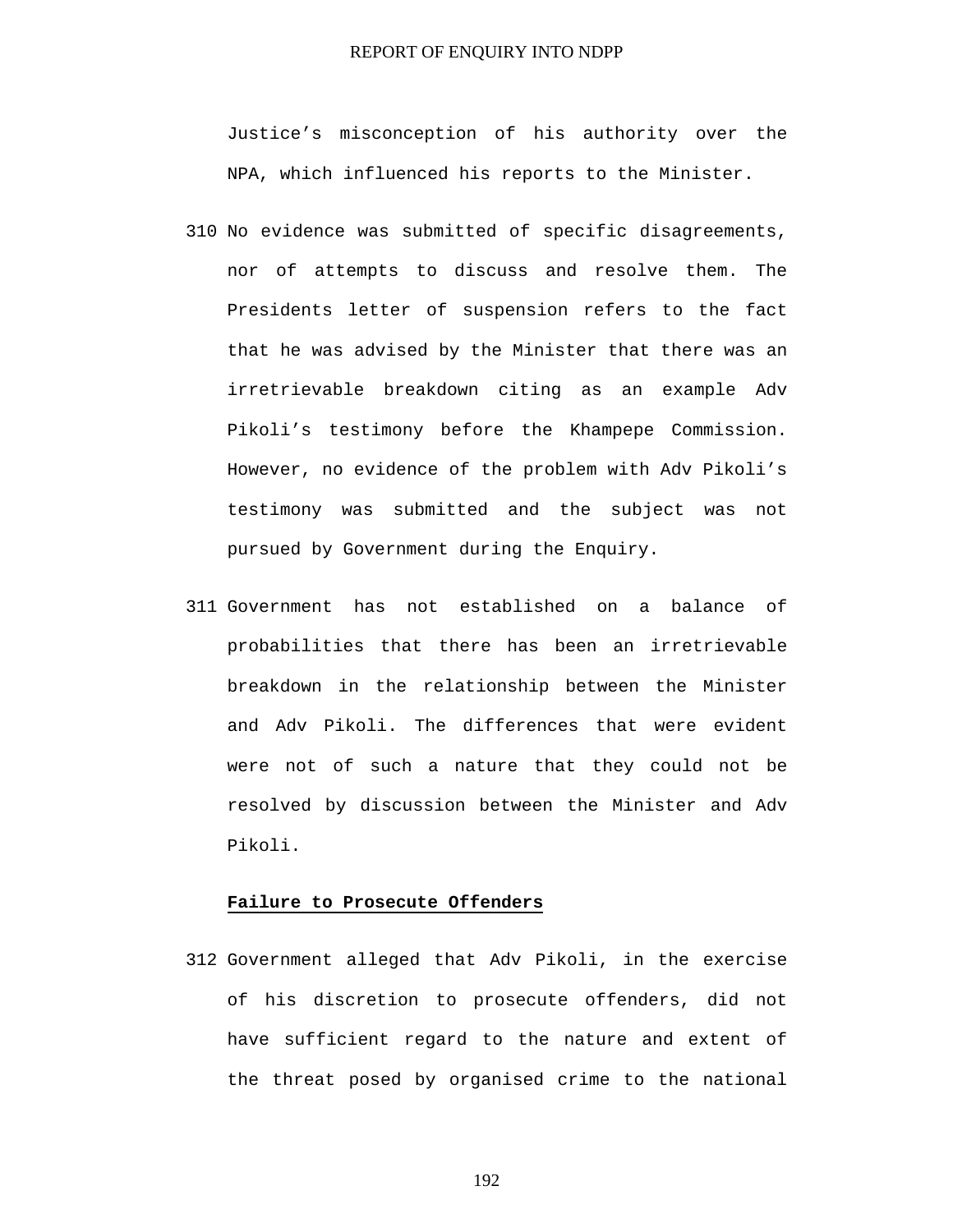Justice's misconception of his authority over the NPA, which influenced his reports to the Minister.

310 No evidence was submitted of specific disagreements, nor of attempts to discuss and resolve them. The Presidents letter of suspension refers to the fact that he was advised by the Minister that there was an irretrievable breakdown citing as an example Adv Pikoli's testimony before the Khampepe Commission. However, no evidence of the problem with Adv Pikoli's testimony was submitted and the subject was not pursued by Government during the Enquiry.

311 Government has not established on a balance of probabilities that there has been an irretrievable breakdown in the relationship between the Minister and Adv Pikoli. The differences that were evident were not of such a nature that they could not be resolved by discussion between the Minister and Adv Pikoli.

**Failure to Prosecute Offenders**

312 Government alleged that Adv Pikoli, in the exercise of his discretion to prosecute offenders, did not have sufficient regard to the nature and extent of the threat posed by organised crime to the national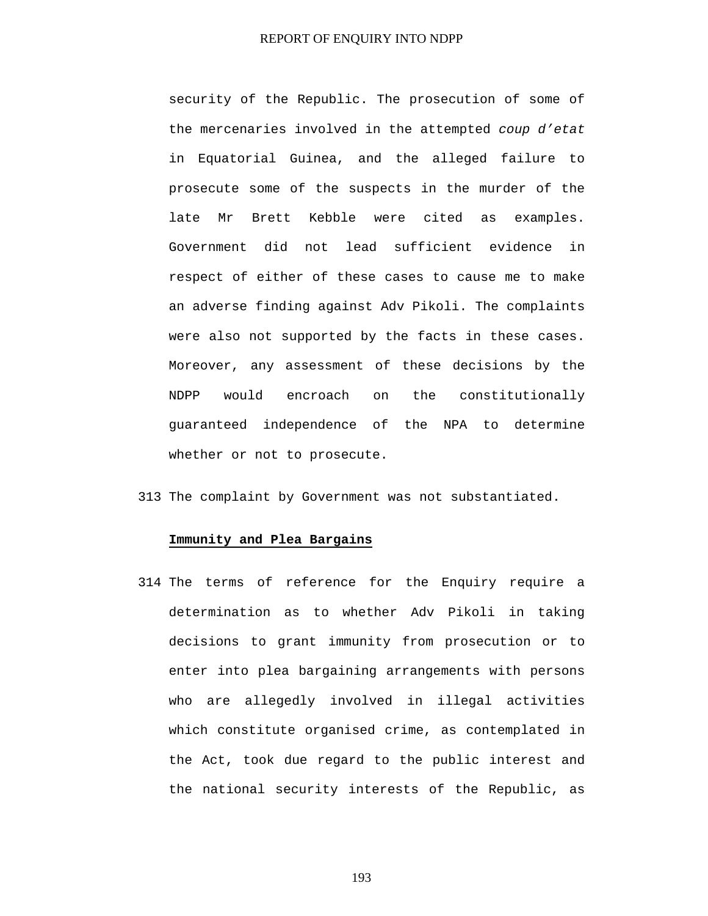security of the Republic. The prosecution of some of the mercenaries involved in the attempted *coup d'etat* in Equatorial Guinea, and the alleged failure to prosecute some of the suspects in the murder of the late Mr Brett Kebble were cited as examples. Government did not lead sufficient evidence in respect of either of these cases to cause me to make an adverse finding against Adv Pikoli. The complaints were also not supported by the facts in these cases. Moreover, any assessment of these decisions by the NDPP would encroach on the constitutionally guaranteed independence of the NPA to determine whether or not to prosecute.

313 The complaint by Government was not substantiated.

**Immunity and Plea Bargains**

314 The terms of reference for the Enquiry require a determination as to whether Adv Pikoli in taking decisions to grant immunity from prosecution or to enter into plea bargaining arrangements with persons who are allegedly involved in illegal activities which constitute organised crime, as contemplated in the Act, took due regard to the public interest and the national security interests of the Republic, as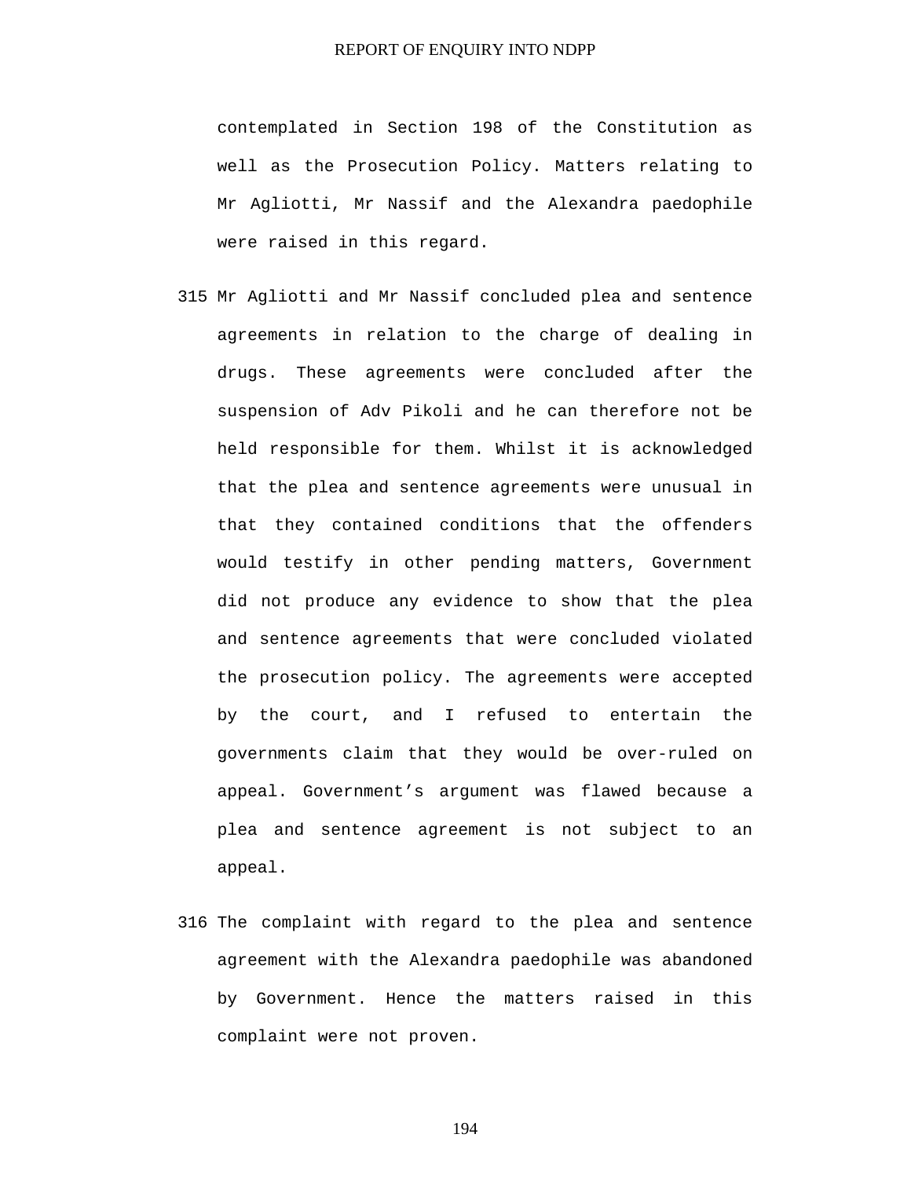contemplated in Section 198 of the Constitution as well as the Prosecution Policy. Matters relating to Mr Agliotti, Mr Nassif and the Alexandra paedophile were raised in this regard.

315 Mr Agliotti and Mr Nassif concluded plea and sentence agreements in relation to the charge of dealing in drugs. These agreements were concluded after the suspension of Adv Pikoli and he can therefore not be held responsible for them. Whilst it is acknowledged that the plea and sentence agreements were unusual in that they contained conditions that the offenders would testify in other pending matters, Government did not produce any evidence to show that the plea and sentence agreements that were concluded violated the prosecution policy. The agreements were accepted by the court, and I refused to entertain the governments claim that they would be over-ruled on appeal. Government's argument was flawed because a plea and sentence agreement is not subject to an appeal.

316 The complaint with regard to the plea and sentence agreement with the Alexandra paedophile was abandoned by Government. Hence the matters raised in this complaint were not proven.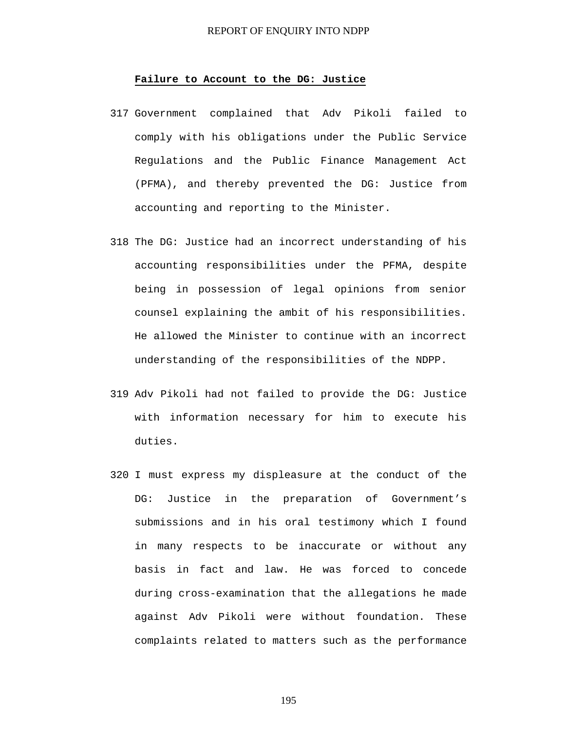**Failure to Account to the DG: Justice**

317 Government complained that Adv Pikoli failed to comply with his obligations under the Public Service Regulations and the Public Finance Management Act (PFMA), and thereby prevented the DG: Justice from accounting and reporting to the Minister.

318 The DG: Justice had an incorrect understanding of his accounting responsibilities under the PFMA, despite being in possession of legal opinions from senior counsel explaining the ambit of his responsibilities. He allowed the Minister to continue with an incorrect understanding of the responsibilities of the NDPP.

319 Adv Pikoli had not failed to provide the DG: Justice with information necessary for him to execute his duties.

320 I must express my displeasure at the conduct of the DG: Justice in the preparation of Government's submissions and in his oral testimony which I found in many respects to be inaccurate or without any basis in fact and law. He was forced to concede during cross-examination that the allegations he made against Adv Pikoli were without foundation. These complaints related to matters such as the performance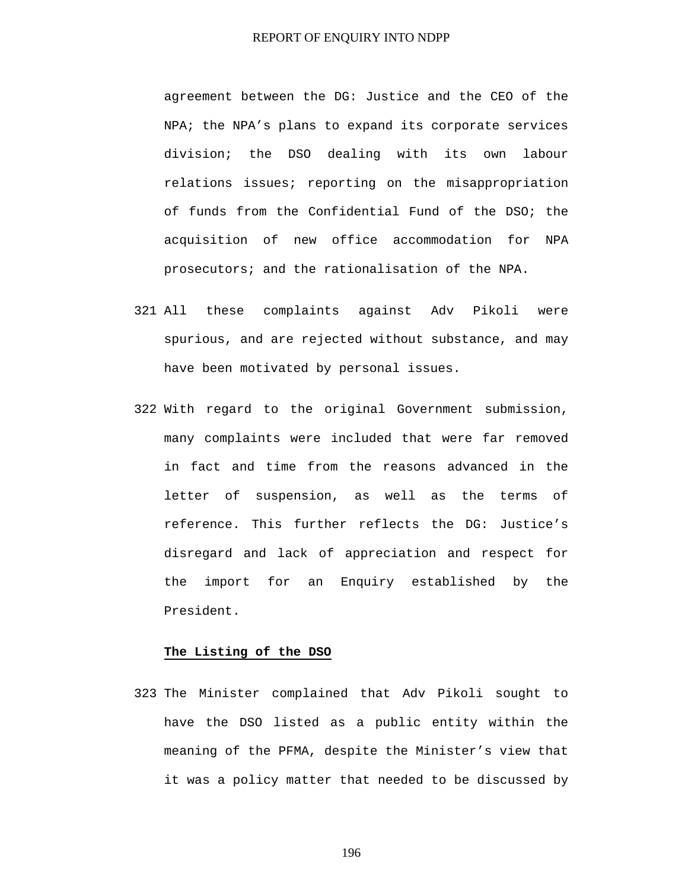agreement between the DG: Justice and the CEO of the NPA; the NPA's plans to expand its corporate services division; the DSO dealing with its own labour relations issues; reporting on the misappropriation of funds from the Confidential Fund of the DSO; the acquisition of new office accommodation for NPA prosecutors; and the rationalisation of the NPA.

321 All these complaints against Adv Pikoli were spurious, and are rejected without substance, and may have been motivated by personal issues.

322 With regard to the original Government submission, many complaints were included that were far removed in fact and time from the reasons advanced in the letter of suspension, as well as the terms of reference. This further reflects the DG: Justice's disregard and lack of appreciation and respect for the import for an Enquiry established by the President.

**The Listing of the DSO**

323 The Minister complained that Adv Pikoli sought to have the DSO listed as a public entity within the meaning of the PFMA, despite the Minister's view that it was a policy matter that needed to be discussed by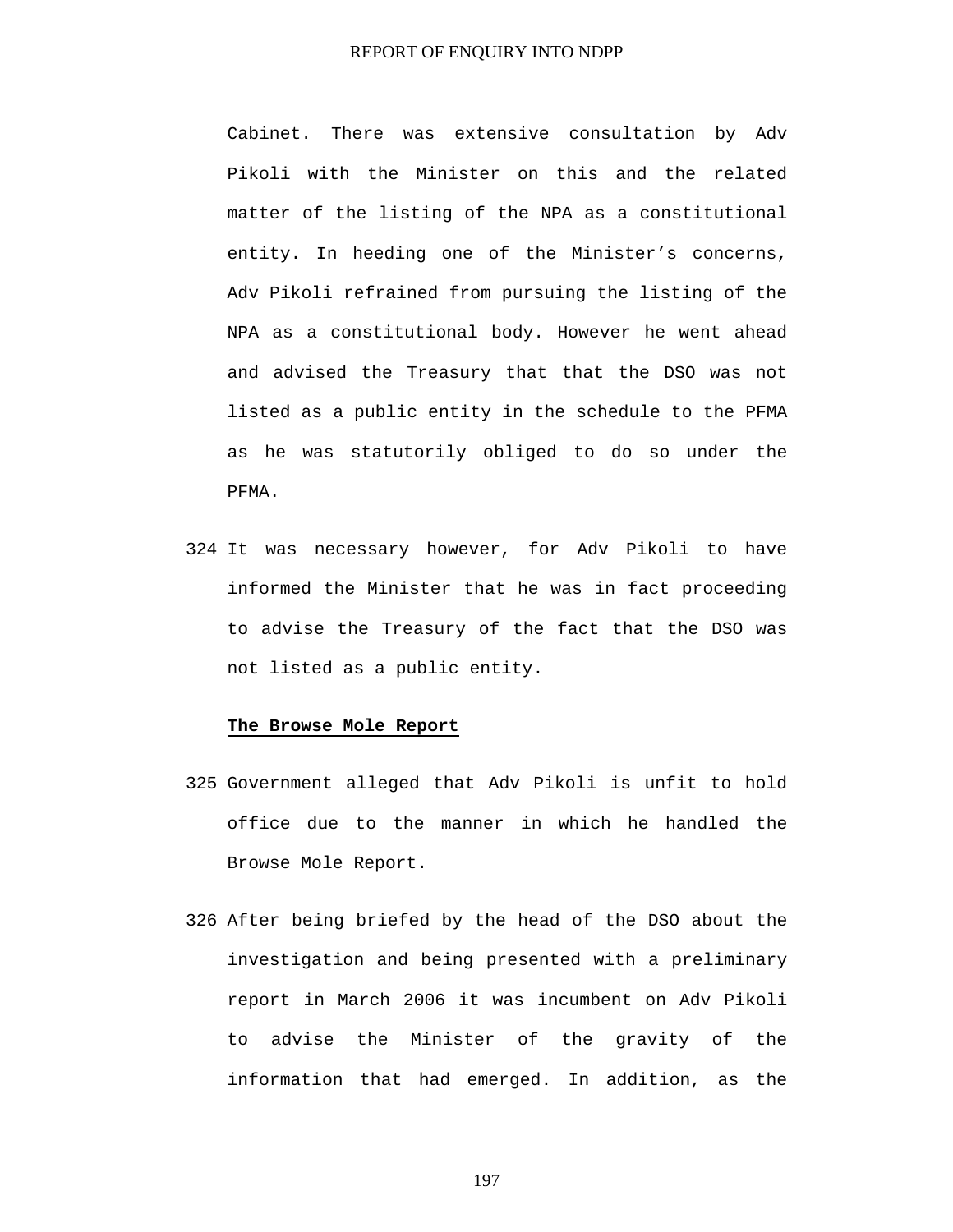Cabinet. There was extensive consultation by Adv Pikoli with the Minister on this and the related matter of the listing of the NPA as a constitutional entity. In heeding one of the Minister's concerns, Adv Pikoli refrained from pursuing the listing of the NPA as a constitutional body. However he went ahead and advised the Treasury that that the DSO was not listed as a public entity in the schedule to the PFMA as he was statutorily obliged to do so under the PFMA.

324 It was necessary however, for Adv Pikoli to have informed the Minister that he was in fact proceeding to advise the Treasury of the fact that the DSO was not listed as a public entity.

**The Browse Mole Report**

325 Government alleged that Adv Pikoli is unfit to hold office due to the manner in which he handled the Browse Mole Report.

326 After being briefed by the head of the DSO about the investigation and being presented with a preliminary report in March 2006 it was incumbent on Adv Pikoli to advise the Minister of the gravity of the information that had emerged. In addition, as the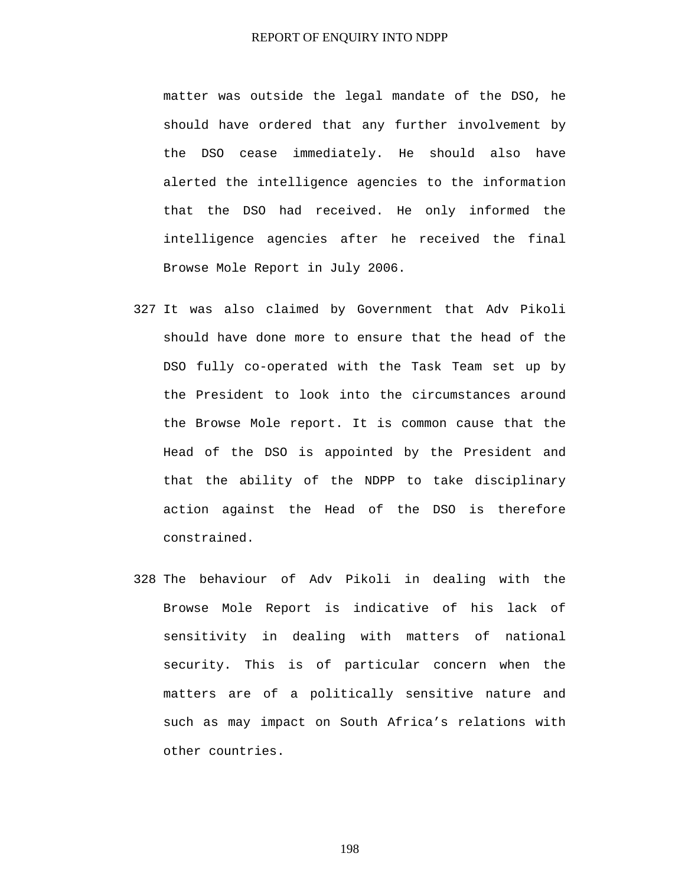matter was outside the legal mandate of the DSO, he should have ordered that any further involvement by the DSO cease immediately. He should also have alerted the intelligence agencies to the information that the DSO had received. He only informed the intelligence agencies after he received the final Browse Mole Report in July 2006.

327 It was also claimed by Government that Adv Pikoli should have done more to ensure that the head of the DSO fully co-operated with the Task Team set up by the President to look into the circumstances around the Browse Mole report. It is common cause that the Head of the DSO is appointed by the President and that the ability of the NDPP to take disciplinary action against the Head of the DSO is therefore constrained.

328 The behaviour of Adv Pikoli in dealing with the Browse Mole Report is indicative of his lack of sensitivity in dealing with matters of national security. This is of particular concern when the matters are of a politically sensitive nature and such as may impact on South Africa’s relations with other countries.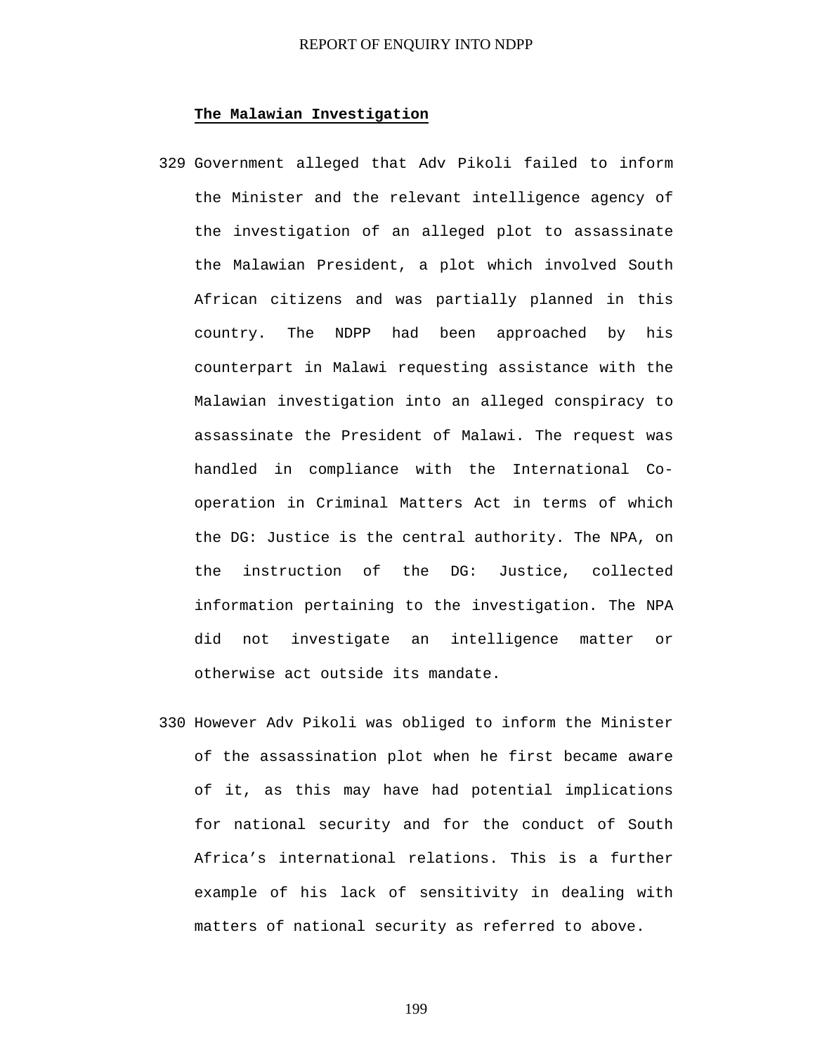**The Malawian Investigation**

329 Government alleged that Adv Pikoli failed to inform the Minister and the relevant intelligence agency of the investigation of an alleged plot to assassinate the Malawian President, a plot which involved South African citizens and was partially planned in this country. The NDPP had been approached by his counterpart in Malawi requesting assistance with the Malawian investigation into an alleged conspiracy to assassinate the President of Malawi. The request was handled in compliance with the International Co-operation in Criminal Matters Act in terms of which the DG: Justice is the central authority. The NPA, on the instruction of the DG: Justice, collected information pertaining to the investigation. The NPA did not investigate an intelligence matter or otherwise act outside its mandate.

330 However Adv Pikoli was obliged to inform the Minister of the assassination plot when he first became aware of it, as this may have had potential implications for national security and for the conduct of South Africa's international relations. This is a further example of his lack of sensitivity in dealing with matters of national security as referred to above.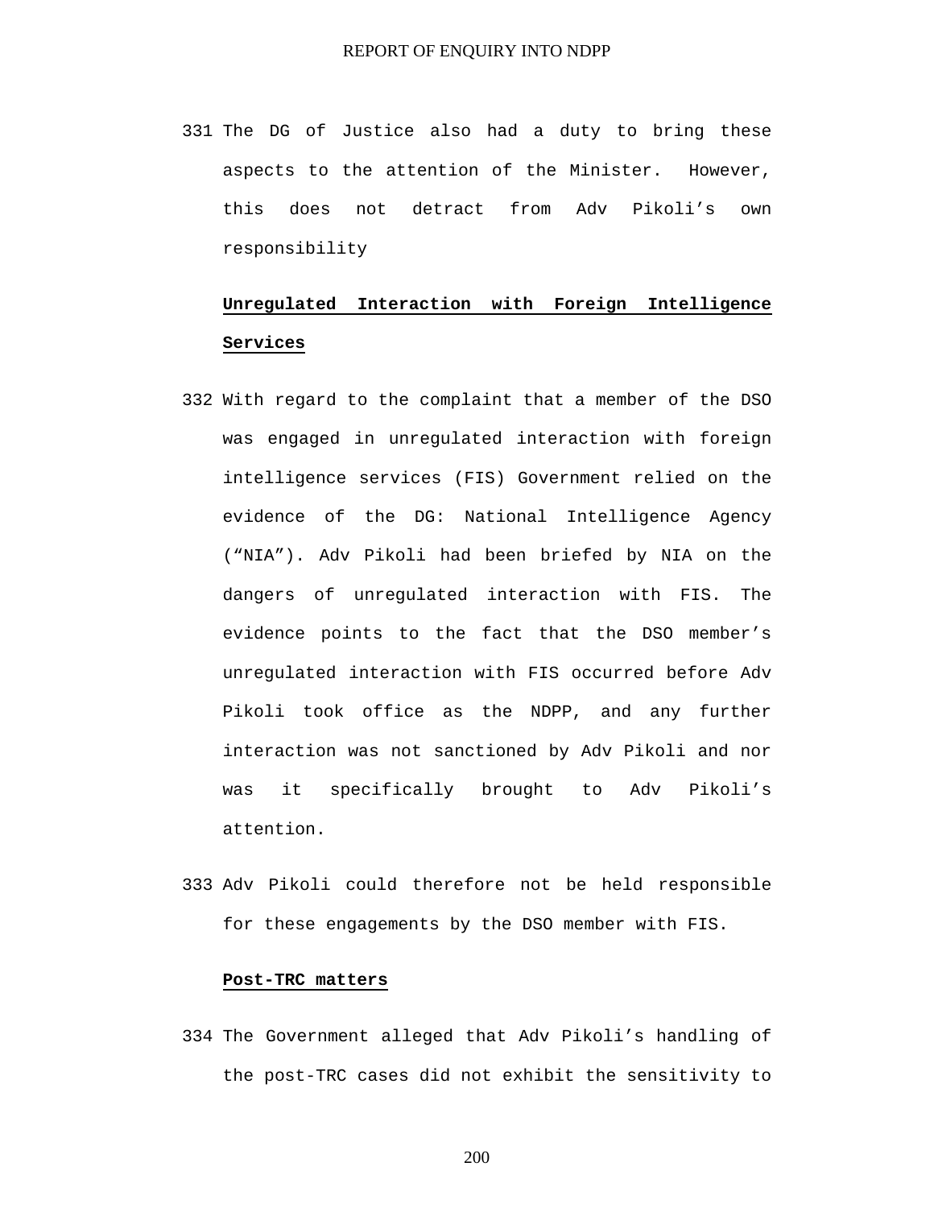331 The DG of Justice also had a duty to bring these aspects to the attention of the Minister. However, this does not detract from Adv Pikoli's own responsibility

**Unregulated Interaction with Foreign Intelligence Services**

332 With regard to the complaint that a member of the DSO was engaged in unregulated interaction with foreign intelligence services (FIS) Government relied on the evidence of the DG: National Intelligence Agency ("NIA"). Adv Pikoli had been briefed by NIA on the dangers of unregulated interaction with FIS. The evidence points to the fact that the DSO member's unregulated interaction with FIS occurred before Adv Pikoli took office as the NDPP, and any further interaction was not sanctioned by Adv Pikoli and nor was it specifically brought to Adv Pikoli's attention.

333 Adv Pikoli could therefore not be held responsible for these engagements by the DSO member with FIS.

**Post-TRC matters**

334 The Government alleged that Adv Pikoli's handling of the post-TRC cases did not exhibit the sensitivity to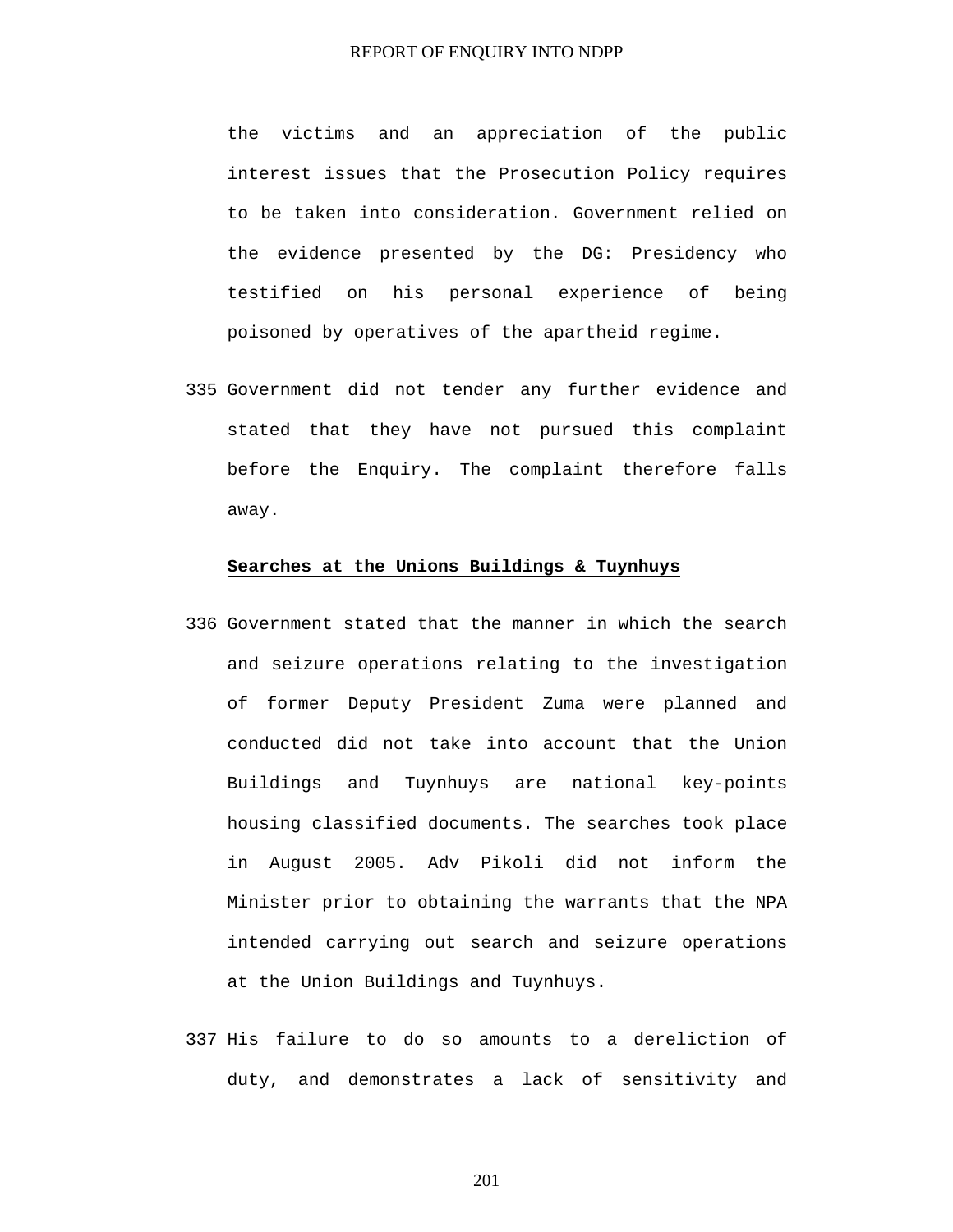the victims and an appreciation of the public interest issues that the Prosecution Policy requires to be taken into consideration. Government relied on the evidence presented by the DG: Presidency who testified on his personal experience of being poisoned by operatives of the apartheid regime.

335 Government did not tender any further evidence and stated that they have not pursued this complaint before the Enquiry. The complaint therefore falls away.

**Searches at the Unions Buildings & Tuynhuys**

336 Government stated that the manner in which the search and seizure operations relating to the investigation of former Deputy President Zuma were planned and conducted did not take into account that the Union Buildings and Tuynhuys are national key-points housing classified documents. The searches took place in August 2005. Adv Pikoli did not inform the Minister prior to obtaining the warrants that the NPA intended carrying out search and seizure operations at the Union Buildings and Tuynhuys.

337 His failure to do so amounts to a dereliction of duty, and demonstrates a lack of sensitivity and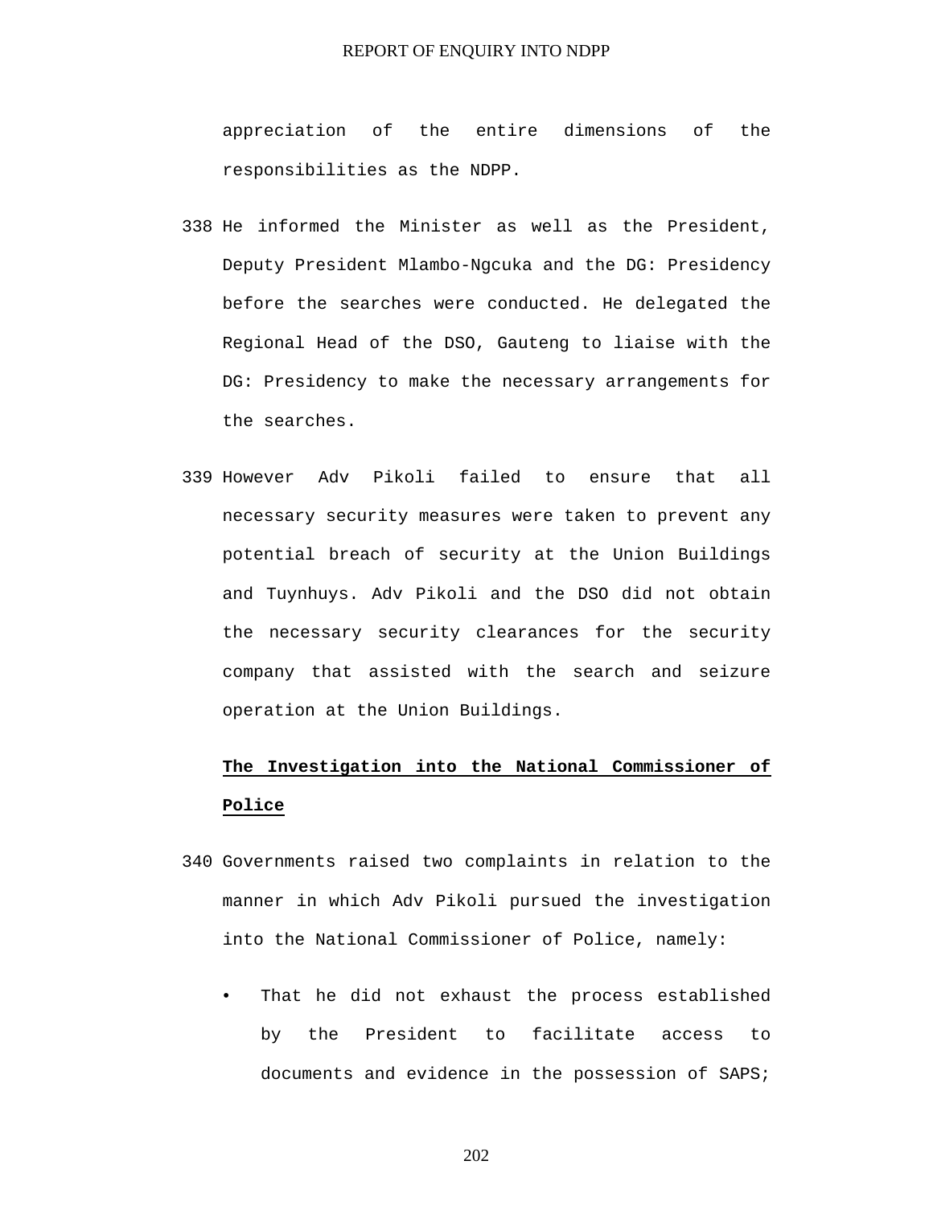appreciation of the entire dimensions of the responsibilities as the NDPP.

338 He informed the Minister as well as the President, Deputy President Mlambo-Ngcuka and the DG: Presidency before the searches were conducted. He delegated the Regional Head of the DSO, Gauteng to liaise with the DG: Presidency to make the necessary arrangements for the searches.

339 However Adv Pikoli failed to ensure that all necessary security measures were taken to prevent any potential breach of security at the Union Buildings and Tuynhuys. Adv Pikoli and the DSO did not obtain the necessary security clearances for the security company that assisted with the search and seizure operation at the Union Buildings.

**The Investigation into the National Commissioner of Police**

340 Governments raised two complaints in relation to the manner in which Adv Pikoli pursued the investigation into the National Commissioner of Police, namely:

- That he did not exhaust the process established by the President to facilitate access to documents and evidence in the possession of SAPS;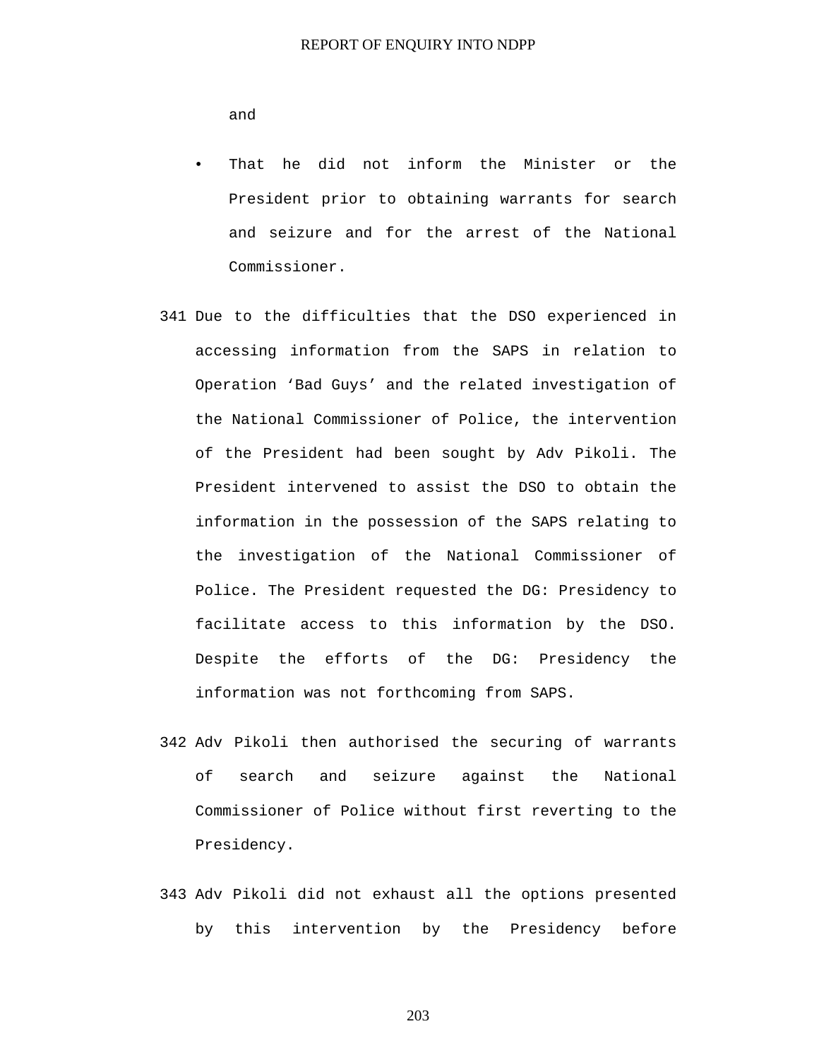and

- That he did not inform the Minister or the President prior to obtaining warrants for search and seizure and for the arrest of the National Commissioner.

341 Due to the difficulties that the DSO experienced in accessing information from the SAPS in relation to Operation ‘Bad Guys’ and the related investigation of the National Commissioner of Police, the intervention of the President had been sought by Adv Pikoli. The President intervened to assist the DSO to obtain the information in the possession of the SAPS relating to the investigation of the National Commissioner of Police. The President requested the DG: Presidency to facilitate access to this information by the DSO. Despite the efforts of the DG: Presidency the information was not forthcoming from SAPS.

342 Adv Pikoli then authorised the securing of warrants of search and seizure against the National Commissioner of Police without first reverting to the Presidency.

343 Adv Pikoli did not exhaust all the options presented by this intervention by the Presidency before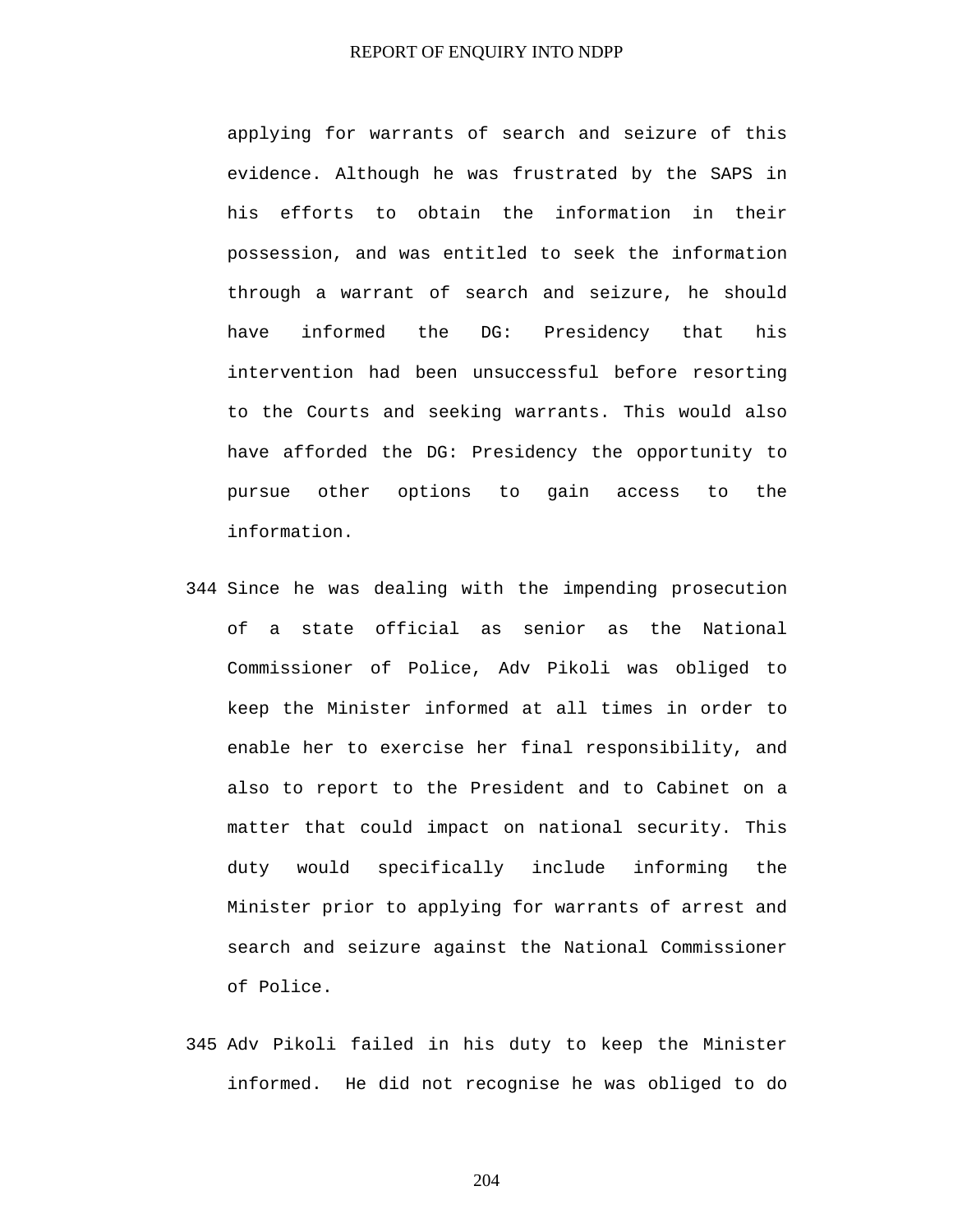applying for warrants of search and seizure of this evidence. Although he was frustrated by the SAPS in his efforts to obtain the information in their possession, and was entitled to seek the information through a warrant of search and seizure, he should have informed the DG: Presidency that his intervention had been unsuccessful before resorting to the Courts and seeking warrants. This would also have afforded the DG: Presidency the opportunity to pursue other options to gain access to the information.

344 Since he was dealing with the impending prosecution of a state official as senior as the National Commissioner of Police, Adv Pikoli was obliged to keep the Minister informed at all times in order to enable her to exercise her final responsibility, and also to report to the President and to Cabinet on a matter that could impact on national security. This duty would specifically include informing the Minister prior to applying for warrants of arrest and search and seizure against the National Commissioner of Police.

345 Adv Pikoli failed in his duty to keep the Minister informed. He did not recognise he was obliged to do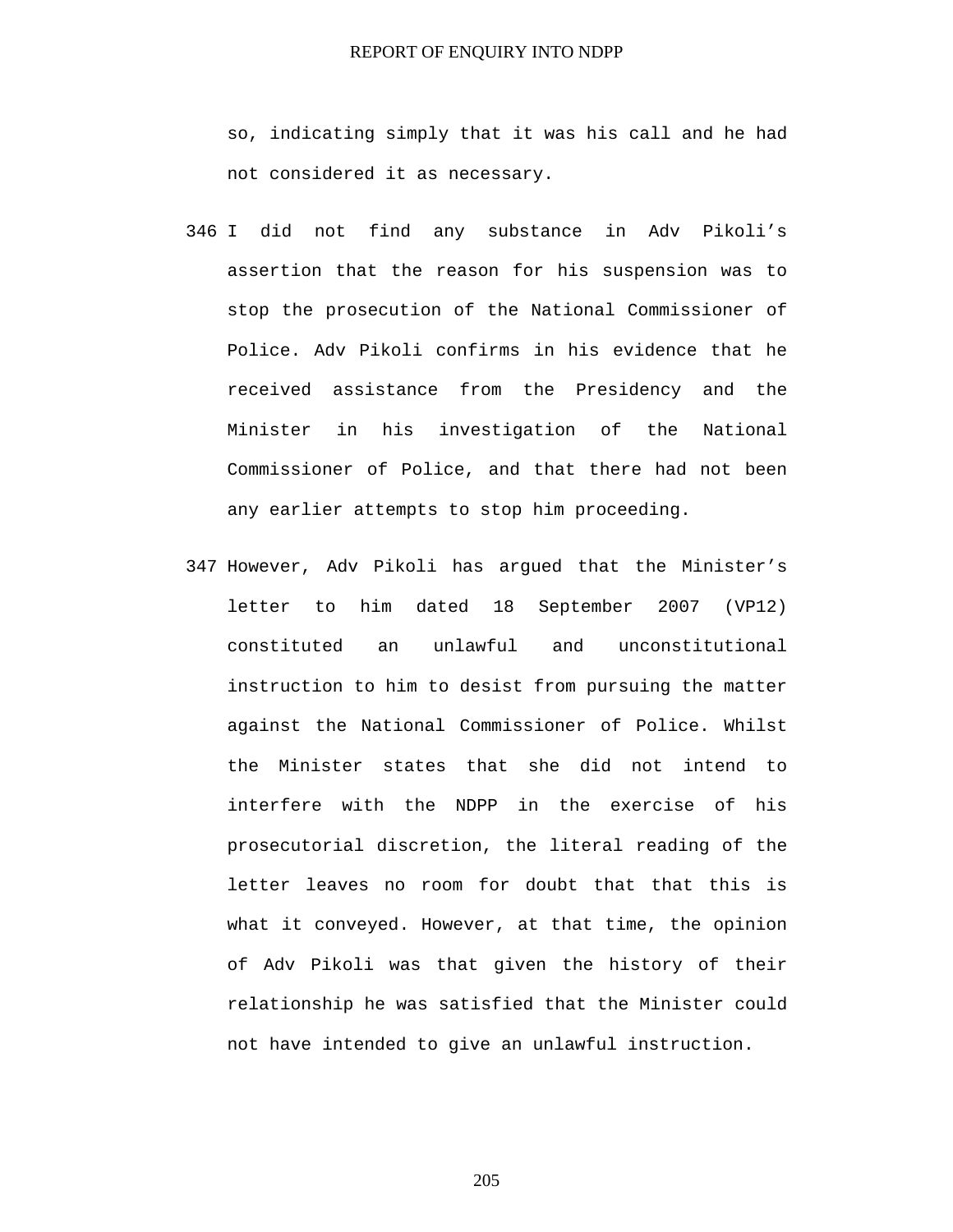so, indicating simply that it was his call and he had not considered it as necessary.

346 I did not find any substance in Adv Pikoli's assertion that the reason for his suspension was to stop the prosecution of the National Commissioner of Police. Adv Pikoli confirms in his evidence that he received assistance from the Presidency and the Minister in his investigation of the National Commissioner of Police, and that there had not been any earlier attempts to stop him proceeding.

347 However, Adv Pikoli has argued that the Minister's letter to him dated 18 September 2007 (VP12) constituted an unlawful and unconstitutional instruction to him to desist from pursuing the matter against the National Commissioner of Police. Whilst the Minister states that she did not intend to interfere with the NDPP in the exercise of his prosecutorial discretion, the literal reading of the letter leaves no room for doubt that that this is what it conveyed. However, at that time, the opinion of Adv Pikoli was that given the history of their relationship he was satisfied that the Minister could not have intended to give an unlawful instruction.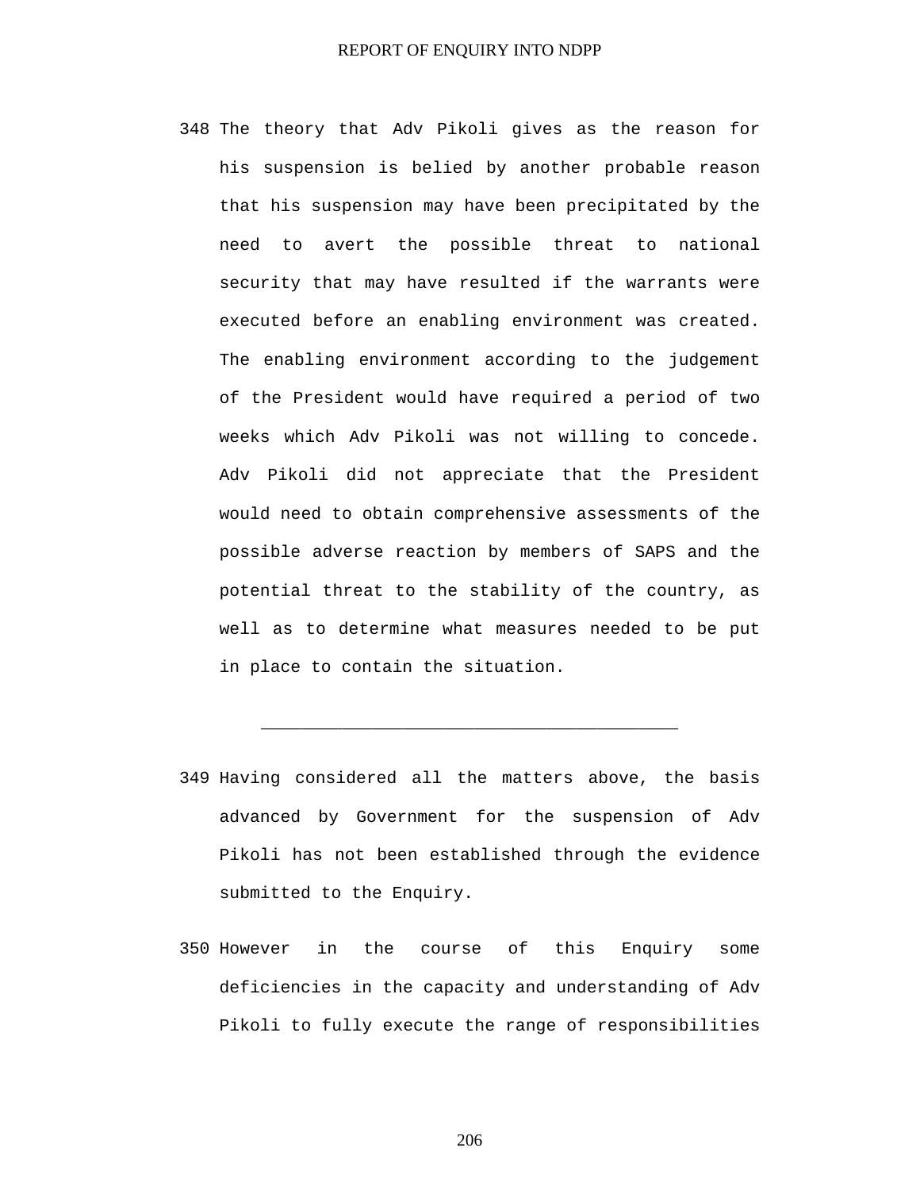348 The theory that Adv Pikoli gives as the reason for his suspension is belied by another probable reason that his suspension may have been precipitated by the need to avert the possible threat to national security that may have resulted if the warrants were executed before an enabling environment was created. The enabling environment according to the judgement of the President would have required a period of two weeks which Adv Pikoli was not willing to concede. Adv Pikoli did not appreciate that the President would need to obtain comprehensive assessments of the possible adverse reaction by members of SAPS and the potential threat to the stability of the country, as well as to determine what measures needed to be put in place to contain the situation.

---

349 Having considered all the matters above, the basis advanced by Government for the suspension of Adv Pikoli has not been established through the evidence submitted to the Enquiry.

350 However in the course of this Enquiry some deficiencies in the capacity and understanding of Adv Pikoli to fully execute the range of responsibilities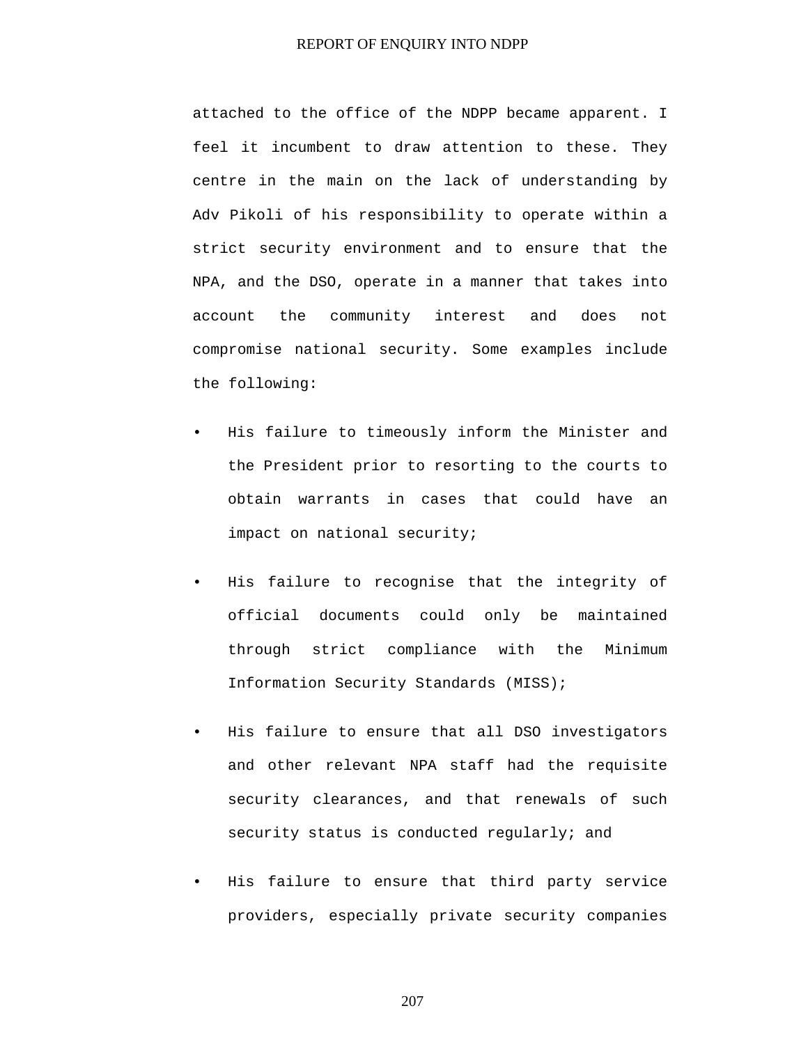attached to the office of the NDPP became apparent. I feel it incumbent to draw attention to these. They centre in the main on the lack of understanding by Adv Pikoli of his responsibility to operate within a strict security environment and to ensure that the NPA, and the DSO, operate in a manner that takes into account the community interest and does not compromise national security. Some examples include the following:

- His failure to timeously inform the Minister and the President prior to resorting to the courts to obtain warrants in cases that could have an impact on national security;
- His failure to recognise that the integrity of official documents could only be maintained through strict compliance with the Minimum Information Security Standards (MISS);
- His failure to ensure that all DSO investigators and other relevant NPA staff had the requisite security clearances, and that renewals of such security status is conducted regularly; and
- His failure to ensure that third party service providers, especially private security companies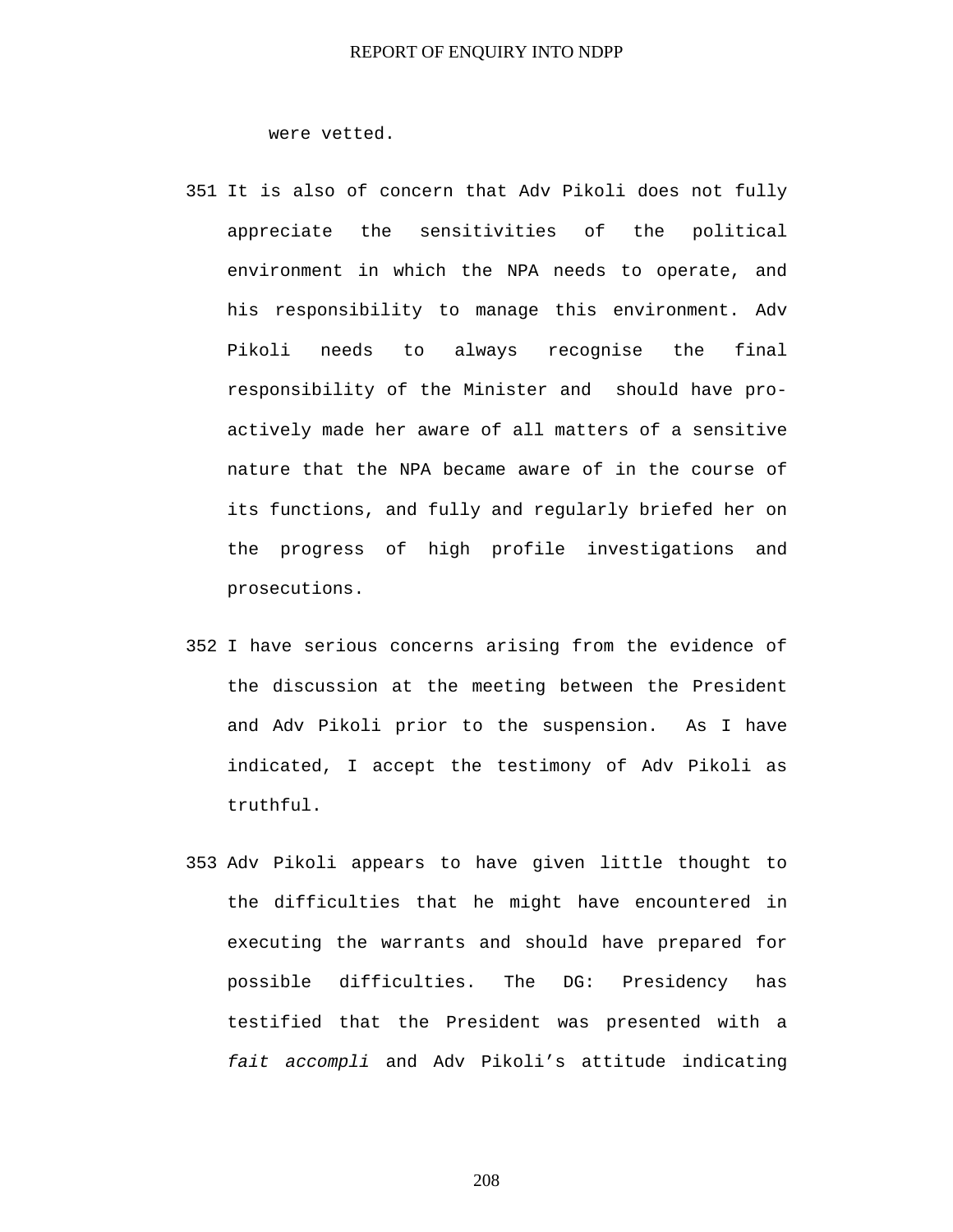were vetted.

351 It is also of concern that Adv Pikoli does not fully appreciate the sensitivities of the political environment in which the NPA needs to operate, and his responsibility to manage this environment. Adv Pikoli needs to always recognise the final responsibility of the Minister and should have pro-actively made her aware of all matters of a sensitive nature that the NPA became aware of in the course of its functions, and fully and regularly briefed her on the progress of high profile investigations and prosecutions.

352 I have serious concerns arising from the evidence of the discussion at the meeting between the President and Adv Pikoli prior to the suspension. As I have indicated, I accept the testimony of Adv Pikoli as truthful.

353 Adv Pikoli appears to have given little thought to the difficulties that he might have encountered in executing the warrants and should have prepared for possible difficulties. The DG: Presidency has testified that the President was presented with a *fait accompli* and Adv Pikoli's attitude indicating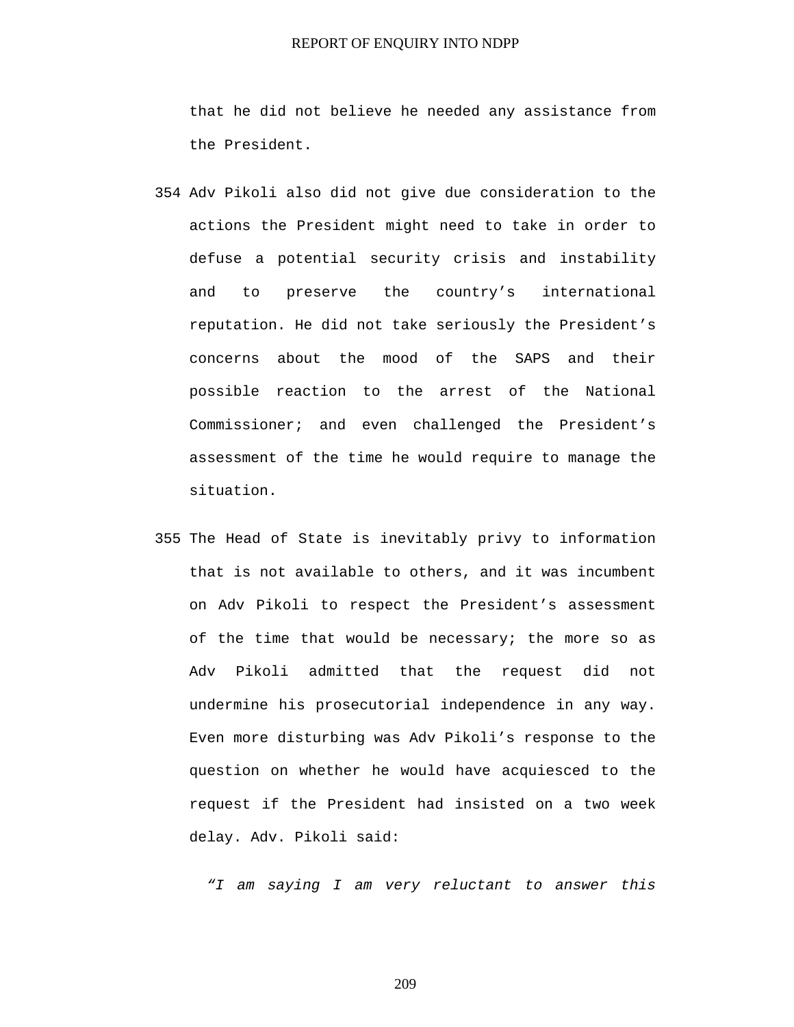that he did not believe he needed any assistance from the President.

354 Adv Pikoli also did not give due consideration to the actions the President might need to take in order to defuse a potential security crisis and instability and to preserve the country's international reputation. He did not take seriously the President's concerns about the mood of the SAPS and their possible reaction to the arrest of the National Commissioner; and even challenged the President's assessment of the time he would require to manage the situation.

355 The Head of State is inevitably privy to information that is not available to others, and it was incumbent on Adv Pikoli to respect the President's assessment of the time that would be necessary; the more so as Adv Pikoli admitted that the request did not undermine his prosecutorial independence in any way. Even more disturbing was Adv Pikoli's response to the question on whether he would have acquiesced to the request if the President had insisted on a two week delay. Adv. Pikoli said:

*"I am saying I am very reluctant to answer this*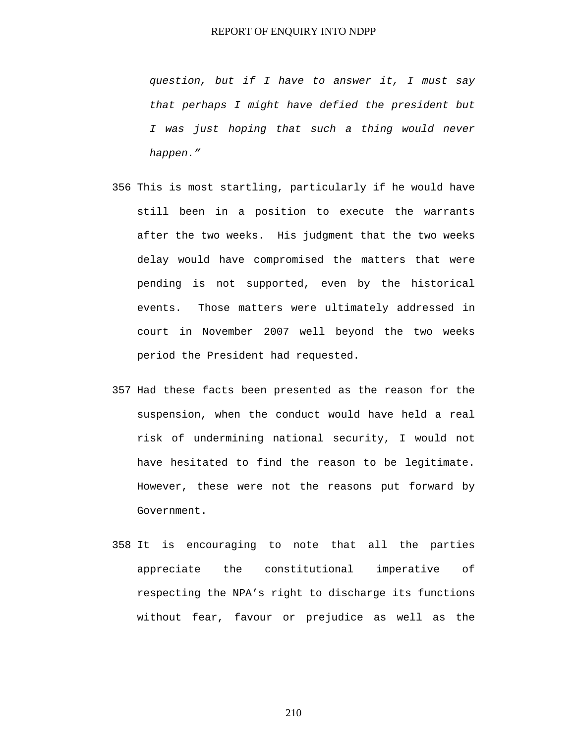*question, but if I have to answer it, I must say that perhaps I might have defied the president but I was just hoping that such a thing would never happen."*

356 This is most startling, particularly if he would have still been in a position to execute the warrants after the two weeks. His judgment that the two weeks delay would have compromised the matters that were pending is not supported, even by the historical events. Those matters were ultimately addressed in court in November 2007 well beyond the two weeks period the President had requested.

357 Had these facts been presented as the reason for the suspension, when the conduct would have held a real risk of undermining national security, I would not have hesitated to find the reason to be legitimate. However, these were not the reasons put forward by Government.

358 It is encouraging to note that all the parties appreciate the constitutional imperative of respecting the NPA's right to discharge its functions without fear, favour or prejudice as well as the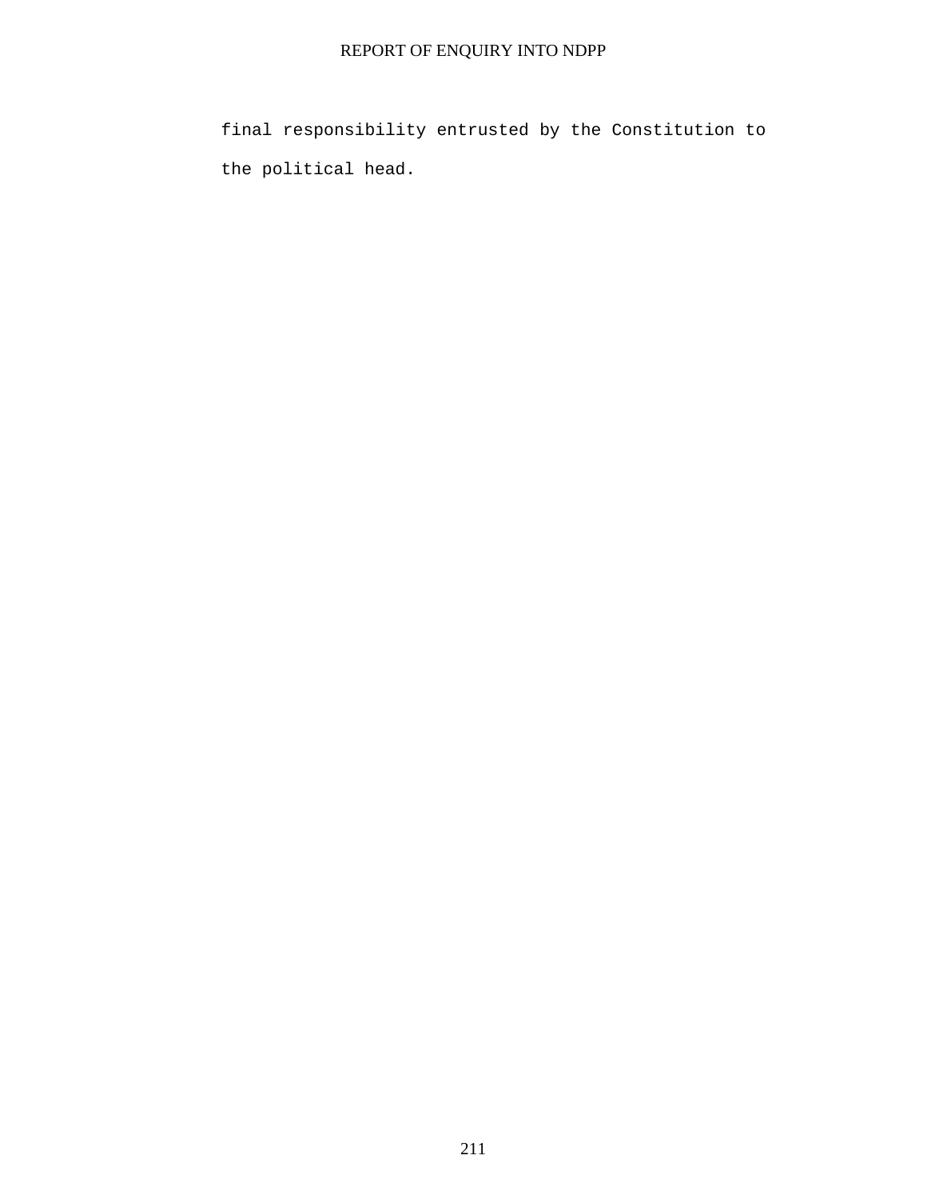final responsibility entrusted by the Constitution to the political head.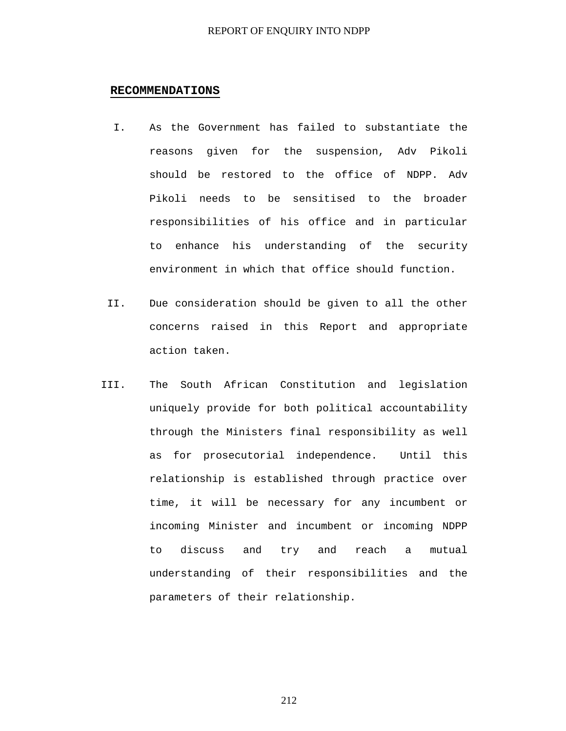## RECOMMENDATIONS

I. As the Government has failed to substantiate the reasons given for the suspension, Adv Pikoli should be restored to the office of NDPP. Adv Pikoli needs to be sensitised to the broader responsibilities of his office and in particular to enhance his understanding of the security environment in which that office should function.

II. Due consideration should be given to all the other concerns raised in this Report and appropriate action taken.

III. The South African Constitution and legislation uniquely provide for both political accountability through the Ministers final responsibility as well as for prosecutorial independence. Until this relationship is established through practice over time, it will be necessary for any incumbent or incoming Minister and incumbent or incoming NDPP to discuss and try and reach a mutual understanding of their responsibilities and the parameters of their relationship.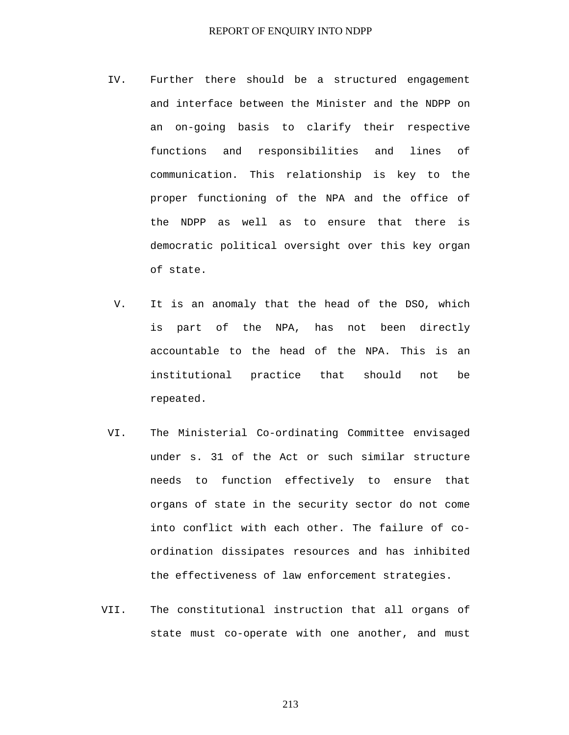IV. Further there should be a structured engagement and interface between the Minister and the NDPP on an on-going basis to clarify their respective functions and responsibilities and lines of communication. This relationship is key to the proper functioning of the NPA and the office of the NDPP as well as to ensure that there is democratic political oversight over this key organ of state.

V. It is an anomaly that the head of the DSO, which is part of the NPA, has not been directly accountable to the head of the NPA. This is an institutional practice that should not be repeated.

VI. The Ministerial Co-ordinating Committee envisaged under s. 31 of the Act or such similar structure needs to function effectively to ensure that organs of state in the security sector do not come into conflict with each other. The failure of co-ordination dissipates resources and has inhibited the effectiveness of law enforcement strategies.

VII. The constitutional instruction that all organs of state must co-operate with one another, and must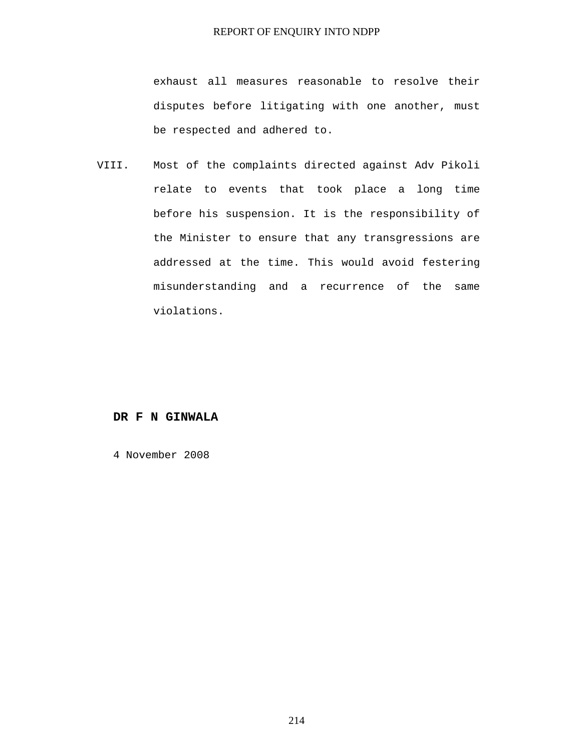exhaust all measures reasonable to resolve their disputes before litigating with one another, must be respected and adhered to.

VIII. Most of the complaints directed against Adv Pikoli relate to events that took place a long time before his suspension. It is the responsibility of the Minister to ensure that any transgressions are addressed at the time. This would avoid festering misunderstanding and a recurrence of the same violations.

**DR F N GINWALA**

4 November 2008